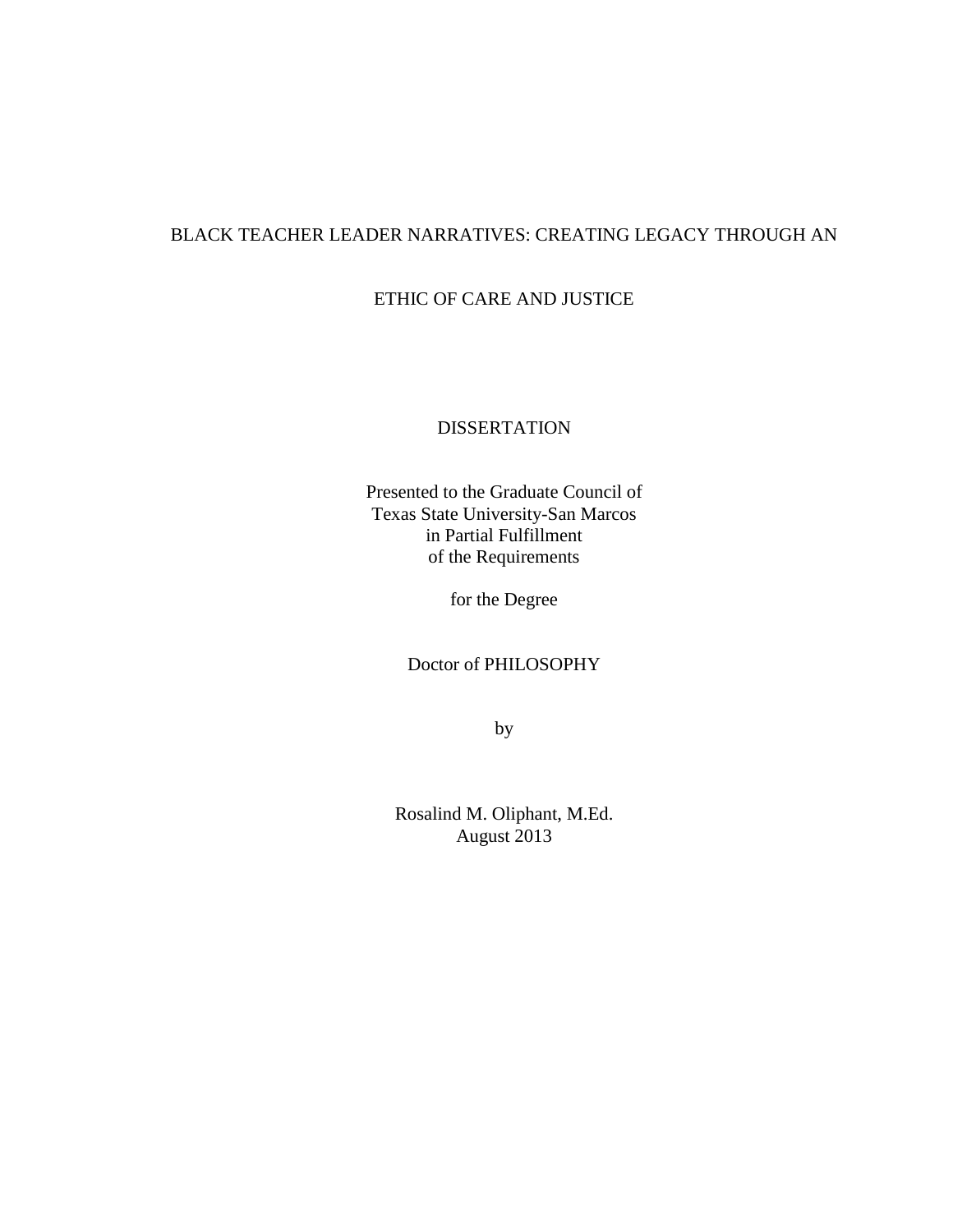# BLACK TEACHER LEADER NARRATIVES: CREATING LEGACY THROUGH AN ETHIC OF CARE AND JUSTICE

DISSERTATION

Presented to the Graduate Council of
Texas State University-San Marcos
in Partial Fulfillment
of the Requirements

for the Degree

Doctor of PHILOSOPHY

by

Rosalind M. Oliphant, M.Ed.
August 2013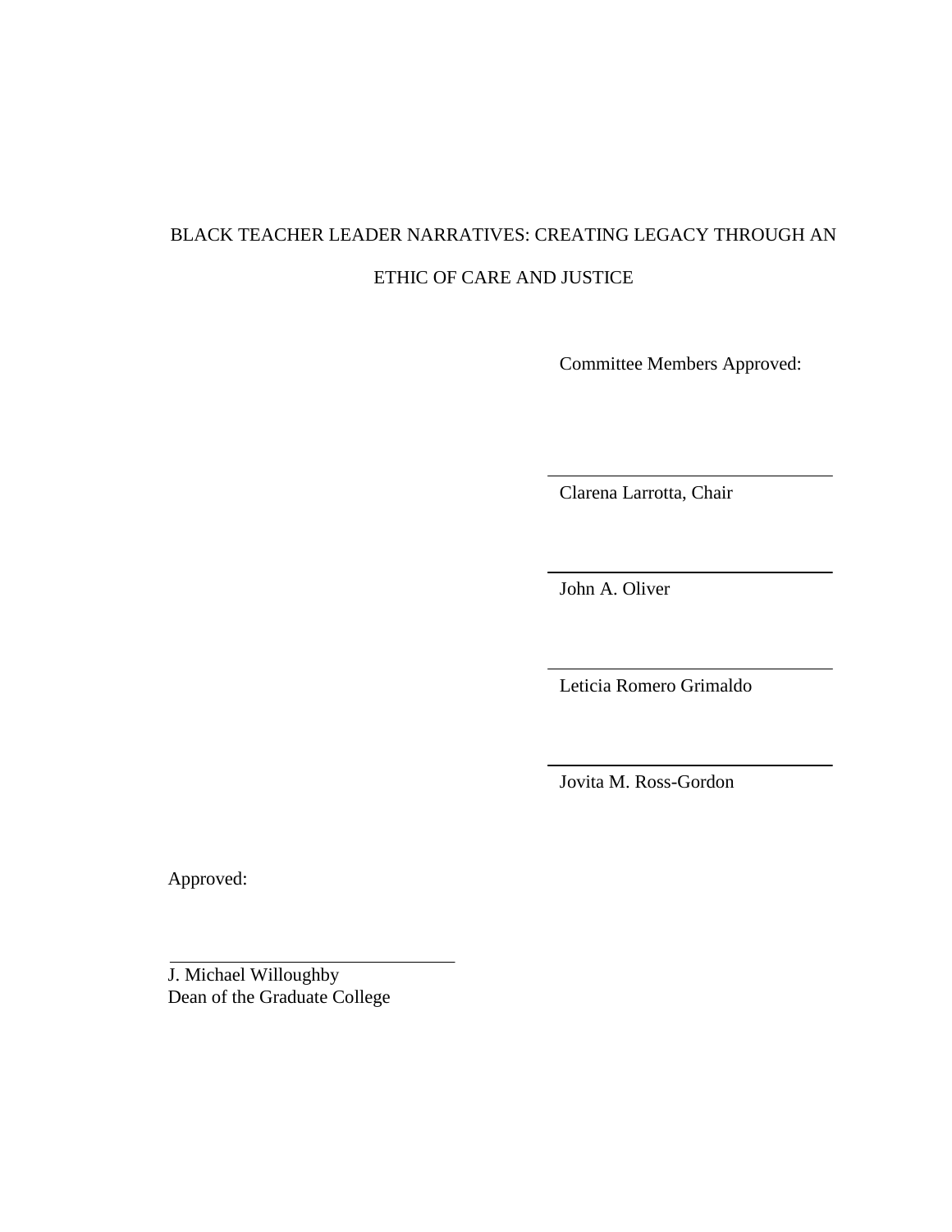BLACK TEACHER LEADER NARRATIVES: CREATING LEGACY THROUGH AN ETHIC OF CARE AND JUSTICE

Committee Members Approved:

Clarena Larrotta, Chair

John A. Oliver

Leticia Romero Grimaldo

Jovita M. Ross-Gordon

Approved:

J. Michael Willoughby
Dean of the Graduate College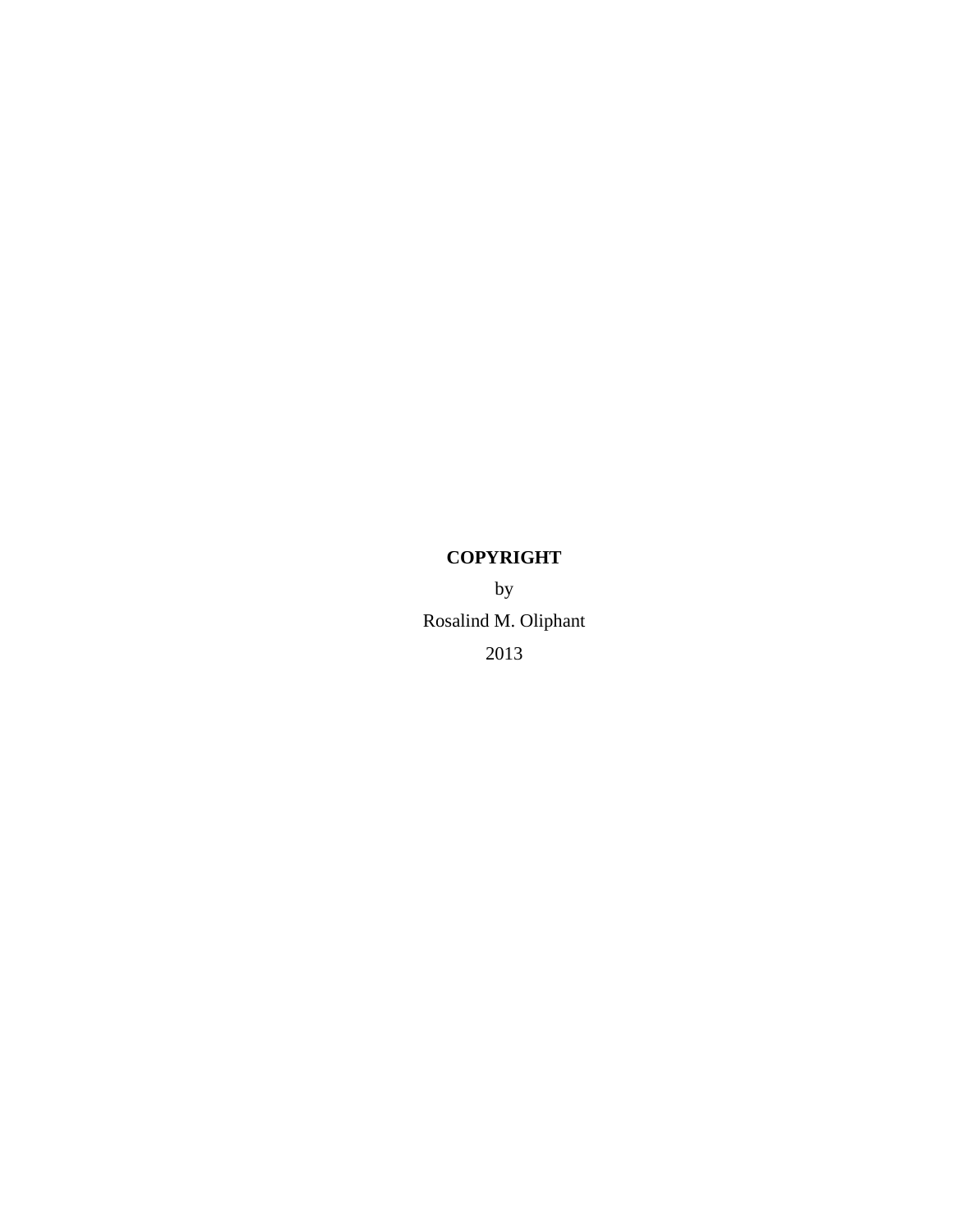**COPYRIGHT**

by

Rosalind M. Oliphant

2013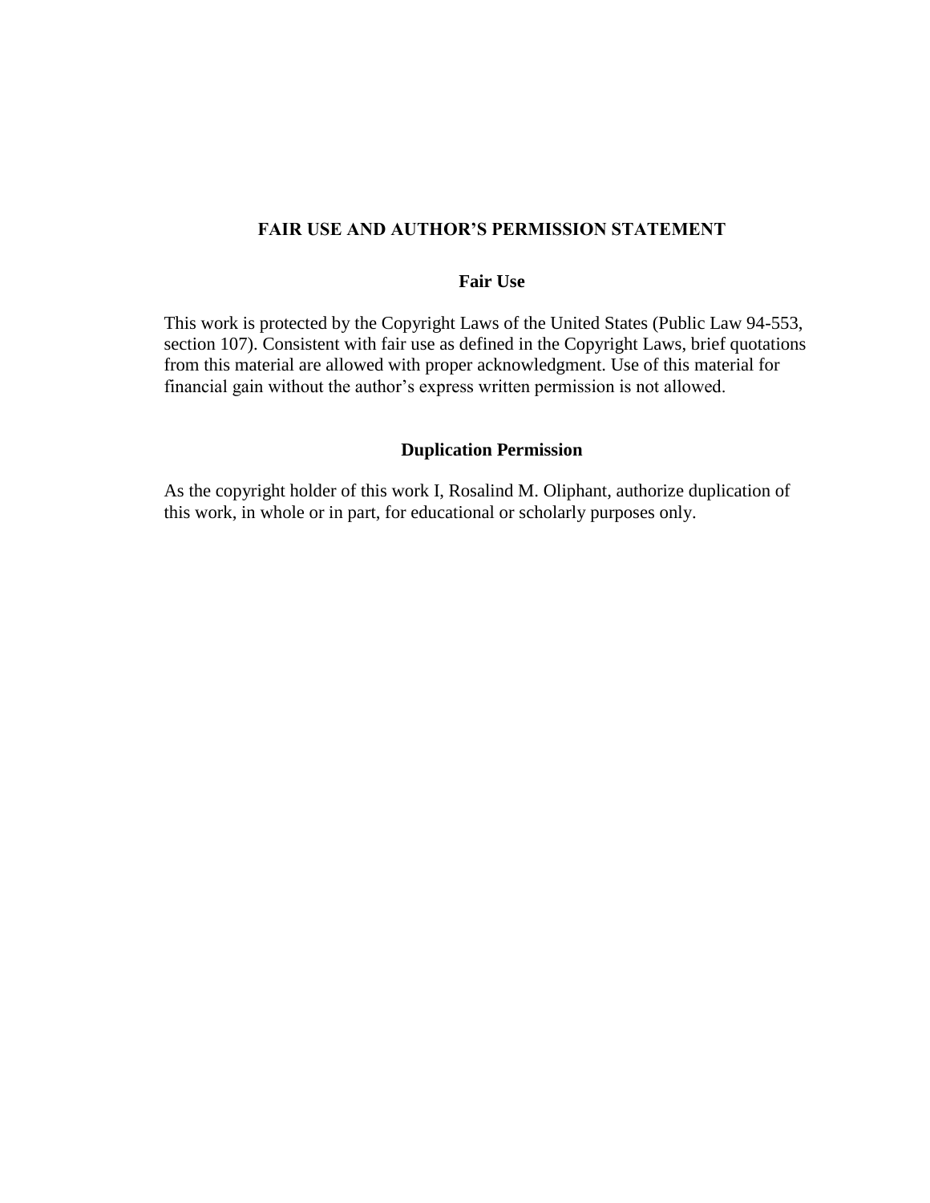# FAIR USE AND AUTHOR'S PERMISSION STATEMENT

## Fair Use

This work is protected by the Copyright Laws of the United States (Public Law 94-553, section 107). Consistent with fair use as defined in the Copyright Laws, brief quotations from this material are allowed with proper acknowledgment. Use of this material for financial gain without the author's express written permission is not allowed.

## Duplication Permission

As the copyright holder of this work I, Rosalind M. Oliphant, authorize duplication of this work, in whole or in part, for educational or scholarly purposes only.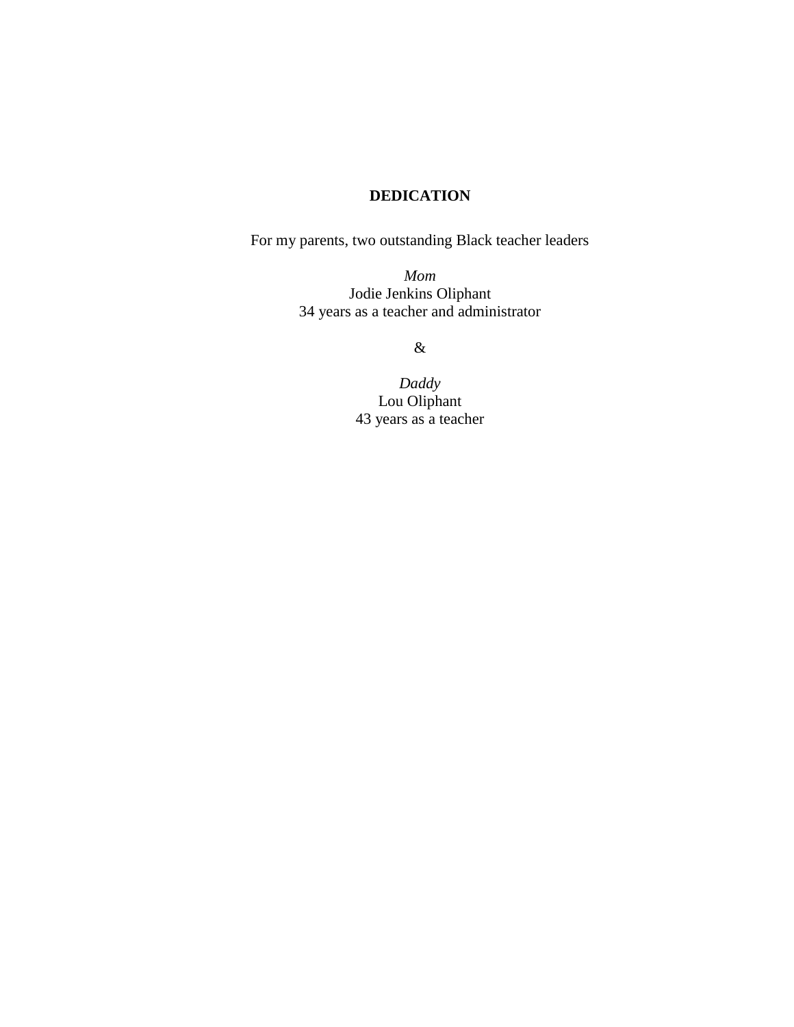# DEDICATION

For my parents, two outstanding Black teacher leaders

*Mom*
Jodie Jenkins Oliphant
34 years as a teacher and administrator

&

*Daddy*
Lou Oliphant
43 years as a teacher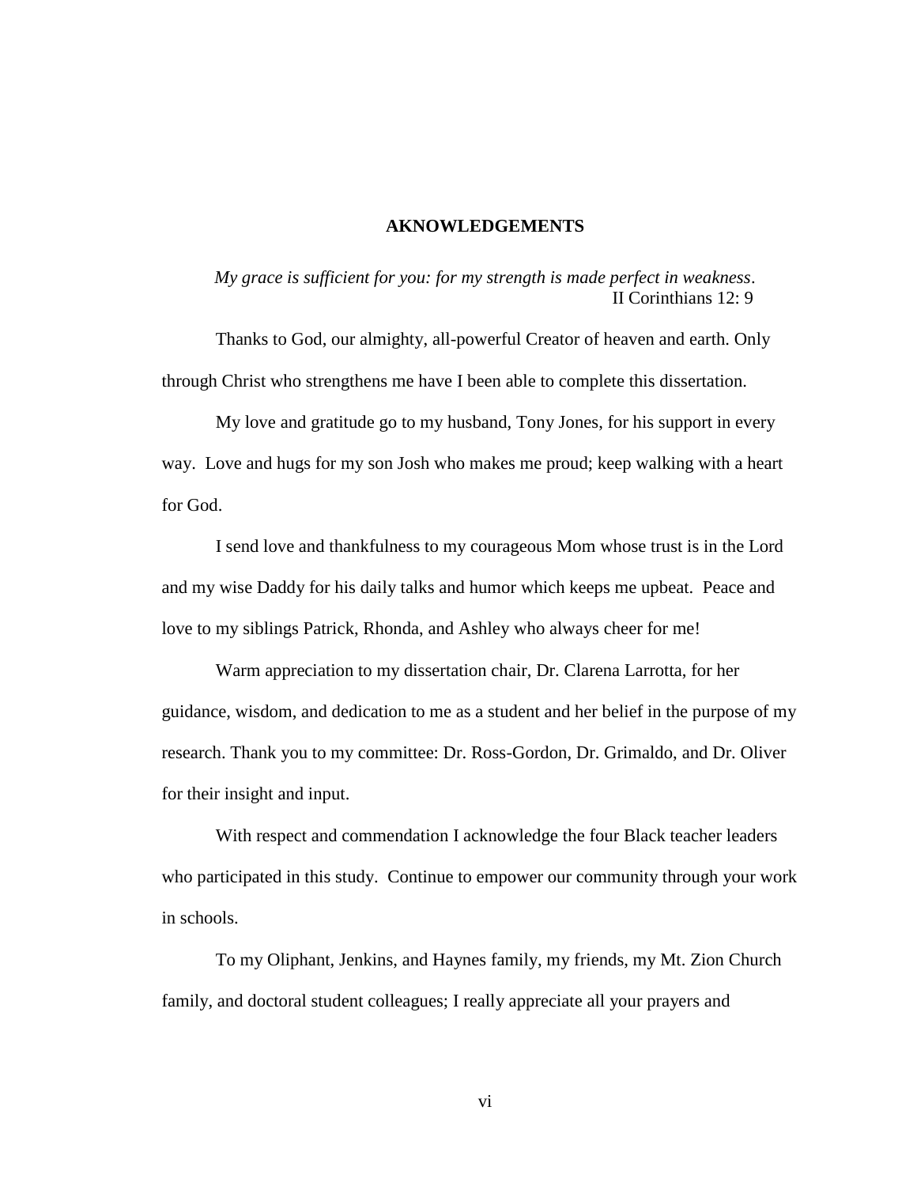# AKNOWLEDGEMENTS

*My grace is sufficient for you: for my strength is made perfect in weakness*.
II Corinthians 12: 9

Thanks to God, our almighty, all-powerful Creator of heaven and earth. Only through Christ who strengthens me have I been able to complete this dissertation.

My love and gratitude go to my husband, Tony Jones, for his support in every way. Love and hugs for my son Josh who makes me proud; keep walking with a heart for God.

I send love and thankfulness to my courageous Mom whose trust is in the Lord and my wise Daddy for his daily talks and humor which keeps me upbeat. Peace and love to my siblings Patrick, Rhonda, and Ashley who always cheer for me!

Warm appreciation to my dissertation chair, Dr. Clarena Larrotta, for her guidance, wisdom, and dedication to me as a student and her belief in the purpose of my research. Thank you to my committee: Dr. Ross-Gordon, Dr. Grimaldo, and Dr. Oliver for their insight and input.

With respect and commendation I acknowledge the four Black teacher leaders who participated in this study. Continue to empower our community through your work in schools.

To my Oliphant, Jenkins, and Haynes family, my friends, my Mt. Zion Church family, and doctoral student colleagues; I really appreciate all your prayers and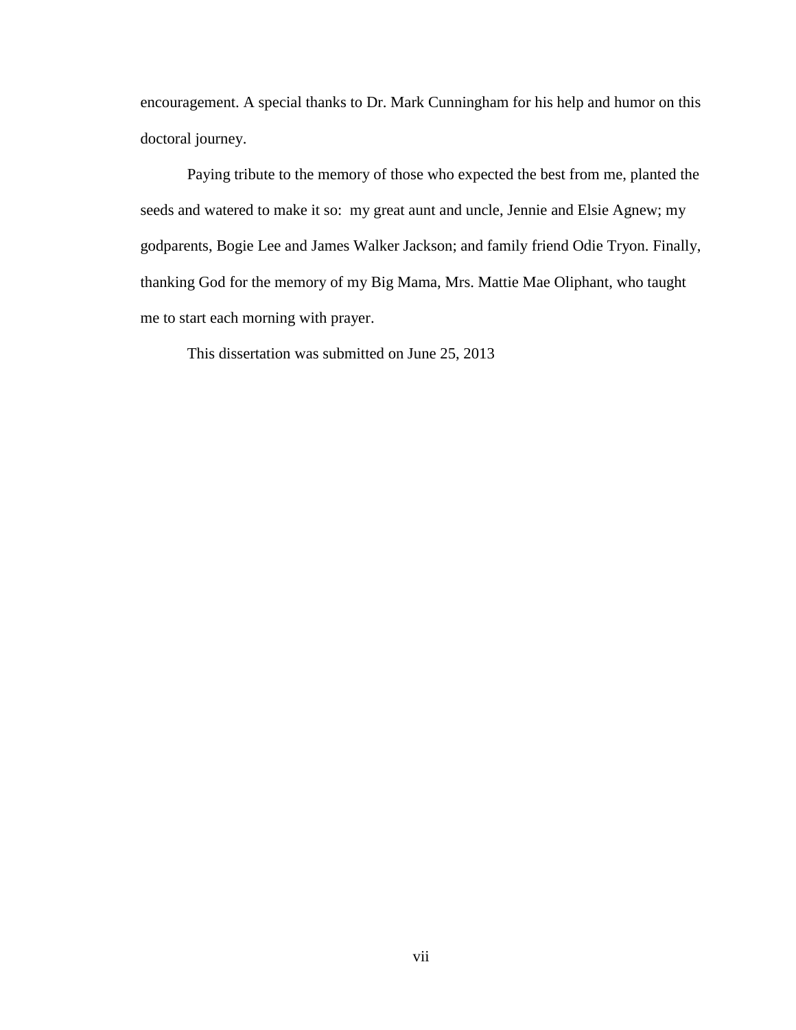encouragement. A special thanks to Dr. Mark Cunningham for his help and humor on this doctoral journey.

Paying tribute to the memory of those who expected the best from me, planted the seeds and watered to make it so: my great aunt and uncle, Jennie and Elsie Agnew; my godparents, Bogie Lee and James Walker Jackson; and family friend Odie Tryon. Finally, thanking God for the memory of my Big Mama, Mrs. Mattie Mae Oliphant, who taught me to start each morning with prayer.

This dissertation was submitted on June 25, 2013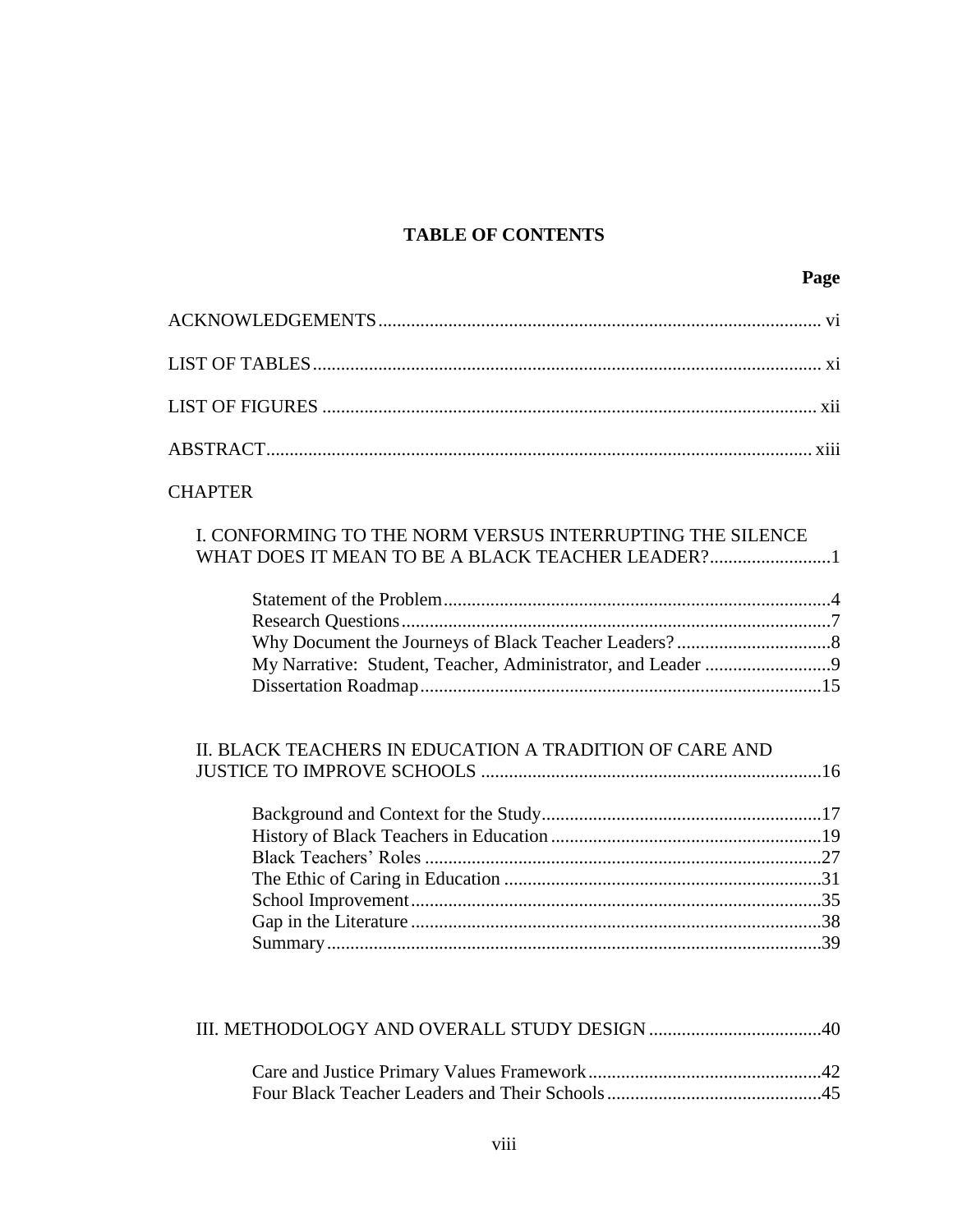# TABLE OF CONTENTS

Page

ACKNOWLEDGEMENTS.............................................................................................. vi

LIST OF TABLES............................................................................................................ xi

LIST OF FIGURES ......................................................................................................... xii

ABSTRACT.................................................................................................................... xiii

CHAPTER

I. CONFORMING TO THE NORM VERSUS INTERRUPTING THE SILENCE WHAT DOES IT MEAN TO BE A BLACK TEACHER LEADER?..........................1

- Statement of the Problem..................................................................................4
- Research Questions...........................................................................................7
- Why Document the Journeys of Black Teacher Leaders?.................................8
- My Narrative: Student, Teacher, Administrator, and Leader ...........................9
- Dissertation Roadmap.....................................................................................15

II. BLACK TEACHERS IN EDUCATION A TRADITION OF CARE AND JUSTICE TO IMPROVE SCHOOLS ........................................................................16

- Background and Context for the Study............................................................17
- History of Black Teachers in Education..........................................................19
- Black Teachers' Roles .....................................................................................27
- The Ethic of Caring in Education ....................................................................31
- School Improvement........................................................................................35
- Gap in the Literature .......................................................................................38
- Summary.........................................................................................................39

III. METHODOLOGY AND OVERALL STUDY DESIGN ....................................40

- Care and Justice Primary Values Framework..................................................42
- Four Black Teacher Leaders and Their Schools.............................................45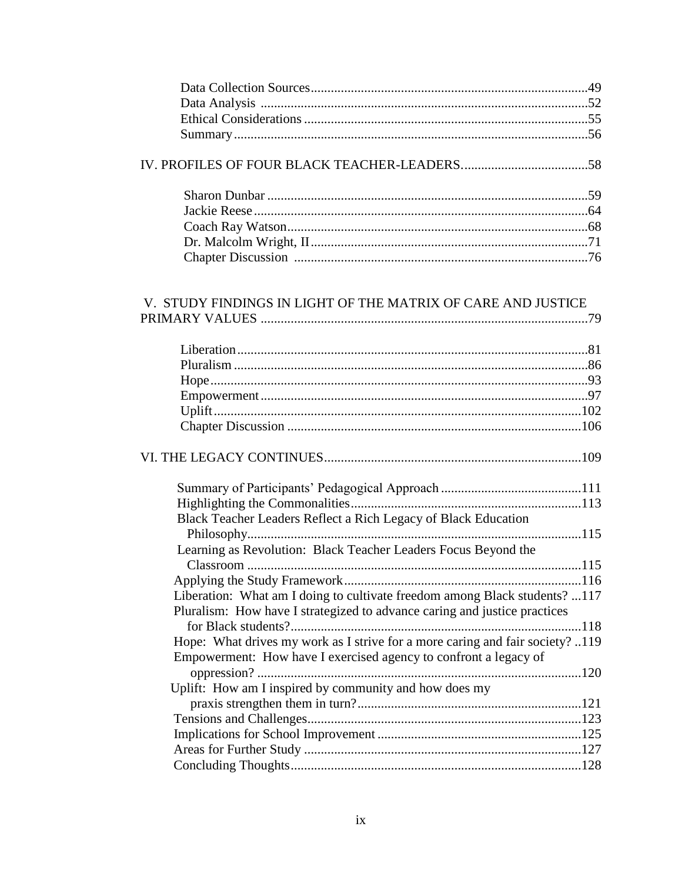Data Collection Sources..................................................................................49
Data Analysis ..................................................................................................52
Ethical Considerations .....................................................................................55
Summary..........................................................................................................56

IV. PROFILES OF FOUR BLACK TEACHER-LEADERS......................................58

Sharon Dunbar ................................................................................................59
Jackie Reese ....................................................................................................64
Coach Ray Watson..........................................................................................68
Dr. Malcolm Wright, II...................................................................................71
Chapter Discussion ........................................................................................76

V. STUDY FINDINGS IN LIGHT OF THE MATRIX OF CARE AND JUSTICE PRIMARY VALUES ..................................................................................................79

Liberation.........................................................................................................81
Pluralism ..........................................................................................................86
Hope.................................................................................................................93
Empowerment..................................................................................................97
Uplift..............................................................................................................102
Chapter Discussion ........................................................................................106

VI. THE LEGACY CONTINUES.............................................................................109

Summary of Participants' Pedagogical Approach ..........................................111
Highlighting the Commonalities....................................................................113
Black Teacher Leaders Reflect a Rich Legacy of Black Education Philosophy...................................................................................................115
Learning as Revolution: Black Teacher Leaders Focus Beyond the Classroom ....................................................................................................115
Applying the Study Framework.......................................................................116
Liberation: What am I doing to cultivate freedom among Black students? ...117
Pluralism: How have I strategized to advance caring and justice practices for Black students?......................................................................................118
Hope: What drives my work as I strive for a more caring and fair society? ..119
Empowerment: How have I exercised agency to confront a legacy of oppression? .................................................................................................120
Uplift: How am I inspired by community and how does my praxis strengthen them in turn?..................................................................121
Tensions and Challenges.................................................................................123
Implications for School Improvement ............................................................125
Areas for Further Study ..................................................................................127
Concluding Thoughts......................................................................................128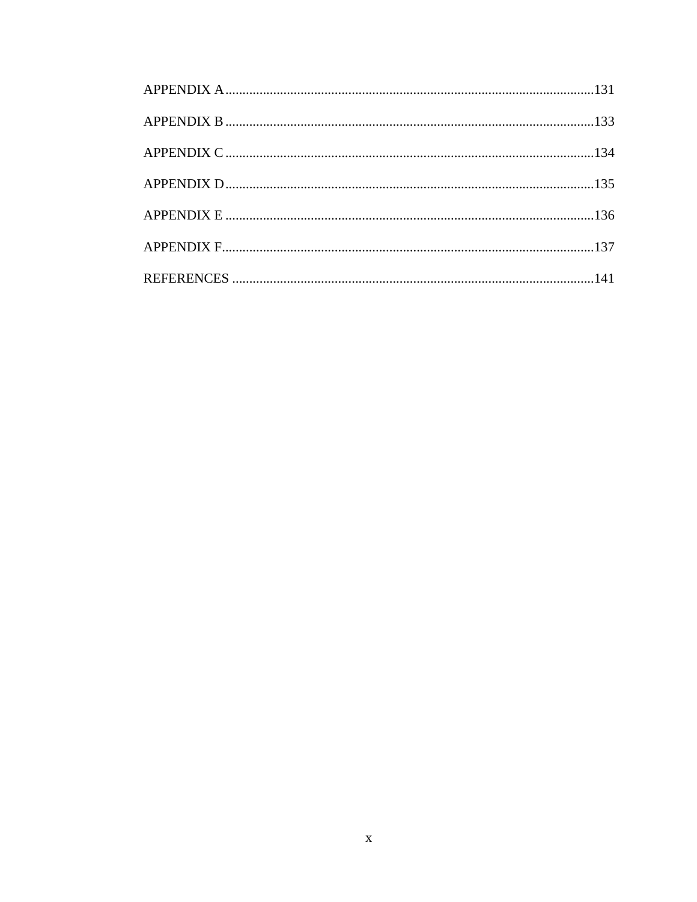APPENDIX A...........................................................................................................131

APPENDIX B ...........................................................................................................133

APPENDIX C ...........................................................................................................134

APPENDIX D...........................................................................................................135

APPENDIX E ...........................................................................................................136

APPENDIX F............................................................................................................137

REFERENCES .........................................................................................................141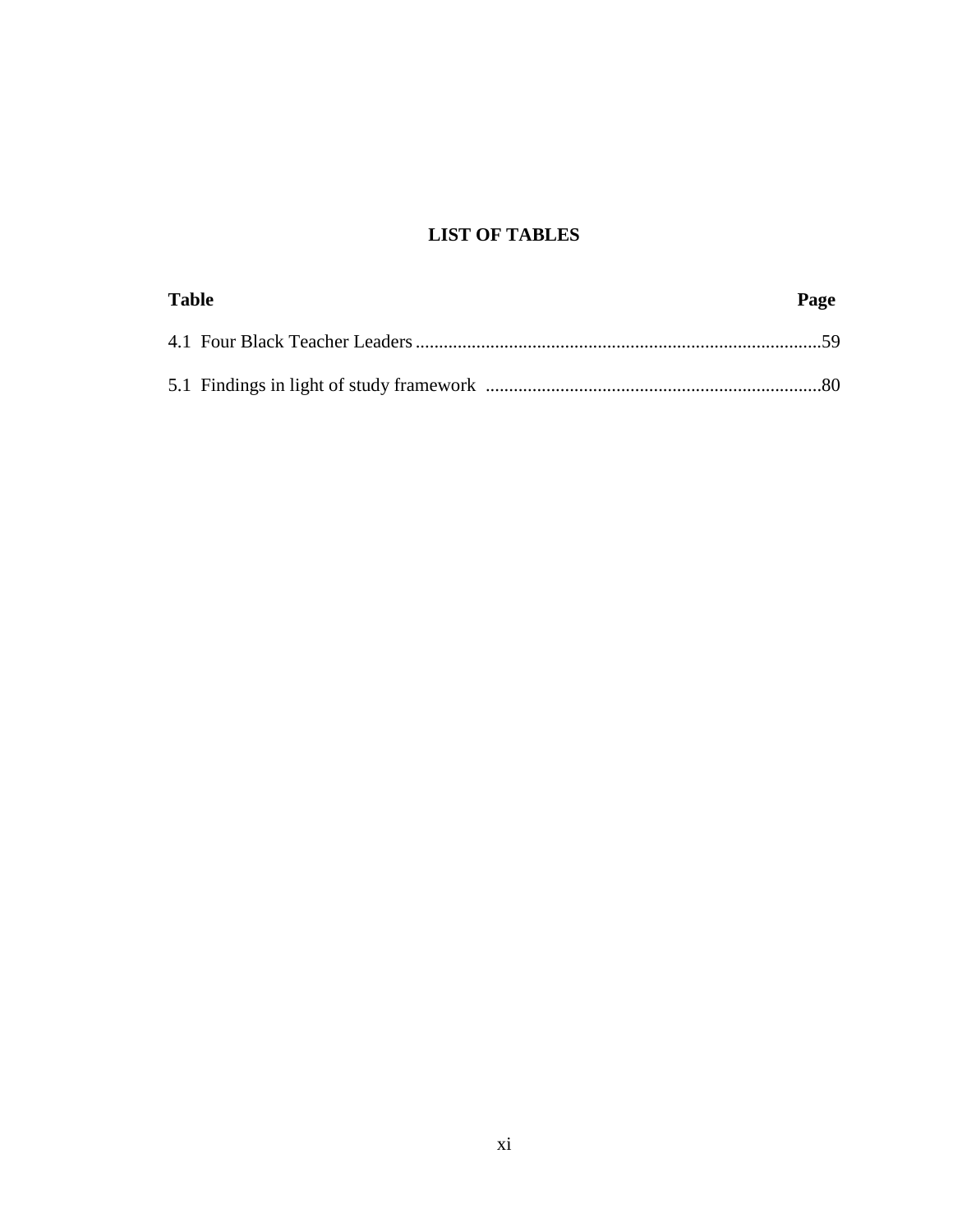# LIST OF TABLES

| Table | Page |
|---|---|
| 4.1 Four Black Teacher Leaders | 59 |
| 5.1 Findings in light of study framework | 80 |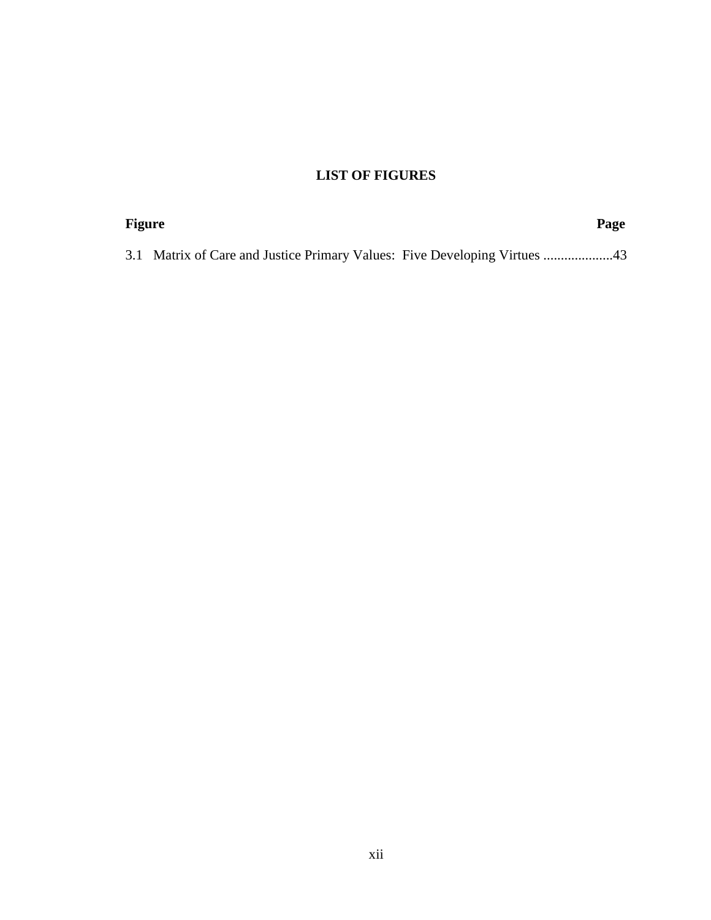## LIST OF FIGURES

| Figure | Page |
|---|---|
| 3.1 Matrix of Care and Justice Primary Values: Five Developing Virtues | 43 |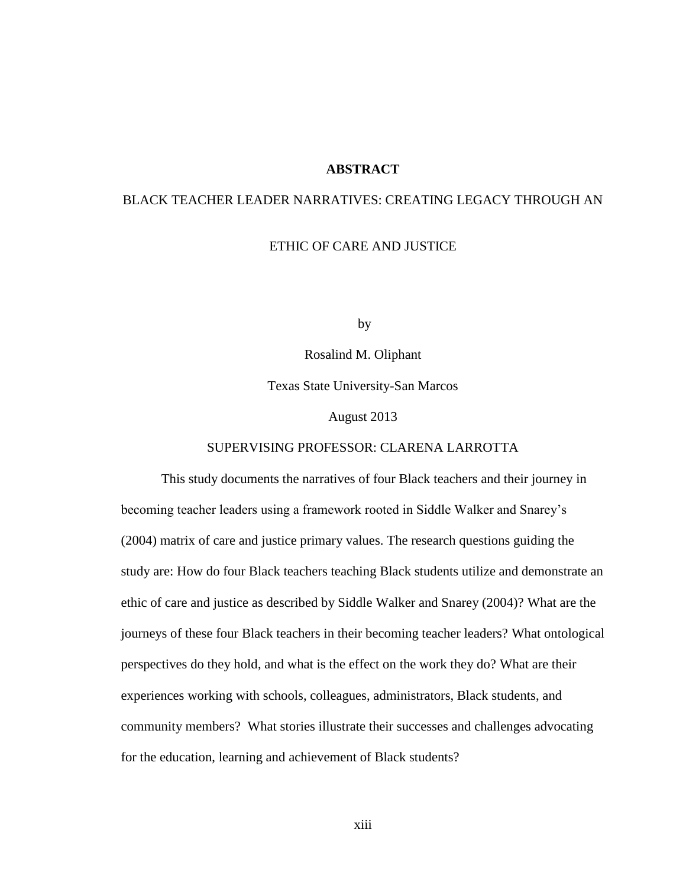# ABSTRACT

BLACK TEACHER LEADER NARRATIVES: CREATING LEGACY THROUGH AN ETHIC OF CARE AND JUSTICE

by

Rosalind M. Oliphant

Texas State University-San Marcos

August 2013

SUPERVISING PROFESSOR: CLARENA LARROTTA

This study documents the narratives of four Black teachers and their journey in becoming teacher leaders using a framework rooted in Siddle Walker and Snarey's (2004) matrix of care and justice primary values. The research questions guiding the study are: How do four Black teachers teaching Black students utilize and demonstrate an ethic of care and justice as described by Siddle Walker and Snarey (2004)? What are the journeys of these four Black teachers in their becoming teacher leaders? What ontological perspectives do they hold, and what is the effect on the work they do? What are their experiences working with schools, colleagues, administrators, Black students, and community members? What stories illustrate their successes and challenges advocating for the education, learning and achievement of Black students?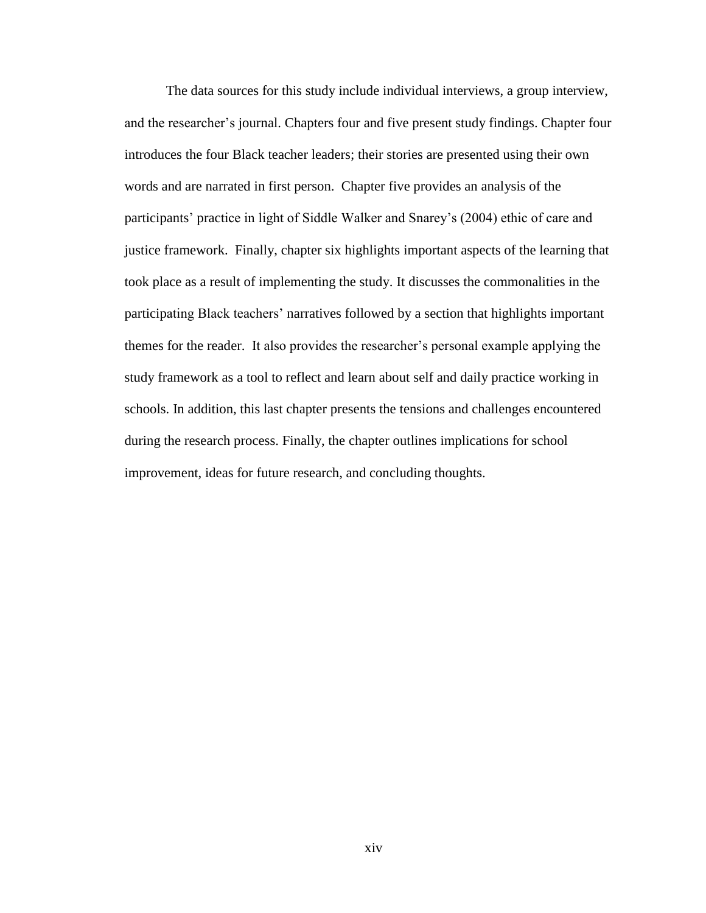The data sources for this study include individual interviews, a group interview, and the researcher's journal. Chapters four and five present study findings. Chapter four introduces the four Black teacher leaders; their stories are presented using their own words and are narrated in first person. Chapter five provides an analysis of the participants' practice in light of Siddle Walker and Snarey's (2004) ethic of care and justice framework. Finally, chapter six highlights important aspects of the learning that took place as a result of implementing the study. It discusses the commonalities in the participating Black teachers' narratives followed by a section that highlights important themes for the reader. It also provides the researcher's personal example applying the study framework as a tool to reflect and learn about self and daily practice working in schools. In addition, this last chapter presents the tensions and challenges encountered during the research process. Finally, the chapter outlines implications for school improvement, ideas for future research, and concluding thoughts.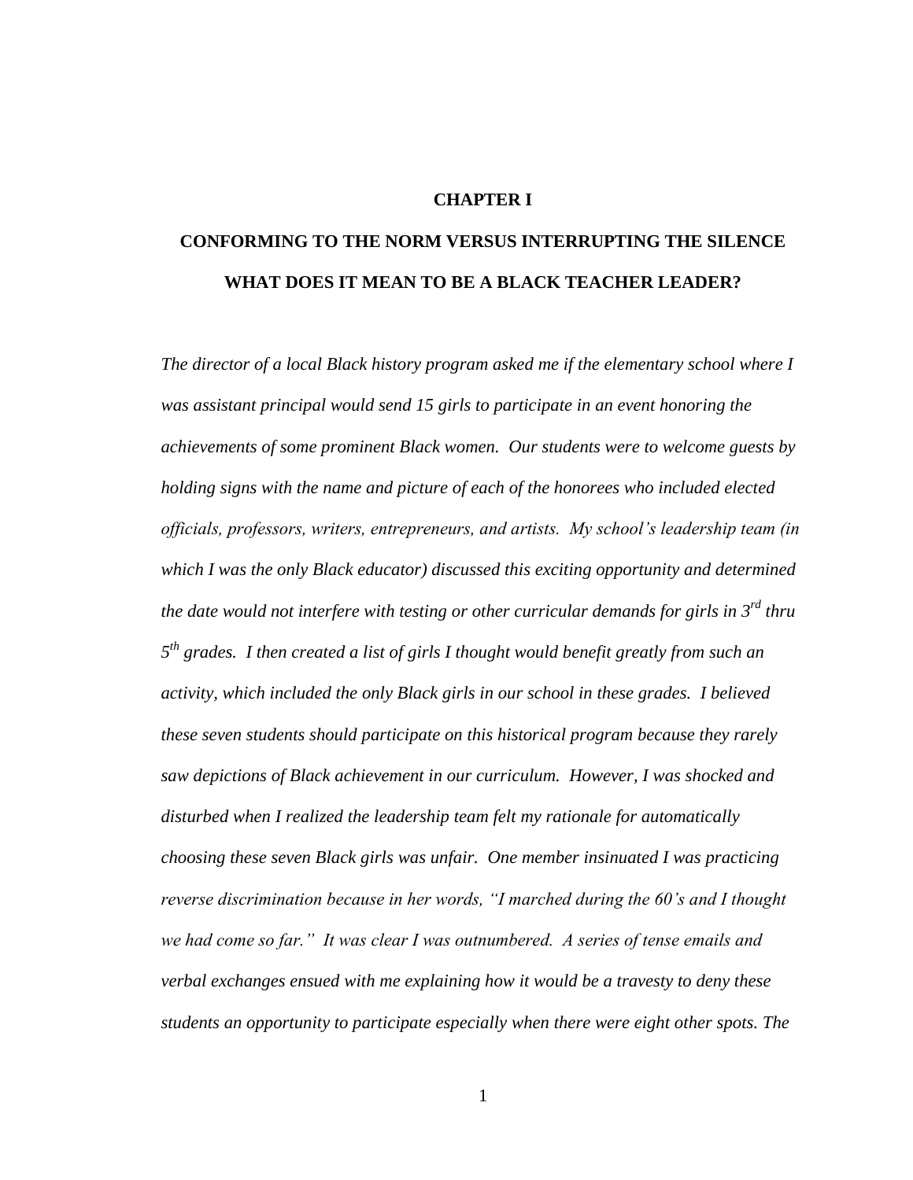# CHAPTER I

## CONFORMING TO THE NORM VERSUS INTERRUPTING THE SILENCE

## WHAT DOES IT MEAN TO BE A BLACK TEACHER LEADER?

*The director of a local Black history program asked me if the elementary school where I was assistant principal would send 15 girls to participate in an event honoring the achievements of some prominent Black women. Our students were to welcome guests by holding signs with the name and picture of each of the honorees who included elected officials, professors, writers, entrepreneurs, and artists. My school's leadership team (in which I was the only Black educator) discussed this exciting opportunity and determined the date would not interfere with testing or other curricular demands for girls in 3rd thru 5th grades. I then created a list of girls I thought would benefit greatly from such an activity, which included the only Black girls in our school in these grades. I believed these seven students should participate on this historical program because they rarely saw depictions of Black achievement in our curriculum. However, I was shocked and disturbed when I realized the leadership team felt my rationale for automatically choosing these seven Black girls was unfair. One member insinuated I was practicing reverse discrimination because in her words, "I marched during the 60's and I thought we had come so far." It was clear I was outnumbered. A series of tense emails and verbal exchanges ensued with me explaining how it would be a travesty to deny these students an opportunity to participate especially when there were eight other spots. The*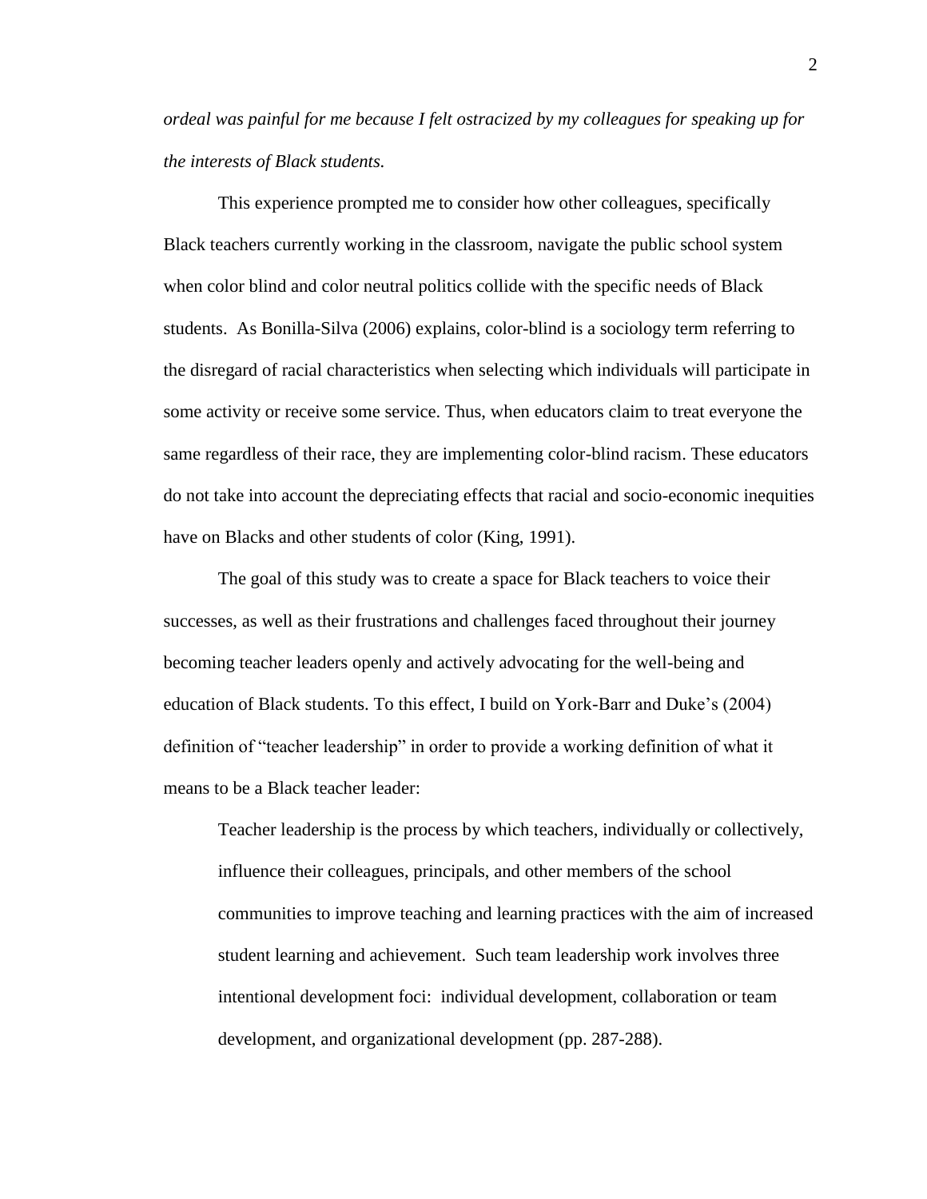*ordeal was painful for me because I felt ostracized by my colleagues for speaking up for the interests of Black students.*

This experience prompted me to consider how other colleagues, specifically Black teachers currently working in the classroom, navigate the public school system when color blind and color neutral politics collide with the specific needs of Black students. As Bonilla-Silva (2006) explains, color-blind is a sociology term referring to the disregard of racial characteristics when selecting which individuals will participate in some activity or receive some service. Thus, when educators claim to treat everyone the same regardless of their race, they are implementing color-blind racism. These educators do not take into account the depreciating effects that racial and socio-economic inequities have on Blacks and other students of color (King, 1991).

The goal of this study was to create a space for Black teachers to voice their successes, as well as their frustrations and challenges faced throughout their journey becoming teacher leaders openly and actively advocating for the well-being and education of Black students. To this effect, I build on York-Barr and Duke's (2004) definition of "teacher leadership" in order to provide a working definition of what it means to be a Black teacher leader:

> Teacher leadership is the process by which teachers, individually or collectively, influence their colleagues, principals, and other members of the school communities to improve teaching and learning practices with the aim of increased student learning and achievement. Such team leadership work involves three intentional development foci: individual development, collaboration or team development, and organizational development (pp. 287-288).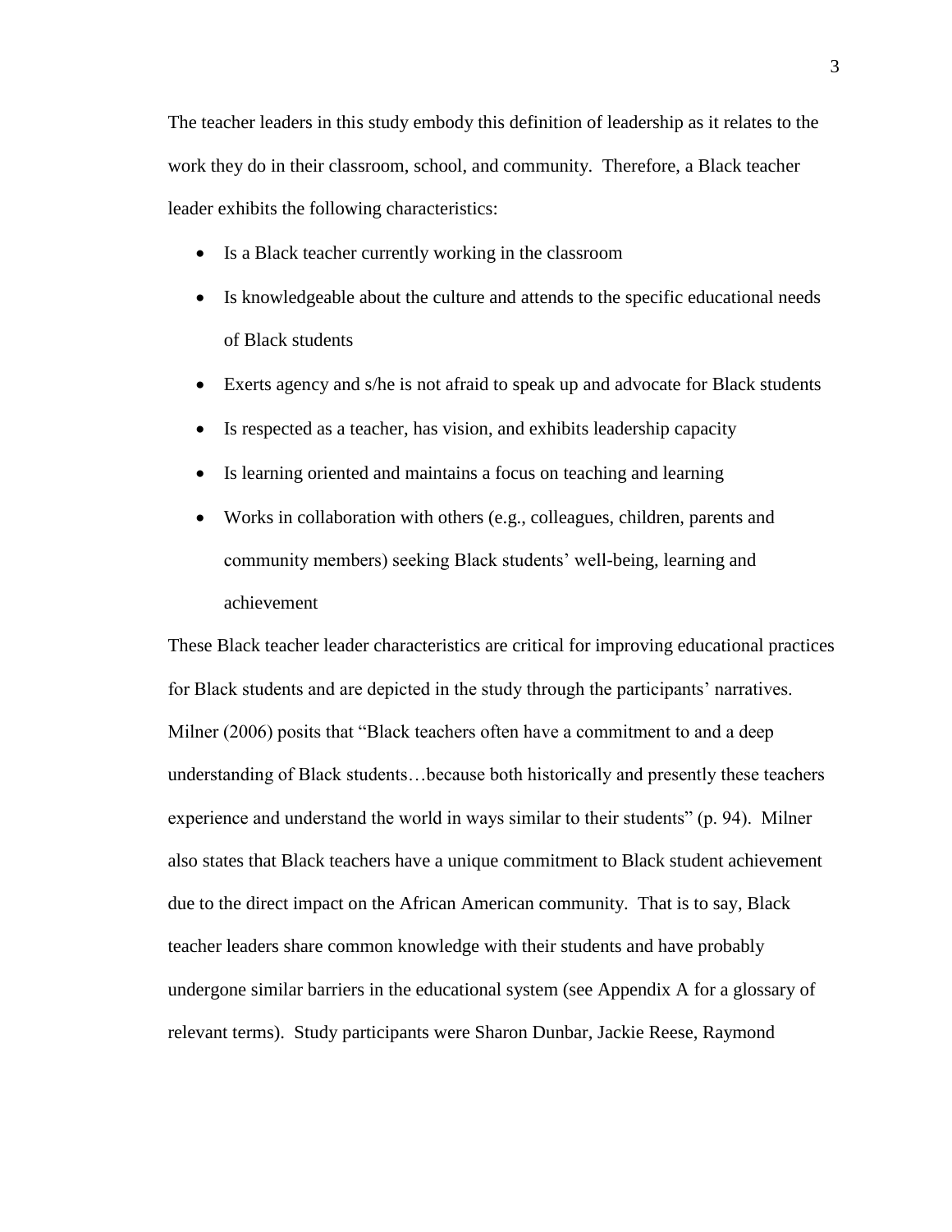The teacher leaders in this study embody this definition of leadership as it relates to the work they do in their classroom, school, and community. Therefore, a Black teacher leader exhibits the following characteristics:

- Is a Black teacher currently working in the classroom
- Is knowledgeable about the culture and attends to the specific educational needs of Black students
- Exerts agency and s/he is not afraid to speak up and advocate for Black students
- Is respected as a teacher, has vision, and exhibits leadership capacity
- Is learning oriented and maintains a focus on teaching and learning
- Works in collaboration with others (e.g., colleagues, children, parents and community members) seeking Black students' well-being, learning and achievement

These Black teacher leader characteristics are critical for improving educational practices for Black students and are depicted in the study through the participants' narratives. Milner (2006) posits that "Black teachers often have a commitment to and a deep understanding of Black students…because both historically and presently these teachers experience and understand the world in ways similar to their students" (p. 94). Milner also states that Black teachers have a unique commitment to Black student achievement due to the direct impact on the African American community. That is to say, Black teacher leaders share common knowledge with their students and have probably undergone similar barriers in the educational system (see Appendix A for a glossary of relevant terms). Study participants were Sharon Dunbar, Jackie Reese, Raymond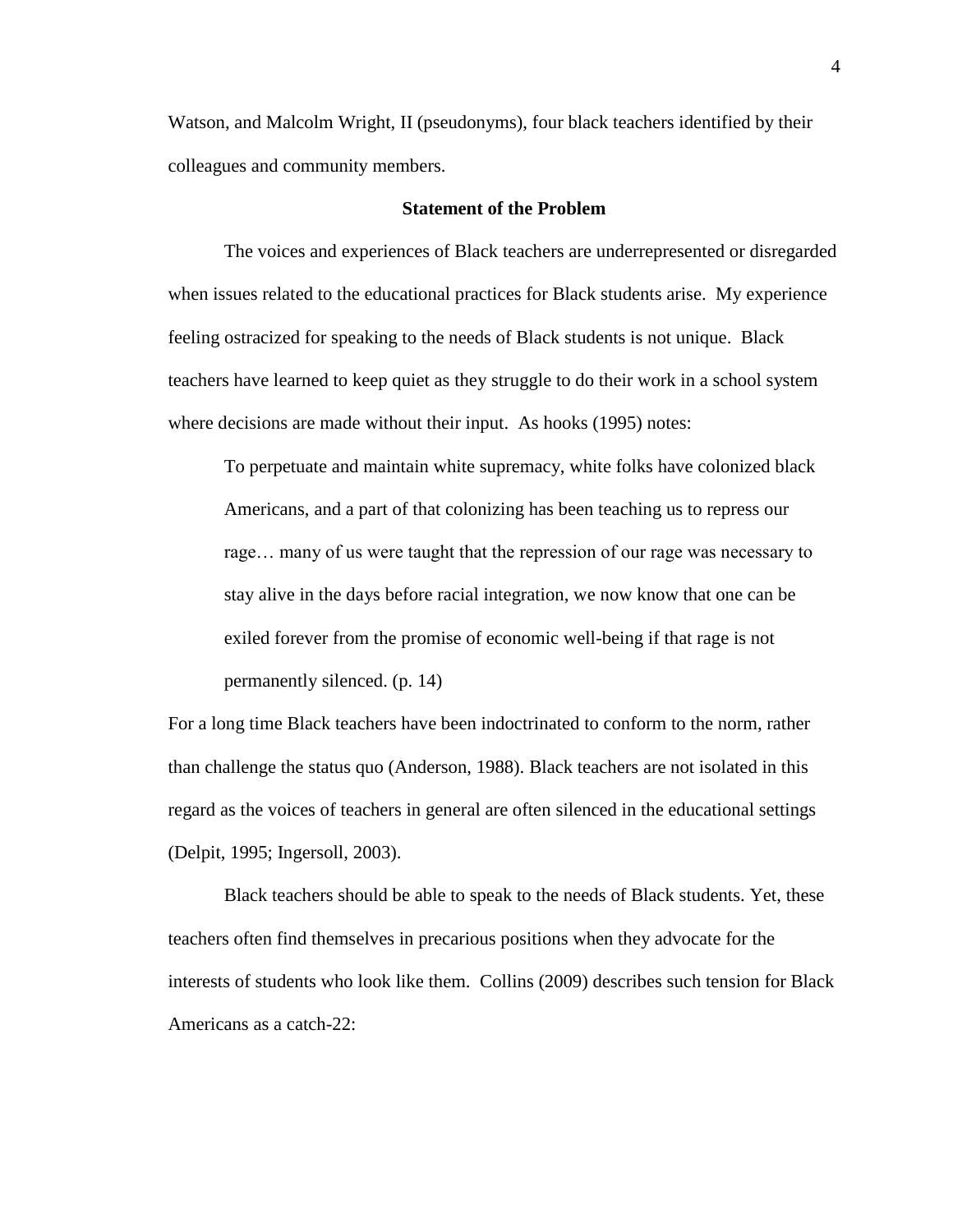Watson, and Malcolm Wright, II (pseudonyms), four black teachers identified by their colleagues and community members.

### Statement of the Problem

The voices and experiences of Black teachers are underrepresented or disregarded when issues related to the educational practices for Black students arise. My experience feeling ostracized for speaking to the needs of Black students is not unique. Black teachers have learned to keep quiet as they struggle to do their work in a school system where decisions are made without their input. As hooks (1995) notes:

> To perpetuate and maintain white supremacy, white folks have colonized black Americans, and a part of that colonizing has been teaching us to repress our rage… many of us were taught that the repression of our rage was necessary to stay alive in the days before racial integration, we now know that one can be exiled forever from the promise of economic well-being if that rage is not permanently silenced. (p. 14)

For a long time Black teachers have been indoctrinated to conform to the norm, rather than challenge the status quo (Anderson, 1988). Black teachers are not isolated in this regard as the voices of teachers in general are often silenced in the educational settings (Delpit, 1995; Ingersoll, 2003).

Black teachers should be able to speak to the needs of Black students. Yet, these teachers often find themselves in precarious positions when they advocate for the interests of students who look like them. Collins (2009) describes such tension for Black Americans as a catch-22: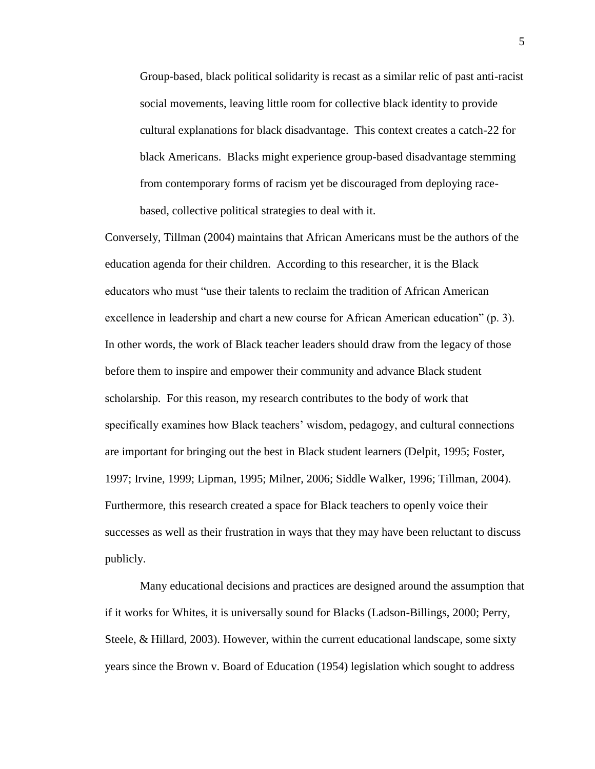> Group-based, black political solidarity is recast as a similar relic of past anti-racist social movements, leaving little room for collective black identity to provide cultural explanations for black disadvantage. This context creates a catch-22 for black Americans. Blacks might experience group-based disadvantage stemming from contemporary forms of racism yet be discouraged from deploying race-based, collective political strategies to deal with it.

Conversely, Tillman (2004) maintains that African Americans must be the authors of the education agenda for their children. According to this researcher, it is the Black educators who must "use their talents to reclaim the tradition of African American excellence in leadership and chart a new course for African American education" (p. 3). In other words, the work of Black teacher leaders should draw from the legacy of those before them to inspire and empower their community and advance Black student scholarship. For this reason, my research contributes to the body of work that specifically examines how Black teachers' wisdom, pedagogy, and cultural connections are important for bringing out the best in Black student learners (Delpit, 1995; Foster, 1997; Irvine, 1999; Lipman, 1995; Milner, 2006; Siddle Walker, 1996; Tillman, 2004). Furthermore, this research created a space for Black teachers to openly voice their successes as well as their frustration in ways that they may have been reluctant to discuss publicly.

Many educational decisions and practices are designed around the assumption that if it works for Whites, it is universally sound for Blacks (Ladson-Billings, 2000; Perry, Steele, & Hillard, 2003). However, within the current educational landscape, some sixty years since the Brown v. Board of Education (1954) legislation which sought to address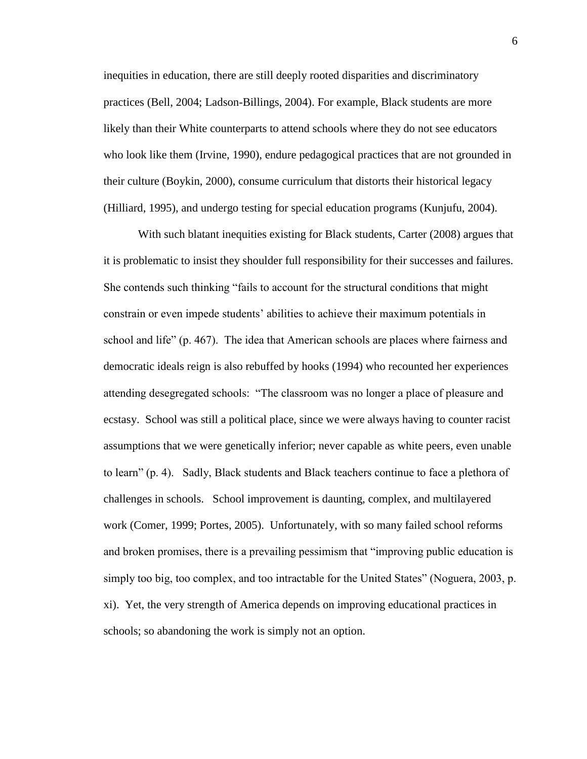inequities in education, there are still deeply rooted disparities and discriminatory practices (Bell, 2004; Ladson-Billings, 2004). For example, Black students are more likely than their White counterparts to attend schools where they do not see educators who look like them (Irvine, 1990), endure pedagogical practices that are not grounded in their culture (Boykin, 2000), consume curriculum that distorts their historical legacy (Hilliard, 1995), and undergo testing for special education programs (Kunjufu, 2004).

With such blatant inequities existing for Black students, Carter (2008) argues that it is problematic to insist they shoulder full responsibility for their successes and failures. She contends such thinking "fails to account for the structural conditions that might constrain or even impede students' abilities to achieve their maximum potentials in school and life" (p. 467). The idea that American schools are places where fairness and democratic ideals reign is also rebuffed by hooks (1994) who recounted her experiences attending desegregated schools: "The classroom was no longer a place of pleasure and ecstasy. School was still a political place, since we were always having to counter racist assumptions that we were genetically inferior; never capable as white peers, even unable to learn" (p. 4). Sadly, Black students and Black teachers continue to face a plethora of challenges in schools. School improvement is daunting, complex, and multilayered work (Comer, 1999; Portes, 2005). Unfortunately, with so many failed school reforms and broken promises, there is a prevailing pessimism that "improving public education is simply too big, too complex, and too intractable for the United States" (Noguera, 2003, p. xi). Yet, the very strength of America depends on improving educational practices in schools; so abandoning the work is simply not an option.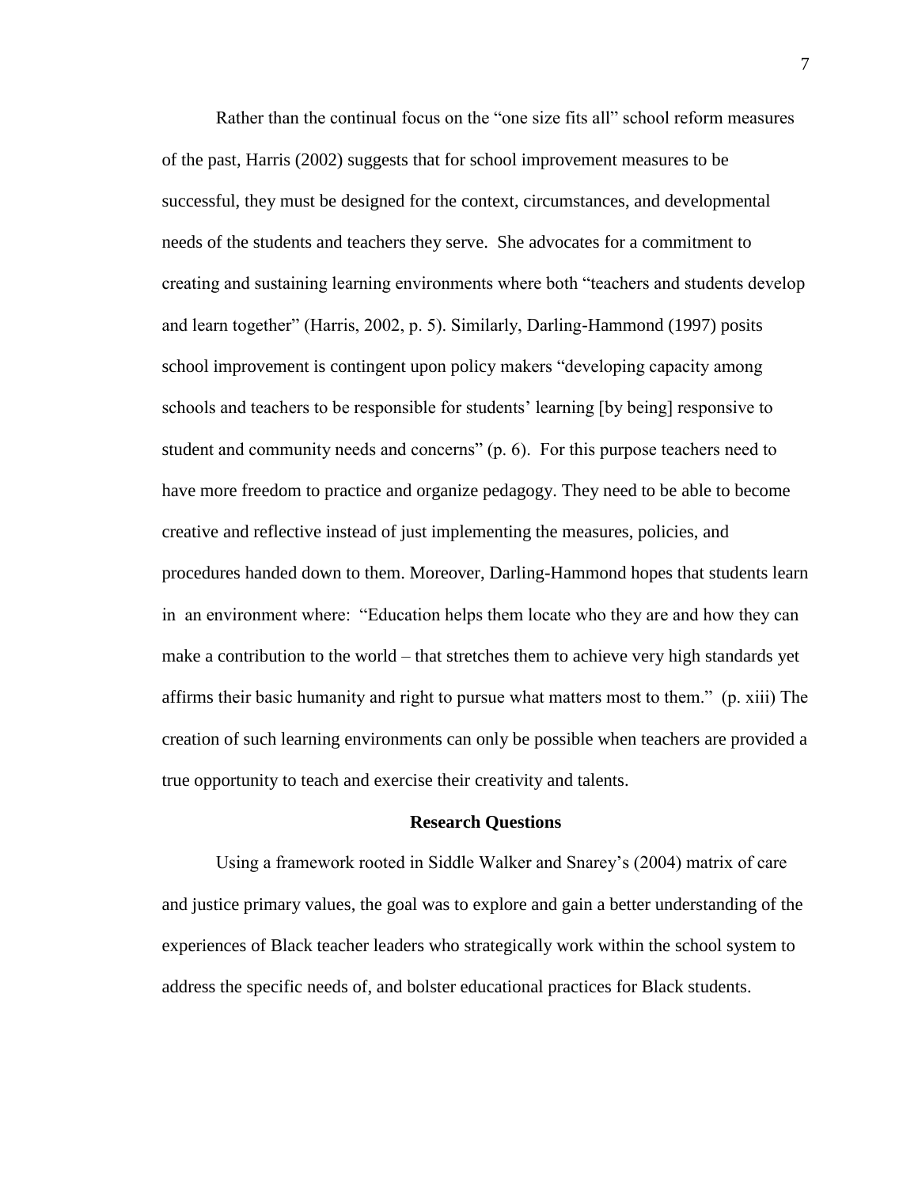Rather than the continual focus on the "one size fits all" school reform measures of the past, Harris (2002) suggests that for school improvement measures to be successful, they must be designed for the context, circumstances, and developmental needs of the students and teachers they serve. She advocates for a commitment to creating and sustaining learning environments where both "teachers and students develop and learn together" (Harris, 2002, p. 5). Similarly, Darling-Hammond (1997) posits school improvement is contingent upon policy makers "developing capacity among schools and teachers to be responsible for students' learning [by being] responsive to student and community needs and concerns" (p. 6). For this purpose teachers need to have more freedom to practice and organize pedagogy. They need to be able to become creative and reflective instead of just implementing the measures, policies, and procedures handed down to them. Moreover, Darling-Hammond hopes that students learn in an environment where: "Education helps them locate who they are and how they can make a contribution to the world – that stretches them to achieve very high standards yet affirms their basic humanity and right to pursue what matters most to them." (p. xiii) The creation of such learning environments can only be possible when teachers are provided a true opportunity to teach and exercise their creativity and talents.

## Research Questions

Using a framework rooted in Siddle Walker and Snarey's (2004) matrix of care and justice primary values, the goal was to explore and gain a better understanding of the experiences of Black teacher leaders who strategically work within the school system to address the specific needs of, and bolster educational practices for Black students.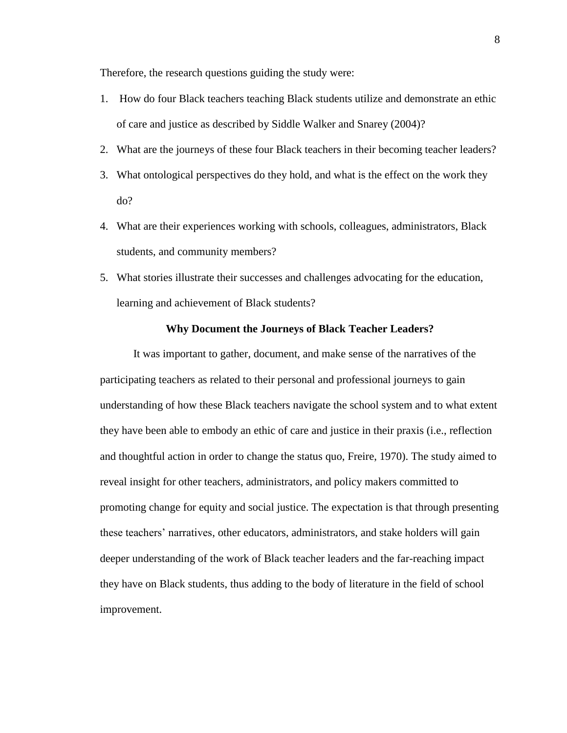Therefore, the research questions guiding the study were:

1. How do four Black teachers teaching Black students utilize and demonstrate an ethic of care and justice as described by Siddle Walker and Snarey (2004)?
2. What are the journeys of these four Black teachers in their becoming teacher leaders?
3. What ontological perspectives do they hold, and what is the effect on the work they do?
4. What are their experiences working with schools, colleagues, administrators, Black students, and community members?
5. What stories illustrate their successes and challenges advocating for the education, learning and achievement of Black students?

## Why Document the Journeys of Black Teacher Leaders?

It was important to gather, document, and make sense of the narratives of the participating teachers as related to their personal and professional journeys to gain understanding of how these Black teachers navigate the school system and to what extent they have been able to embody an ethic of care and justice in their praxis (i.e., reflection and thoughtful action in order to change the status quo, Freire, 1970). The study aimed to reveal insight for other teachers, administrators, and policy makers committed to promoting change for equity and social justice. The expectation is that through presenting these teachers' narratives, other educators, administrators, and stake holders will gain deeper understanding of the work of Black teacher leaders and the far-reaching impact they have on Black students, thus adding to the body of literature in the field of school improvement.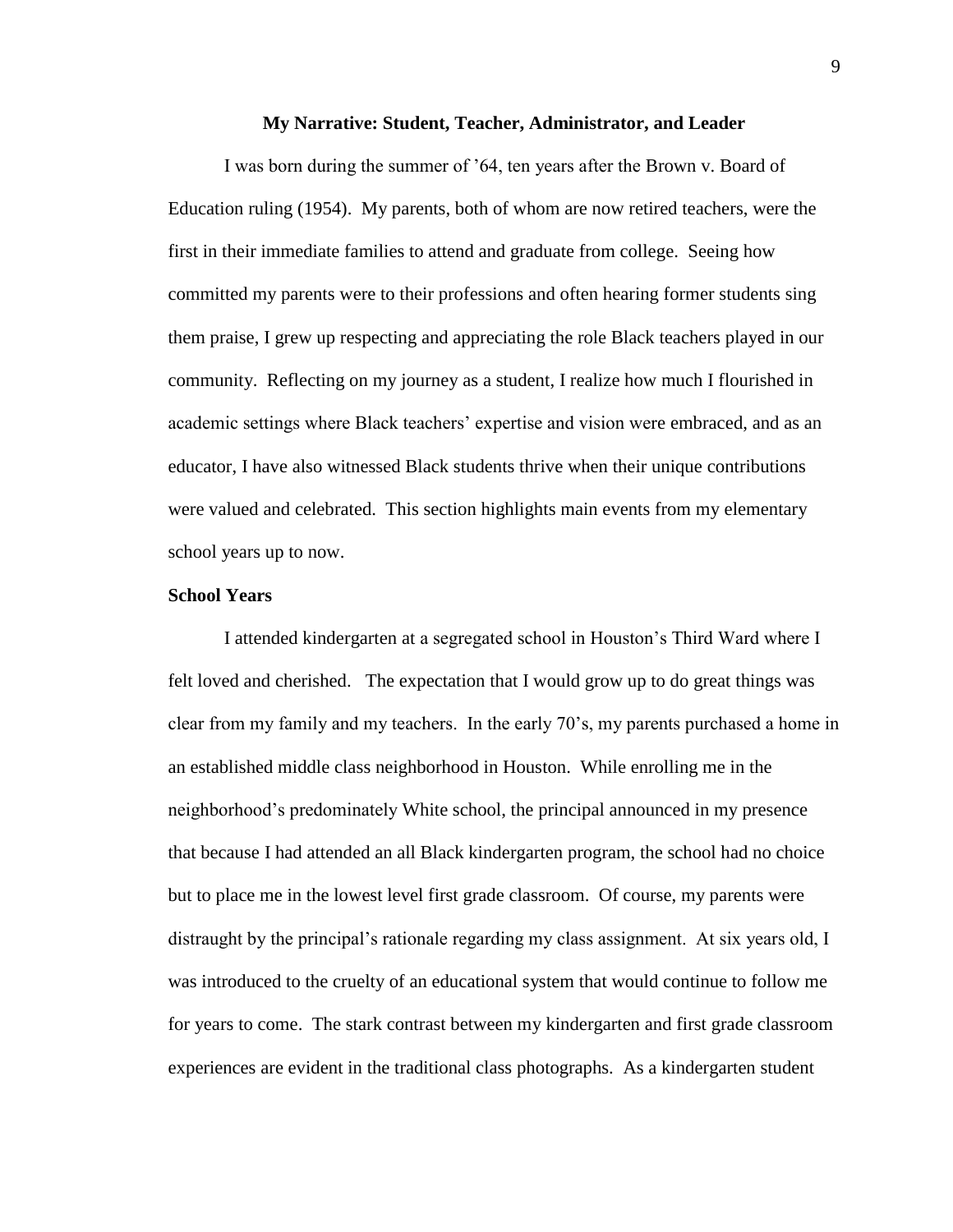## My Narrative: Student, Teacher, Administrator, and Leader

I was born during the summer of '64, ten years after the Brown v. Board of Education ruling (1954). My parents, both of whom are now retired teachers, were the first in their immediate families to attend and graduate from college. Seeing how committed my parents were to their professions and often hearing former students sing them praise, I grew up respecting and appreciating the role Black teachers played in our community. Reflecting on my journey as a student, I realize how much I flourished in academic settings where Black teachers' expertise and vision were embraced, and as an educator, I have also witnessed Black students thrive when their unique contributions were valued and celebrated. This section highlights main events from my elementary school years up to now.

### School Years

I attended kindergarten at a segregated school in Houston's Third Ward where I felt loved and cherished. The expectation that I would grow up to do great things was clear from my family and my teachers. In the early 70's, my parents purchased a home in an established middle class neighborhood in Houston. While enrolling me in the neighborhood's predominately White school, the principal announced in my presence that because I had attended an all Black kindergarten program, the school had no choice but to place me in the lowest level first grade classroom. Of course, my parents were distraught by the principal's rationale regarding my class assignment. At six years old, I was introduced to the cruelty of an educational system that would continue to follow me for years to come. The stark contrast between my kindergarten and first grade classroom experiences are evident in the traditional class photographs. As a kindergarten student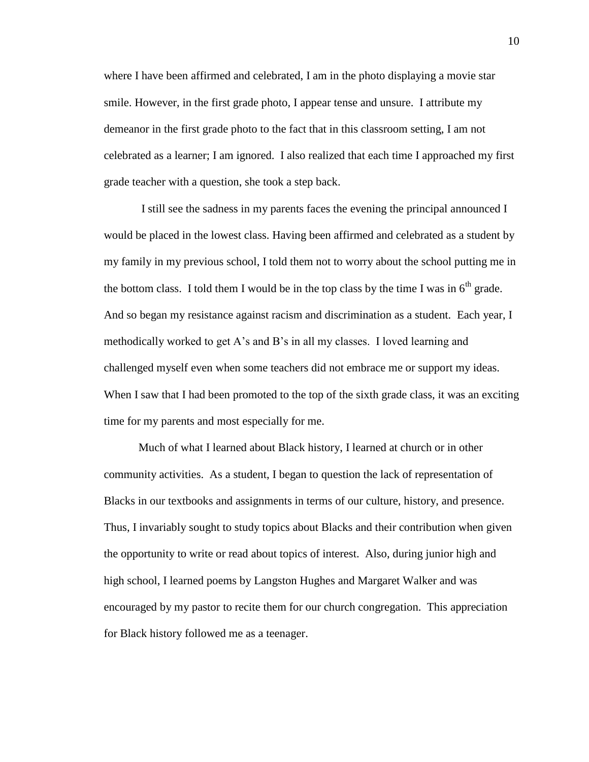where I have been affirmed and celebrated, I am in the photo displaying a movie star smile. However, in the first grade photo, I appear tense and unsure. I attribute my demeanor in the first grade photo to the fact that in this classroom setting, I am not celebrated as a learner; I am ignored. I also realized that each time I approached my first grade teacher with a question, she took a step back.

I still see the sadness in my parents faces the evening the principal announced I would be placed in the lowest class. Having been affirmed and celebrated as a student by my family in my previous school, I told them not to worry about the school putting me in the bottom class. I told them I would be in the top class by the time I was in 6th grade. And so began my resistance against racism and discrimination as a student. Each year, I methodically worked to get A's and B's in all my classes. I loved learning and challenged myself even when some teachers did not embrace me or support my ideas. When I saw that I had been promoted to the top of the sixth grade class, it was an exciting time for my parents and most especially for me.

Much of what I learned about Black history, I learned at church or in other community activities. As a student, I began to question the lack of representation of Blacks in our textbooks and assignments in terms of our culture, history, and presence. Thus, I invariably sought to study topics about Blacks and their contribution when given the opportunity to write or read about topics of interest. Also, during junior high and high school, I learned poems by Langston Hughes and Margaret Walker and was encouraged by my pastor to recite them for our church congregation. This appreciation for Black history followed me as a teenager.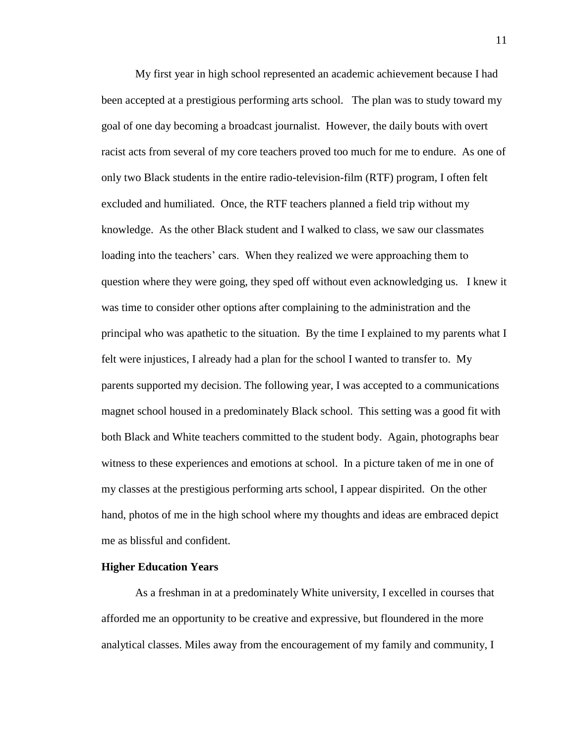My first year in high school represented an academic achievement because I had been accepted at a prestigious performing arts school. The plan was to study toward my goal of one day becoming a broadcast journalist. However, the daily bouts with overt racist acts from several of my core teachers proved too much for me to endure. As one of only two Black students in the entire radio-television-film (RTF) program, I often felt excluded and humiliated. Once, the RTF teachers planned a field trip without my knowledge. As the other Black student and I walked to class, we saw our classmates loading into the teachers' cars. When they realized we were approaching them to question where they were going, they sped off without even acknowledging us. I knew it was time to consider other options after complaining to the administration and the principal who was apathetic to the situation. By the time I explained to my parents what I felt were injustices, I already had a plan for the school I wanted to transfer to. My parents supported my decision. The following year, I was accepted to a communications magnet school housed in a predominately Black school. This setting was a good fit with both Black and White teachers committed to the student body. Again, photographs bear witness to these experiences and emotions at school. In a picture taken of me in one of my classes at the prestigious performing arts school, I appear dispirited. On the other hand, photos of me in the high school where my thoughts and ideas are embraced depict me as blissful and confident.

**Higher Education Years**

As a freshman in at a predominately White university, I excelled in courses that afforded me an opportunity to be creative and expressive, but floundered in the more analytical classes. Miles away from the encouragement of my family and community, I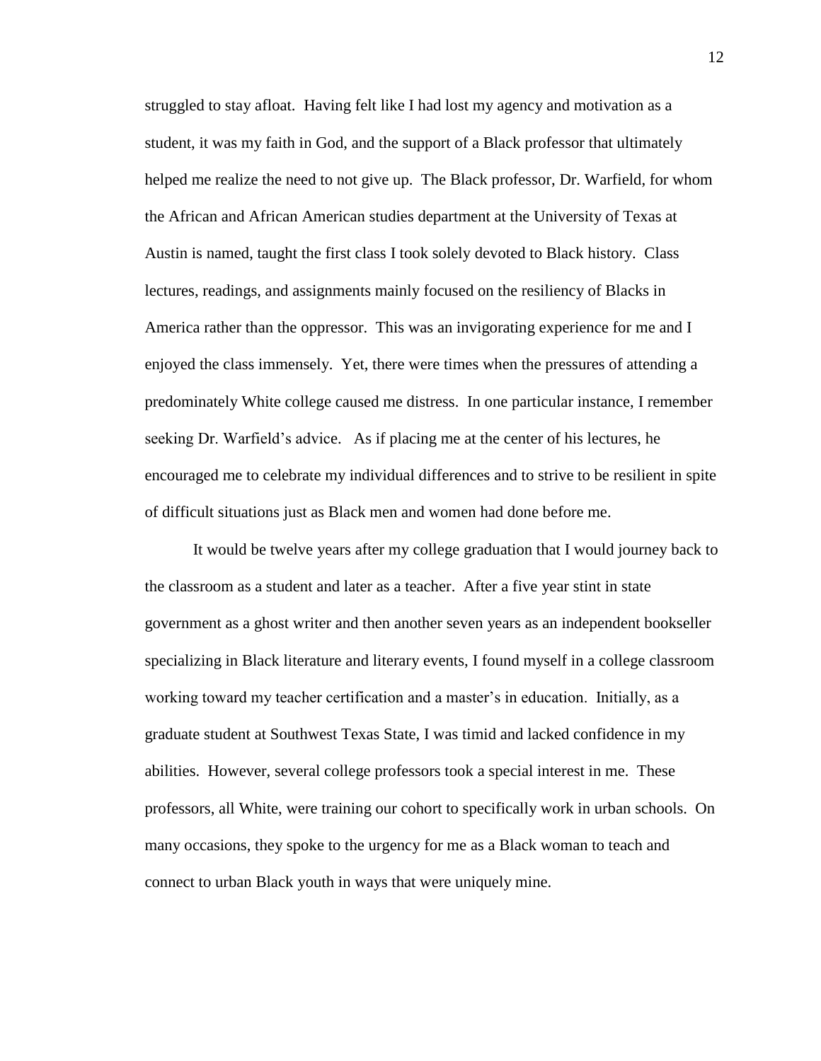struggled to stay afloat. Having felt like I had lost my agency and motivation as a student, it was my faith in God, and the support of a Black professor that ultimately helped me realize the need to not give up. The Black professor, Dr. Warfield, for whom the African and African American studies department at the University of Texas at Austin is named, taught the first class I took solely devoted to Black history. Class lectures, readings, and assignments mainly focused on the resiliency of Blacks in America rather than the oppressor. This was an invigorating experience for me and I enjoyed the class immensely. Yet, there were times when the pressures of attending a predominately White college caused me distress. In one particular instance, I remember seeking Dr. Warfield's advice. As if placing me at the center of his lectures, he encouraged me to celebrate my individual differences and to strive to be resilient in spite of difficult situations just as Black men and women had done before me.

It would be twelve years after my college graduation that I would journey back to the classroom as a student and later as a teacher. After a five year stint in state government as a ghost writer and then another seven years as an independent bookseller specializing in Black literature and literary events, I found myself in a college classroom working toward my teacher certification and a master's in education. Initially, as a graduate student at Southwest Texas State, I was timid and lacked confidence in my abilities. However, several college professors took a special interest in me. These professors, all White, were training our cohort to specifically work in urban schools. On many occasions, they spoke to the urgency for me as a Black woman to teach and connect to urban Black youth in ways that were uniquely mine.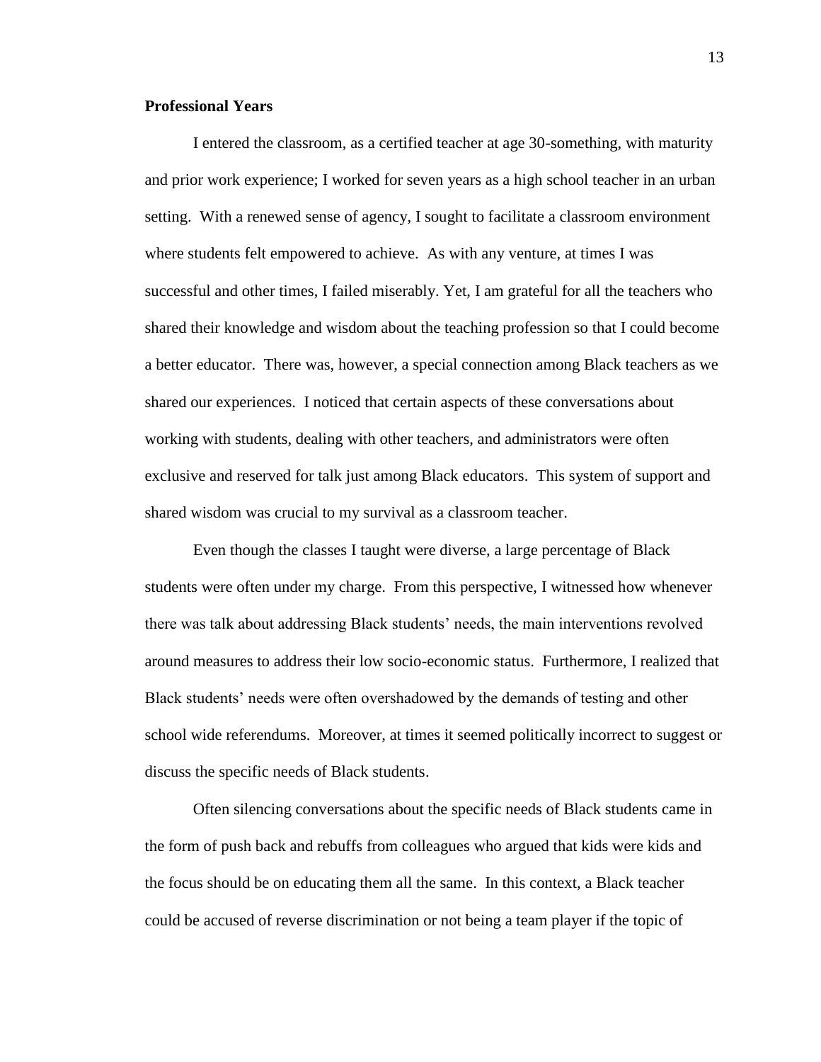**Professional Years**

I entered the classroom, as a certified teacher at age 30-something, with maturity and prior work experience; I worked for seven years as a high school teacher in an urban setting. With a renewed sense of agency, I sought to facilitate a classroom environment where students felt empowered to achieve. As with any venture, at times I was successful and other times, I failed miserably. Yet, I am grateful for all the teachers who shared their knowledge and wisdom about the teaching profession so that I could become a better educator. There was, however, a special connection among Black teachers as we shared our experiences. I noticed that certain aspects of these conversations about working with students, dealing with other teachers, and administrators were often exclusive and reserved for talk just among Black educators. This system of support and shared wisdom was crucial to my survival as a classroom teacher.

Even though the classes I taught were diverse, a large percentage of Black students were often under my charge. From this perspective, I witnessed how whenever there was talk about addressing Black students' needs, the main interventions revolved around measures to address their low socio-economic status. Furthermore, I realized that Black students' needs were often overshadowed by the demands of testing and other school wide referendums. Moreover, at times it seemed politically incorrect to suggest or discuss the specific needs of Black students.

Often silencing conversations about the specific needs of Black students came in the form of push back and rebuffs from colleagues who argued that kids were kids and the focus should be on educating them all the same. In this context, a Black teacher could be accused of reverse discrimination or not being a team player if the topic of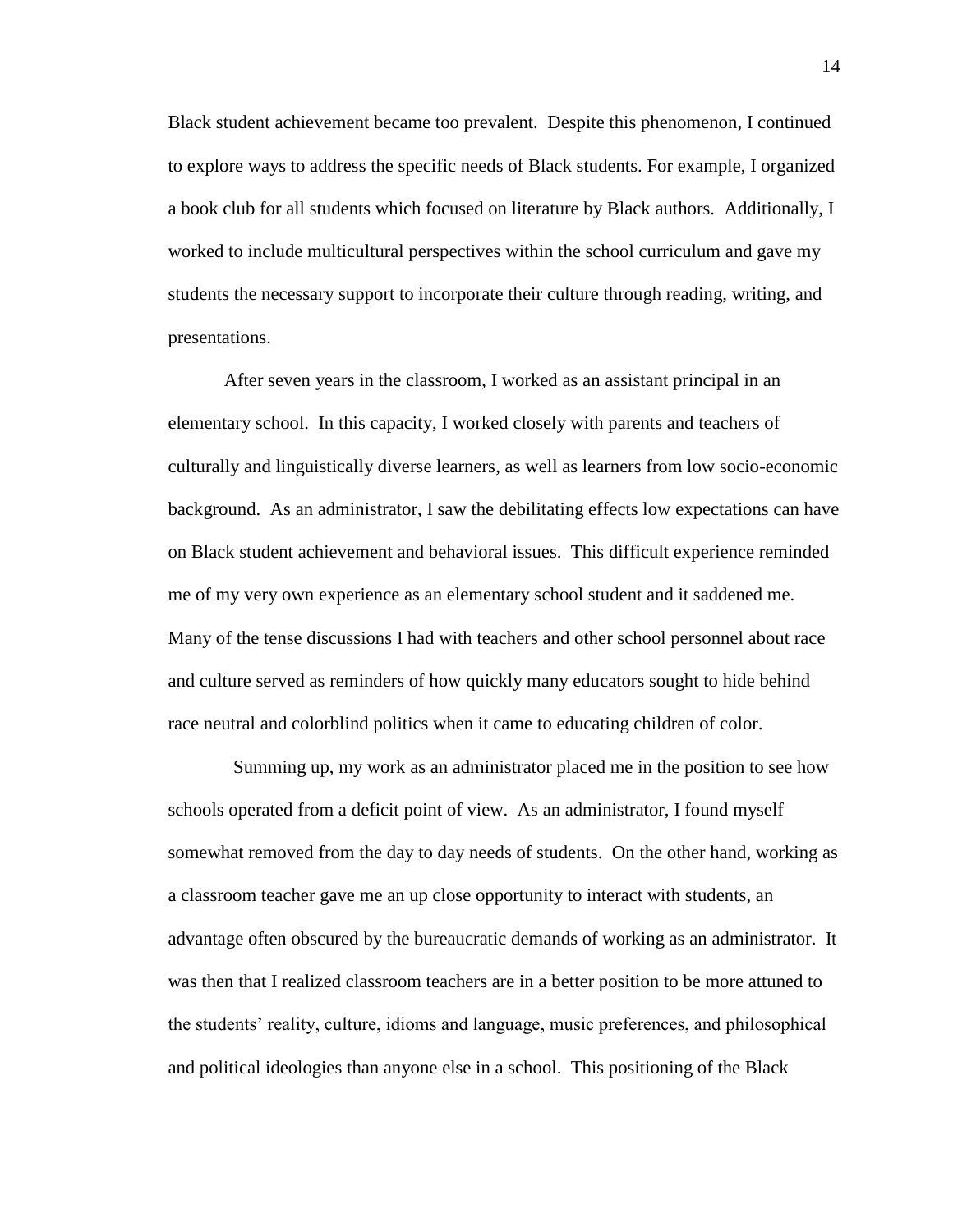Black student achievement became too prevalent. Despite this phenomenon, I continued to explore ways to address the specific needs of Black students. For example, I organized a book club for all students which focused on literature by Black authors. Additionally, I worked to include multicultural perspectives within the school curriculum and gave my students the necessary support to incorporate their culture through reading, writing, and presentations.

After seven years in the classroom, I worked as an assistant principal in an elementary school. In this capacity, I worked closely with parents and teachers of culturally and linguistically diverse learners, as well as learners from low socio-economic background. As an administrator, I saw the debilitating effects low expectations can have on Black student achievement and behavioral issues. This difficult experience reminded me of my very own experience as an elementary school student and it saddened me. Many of the tense discussions I had with teachers and other school personnel about race and culture served as reminders of how quickly many educators sought to hide behind race neutral and colorblind politics when it came to educating children of color.

Summing up, my work as an administrator placed me in the position to see how schools operated from a deficit point of view. As an administrator, I found myself somewhat removed from the day to day needs of students. On the other hand, working as a classroom teacher gave me an up close opportunity to interact with students, an advantage often obscured by the bureaucratic demands of working as an administrator. It was then that I realized classroom teachers are in a better position to be more attuned to the students' reality, culture, idioms and language, music preferences, and philosophical and political ideologies than anyone else in a school. This positioning of the Black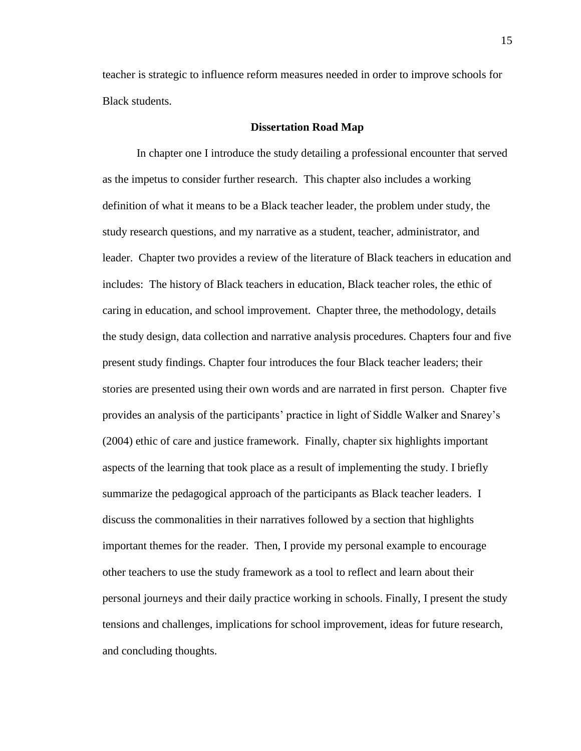teacher is strategic to influence reform measures needed in order to improve schools for Black students.

## Dissertation Road Map

In chapter one I introduce the study detailing a professional encounter that served as the impetus to consider further research. This chapter also includes a working definition of what it means to be a Black teacher leader, the problem under study, the study research questions, and my narrative as a student, teacher, administrator, and leader. Chapter two provides a review of the literature of Black teachers in education and includes: The history of Black teachers in education, Black teacher roles, the ethic of caring in education, and school improvement. Chapter three, the methodology, details the study design, data collection and narrative analysis procedures. Chapters four and five present study findings. Chapter four introduces the four Black teacher leaders; their stories are presented using their own words and are narrated in first person. Chapter five provides an analysis of the participants' practice in light of Siddle Walker and Snarey's (2004) ethic of care and justice framework. Finally, chapter six highlights important aspects of the learning that took place as a result of implementing the study. I briefly summarize the pedagogical approach of the participants as Black teacher leaders. I discuss the commonalities in their narratives followed by a section that highlights important themes for the reader. Then, I provide my personal example to encourage other teachers to use the study framework as a tool to reflect and learn about their personal journeys and their daily practice working in schools. Finally, I present the study tensions and challenges, implications for school improvement, ideas for future research, and concluding thoughts.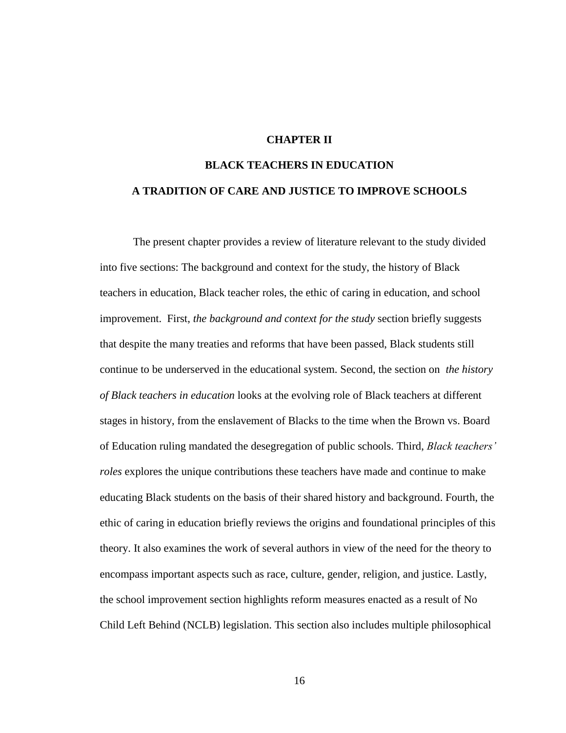# CHAPTER II

## BLACK TEACHERS IN EDUCATION

## A TRADITION OF CARE AND JUSTICE TO IMPROVE SCHOOLS

The present chapter provides a review of literature relevant to the study divided into five sections: The background and context for the study, the history of Black teachers in education, Black teacher roles, the ethic of caring in education, and school improvement. First, *the background and context for the study* section briefly suggests that despite the many treaties and reforms that have been passed, Black students still continue to be underserved in the educational system. Second, the section on *the history of Black teachers in education* looks at the evolving role of Black teachers at different stages in history, from the enslavement of Blacks to the time when the Brown vs. Board of Education ruling mandated the desegregation of public schools. Third, *Black teachers' roles* explores the unique contributions these teachers have made and continue to make educating Black students on the basis of their shared history and background. Fourth, the ethic of caring in education briefly reviews the origins and foundational principles of this theory. It also examines the work of several authors in view of the need for the theory to encompass important aspects such as race, culture, gender, religion, and justice. Lastly, the school improvement section highlights reform measures enacted as a result of No Child Left Behind (NCLB) legislation. This section also includes multiple philosophical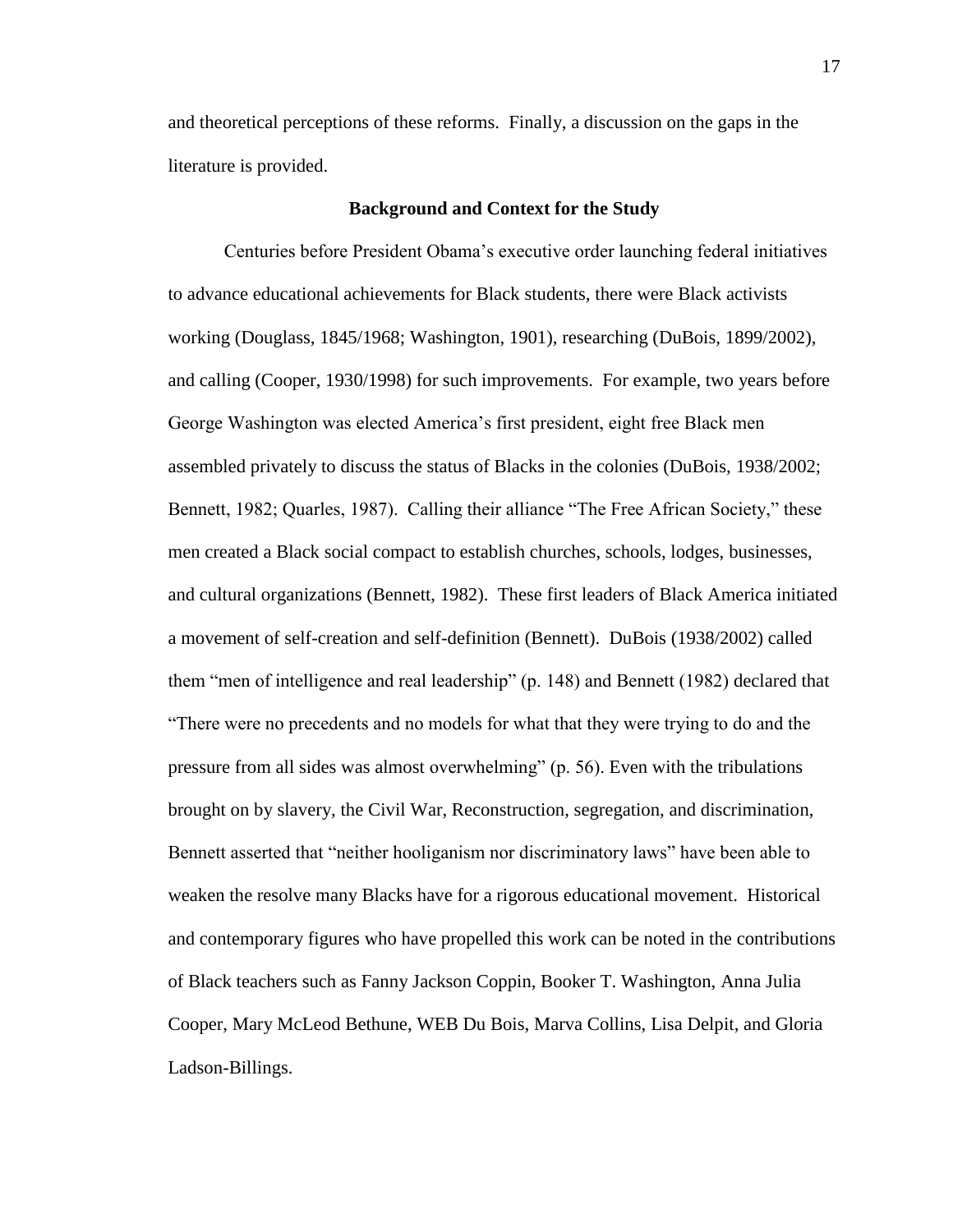and theoretical perceptions of these reforms. Finally, a discussion on the gaps in the literature is provided.

## Background and Context for the Study

Centuries before President Obama's executive order launching federal initiatives to advance educational achievements for Black students, there were Black activists working (Douglass, 1845/1968; Washington, 1901), researching (DuBois, 1899/2002), and calling (Cooper, 1930/1998) for such improvements. For example, two years before George Washington was elected America's first president, eight free Black men assembled privately to discuss the status of Blacks in the colonies (DuBois, 1938/2002; Bennett, 1982; Quarles, 1987). Calling their alliance "The Free African Society," these men created a Black social compact to establish churches, schools, lodges, businesses, and cultural organizations (Bennett, 1982). These first leaders of Black America initiated a movement of self-creation and self-definition (Bennett). DuBois (1938/2002) called them "men of intelligence and real leadership" (p. 148) and Bennett (1982) declared that "There were no precedents and no models for what that they were trying to do and the pressure from all sides was almost overwhelming" (p. 56). Even with the tribulations brought on by slavery, the Civil War, Reconstruction, segregation, and discrimination, Bennett asserted that "neither hooliganism nor discriminatory laws" have been able to weaken the resolve many Blacks have for a rigorous educational movement. Historical and contemporary figures who have propelled this work can be noted in the contributions of Black teachers such as Fanny Jackson Coppin, Booker T. Washington, Anna Julia Cooper, Mary McLeod Bethune, WEB Du Bois, Marva Collins, Lisa Delpit, and Gloria Ladson-Billings.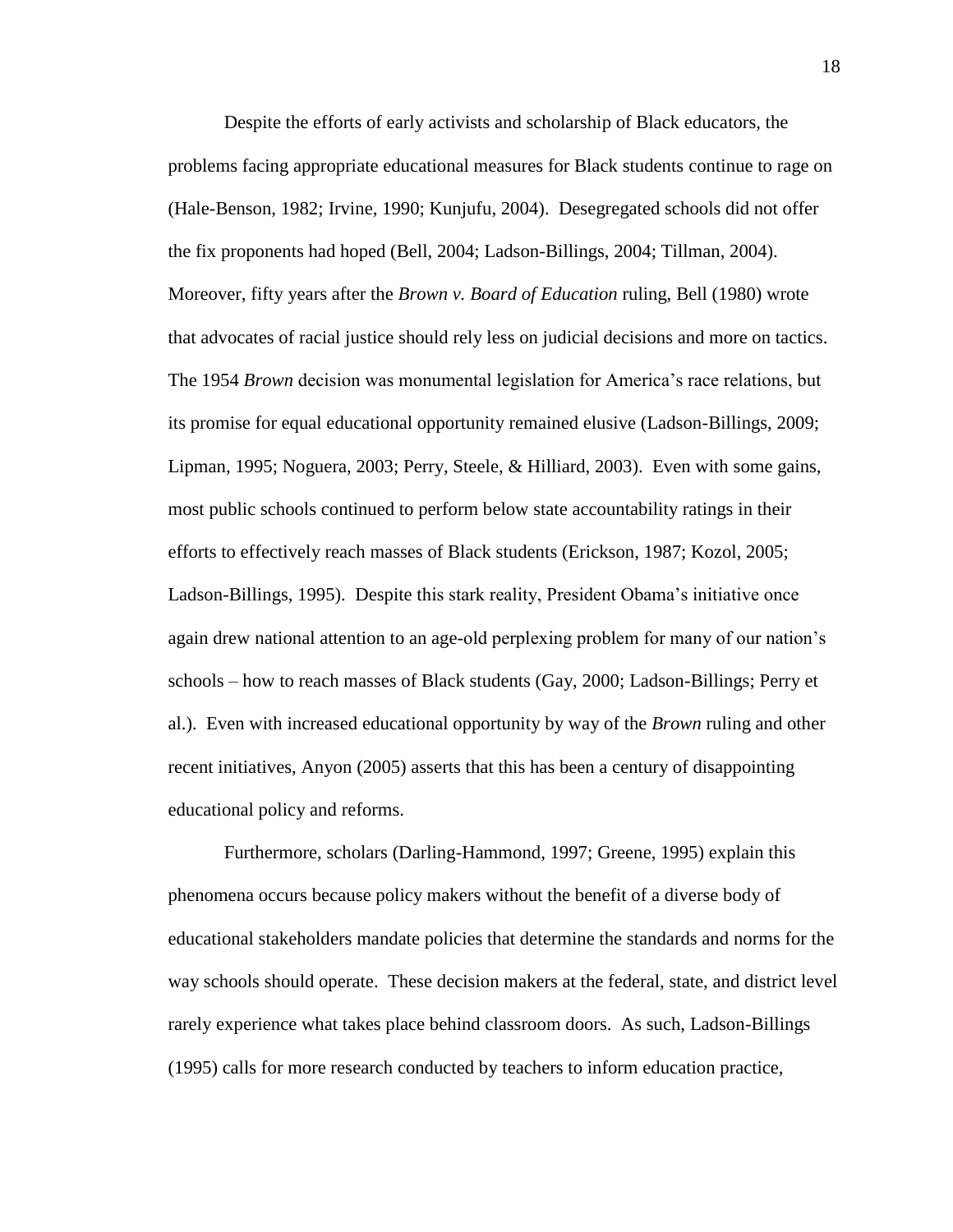Despite the efforts of early activists and scholarship of Black educators, the problems facing appropriate educational measures for Black students continue to rage on (Hale-Benson, 1982; Irvine, 1990; Kunjufu, 2004). Desegregated schools did not offer the fix proponents had hoped (Bell, 2004; Ladson-Billings, 2004; Tillman, 2004). Moreover, fifty years after the *Brown v. Board of Education* ruling, Bell (1980) wrote that advocates of racial justice should rely less on judicial decisions and more on tactics. The 1954 *Brown* decision was monumental legislation for America's race relations, but its promise for equal educational opportunity remained elusive (Ladson-Billings, 2009; Lipman, 1995; Noguera, 2003; Perry, Steele, & Hilliard, 2003). Even with some gains, most public schools continued to perform below state accountability ratings in their efforts to effectively reach masses of Black students (Erickson, 1987; Kozol, 2005; Ladson-Billings, 1995). Despite this stark reality, President Obama's initiative once again drew national attention to an age-old perplexing problem for many of our nation's schools – how to reach masses of Black students (Gay, 2000; Ladson-Billings; Perry et al.). Even with increased educational opportunity by way of the *Brown* ruling and other recent initiatives, Anyon (2005) asserts that this has been a century of disappointing educational policy and reforms.

Furthermore, scholars (Darling-Hammond, 1997; Greene, 1995) explain this phenomena occurs because policy makers without the benefit of a diverse body of educational stakeholders mandate policies that determine the standards and norms for the way schools should operate. These decision makers at the federal, state, and district level rarely experience what takes place behind classroom doors. As such, Ladson-Billings (1995) calls for more research conducted by teachers to inform education practice,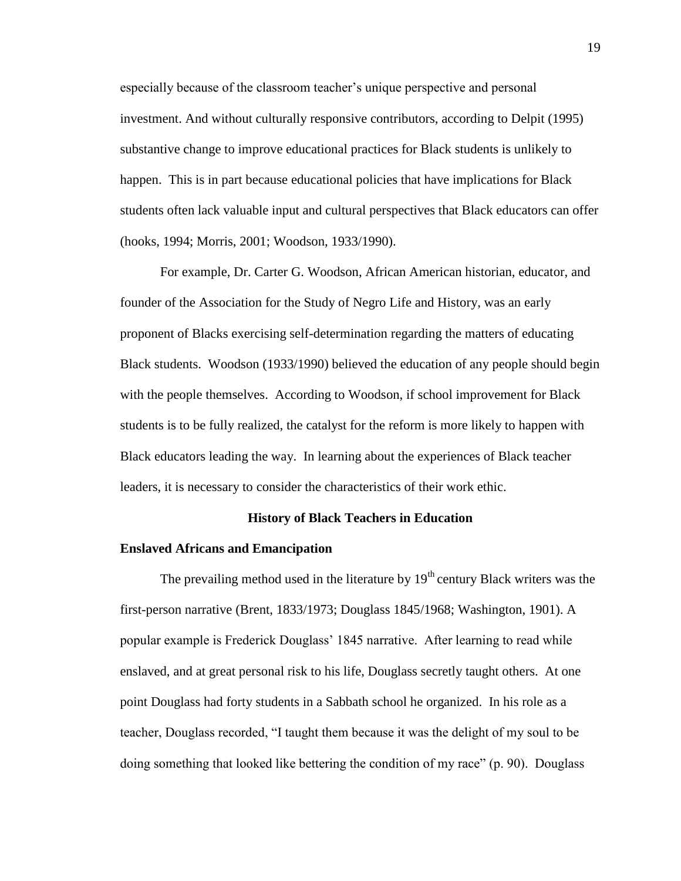especially because of the classroom teacher's unique perspective and personal investment. And without culturally responsive contributors, according to Delpit (1995) substantive change to improve educational practices for Black students is unlikely to happen. This is in part because educational policies that have implications for Black students often lack valuable input and cultural perspectives that Black educators can offer (hooks, 1994; Morris, 2001; Woodson, 1933/1990).

For example, Dr. Carter G. Woodson, African American historian, educator, and founder of the Association for the Study of Negro Life and History, was an early proponent of Blacks exercising self-determination regarding the matters of educating Black students. Woodson (1933/1990) believed the education of any people should begin with the people themselves. According to Woodson, if school improvement for Black students is to be fully realized, the catalyst for the reform is more likely to happen with Black educators leading the way. In learning about the experiences of Black teacher leaders, it is necessary to consider the characteristics of their work ethic.

## History of Black Teachers in Education

### Enslaved Africans and Emancipation

The prevailing method used in the literature by 19th century Black writers was the first-person narrative (Brent, 1833/1973; Douglass 1845/1968; Washington, 1901). A popular example is Frederick Douglass' 1845 narrative. After learning to read while enslaved, and at great personal risk to his life, Douglass secretly taught others. At one point Douglass had forty students in a Sabbath school he organized. In his role as a teacher, Douglass recorded, "I taught them because it was the delight of my soul to be doing something that looked like bettering the condition of my race" (p. 90). Douglass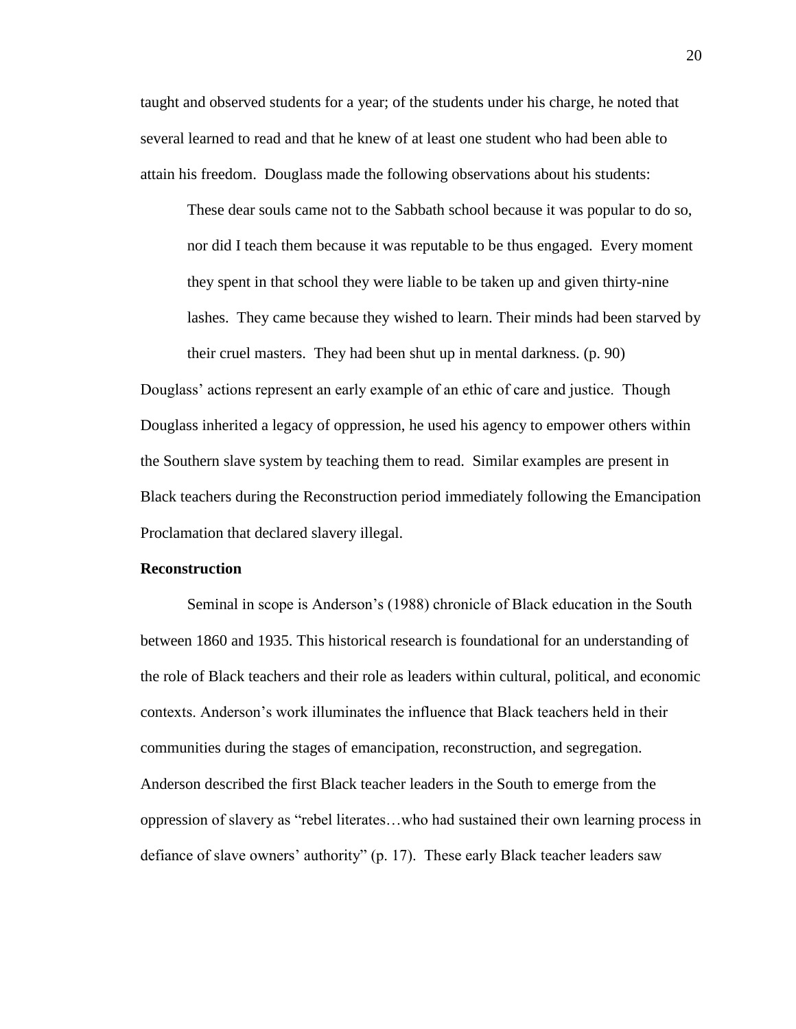taught and observed students for a year; of the students under his charge, he noted that several learned to read and that he knew of at least one student who had been able to attain his freedom. Douglass made the following observations about his students:

> These dear souls came not to the Sabbath school because it was popular to do so, nor did I teach them because it was reputable to be thus engaged. Every moment they spent in that school they were liable to be taken up and given thirty-nine lashes. They came because they wished to learn. Their minds had been starved by their cruel masters. They had been shut up in mental darkness. (p. 90)

Douglass' actions represent an early example of an ethic of care and justice. Though Douglass inherited a legacy of oppression, he used his agency to empower others within the Southern slave system by teaching them to read. Similar examples are present in Black teachers during the Reconstruction period immediately following the Emancipation Proclamation that declared slavery illegal.

**Reconstruction**

Seminal in scope is Anderson's (1988) chronicle of Black education in the South between 1860 and 1935. This historical research is foundational for an understanding of the role of Black teachers and their role as leaders within cultural, political, and economic contexts. Anderson's work illuminates the influence that Black teachers held in their communities during the stages of emancipation, reconstruction, and segregation. Anderson described the first Black teacher leaders in the South to emerge from the oppression of slavery as "rebel literates…who had sustained their own learning process in defiance of slave owners' authority" (p. 17). These early Black teacher leaders saw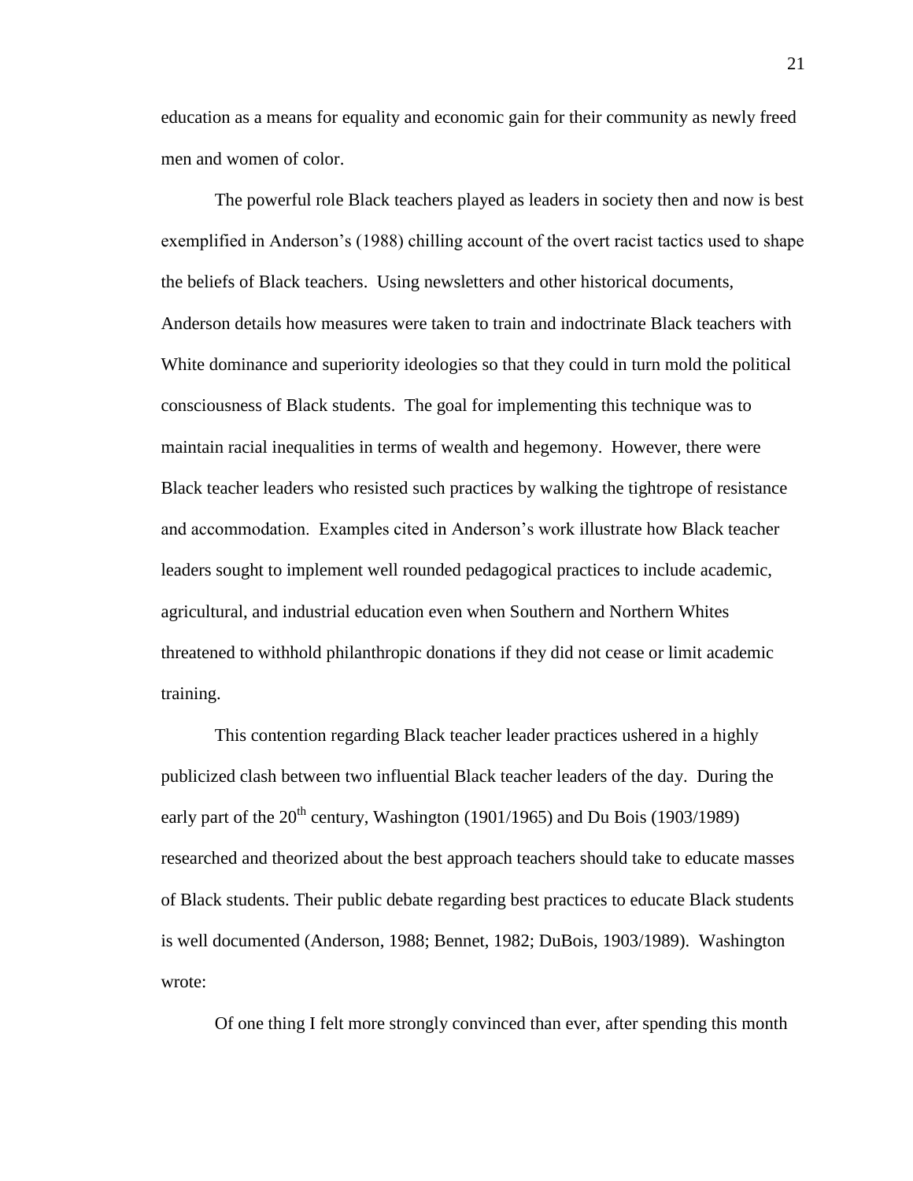education as a means for equality and economic gain for their community as newly freed men and women of color.

The powerful role Black teachers played as leaders in society then and now is best exemplified in Anderson's (1988) chilling account of the overt racist tactics used to shape the beliefs of Black teachers. Using newsletters and other historical documents, Anderson details how measures were taken to train and indoctrinate Black teachers with White dominance and superiority ideologies so that they could in turn mold the political consciousness of Black students. The goal for implementing this technique was to maintain racial inequalities in terms of wealth and hegemony. However, there were Black teacher leaders who resisted such practices by walking the tightrope of resistance and accommodation. Examples cited in Anderson's work illustrate how Black teacher leaders sought to implement well rounded pedagogical practices to include academic, agricultural, and industrial education even when Southern and Northern Whites threatened to withhold philanthropic donations if they did not cease or limit academic training.

This contention regarding Black teacher leader practices ushered in a highly publicized clash between two influential Black teacher leaders of the day. During the early part of the 20th century, Washington (1901/1965) and Du Bois (1903/1989) researched and theorized about the best approach teachers should take to educate masses of Black students. Their public debate regarding best practices to educate Black students is well documented (Anderson, 1988; Bennet, 1982; DuBois, 1903/1989). Washington wrote:

> Of one thing I felt more strongly convinced than ever, after spending this month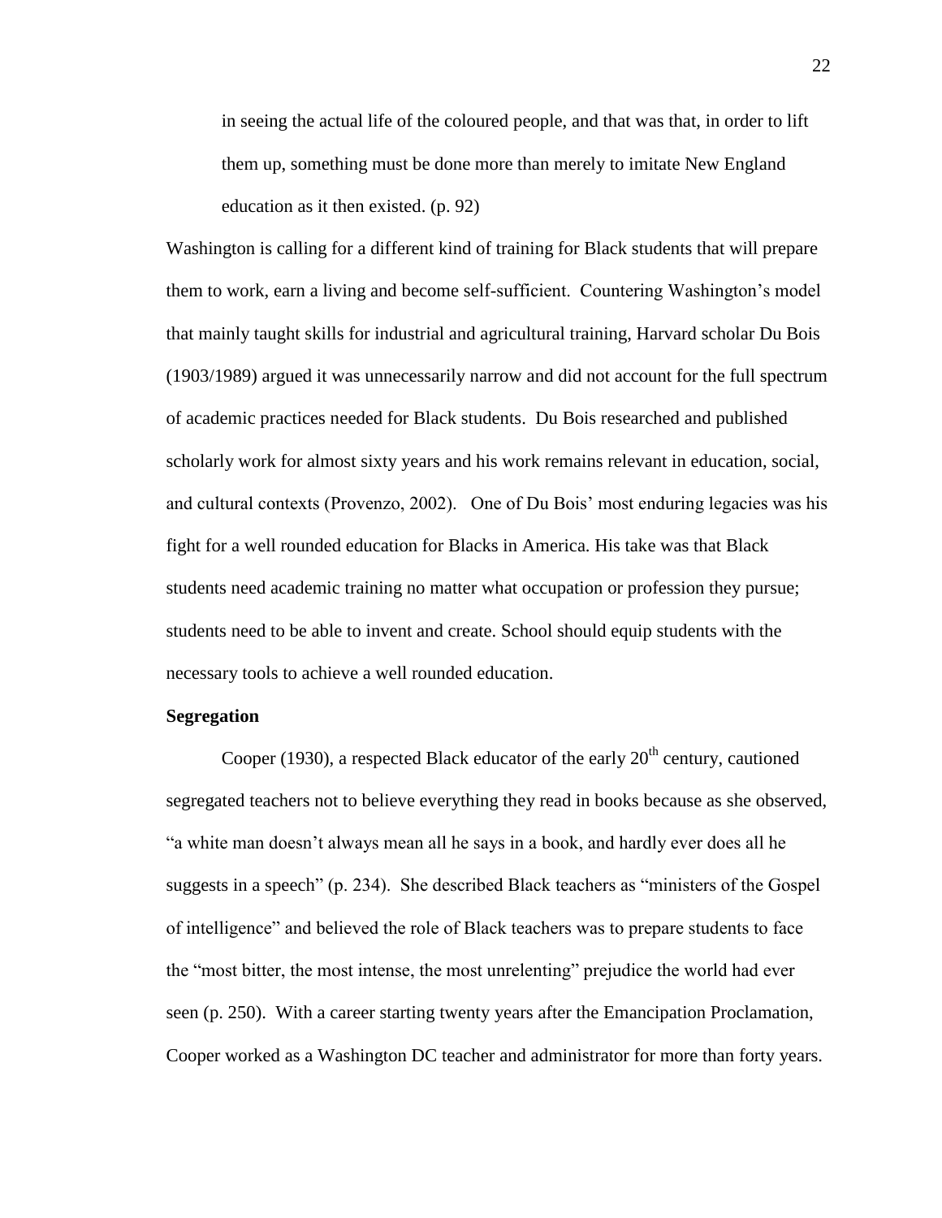> in seeing the actual life of the coloured people, and that was that, in order to lift them up, something must be done more than merely to imitate New England education as it then existed. (p. 92)

Washington is calling for a different kind of training for Black students that will prepare them to work, earn a living and become self-sufficient. Countering Washington's model that mainly taught skills for industrial and agricultural training, Harvard scholar Du Bois (1903/1989) argued it was unnecessarily narrow and did not account for the full spectrum of academic practices needed for Black students. Du Bois researched and published scholarly work for almost sixty years and his work remains relevant in education, social, and cultural contexts (Provenzo, 2002). One of Du Bois' most enduring legacies was his fight for a well rounded education for Blacks in America. His take was that Black students need academic training no matter what occupation or profession they pursue; students need to be able to invent and create. School should equip students with the necessary tools to achieve a well rounded education.

**Segregation**

Cooper (1930), a respected Black educator of the early 20th century, cautioned segregated teachers not to believe everything they read in books because as she observed, "a white man doesn't always mean all he says in a book, and hardly ever does all he suggests in a speech" (p. 234). She described Black teachers as "ministers of the Gospel of intelligence" and believed the role of Black teachers was to prepare students to face the "most bitter, the most intense, the most unrelenting" prejudice the world had ever seen (p. 250). With a career starting twenty years after the Emancipation Proclamation, Cooper worked as a Washington DC teacher and administrator for more than forty years.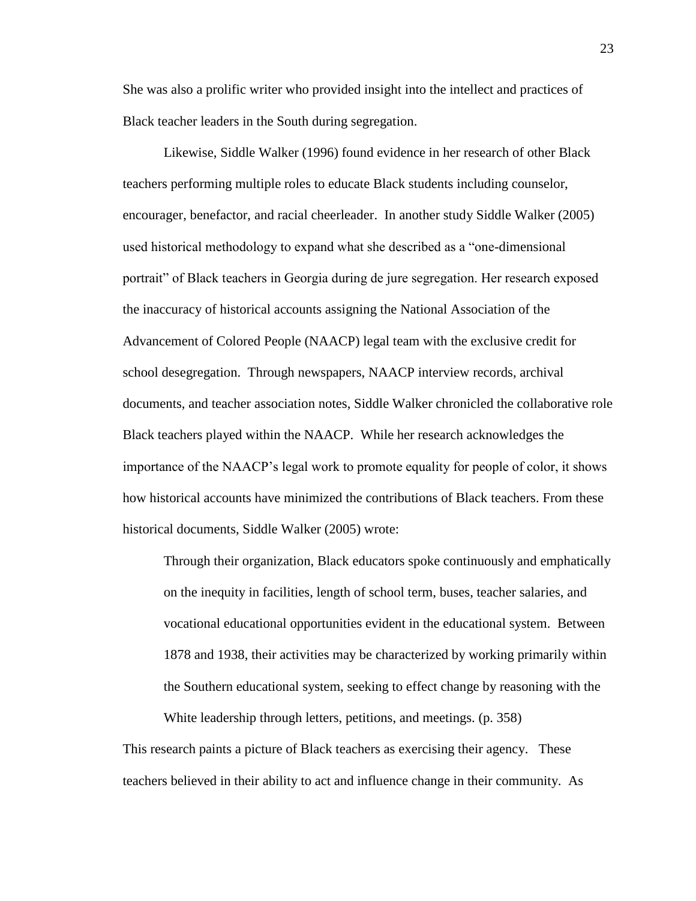She was also a prolific writer who provided insight into the intellect and practices of Black teacher leaders in the South during segregation.

Likewise, Siddle Walker (1996) found evidence in her research of other Black teachers performing multiple roles to educate Black students including counselor, encourager, benefactor, and racial cheerleader. In another study Siddle Walker (2005) used historical methodology to expand what she described as a "one-dimensional portrait" of Black teachers in Georgia during de jure segregation. Her research exposed the inaccuracy of historical accounts assigning the National Association of the Advancement of Colored People (NAACP) legal team with the exclusive credit for school desegregation. Through newspapers, NAACP interview records, archival documents, and teacher association notes, Siddle Walker chronicled the collaborative role Black teachers played within the NAACP. While her research acknowledges the importance of the NAACP's legal work to promote equality for people of color, it shows how historical accounts have minimized the contributions of Black teachers. From these historical documents, Siddle Walker (2005) wrote:

> Through their organization, Black educators spoke continuously and emphatically on the inequity in facilities, length of school term, buses, teacher salaries, and vocational educational opportunities evident in the educational system. Between 1878 and 1938, their activities may be characterized by working primarily within the Southern educational system, seeking to effect change by reasoning with the White leadership through letters, petitions, and meetings. (p. 358)

This research paints a picture of Black teachers as exercising their agency. These teachers believed in their ability to act and influence change in their community. As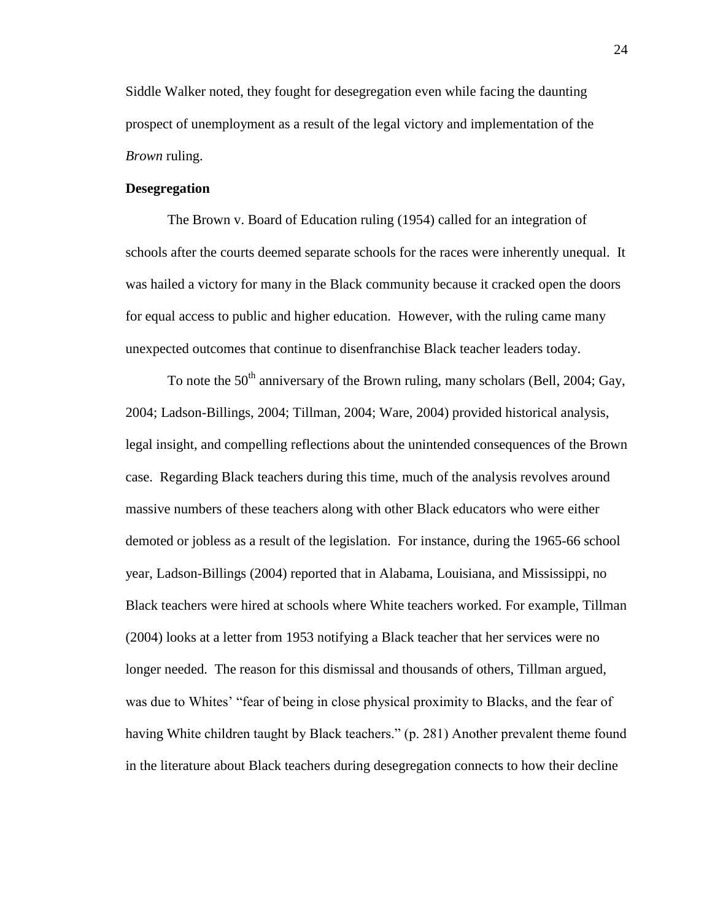Siddle Walker noted, they fought for desegregation even while facing the daunting prospect of unemployment as a result of the legal victory and implementation of the *Brown* ruling.

**Desegregation**

The Brown v. Board of Education ruling (1954) called for an integration of schools after the courts deemed separate schools for the races were inherently unequal. It was hailed a victory for many in the Black community because it cracked open the doors for equal access to public and higher education. However, with the ruling came many unexpected outcomes that continue to disenfranchise Black teacher leaders today.

To note the 50th anniversary of the Brown ruling, many scholars (Bell, 2004; Gay, 2004; Ladson-Billings, 2004; Tillman, 2004; Ware, 2004) provided historical analysis, legal insight, and compelling reflections about the unintended consequences of the Brown case. Regarding Black teachers during this time, much of the analysis revolves around massive numbers of these teachers along with other Black educators who were either demoted or jobless as a result of the legislation. For instance, during the 1965-66 school year, Ladson-Billings (2004) reported that in Alabama, Louisiana, and Mississippi, no Black teachers were hired at schools where White teachers worked. For example, Tillman (2004) looks at a letter from 1953 notifying a Black teacher that her services were no longer needed. The reason for this dismissal and thousands of others, Tillman argued, was due to Whites' "fear of being in close physical proximity to Blacks, and the fear of having White children taught by Black teachers." (p. 281) Another prevalent theme found in the literature about Black teachers during desegregation connects to how their decline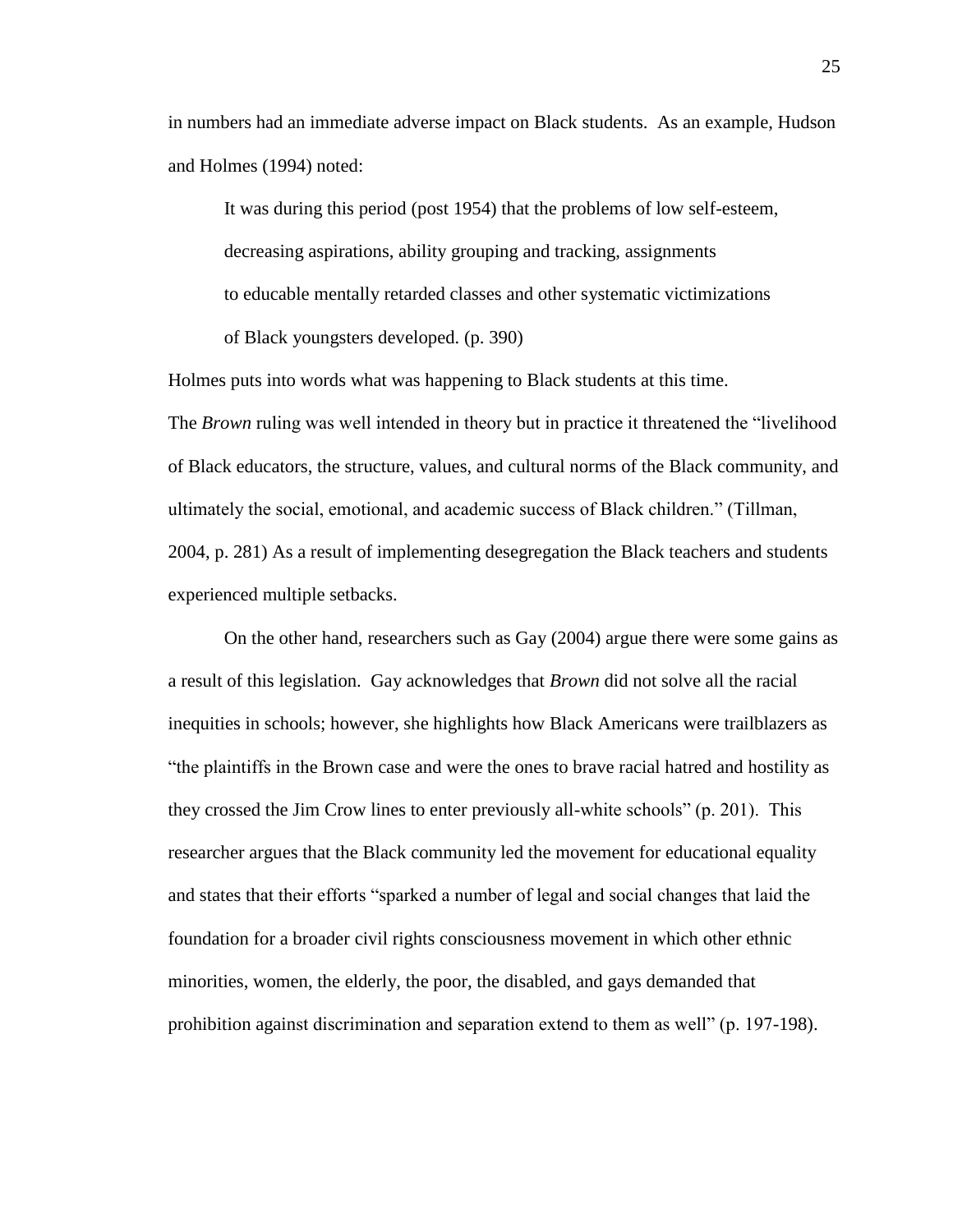in numbers had an immediate adverse impact on Black students. As an example, Hudson and Holmes (1994) noted:

> It was during this period (post 1954) that the problems of low self-esteem, decreasing aspirations, ability grouping and tracking, assignments to educable mentally retarded classes and other systematic victimizations of Black youngsters developed. (p. 390)

Holmes puts into words what was happening to Black students at this time. The *Brown* ruling was well intended in theory but in practice it threatened the "livelihood of Black educators, the structure, values, and cultural norms of the Black community, and ultimately the social, emotional, and academic success of Black children." (Tillman, 2004, p. 281) As a result of implementing desegregation the Black teachers and students experienced multiple setbacks.

On the other hand, researchers such as Gay (2004) argue there were some gains as a result of this legislation. Gay acknowledges that *Brown* did not solve all the racial inequities in schools; however, she highlights how Black Americans were trailblazers as "the plaintiffs in the Brown case and were the ones to brave racial hatred and hostility as they crossed the Jim Crow lines to enter previously all-white schools" (p. 201). This researcher argues that the Black community led the movement for educational equality and states that their efforts "sparked a number of legal and social changes that laid the foundation for a broader civil rights consciousness movement in which other ethnic minorities, women, the elderly, the poor, the disabled, and gays demanded that prohibition against discrimination and separation extend to them as well" (p. 197-198).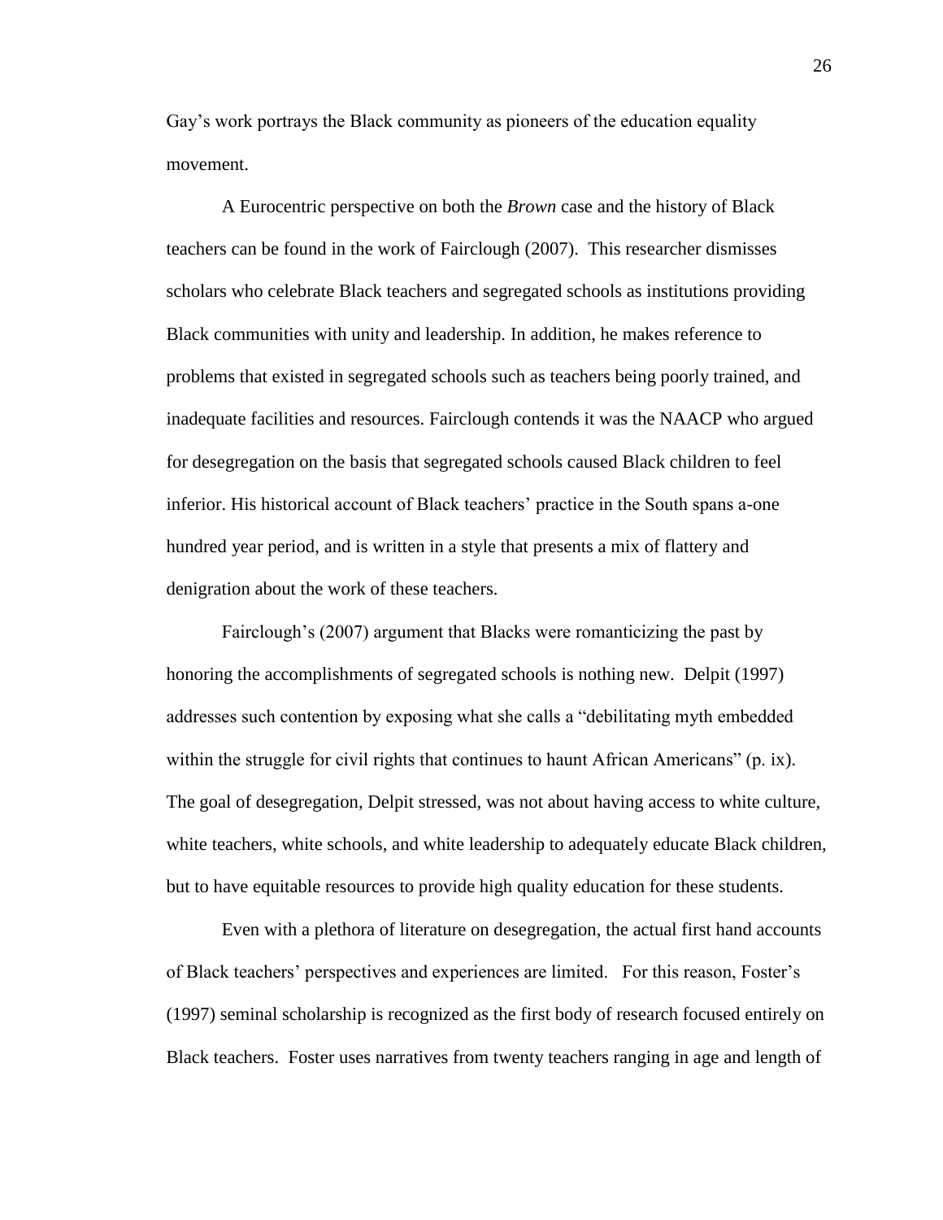Gay's work portrays the Black community as pioneers of the education equality movement.

A Eurocentric perspective on both the *Brown* case and the history of Black teachers can be found in the work of Fairclough (2007). This researcher dismisses scholars who celebrate Black teachers and segregated schools as institutions providing Black communities with unity and leadership. In addition, he makes reference to problems that existed in segregated schools such as teachers being poorly trained, and inadequate facilities and resources. Fairclough contends it was the NAACP who argued for desegregation on the basis that segregated schools caused Black children to feel inferior. His historical account of Black teachers' practice in the South spans a-one hundred year period, and is written in a style that presents a mix of flattery and denigration about the work of these teachers.

Fairclough's (2007) argument that Blacks were romanticizing the past by honoring the accomplishments of segregated schools is nothing new. Delpit (1997) addresses such contention by exposing what she calls a "debilitating myth embedded within the struggle for civil rights that continues to haunt African Americans" (p. ix). The goal of desegregation, Delpit stressed, was not about having access to white culture, white teachers, white schools, and white leadership to adequately educate Black children, but to have equitable resources to provide high quality education for these students.

Even with a plethora of literature on desegregation, the actual first hand accounts of Black teachers' perspectives and experiences are limited. For this reason, Foster's (1997) seminal scholarship is recognized as the first body of research focused entirely on Black teachers. Foster uses narratives from twenty teachers ranging in age and length of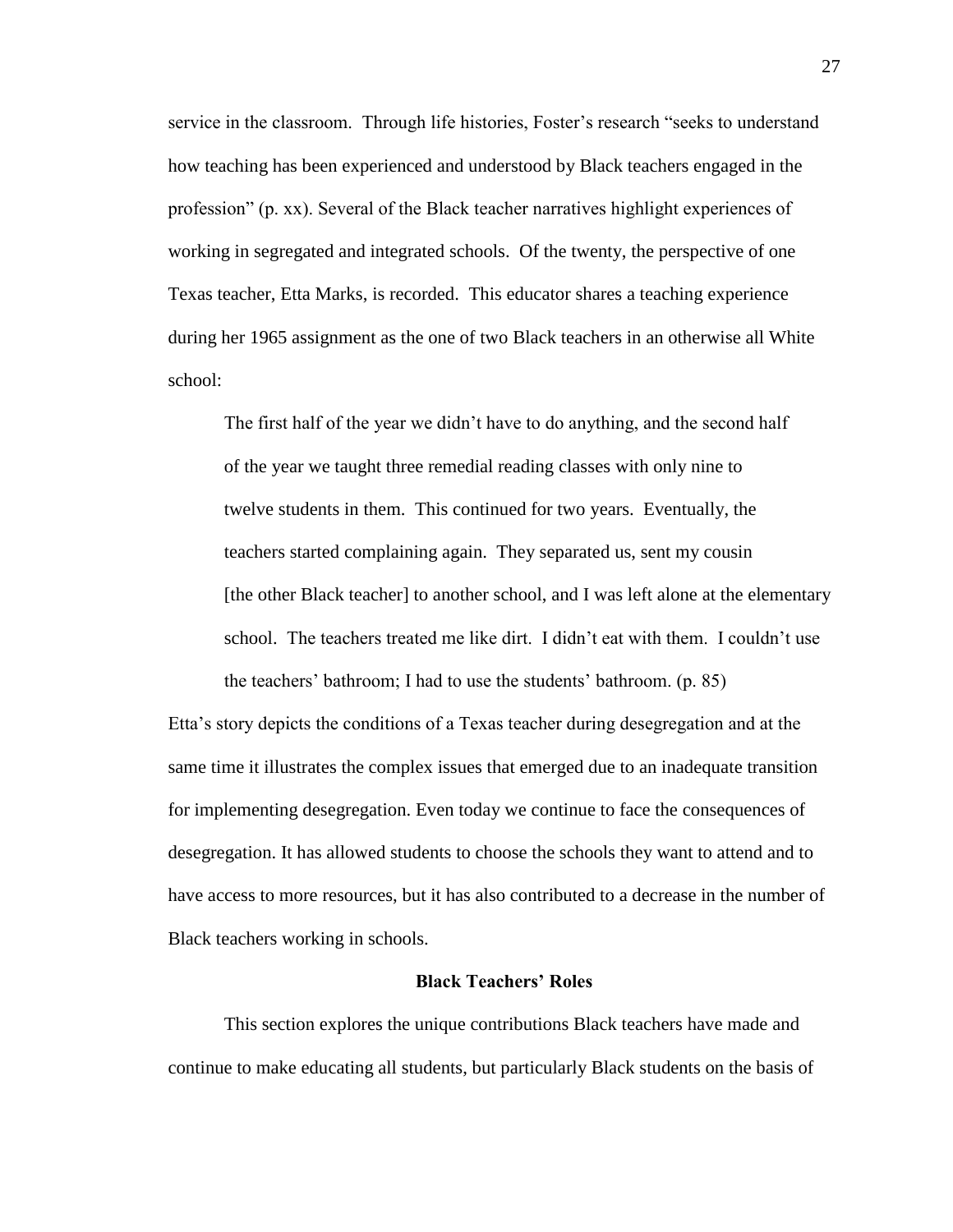service in the classroom. Through life histories, Foster's research "seeks to understand how teaching has been experienced and understood by Black teachers engaged in the profession" (p. xx). Several of the Black teacher narratives highlight experiences of working in segregated and integrated schools. Of the twenty, the perspective of one Texas teacher, Etta Marks, is recorded. This educator shares a teaching experience during her 1965 assignment as the one of two Black teachers in an otherwise all White school:

> The first half of the year we didn't have to do anything, and the second half of the year we taught three remedial reading classes with only nine to twelve students in them. This continued for two years. Eventually, the teachers started complaining again. They separated us, sent my cousin [the other Black teacher] to another school, and I was left alone at the elementary school. The teachers treated me like dirt. I didn't eat with them. I couldn't use the teachers' bathroom; I had to use the students' bathroom. (p. 85)

Etta's story depicts the conditions of a Texas teacher during desegregation and at the same time it illustrates the complex issues that emerged due to an inadequate transition for implementing desegregation. Even today we continue to face the consequences of desegregation. It has allowed students to choose the schools they want to attend and to have access to more resources, but it has also contributed to a decrease in the number of Black teachers working in schools.

## Black Teachers' Roles

This section explores the unique contributions Black teachers have made and continue to make educating all students, but particularly Black students on the basis of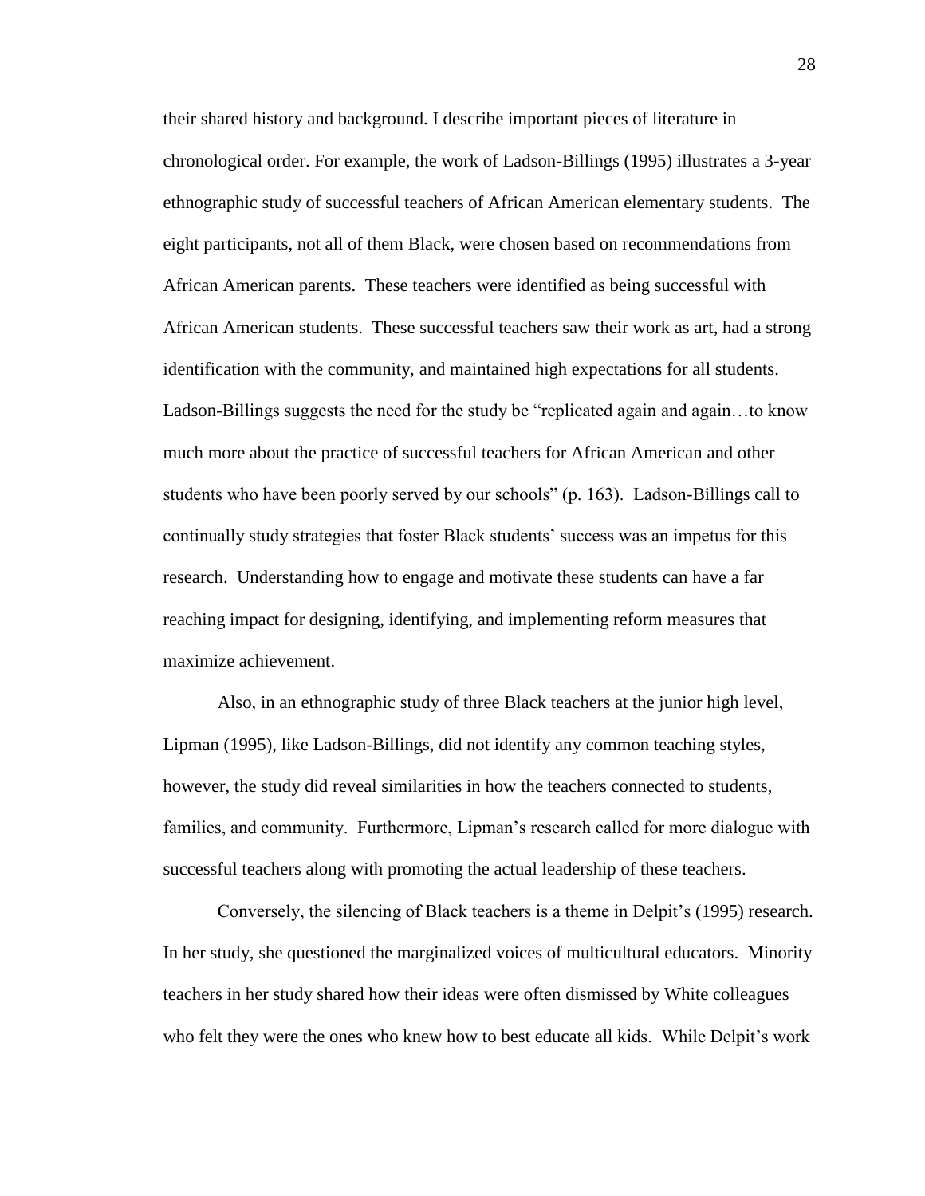their shared history and background. I describe important pieces of literature in chronological order. For example, the work of Ladson-Billings (1995) illustrates a 3-year ethnographic study of successful teachers of African American elementary students. The eight participants, not all of them Black, were chosen based on recommendations from African American parents. These teachers were identified as being successful with African American students. These successful teachers saw their work as art, had a strong identification with the community, and maintained high expectations for all students. Ladson-Billings suggests the need for the study be "replicated again and again…to know much more about the practice of successful teachers for African American and other students who have been poorly served by our schools" (p. 163). Ladson-Billings call to continually study strategies that foster Black students' success was an impetus for this research. Understanding how to engage and motivate these students can have a far reaching impact for designing, identifying, and implementing reform measures that maximize achievement.

Also, in an ethnographic study of three Black teachers at the junior high level, Lipman (1995), like Ladson-Billings, did not identify any common teaching styles, however, the study did reveal similarities in how the teachers connected to students, families, and community. Furthermore, Lipman's research called for more dialogue with successful teachers along with promoting the actual leadership of these teachers.

Conversely, the silencing of Black teachers is a theme in Delpit's (1995) research. In her study, she questioned the marginalized voices of multicultural educators. Minority teachers in her study shared how their ideas were often dismissed by White colleagues who felt they were the ones who knew how to best educate all kids. While Delpit's work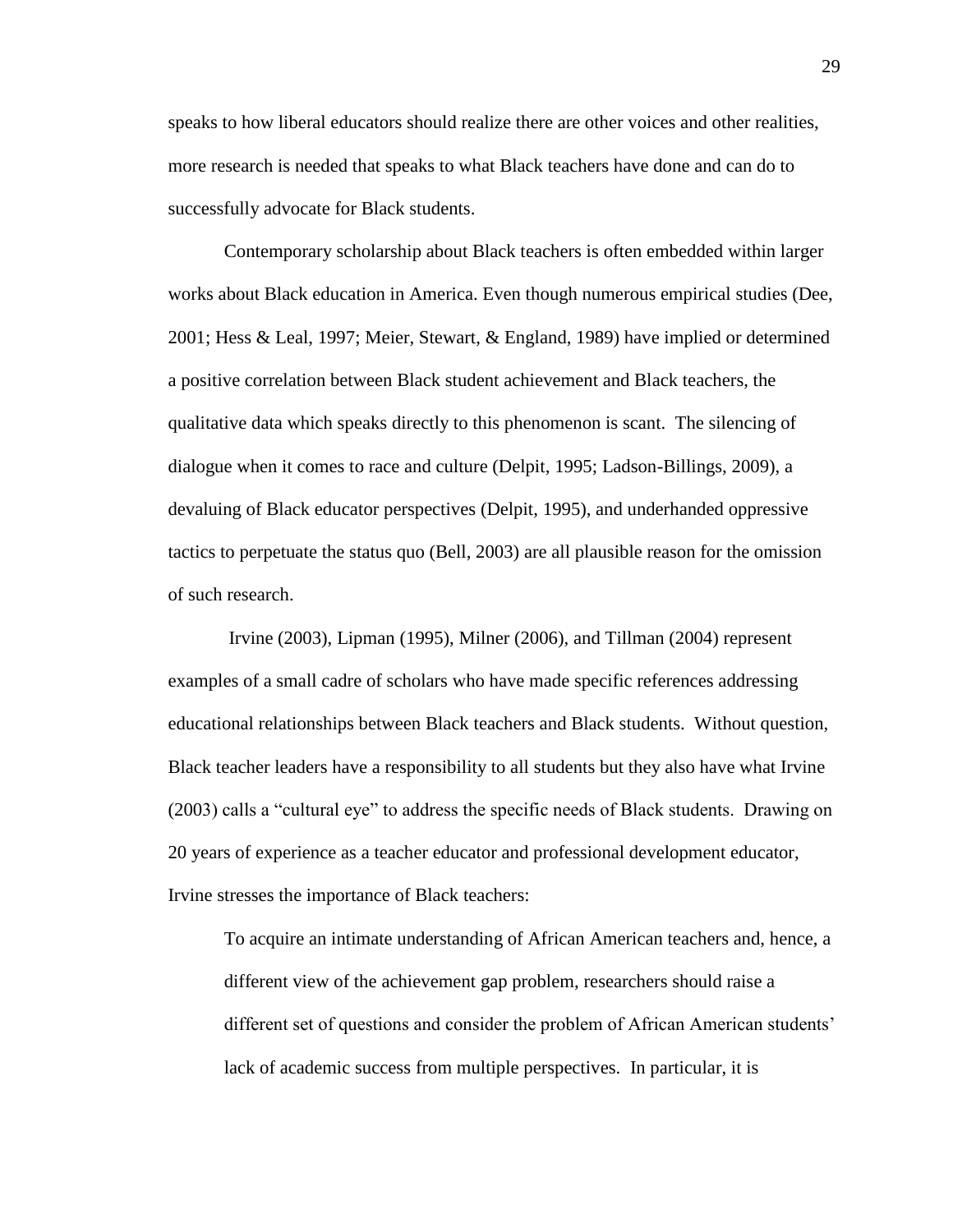speaks to how liberal educators should realize there are other voices and other realities, more research is needed that speaks to what Black teachers have done and can do to successfully advocate for Black students.

Contemporary scholarship about Black teachers is often embedded within larger works about Black education in America. Even though numerous empirical studies (Dee, 2001; Hess & Leal, 1997; Meier, Stewart, & England, 1989) have implied or determined a positive correlation between Black student achievement and Black teachers, the qualitative data which speaks directly to this phenomenon is scant. The silencing of dialogue when it comes to race and culture (Delpit, 1995; Ladson-Billings, 2009), a devaluing of Black educator perspectives (Delpit, 1995), and underhanded oppressive tactics to perpetuate the status quo (Bell, 2003) are all plausible reason for the omission of such research.

Irvine (2003), Lipman (1995), Milner (2006), and Tillman (2004) represent examples of a small cadre of scholars who have made specific references addressing educational relationships between Black teachers and Black students. Without question, Black teacher leaders have a responsibility to all students but they also have what Irvine (2003) calls a "cultural eye" to address the specific needs of Black students. Drawing on 20 years of experience as a teacher educator and professional development educator, Irvine stresses the importance of Black teachers:

> To acquire an intimate understanding of African American teachers and, hence, a different view of the achievement gap problem, researchers should raise a different set of questions and consider the problem of African American students' lack of academic success from multiple perspectives. In particular, it is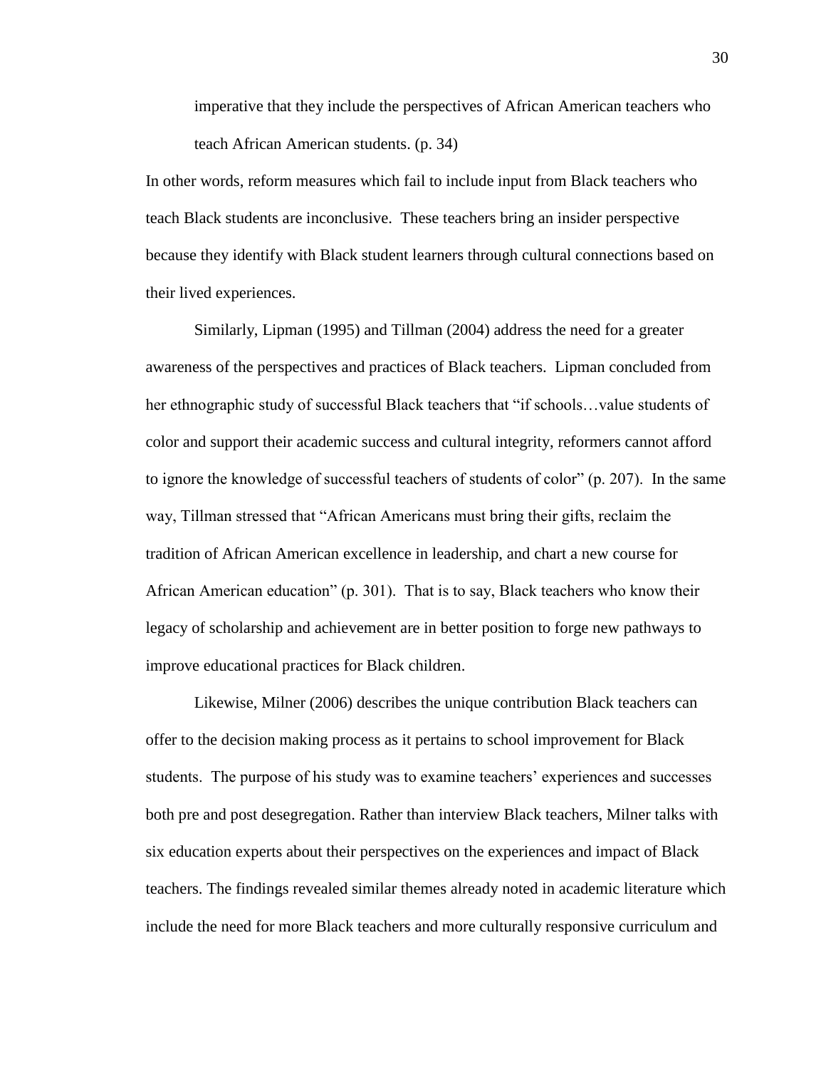imperative that they include the perspectives of African American teachers who teach African American students. (p. 34)

In other words, reform measures which fail to include input from Black teachers who teach Black students are inconclusive. These teachers bring an insider perspective because they identify with Black student learners through cultural connections based on their lived experiences.

Similarly, Lipman (1995) and Tillman (2004) address the need for a greater awareness of the perspectives and practices of Black teachers. Lipman concluded from her ethnographic study of successful Black teachers that "if schools…value students of color and support their academic success and cultural integrity, reformers cannot afford to ignore the knowledge of successful teachers of students of color" (p. 207). In the same way, Tillman stressed that "African Americans must bring their gifts, reclaim the tradition of African American excellence in leadership, and chart a new course for African American education" (p. 301). That is to say, Black teachers who know their legacy of scholarship and achievement are in better position to forge new pathways to improve educational practices for Black children.

Likewise, Milner (2006) describes the unique contribution Black teachers can offer to the decision making process as it pertains to school improvement for Black students. The purpose of his study was to examine teachers' experiences and successes both pre and post desegregation. Rather than interview Black teachers, Milner talks with six education experts about their perspectives on the experiences and impact of Black teachers. The findings revealed similar themes already noted in academic literature which include the need for more Black teachers and more culturally responsive curriculum and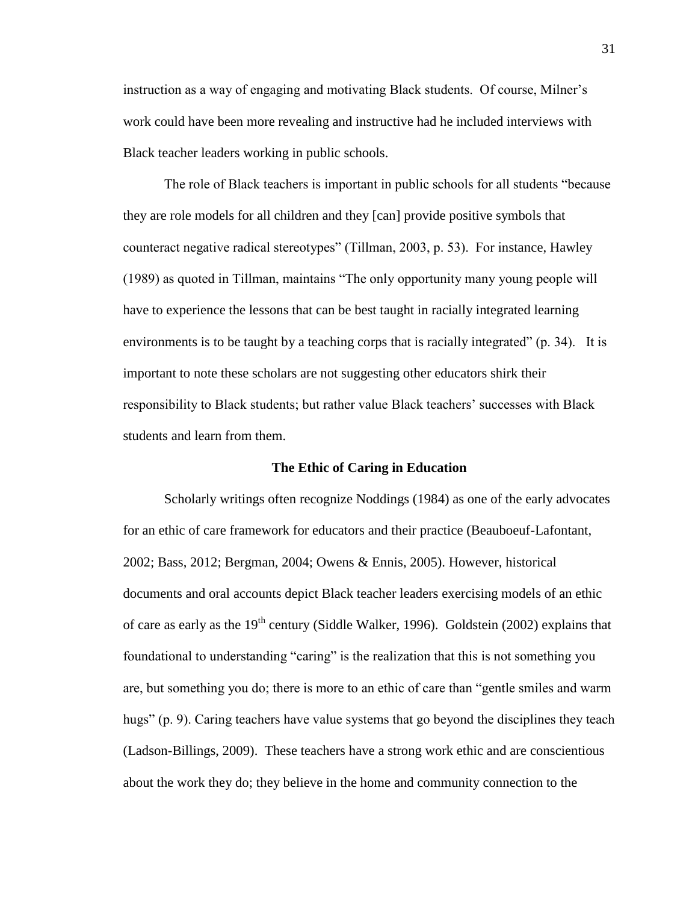instruction as a way of engaging and motivating Black students. Of course, Milner's work could have been more revealing and instructive had he included interviews with Black teacher leaders working in public schools.

The role of Black teachers is important in public schools for all students "because they are role models for all children and they [can] provide positive symbols that counteract negative radical stereotypes" (Tillman, 2003, p. 53). For instance, Hawley (1989) as quoted in Tillman, maintains "The only opportunity many young people will have to experience the lessons that can be best taught in racially integrated learning environments is to be taught by a teaching corps that is racially integrated" (p. 34). It is important to note these scholars are not suggesting other educators shirk their responsibility to Black students; but rather value Black teachers' successes with Black students and learn from them.

## The Ethic of Caring in Education

Scholarly writings often recognize Noddings (1984) as one of the early advocates for an ethic of care framework for educators and their practice (Beauboeuf-Lafontant, 2002; Bass, 2012; Bergman, 2004; Owens & Ennis, 2005). However, historical documents and oral accounts depict Black teacher leaders exercising models of an ethic of care as early as the 19th century (Siddle Walker, 1996). Goldstein (2002) explains that foundational to understanding "caring" is the realization that this is not something you are, but something you do; there is more to an ethic of care than "gentle smiles and warm hugs" (p. 9). Caring teachers have value systems that go beyond the disciplines they teach (Ladson-Billings, 2009). These teachers have a strong work ethic and are conscientious about the work they do; they believe in the home and community connection to the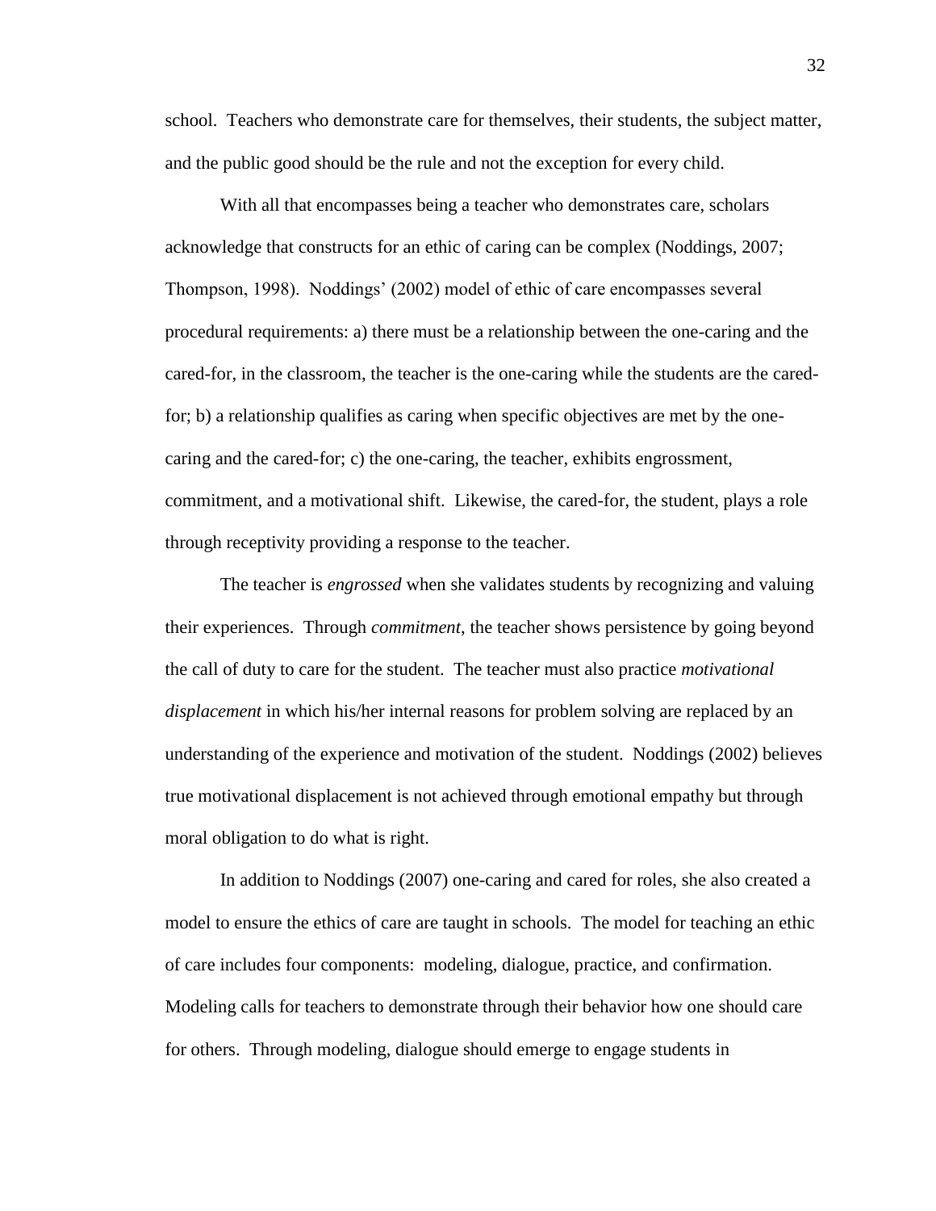school. Teachers who demonstrate care for themselves, their students, the subject matter, and the public good should be the rule and not the exception for every child.

With all that encompasses being a teacher who demonstrates care, scholars acknowledge that constructs for an ethic of caring can be complex (Noddings, 2007; Thompson, 1998). Noddings' (2002) model of ethic of care encompasses several procedural requirements: a) there must be a relationship between the one-caring and the cared-for, in the classroom, the teacher is the one-caring while the students are the cared-for; b) a relationship qualifies as caring when specific objectives are met by the one-caring and the cared-for; c) the one-caring, the teacher, exhibits engrossment, commitment, and a motivational shift. Likewise, the cared-for, the student, plays a role through receptivity providing a response to the teacher.

The teacher is *engrossed* when she validates students by recognizing and valuing their experiences. Through *commitment*, the teacher shows persistence by going beyond the call of duty to care for the student. The teacher must also practice *motivational displacement* in which his/her internal reasons for problem solving are replaced by an understanding of the experience and motivation of the student. Noddings (2002) believes true motivational displacement is not achieved through emotional empathy but through moral obligation to do what is right.

In addition to Noddings (2007) one-caring and cared for roles, she also created a model to ensure the ethics of care are taught in schools. The model for teaching an ethic of care includes four components: modeling, dialogue, practice, and confirmation. Modeling calls for teachers to demonstrate through their behavior how one should care for others. Through modeling, dialogue should emerge to engage students in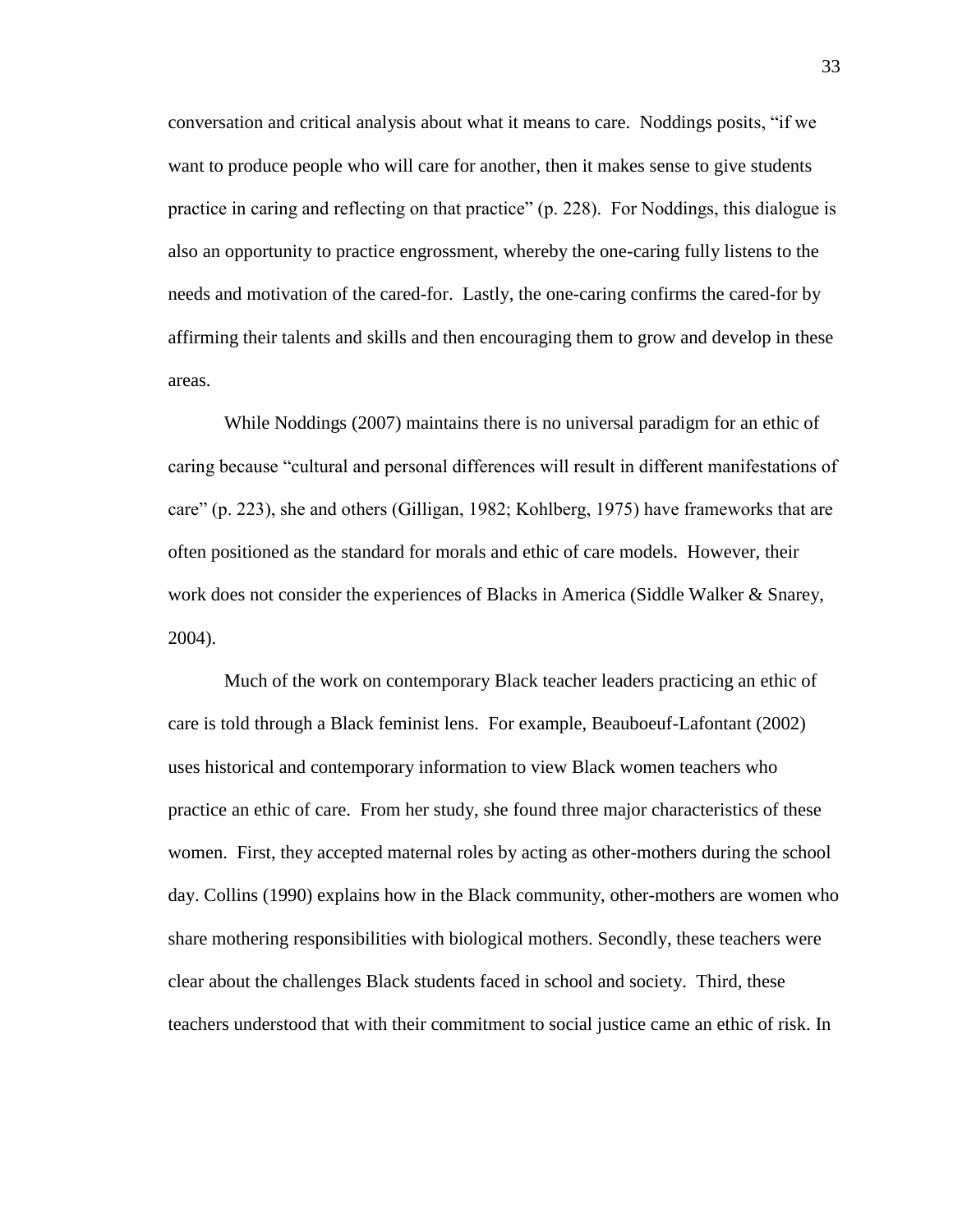conversation and critical analysis about what it means to care. Noddings posits, "if we want to produce people who will care for another, then it makes sense to give students practice in caring and reflecting on that practice" (p. 228). For Noddings, this dialogue is also an opportunity to practice engrossment, whereby the one-caring fully listens to the needs and motivation of the cared-for. Lastly, the one-caring confirms the cared-for by affirming their talents and skills and then encouraging them to grow and develop in these areas.

While Noddings (2007) maintains there is no universal paradigm for an ethic of caring because "cultural and personal differences will result in different manifestations of care" (p. 223), she and others (Gilligan, 1982; Kohlberg, 1975) have frameworks that are often positioned as the standard for morals and ethic of care models. However, their work does not consider the experiences of Blacks in America (Siddle Walker & Snarey, 2004).

Much of the work on contemporary Black teacher leaders practicing an ethic of care is told through a Black feminist lens. For example, Beauboeuf-Lafontant (2002) uses historical and contemporary information to view Black women teachers who practice an ethic of care. From her study, she found three major characteristics of these women. First, they accepted maternal roles by acting as other-mothers during the school day. Collins (1990) explains how in the Black community, other-mothers are women who share mothering responsibilities with biological mothers. Secondly, these teachers were clear about the challenges Black students faced in school and society. Third, these teachers understood that with their commitment to social justice came an ethic of risk. In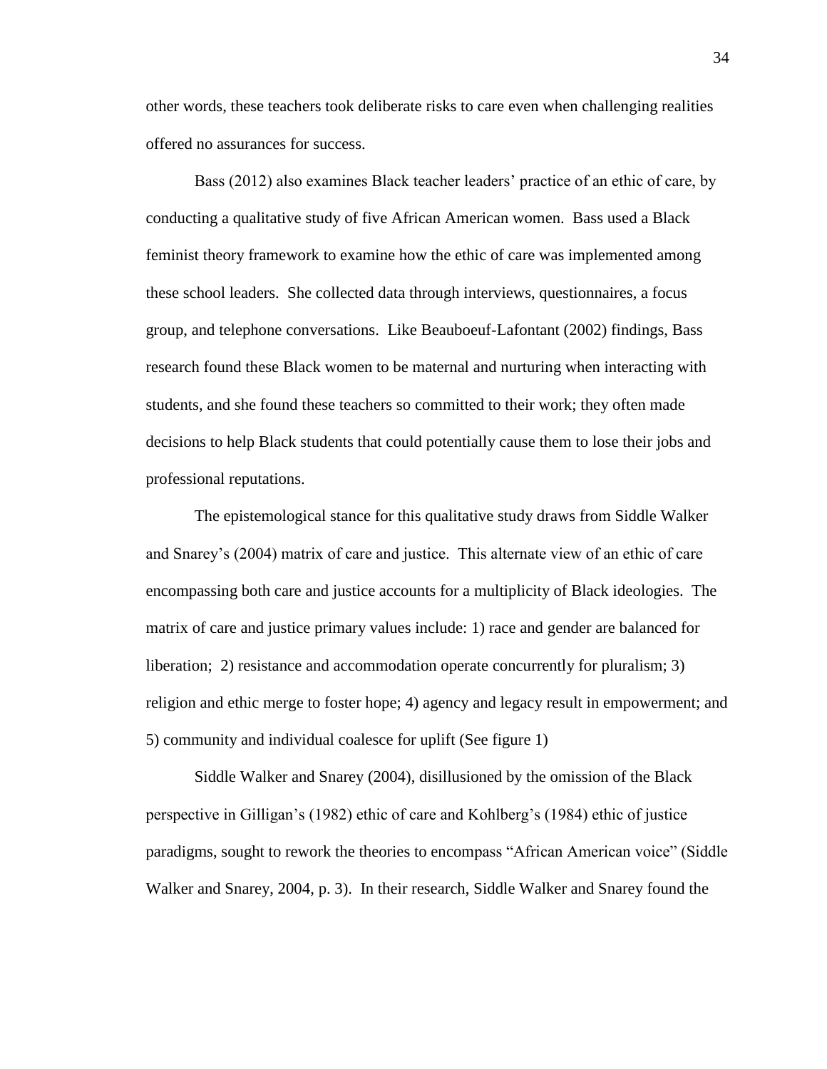other words, these teachers took deliberate risks to care even when challenging realities offered no assurances for success.

Bass (2012) also examines Black teacher leaders' practice of an ethic of care, by conducting a qualitative study of five African American women. Bass used a Black feminist theory framework to examine how the ethic of care was implemented among these school leaders. She collected data through interviews, questionnaires, a focus group, and telephone conversations. Like Beauboeuf-Lafontant (2002) findings, Bass research found these Black women to be maternal and nurturing when interacting with students, and she found these teachers so committed to their work; they often made decisions to help Black students that could potentially cause them to lose their jobs and professional reputations.

The epistemological stance for this qualitative study draws from Siddle Walker and Snarey's (2004) matrix of care and justice. This alternate view of an ethic of care encompassing both care and justice accounts for a multiplicity of Black ideologies. The matrix of care and justice primary values include: 1) race and gender are balanced for liberation; 2) resistance and accommodation operate concurrently for pluralism; 3) religion and ethic merge to foster hope; 4) agency and legacy result in empowerment; and 5) community and individual coalesce for uplift (See figure 1)

Siddle Walker and Snarey (2004), disillusioned by the omission of the Black perspective in Gilligan's (1982) ethic of care and Kohlberg's (1984) ethic of justice paradigms, sought to rework the theories to encompass "African American voice" (Siddle Walker and Snarey, 2004, p. 3). In their research, Siddle Walker and Snarey found the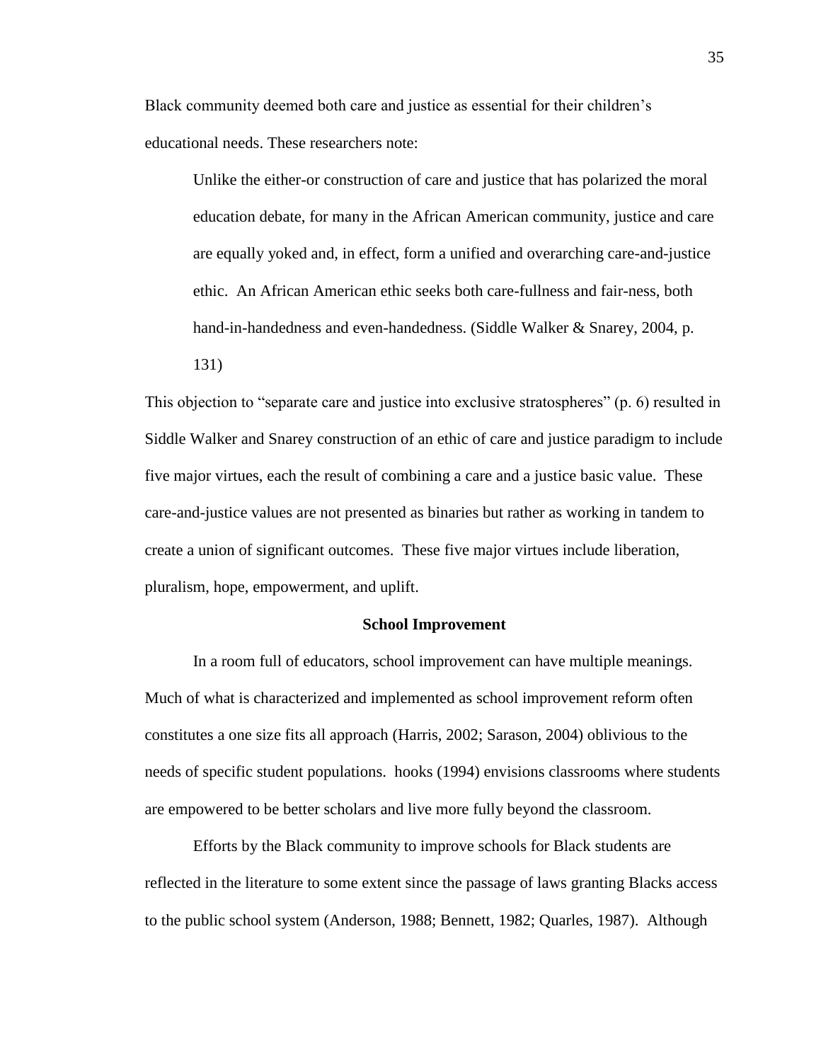Black community deemed both care and justice as essential for their children's educational needs. These researchers note:

> Unlike the either-or construction of care and justice that has polarized the moral education debate, for many in the African American community, justice and care are equally yoked and, in effect, form a unified and overarching care-and-justice ethic. An African American ethic seeks both care-fullness and fair-ness, both hand-in-handedness and even-handedness. (Siddle Walker & Snarey, 2004, p. 131)

This objection to "separate care and justice into exclusive stratospheres" (p. 6) resulted in Siddle Walker and Snarey construction of an ethic of care and justice paradigm to include five major virtues, each the result of combining a care and a justice basic value. These care-and-justice values are not presented as binaries but rather as working in tandem to create a union of significant outcomes. These five major virtues include liberation, pluralism, hope, empowerment, and uplift.

## School Improvement

In a room full of educators, school improvement can have multiple meanings. Much of what is characterized and implemented as school improvement reform often constitutes a one size fits all approach (Harris, 2002; Sarason, 2004) oblivious to the needs of specific student populations. hooks (1994) envisions classrooms where students are empowered to be better scholars and live more fully beyond the classroom.

Efforts by the Black community to improve schools for Black students are reflected in the literature to some extent since the passage of laws granting Blacks access to the public school system (Anderson, 1988; Bennett, 1982; Quarles, 1987). Although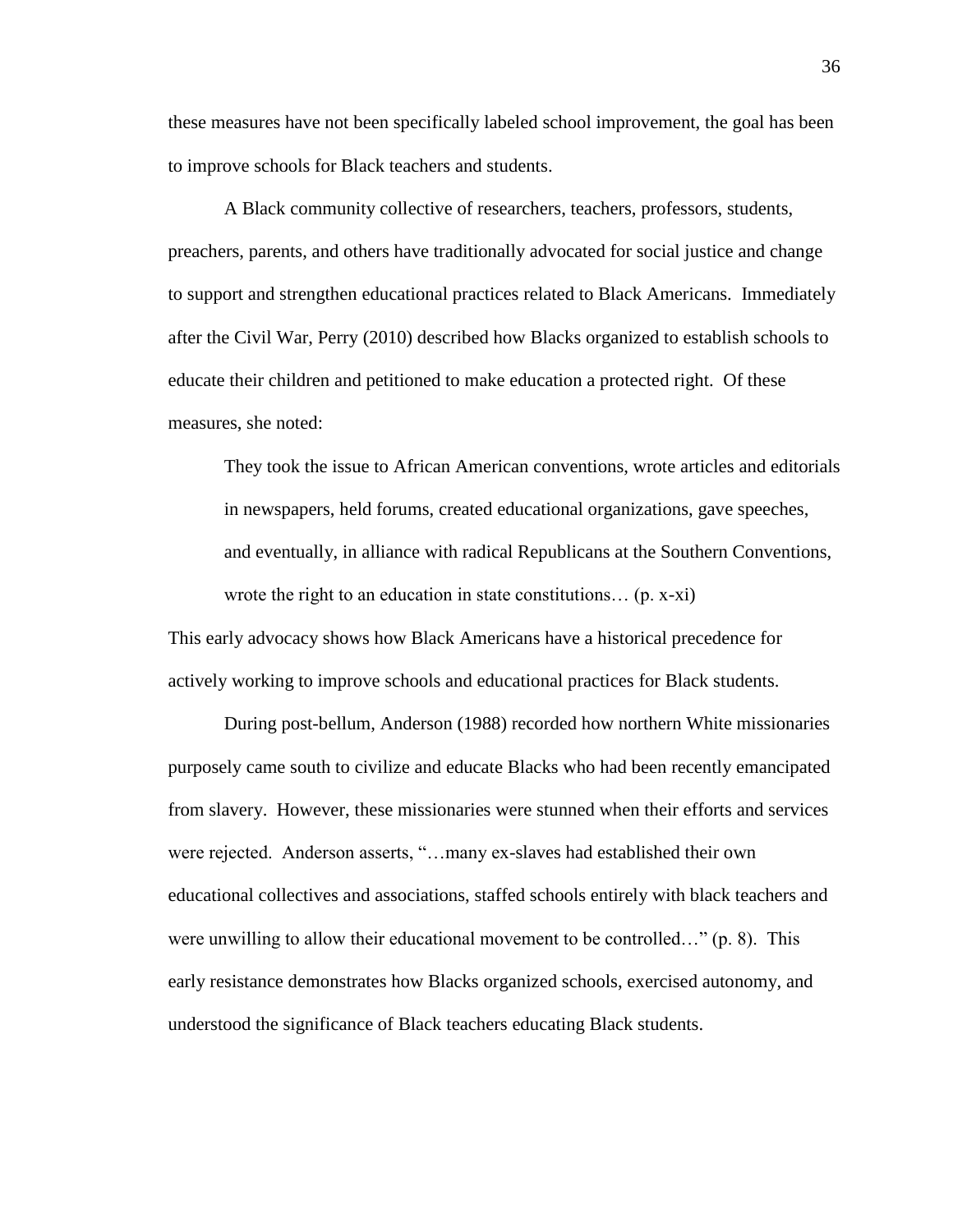these measures have not been specifically labeled school improvement, the goal has been to improve schools for Black teachers and students.

A Black community collective of researchers, teachers, professors, students, preachers, parents, and others have traditionally advocated for social justice and change to support and strengthen educational practices related to Black Americans. Immediately after the Civil War, Perry (2010) described how Blacks organized to establish schools to educate their children and petitioned to make education a protected right. Of these measures, she noted:

> They took the issue to African American conventions, wrote articles and editorials in newspapers, held forums, created educational organizations, gave speeches, and eventually, in alliance with radical Republicans at the Southern Conventions, wrote the right to an education in state constitutions… (p. x-xi)

This early advocacy shows how Black Americans have a historical precedence for actively working to improve schools and educational practices for Black students.

During post-bellum, Anderson (1988) recorded how northern White missionaries purposely came south to civilize and educate Blacks who had been recently emancipated from slavery. However, these missionaries were stunned when their efforts and services were rejected. Anderson asserts, "…many ex-slaves had established their own educational collectives and associations, staffed schools entirely with black teachers and were unwilling to allow their educational movement to be controlled…" (p. 8). This early resistance demonstrates how Blacks organized schools, exercised autonomy, and understood the significance of Black teachers educating Black students.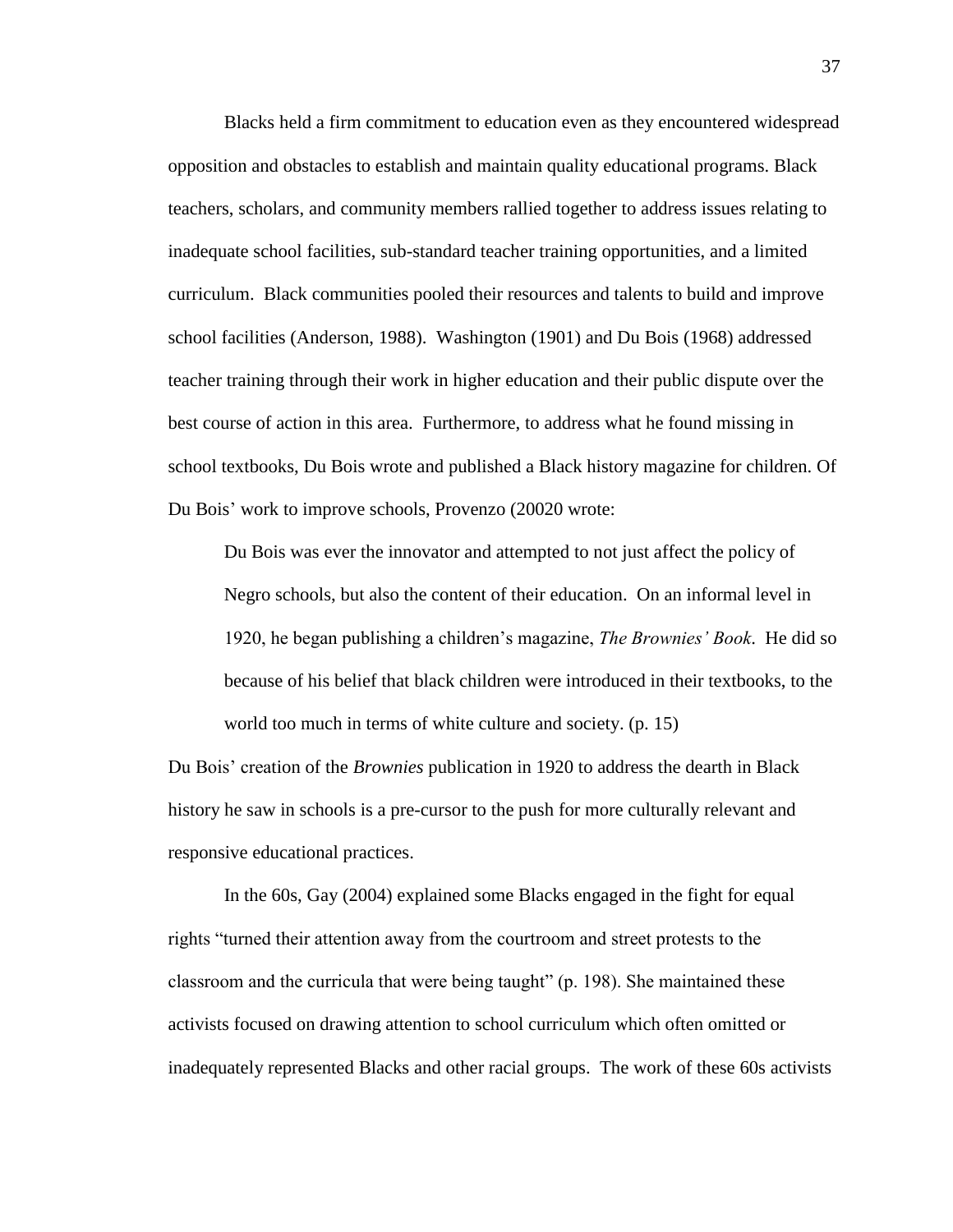Blacks held a firm commitment to education even as they encountered widespread opposition and obstacles to establish and maintain quality educational programs. Black teachers, scholars, and community members rallied together to address issues relating to inadequate school facilities, sub-standard teacher training opportunities, and a limited curriculum. Black communities pooled their resources and talents to build and improve school facilities (Anderson, 1988). Washington (1901) and Du Bois (1968) addressed teacher training through their work in higher education and their public dispute over the best course of action in this area. Furthermore, to address what he found missing in school textbooks, Du Bois wrote and published a Black history magazine for children. Of Du Bois' work to improve schools, Provenzo (20020 wrote:

> Du Bois was ever the innovator and attempted to not just affect the policy of Negro schools, but also the content of their education. On an informal level in 1920, he began publishing a children's magazine, *The Brownies' Book*. He did so because of his belief that black children were introduced in their textbooks, to the world too much in terms of white culture and society. (p. 15)

Du Bois' creation of the *Brownies* publication in 1920 to address the dearth in Black history he saw in schools is a pre-cursor to the push for more culturally relevant and responsive educational practices.

In the 60s, Gay (2004) explained some Blacks engaged in the fight for equal rights "turned their attention away from the courtroom and street protests to the classroom and the curricula that were being taught" (p. 198). She maintained these activists focused on drawing attention to school curriculum which often omitted or inadequately represented Blacks and other racial groups. The work of these 60s activists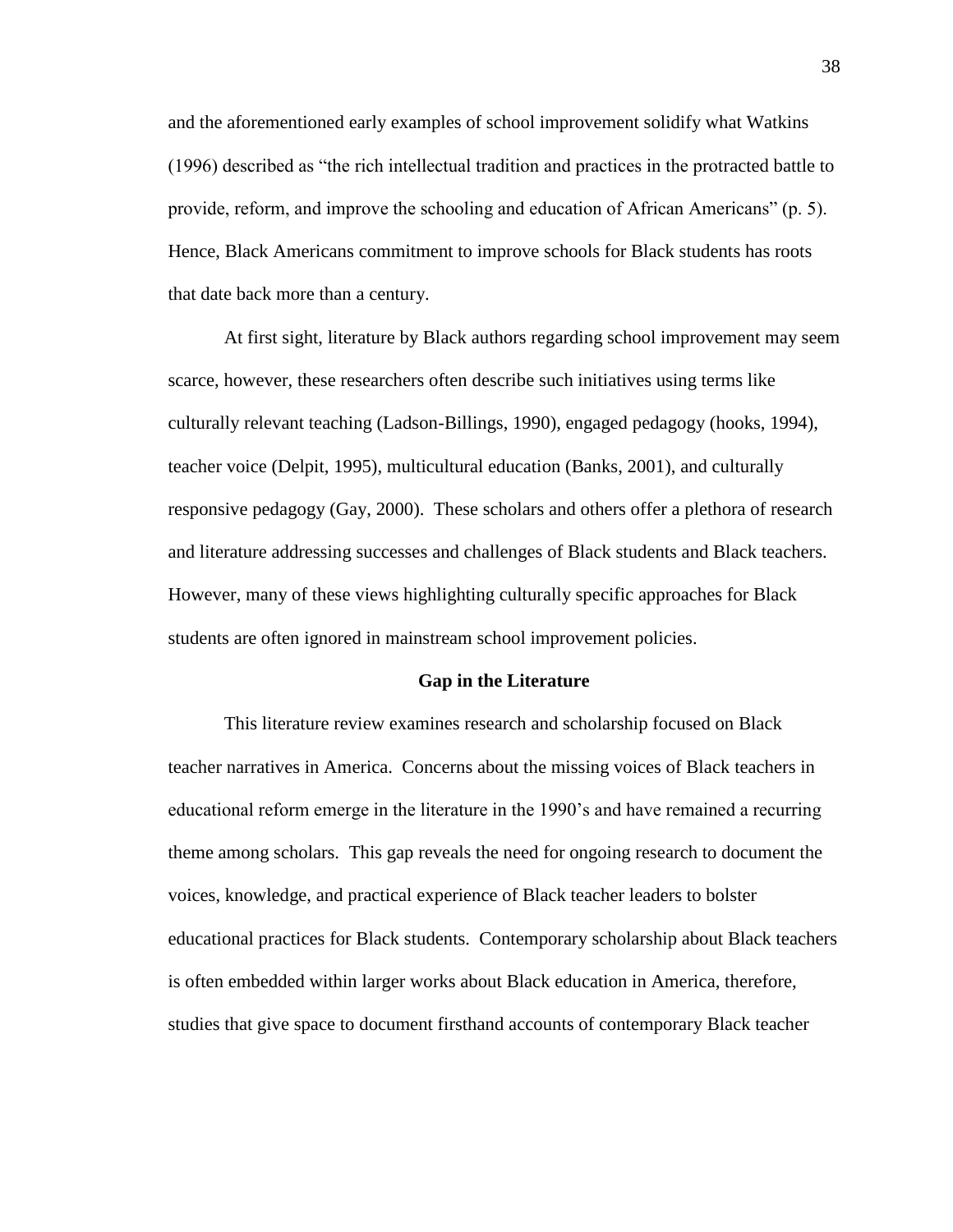and the aforementioned early examples of school improvement solidify what Watkins (1996) described as "the rich intellectual tradition and practices in the protracted battle to provide, reform, and improve the schooling and education of African Americans" (p. 5). Hence, Black Americans commitment to improve schools for Black students has roots that date back more than a century.

At first sight, literature by Black authors regarding school improvement may seem scarce, however, these researchers often describe such initiatives using terms like culturally relevant teaching (Ladson-Billings, 1990), engaged pedagogy (hooks, 1994), teacher voice (Delpit, 1995), multicultural education (Banks, 2001), and culturally responsive pedagogy (Gay, 2000). These scholars and others offer a plethora of research and literature addressing successes and challenges of Black students and Black teachers. However, many of these views highlighting culturally specific approaches for Black students are often ignored in mainstream school improvement policies.

## Gap in the Literature

This literature review examines research and scholarship focused on Black teacher narratives in America. Concerns about the missing voices of Black teachers in educational reform emerge in the literature in the 1990's and have remained a recurring theme among scholars. This gap reveals the need for ongoing research to document the voices, knowledge, and practical experience of Black teacher leaders to bolster educational practices for Black students. Contemporary scholarship about Black teachers is often embedded within larger works about Black education in America, therefore, studies that give space to document firsthand accounts of contemporary Black teacher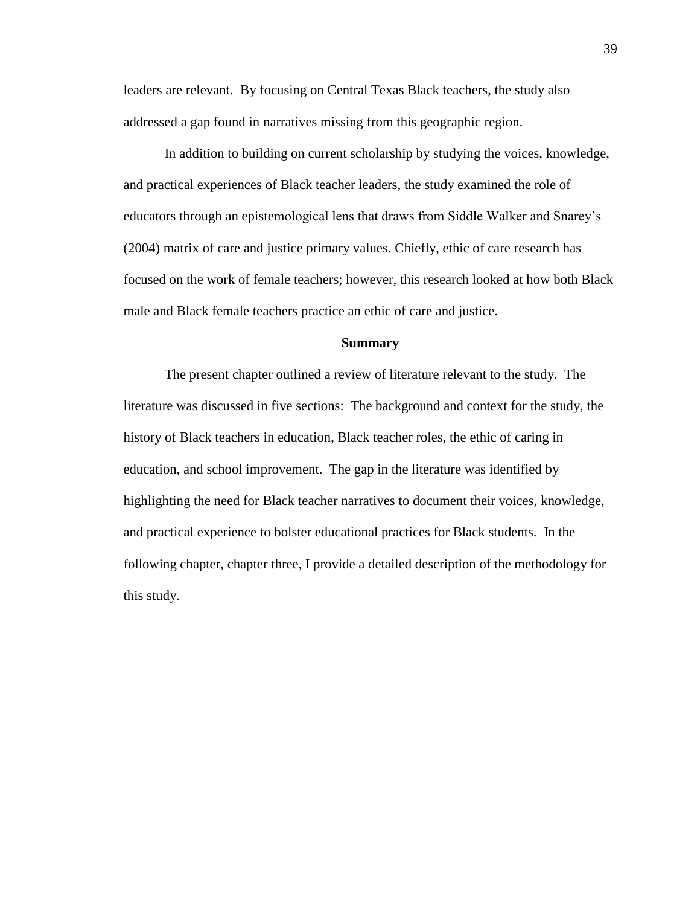leaders are relevant. By focusing on Central Texas Black teachers, the study also addressed a gap found in narratives missing from this geographic region.

In addition to building on current scholarship by studying the voices, knowledge, and practical experiences of Black teacher leaders, the study examined the role of educators through an epistemological lens that draws from Siddle Walker and Snarey's (2004) matrix of care and justice primary values. Chiefly, ethic of care research has focused on the work of female teachers; however, this research looked at how both Black male and Black female teachers practice an ethic of care and justice.

## Summary

The present chapter outlined a review of literature relevant to the study. The literature was discussed in five sections: The background and context for the study, the history of Black teachers in education, Black teacher roles, the ethic of caring in education, and school improvement. The gap in the literature was identified by highlighting the need for Black teacher narratives to document their voices, knowledge, and practical experience to bolster educational practices for Black students. In the following chapter, chapter three, I provide a detailed description of the methodology for this study.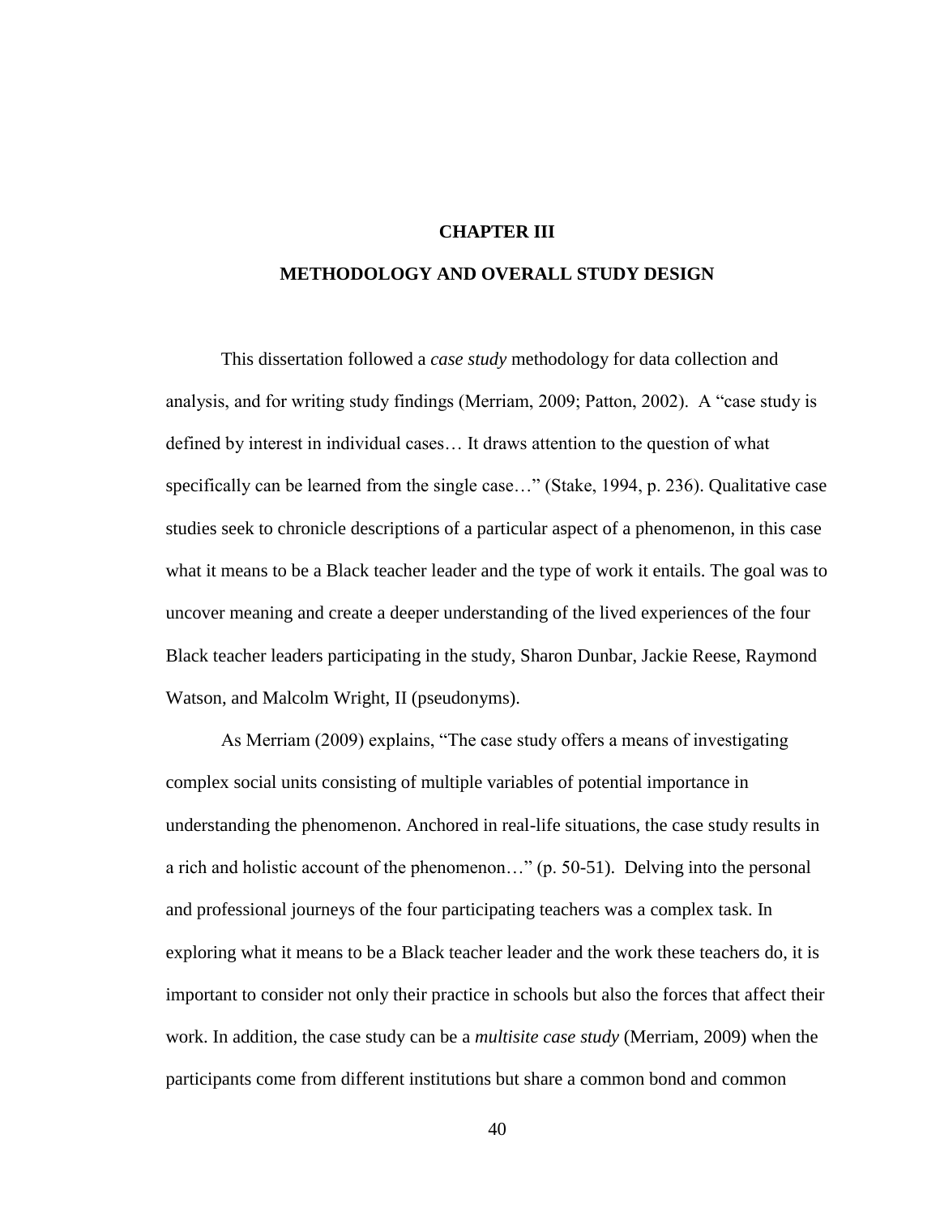# CHAPTER III

## METHODOLOGY AND OVERALL STUDY DESIGN

This dissertation followed a *case study* methodology for data collection and analysis, and for writing study findings (Merriam, 2009; Patton, 2002). A "case study is defined by interest in individual cases… It draws attention to the question of what specifically can be learned from the single case…" (Stake, 1994, p. 236). Qualitative case studies seek to chronicle descriptions of a particular aspect of a phenomenon, in this case what it means to be a Black teacher leader and the type of work it entails. The goal was to uncover meaning and create a deeper understanding of the lived experiences of the four Black teacher leaders participating in the study, Sharon Dunbar, Jackie Reese, Raymond Watson, and Malcolm Wright, II (pseudonyms).

As Merriam (2009) explains, "The case study offers a means of investigating complex social units consisting of multiple variables of potential importance in understanding the phenomenon. Anchored in real-life situations, the case study results in a rich and holistic account of the phenomenon…" (p. 50-51). Delving into the personal and professional journeys of the four participating teachers was a complex task. In exploring what it means to be a Black teacher leader and the work these teachers do, it is important to consider not only their practice in schools but also the forces that affect their work. In addition, the case study can be a *multisite case study* (Merriam, 2009) when the participants come from different institutions but share a common bond and common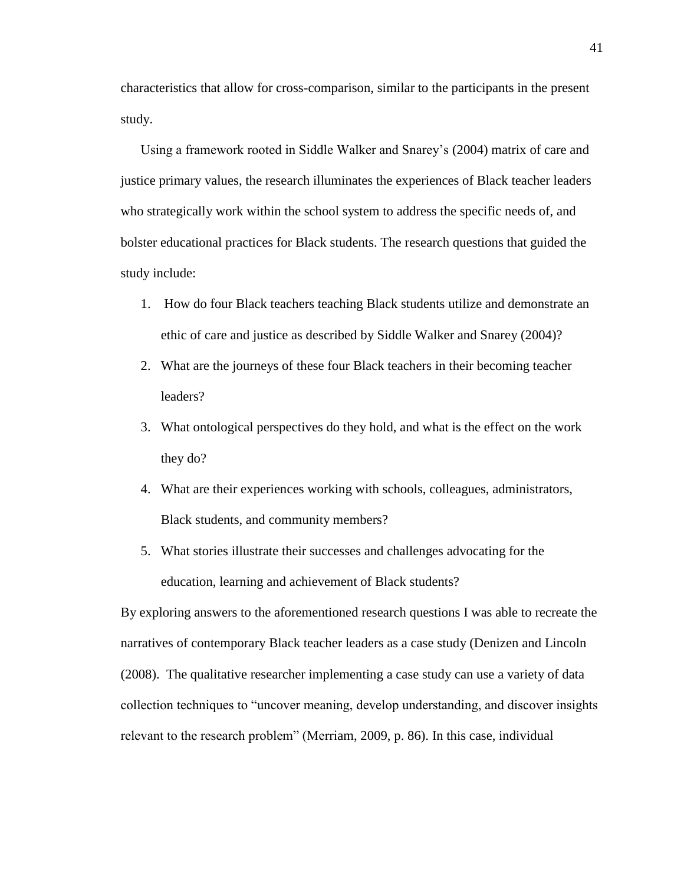characteristics that allow for cross-comparison, similar to the participants in the present study.

Using a framework rooted in Siddle Walker and Snarey's (2004) matrix of care and justice primary values, the research illuminates the experiences of Black teacher leaders who strategically work within the school system to address the specific needs of, and bolster educational practices for Black students. The research questions that guided the study include:

1. How do four Black teachers teaching Black students utilize and demonstrate an ethic of care and justice as described by Siddle Walker and Snarey (2004)?
2. What are the journeys of these four Black teachers in their becoming teacher leaders?
3. What ontological perspectives do they hold, and what is the effect on the work they do?
4. What are their experiences working with schools, colleagues, administrators, Black students, and community members?
5. What stories illustrate their successes and challenges advocating for the education, learning and achievement of Black students?

By exploring answers to the aforementioned research questions I was able to recreate the narratives of contemporary Black teacher leaders as a case study (Denizen and Lincoln (2008). The qualitative researcher implementing a case study can use a variety of data collection techniques to "uncover meaning, develop understanding, and discover insights relevant to the research problem" (Merriam, 2009, p. 86). In this case, individual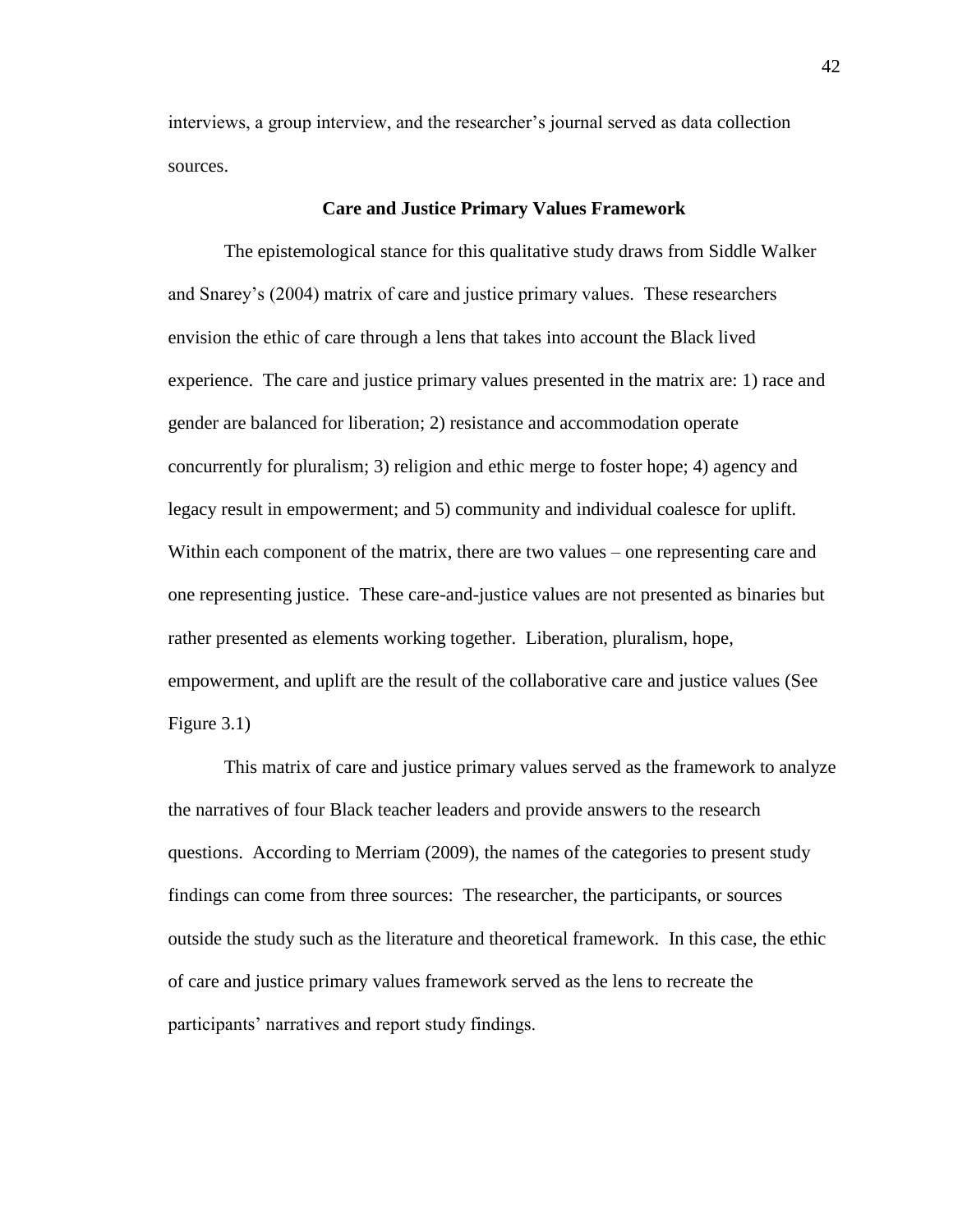interviews, a group interview, and the researcher's journal served as data collection sources.

## Care and Justice Primary Values Framework

The epistemological stance for this qualitative study draws from Siddle Walker and Snarey's (2004) matrix of care and justice primary values. These researchers envision the ethic of care through a lens that takes into account the Black lived experience. The care and justice primary values presented in the matrix are: 1) race and gender are balanced for liberation; 2) resistance and accommodation operate concurrently for pluralism; 3) religion and ethic merge to foster hope; 4) agency and legacy result in empowerment; and 5) community and individual coalesce for uplift. Within each component of the matrix, there are two values – one representing care and one representing justice. These care-and-justice values are not presented as binaries but rather presented as elements working together. Liberation, pluralism, hope, empowerment, and uplift are the result of the collaborative care and justice values (See Figure 3.1)

This matrix of care and justice primary values served as the framework to analyze the narratives of four Black teacher leaders and provide answers to the research questions. According to Merriam (2009), the names of the categories to present study findings can come from three sources: The researcher, the participants, or sources outside the study such as the literature and theoretical framework. In this case, the ethic of care and justice primary values framework served as the lens to recreate the participants' narratives and report study findings.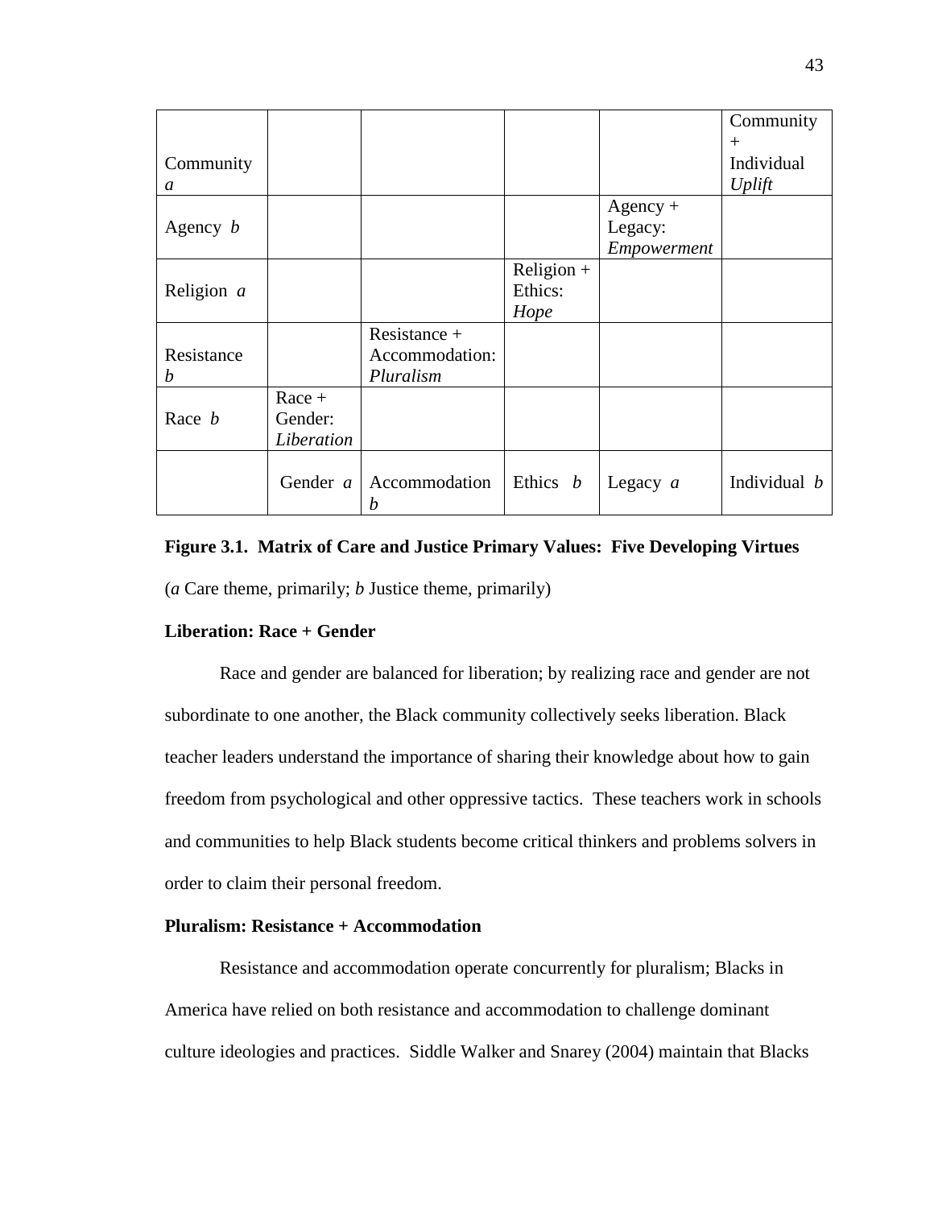| | | | | | |
|---|---|---|---|---|---|
| Community *a* | | | | | Community + Individual *Uplift* |
| Agency *b* | | | | Agency + Legacy: *Empowerment* | |
| Religion *a* | | | Religion + Ethics: *Hope* | | |
| Resistance *b* | | Resistance + Accommodation: *Pluralism* | | | |
| Race *b* | Race + Gender: *Liberation* | | | | |
| | Gender *a* | Accommodation *b* | Ethics *b* | Legacy *a* | Individual *b* |

**Figure 3.1. Matrix of Care and Justice Primary Values: Five Developing Virtues**

(*a* Care theme, primarily; *b* Justice theme, primarily)

**Liberation: Race + Gender**

Race and gender are balanced for liberation; by realizing race and gender are not subordinate to one another, the Black community collectively seeks liberation. Black teacher leaders understand the importance of sharing their knowledge about how to gain freedom from psychological and other oppressive tactics. These teachers work in schools and communities to help Black students become critical thinkers and problems solvers in order to claim their personal freedom.

**Pluralism: Resistance + Accommodation**

Resistance and accommodation operate concurrently for pluralism; Blacks in America have relied on both resistance and accommodation to challenge dominant culture ideologies and practices. Siddle Walker and Snarey (2004) maintain that Blacks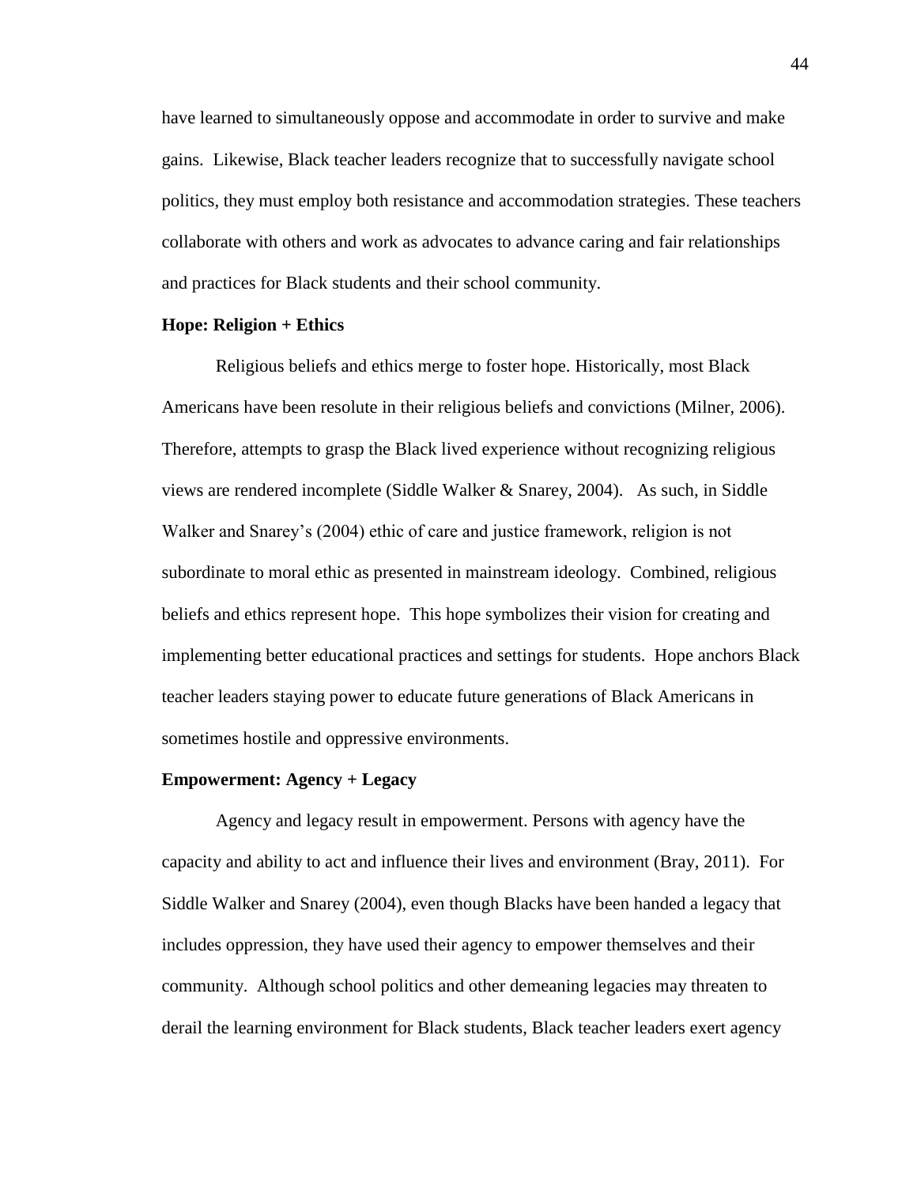have learned to simultaneously oppose and accommodate in order to survive and make gains. Likewise, Black teacher leaders recognize that to successfully navigate school politics, they must employ both resistance and accommodation strategies. These teachers collaborate with others and work as advocates to advance caring and fair relationships and practices for Black students and their school community.

**Hope: Religion + Ethics**

Religious beliefs and ethics merge to foster hope. Historically, most Black Americans have been resolute in their religious beliefs and convictions (Milner, 2006). Therefore, attempts to grasp the Black lived experience without recognizing religious views are rendered incomplete (Siddle Walker & Snarey, 2004). As such, in Siddle Walker and Snarey's (2004) ethic of care and justice framework, religion is not subordinate to moral ethic as presented in mainstream ideology. Combined, religious beliefs and ethics represent hope. This hope symbolizes their vision for creating and implementing better educational practices and settings for students. Hope anchors Black teacher leaders staying power to educate future generations of Black Americans in sometimes hostile and oppressive environments.

**Empowerment: Agency + Legacy**

Agency and legacy result in empowerment. Persons with agency have the capacity and ability to act and influence their lives and environment (Bray, 2011). For Siddle Walker and Snarey (2004), even though Blacks have been handed a legacy that includes oppression, they have used their agency to empower themselves and their community. Although school politics and other demeaning legacies may threaten to derail the learning environment for Black students, Black teacher leaders exert agency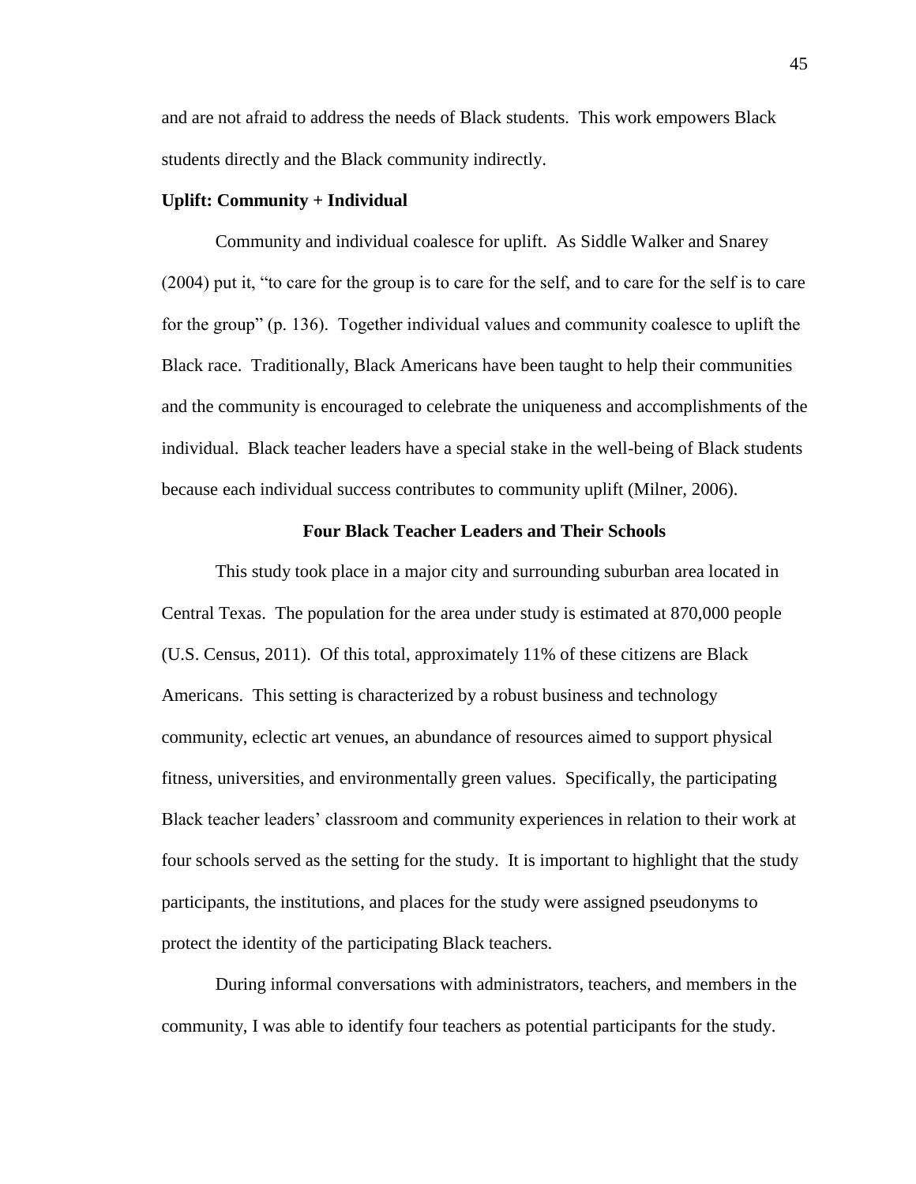and are not afraid to address the needs of Black students. This work empowers Black students directly and the Black community indirectly.

**Uplift: Community + Individual**

Community and individual coalesce for uplift. As Siddle Walker and Snarey (2004) put it, "to care for the group is to care for the self, and to care for the self is to care for the group" (p. 136). Together individual values and community coalesce to uplift the Black race. Traditionally, Black Americans have been taught to help their communities and the community is encouraged to celebrate the uniqueness and accomplishments of the individual. Black teacher leaders have a special stake in the well-being of Black students because each individual success contributes to community uplift (Milner, 2006).

## Four Black Teacher Leaders and Their Schools

This study took place in a major city and surrounding suburban area located in Central Texas. The population for the area under study is estimated at 870,000 people (U.S. Census, 2011). Of this total, approximately 11% of these citizens are Black Americans. This setting is characterized by a robust business and technology community, eclectic art venues, an abundance of resources aimed to support physical fitness, universities, and environmentally green values. Specifically, the participating Black teacher leaders' classroom and community experiences in relation to their work at four schools served as the setting for the study. It is important to highlight that the study participants, the institutions, and places for the study were assigned pseudonyms to protect the identity of the participating Black teachers.

During informal conversations with administrators, teachers, and members in the community, I was able to identify four teachers as potential participants for the study.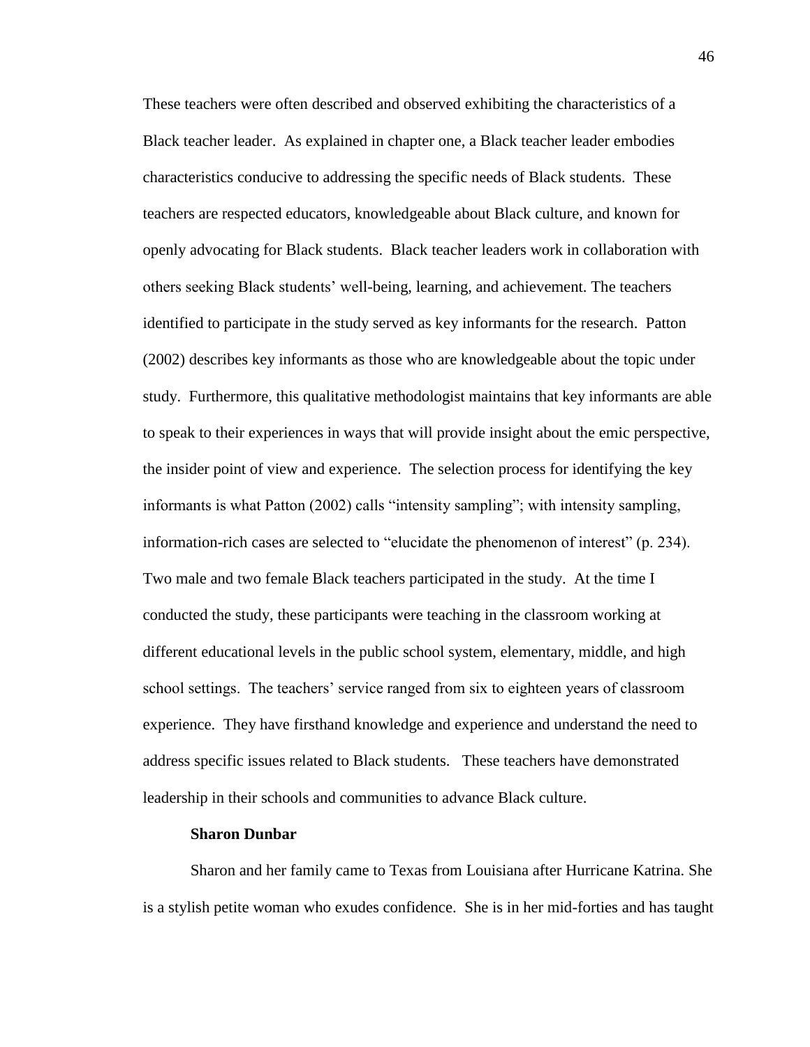These teachers were often described and observed exhibiting the characteristics of a Black teacher leader. As explained in chapter one, a Black teacher leader embodies characteristics conducive to addressing the specific needs of Black students. These teachers are respected educators, knowledgeable about Black culture, and known for openly advocating for Black students. Black teacher leaders work in collaboration with others seeking Black students' well-being, learning, and achievement. The teachers identified to participate in the study served as key informants for the research. Patton (2002) describes key informants as those who are knowledgeable about the topic under study. Furthermore, this qualitative methodologist maintains that key informants are able to speak to their experiences in ways that will provide insight about the emic perspective, the insider point of view and experience. The selection process for identifying the key informants is what Patton (2002) calls "intensity sampling"; with intensity sampling, information-rich cases are selected to "elucidate the phenomenon of interest" (p. 234). Two male and two female Black teachers participated in the study. At the time I conducted the study, these participants were teaching in the classroom working at different educational levels in the public school system, elementary, middle, and high school settings. The teachers' service ranged from six to eighteen years of classroom experience. They have firsthand knowledge and experience and understand the need to address specific issues related to Black students. These teachers have demonstrated leadership in their schools and communities to advance Black culture.

**Sharon Dunbar**

Sharon and her family came to Texas from Louisiana after Hurricane Katrina. She is a stylish petite woman who exudes confidence. She is in her mid-forties and has taught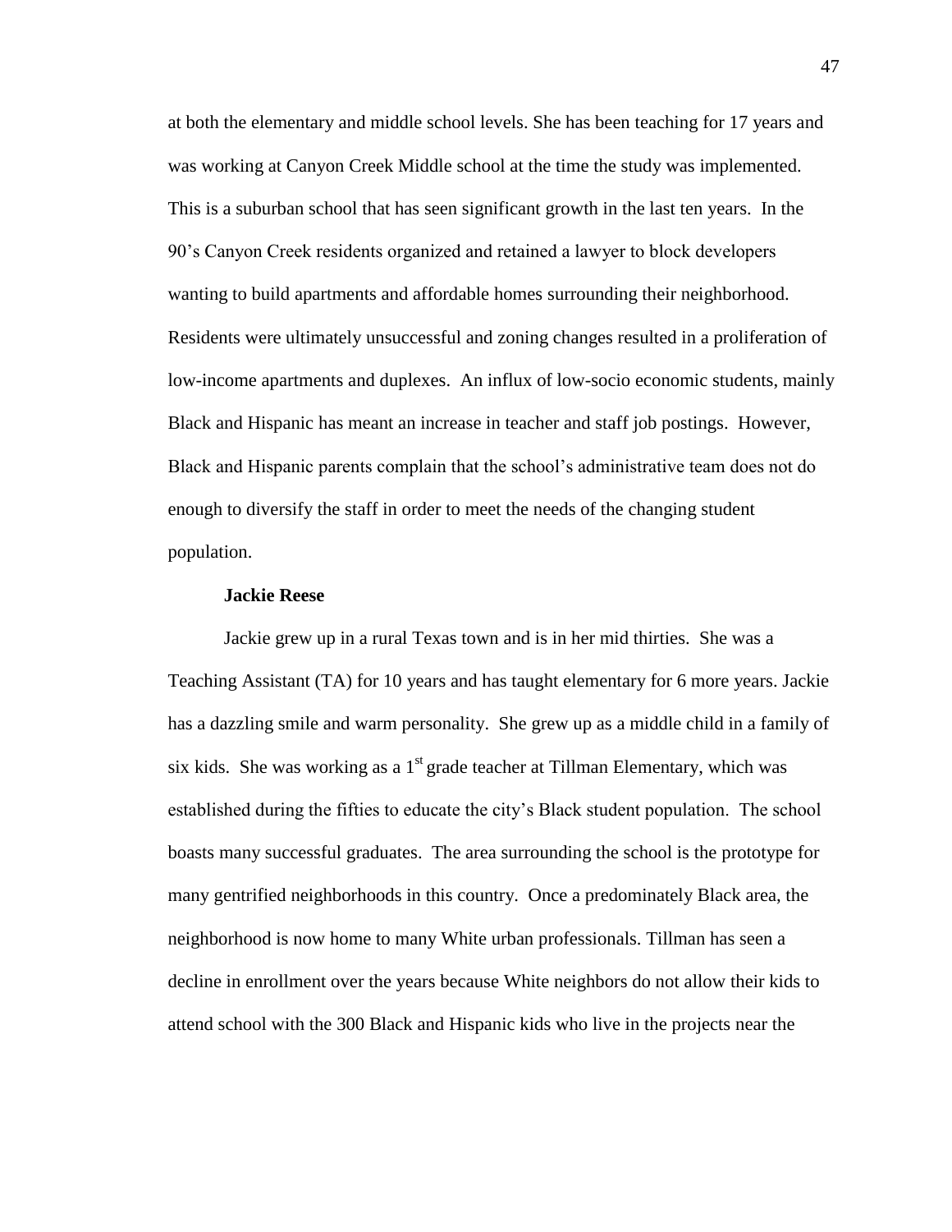at both the elementary and middle school levels. She has been teaching for 17 years and was working at Canyon Creek Middle school at the time the study was implemented. This is a suburban school that has seen significant growth in the last ten years. In the 90's Canyon Creek residents organized and retained a lawyer to block developers wanting to build apartments and affordable homes surrounding their neighborhood. Residents were ultimately unsuccessful and zoning changes resulted in a proliferation of low-income apartments and duplexes. An influx of low-socio economic students, mainly Black and Hispanic has meant an increase in teacher and staff job postings. However, Black and Hispanic parents complain that the school's administrative team does not do enough to diversify the staff in order to meet the needs of the changing student population.

**Jackie Reese**

Jackie grew up in a rural Texas town and is in her mid thirties. She was a Teaching Assistant (TA) for 10 years and has taught elementary for 6 more years. Jackie has a dazzling smile and warm personality. She grew up as a middle child in a family of six kids. She was working as a 1st grade teacher at Tillman Elementary, which was established during the fifties to educate the city's Black student population. The school boasts many successful graduates. The area surrounding the school is the prototype for many gentrified neighborhoods in this country. Once a predominately Black area, the neighborhood is now home to many White urban professionals. Tillman has seen a decline in enrollment over the years because White neighbors do not allow their kids to attend school with the 300 Black and Hispanic kids who live in the projects near the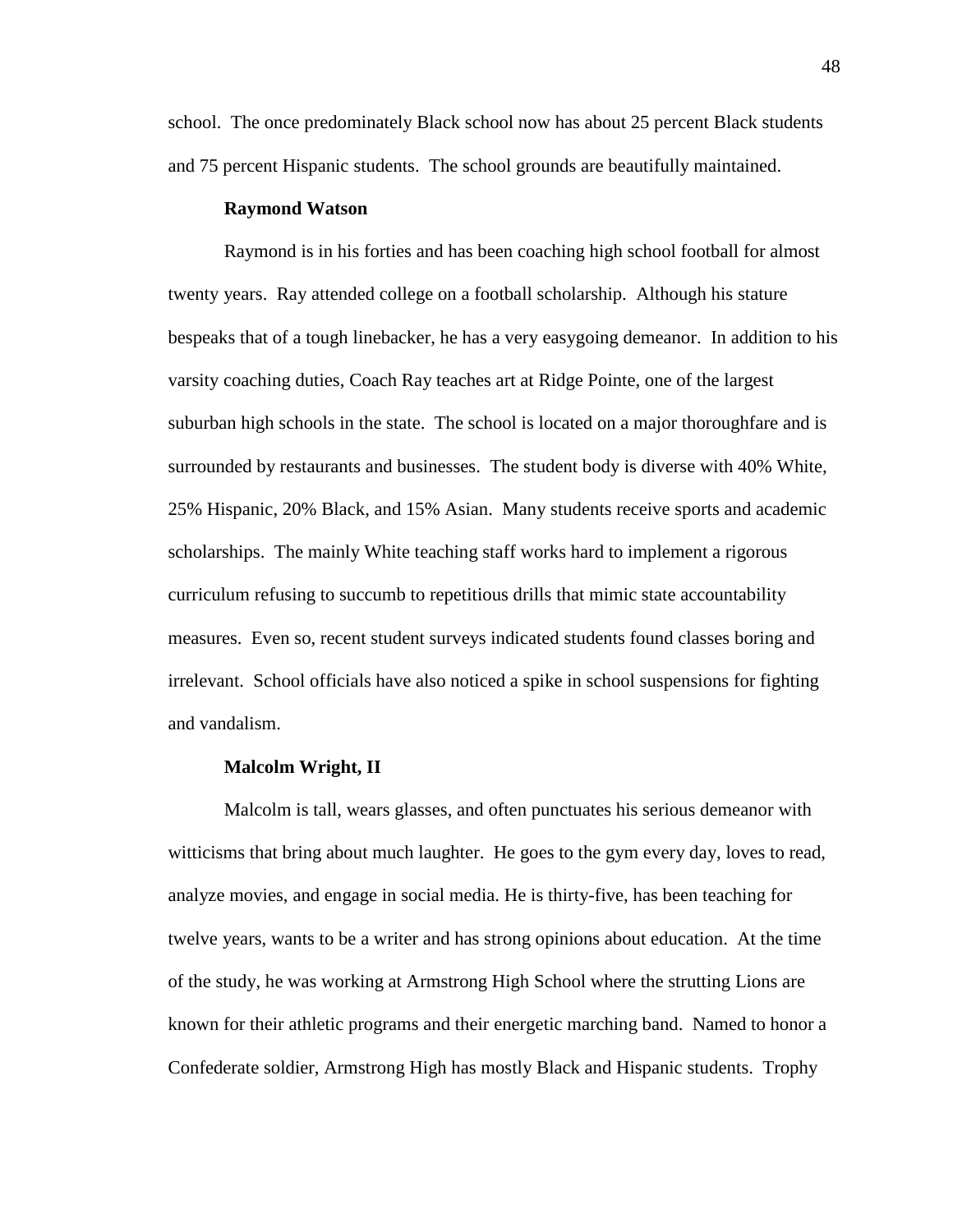school. The once predominately Black school now has about 25 percent Black students and 75 percent Hispanic students. The school grounds are beautifully maintained.

### Raymond Watson

Raymond is in his forties and has been coaching high school football for almost twenty years. Ray attended college on a football scholarship. Although his stature bespeaks that of a tough linebacker, he has a very easygoing demeanor. In addition to his varsity coaching duties, Coach Ray teaches art at Ridge Pointe, one of the largest suburban high schools in the state. The school is located on a major thoroughfare and is surrounded by restaurants and businesses. The student body is diverse with 40% White, 25% Hispanic, 20% Black, and 15% Asian. Many students receive sports and academic scholarships. The mainly White teaching staff works hard to implement a rigorous curriculum refusing to succumb to repetitious drills that mimic state accountability measures. Even so, recent student surveys indicated students found classes boring and irrelevant. School officials have also noticed a spike in school suspensions for fighting and vandalism.

### Malcolm Wright, II

Malcolm is tall, wears glasses, and often punctuates his serious demeanor with witticisms that bring about much laughter. He goes to the gym every day, loves to read, analyze movies, and engage in social media. He is thirty-five, has been teaching for twelve years, wants to be a writer and has strong opinions about education. At the time of the study, he was working at Armstrong High School where the strutting Lions are known for their athletic programs and their energetic marching band. Named to honor a Confederate soldier, Armstrong High has mostly Black and Hispanic students. Trophy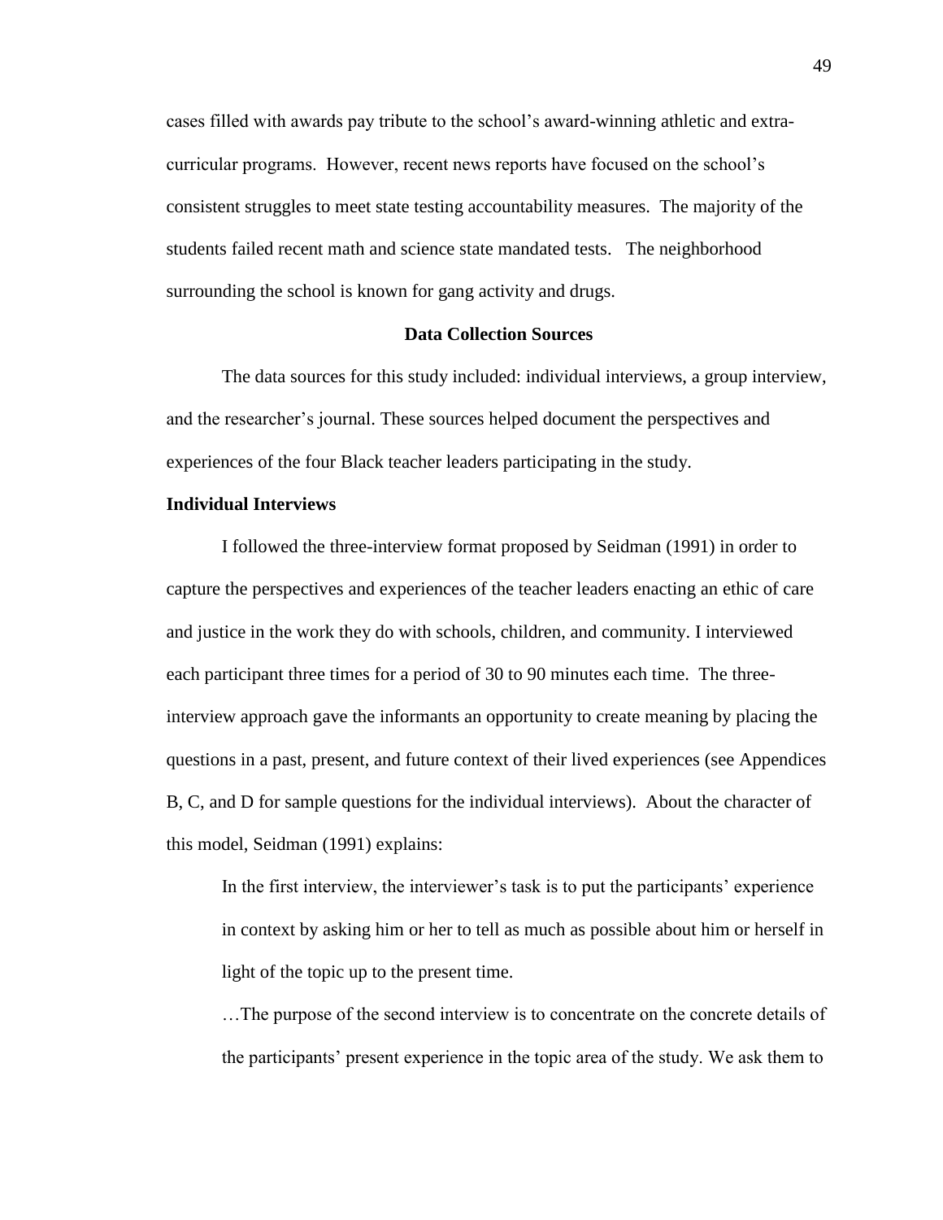cases filled with awards pay tribute to the school's award-winning athletic and extra-curricular programs. However, recent news reports have focused on the school's consistent struggles to meet state testing accountability measures. The majority of the students failed recent math and science state mandated tests. The neighborhood surrounding the school is known for gang activity and drugs.

## Data Collection Sources

The data sources for this study included: individual interviews, a group interview, and the researcher's journal. These sources helped document the perspectives and experiences of the four Black teacher leaders participating in the study.

### Individual Interviews

I followed the three-interview format proposed by Seidman (1991) in order to capture the perspectives and experiences of the teacher leaders enacting an ethic of care and justice in the work they do with schools, children, and community. I interviewed each participant three times for a period of 30 to 90 minutes each time. The three-interview approach gave the informants an opportunity to create meaning by placing the questions in a past, present, and future context of their lived experiences (see Appendices B, C, and D for sample questions for the individual interviews). About the character of this model, Seidman (1991) explains:

> In the first interview, the interviewer's task is to put the participants' experience in context by asking him or her to tell as much as possible about him or herself in light of the topic up to the present time.
>
> …The purpose of the second interview is to concentrate on the concrete details of the participants' present experience in the topic area of the study. We ask them to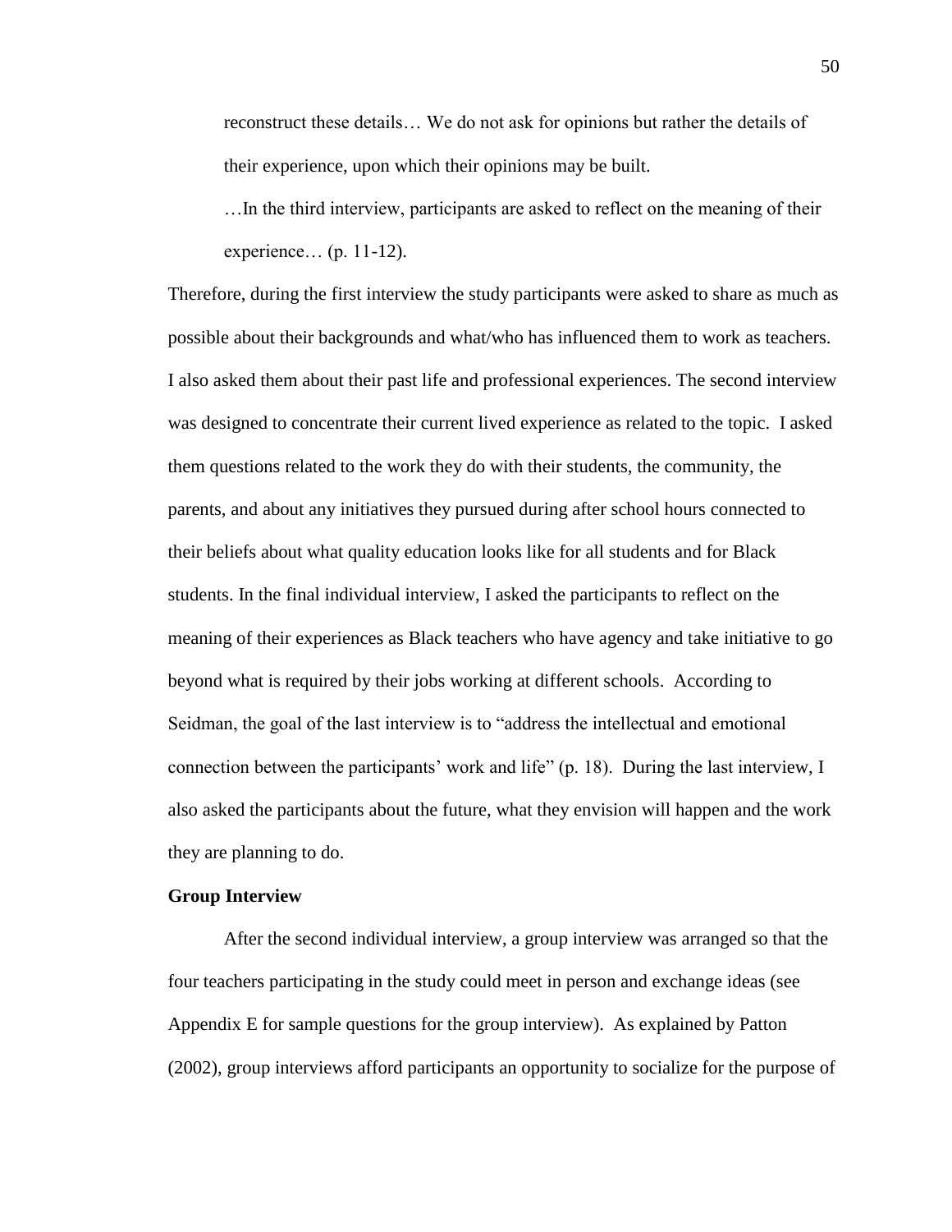> reconstruct these details… We do not ask for opinions but rather the details of their experience, upon which their opinions may be built.
>
> …In the third interview, participants are asked to reflect on the meaning of their experience… (p. 11-12).

Therefore, during the first interview the study participants were asked to share as much as possible about their backgrounds and what/who has influenced them to work as teachers. I also asked them about their past life and professional experiences. The second interview was designed to concentrate their current lived experience as related to the topic. I asked them questions related to the work they do with their students, the community, the parents, and about any initiatives they pursued during after school hours connected to their beliefs about what quality education looks like for all students and for Black students. In the final individual interview, I asked the participants to reflect on the meaning of their experiences as Black teachers who have agency and take initiative to go beyond what is required by their jobs working at different schools. According to Seidman, the goal of the last interview is to "address the intellectual and emotional connection between the participants' work and life" (p. 18). During the last interview, I also asked the participants about the future, what they envision will happen and the work they are planning to do.

**Group Interview**

After the second individual interview, a group interview was arranged so that the four teachers participating in the study could meet in person and exchange ideas (see Appendix E for sample questions for the group interview). As explained by Patton (2002), group interviews afford participants an opportunity to socialize for the purpose of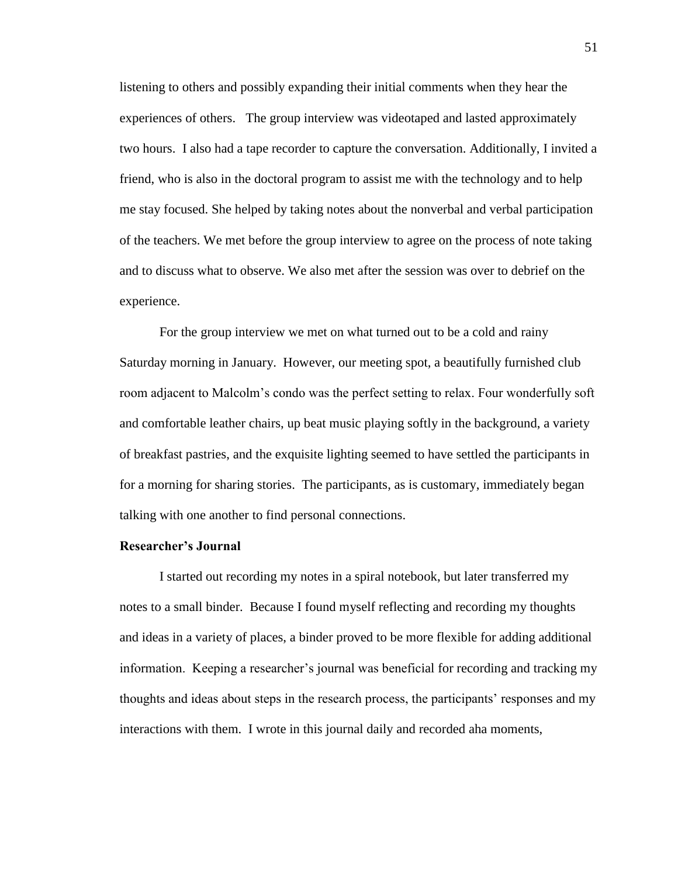listening to others and possibly expanding their initial comments when they hear the experiences of others. The group interview was videotaped and lasted approximately two hours. I also had a tape recorder to capture the conversation. Additionally, I invited a friend, who is also in the doctoral program to assist me with the technology and to help me stay focused. She helped by taking notes about the nonverbal and verbal participation of the teachers. We met before the group interview to agree on the process of note taking and to discuss what to observe. We also met after the session was over to debrief on the experience.

For the group interview we met on what turned out to be a cold and rainy Saturday morning in January. However, our meeting spot, a beautifully furnished club room adjacent to Malcolm's condo was the perfect setting to relax. Four wonderfully soft and comfortable leather chairs, up beat music playing softly in the background, a variety of breakfast pastries, and the exquisite lighting seemed to have settled the participants in for a morning for sharing stories. The participants, as is customary, immediately began talking with one another to find personal connections.

**Researcher's Journal**

I started out recording my notes in a spiral notebook, but later transferred my notes to a small binder. Because I found myself reflecting and recording my thoughts and ideas in a variety of places, a binder proved to be more flexible for adding additional information. Keeping a researcher's journal was beneficial for recording and tracking my thoughts and ideas about steps in the research process, the participants' responses and my interactions with them. I wrote in this journal daily and recorded aha moments,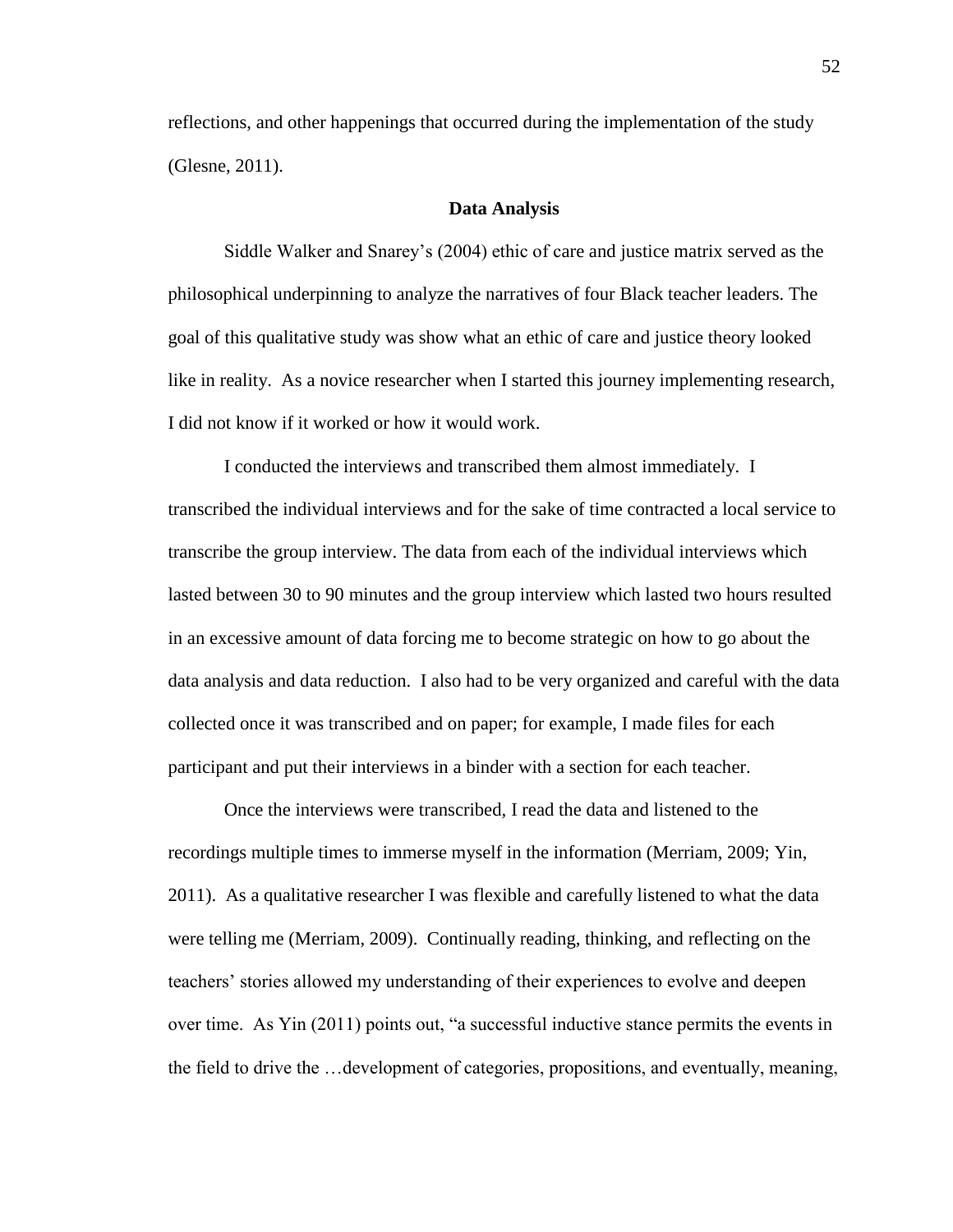reflections, and other happenings that occurred during the implementation of the study (Glesne, 2011).

## Data Analysis

Siddle Walker and Snarey's (2004) ethic of care and justice matrix served as the philosophical underpinning to analyze the narratives of four Black teacher leaders. The goal of this qualitative study was show what an ethic of care and justice theory looked like in reality. As a novice researcher when I started this journey implementing research, I did not know if it worked or how it would work.

I conducted the interviews and transcribed them almost immediately. I transcribed the individual interviews and for the sake of time contracted a local service to transcribe the group interview. The data from each of the individual interviews which lasted between 30 to 90 minutes and the group interview which lasted two hours resulted in an excessive amount of data forcing me to become strategic on how to go about the data analysis and data reduction. I also had to be very organized and careful with the data collected once it was transcribed and on paper; for example, I made files for each participant and put their interviews in a binder with a section for each teacher.

Once the interviews were transcribed, I read the data and listened to the recordings multiple times to immerse myself in the information (Merriam, 2009; Yin, 2011). As a qualitative researcher I was flexible and carefully listened to what the data were telling me (Merriam, 2009). Continually reading, thinking, and reflecting on the teachers' stories allowed my understanding of their experiences to evolve and deepen over time. As Yin (2011) points out, "a successful inductive stance permits the events in the field to drive the …development of categories, propositions, and eventually, meaning,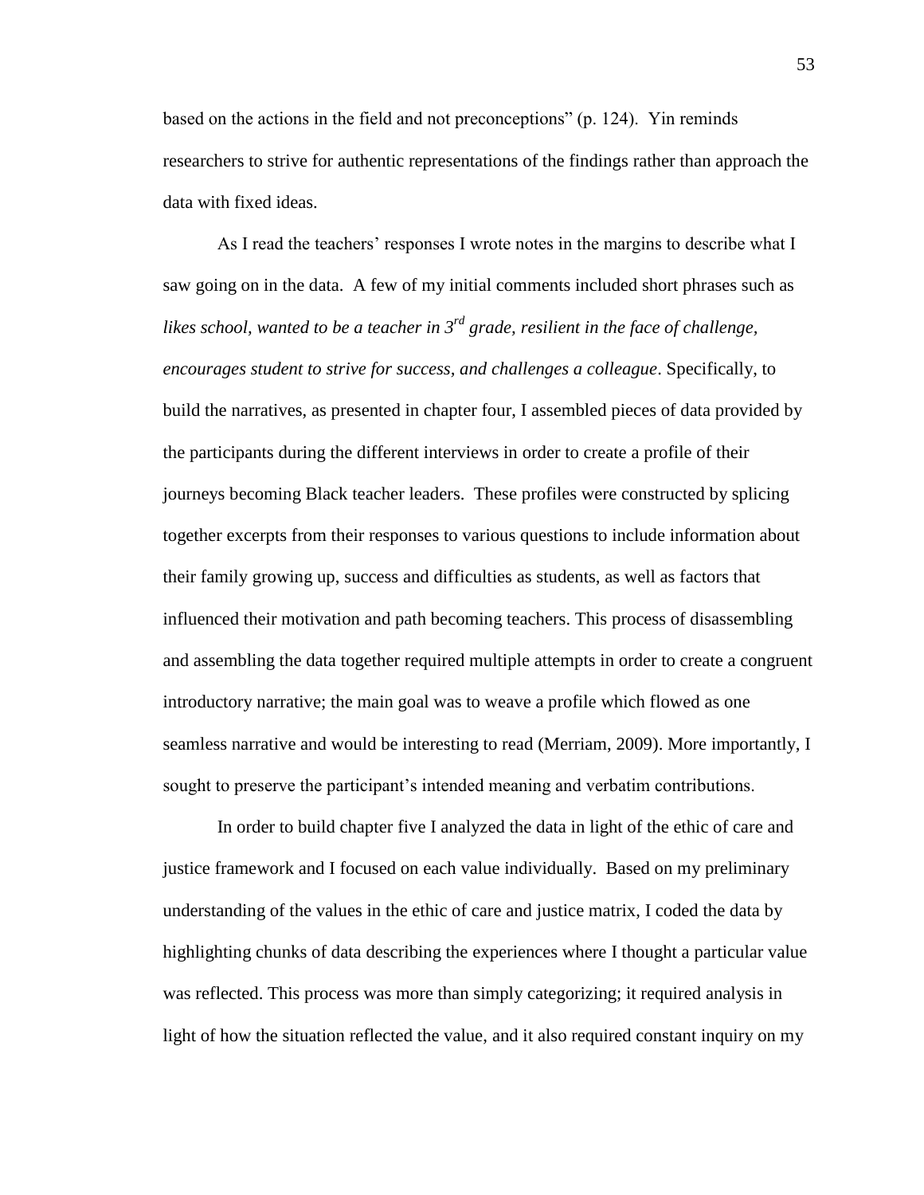based on the actions in the field and not preconceptions" (p. 124). Yin reminds researchers to strive for authentic representations of the findings rather than approach the data with fixed ideas.

As I read the teachers' responses I wrote notes in the margins to describe what I saw going on in the data. A few of my initial comments included short phrases such as *likes school, wanted to be a teacher in 3rd grade, resilient in the face of challenge, encourages student to strive for success, and challenges a colleague*. Specifically, to build the narratives, as presented in chapter four, I assembled pieces of data provided by the participants during the different interviews in order to create a profile of their journeys becoming Black teacher leaders. These profiles were constructed by splicing together excerpts from their responses to various questions to include information about their family growing up, success and difficulties as students, as well as factors that influenced their motivation and path becoming teachers. This process of disassembling and assembling the data together required multiple attempts in order to create a congruent introductory narrative; the main goal was to weave a profile which flowed as one seamless narrative and would be interesting to read (Merriam, 2009). More importantly, I sought to preserve the participant's intended meaning and verbatim contributions.

In order to build chapter five I analyzed the data in light of the ethic of care and justice framework and I focused on each value individually. Based on my preliminary understanding of the values in the ethic of care and justice matrix, I coded the data by highlighting chunks of data describing the experiences where I thought a particular value was reflected. This process was more than simply categorizing; it required analysis in light of how the situation reflected the value, and it also required constant inquiry on my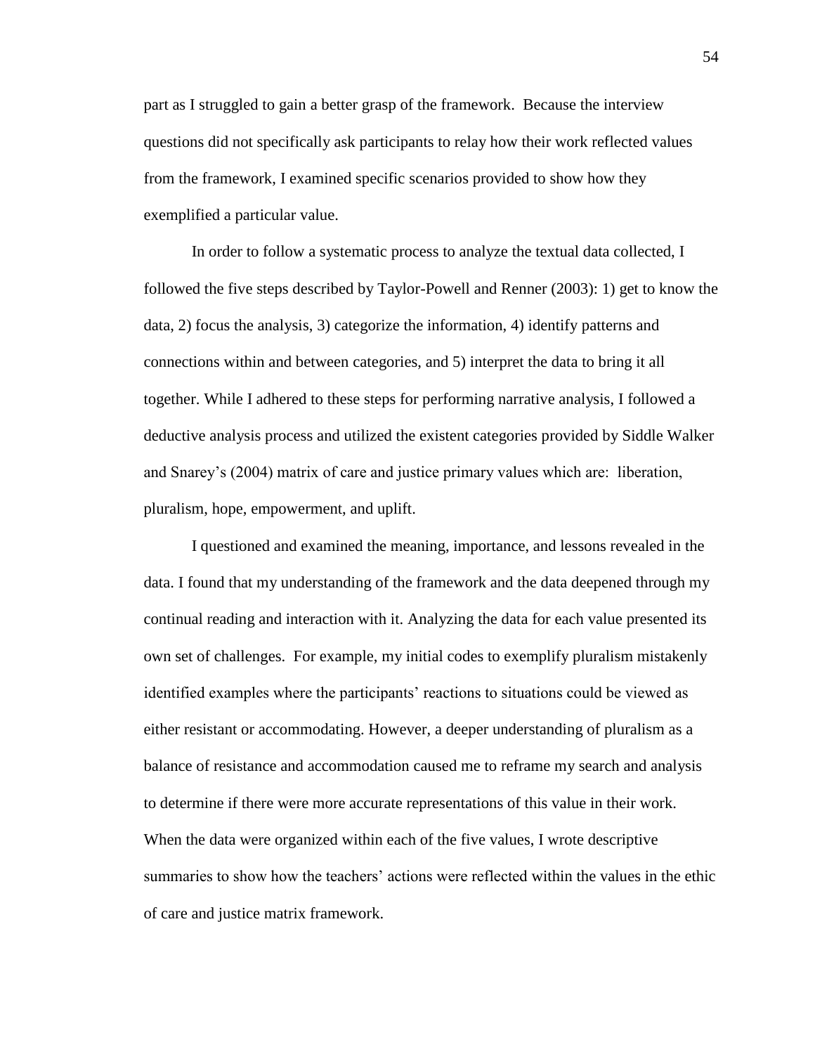part as I struggled to gain a better grasp of the framework. Because the interview questions did not specifically ask participants to relay how their work reflected values from the framework, I examined specific scenarios provided to show how they exemplified a particular value.

In order to follow a systematic process to analyze the textual data collected, I followed the five steps described by Taylor-Powell and Renner (2003): 1) get to know the data, 2) focus the analysis, 3) categorize the information, 4) identify patterns and connections within and between categories, and 5) interpret the data to bring it all together. While I adhered to these steps for performing narrative analysis, I followed a deductive analysis process and utilized the existent categories provided by Siddle Walker and Snarey's (2004) matrix of care and justice primary values which are: liberation, pluralism, hope, empowerment, and uplift.

I questioned and examined the meaning, importance, and lessons revealed in the data. I found that my understanding of the framework and the data deepened through my continual reading and interaction with it. Analyzing the data for each value presented its own set of challenges. For example, my initial codes to exemplify pluralism mistakenly identified examples where the participants' reactions to situations could be viewed as either resistant or accommodating. However, a deeper understanding of pluralism as a balance of resistance and accommodation caused me to reframe my search and analysis to determine if there were more accurate representations of this value in their work. When the data were organized within each of the five values, I wrote descriptive summaries to show how the teachers' actions were reflected within the values in the ethic of care and justice matrix framework.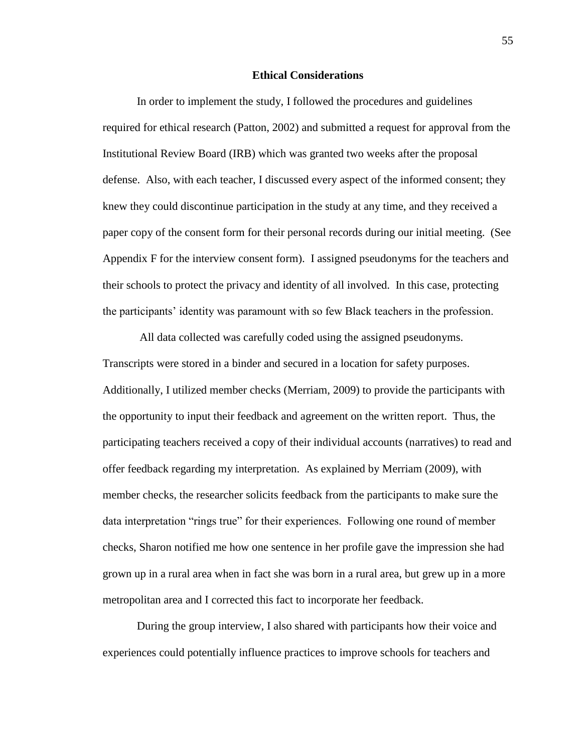## Ethical Considerations

In order to implement the study, I followed the procedures and guidelines required for ethical research (Patton, 2002) and submitted a request for approval from the Institutional Review Board (IRB) which was granted two weeks after the proposal defense. Also, with each teacher, I discussed every aspect of the informed consent; they knew they could discontinue participation in the study at any time, and they received a paper copy of the consent form for their personal records during our initial meeting. (See Appendix F for the interview consent form). I assigned pseudonyms for the teachers and their schools to protect the privacy and identity of all involved. In this case, protecting the participants' identity was paramount with so few Black teachers in the profession.

All data collected was carefully coded using the assigned pseudonyms. Transcripts were stored in a binder and secured in a location for safety purposes. Additionally, I utilized member checks (Merriam, 2009) to provide the participants with the opportunity to input their feedback and agreement on the written report. Thus, the participating teachers received a copy of their individual accounts (narratives) to read and offer feedback regarding my interpretation. As explained by Merriam (2009), with member checks, the researcher solicits feedback from the participants to make sure the data interpretation "rings true" for their experiences. Following one round of member checks, Sharon notified me how one sentence in her profile gave the impression she had grown up in a rural area when in fact she was born in a rural area, but grew up in a more metropolitan area and I corrected this fact to incorporate her feedback.

During the group interview, I also shared with participants how their voice and experiences could potentially influence practices to improve schools for teachers and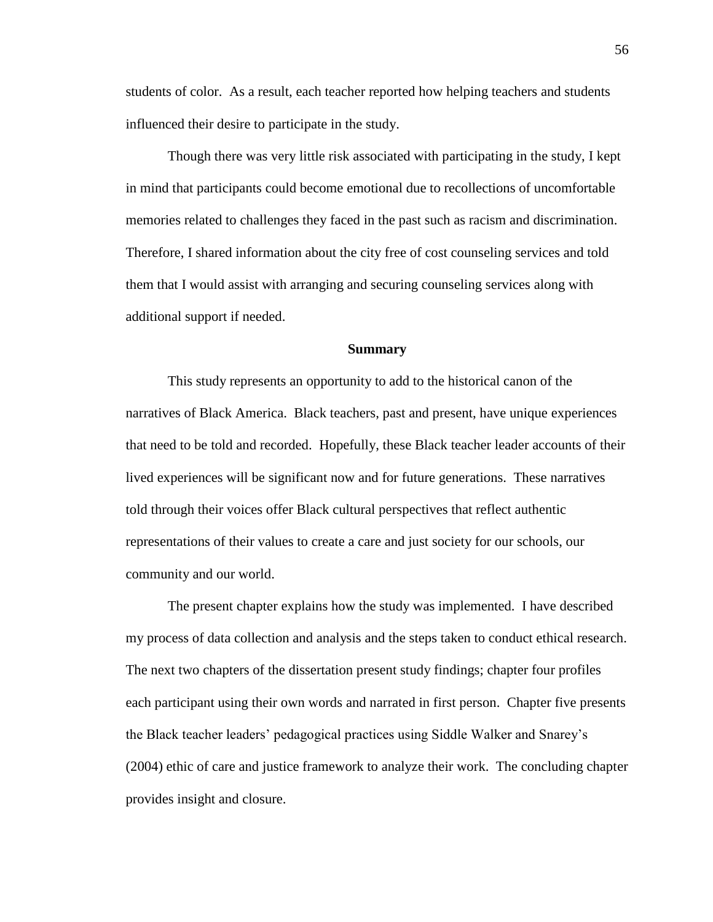students of color. As a result, each teacher reported how helping teachers and students influenced their desire to participate in the study.

Though there was very little risk associated with participating in the study, I kept in mind that participants could become emotional due to recollections of uncomfortable memories related to challenges they faced in the past such as racism and discrimination. Therefore, I shared information about the city free of cost counseling services and told them that I would assist with arranging and securing counseling services along with additional support if needed.

## Summary

This study represents an opportunity to add to the historical canon of the narratives of Black America. Black teachers, past and present, have unique experiences that need to be told and recorded. Hopefully, these Black teacher leader accounts of their lived experiences will be significant now and for future generations. These narratives told through their voices offer Black cultural perspectives that reflect authentic representations of their values to create a care and just society for our schools, our community and our world.

The present chapter explains how the study was implemented. I have described my process of data collection and analysis and the steps taken to conduct ethical research. The next two chapters of the dissertation present study findings; chapter four profiles each participant using their own words and narrated in first person. Chapter five presents the Black teacher leaders' pedagogical practices using Siddle Walker and Snarey's (2004) ethic of care and justice framework to analyze their work. The concluding chapter provides insight and closure.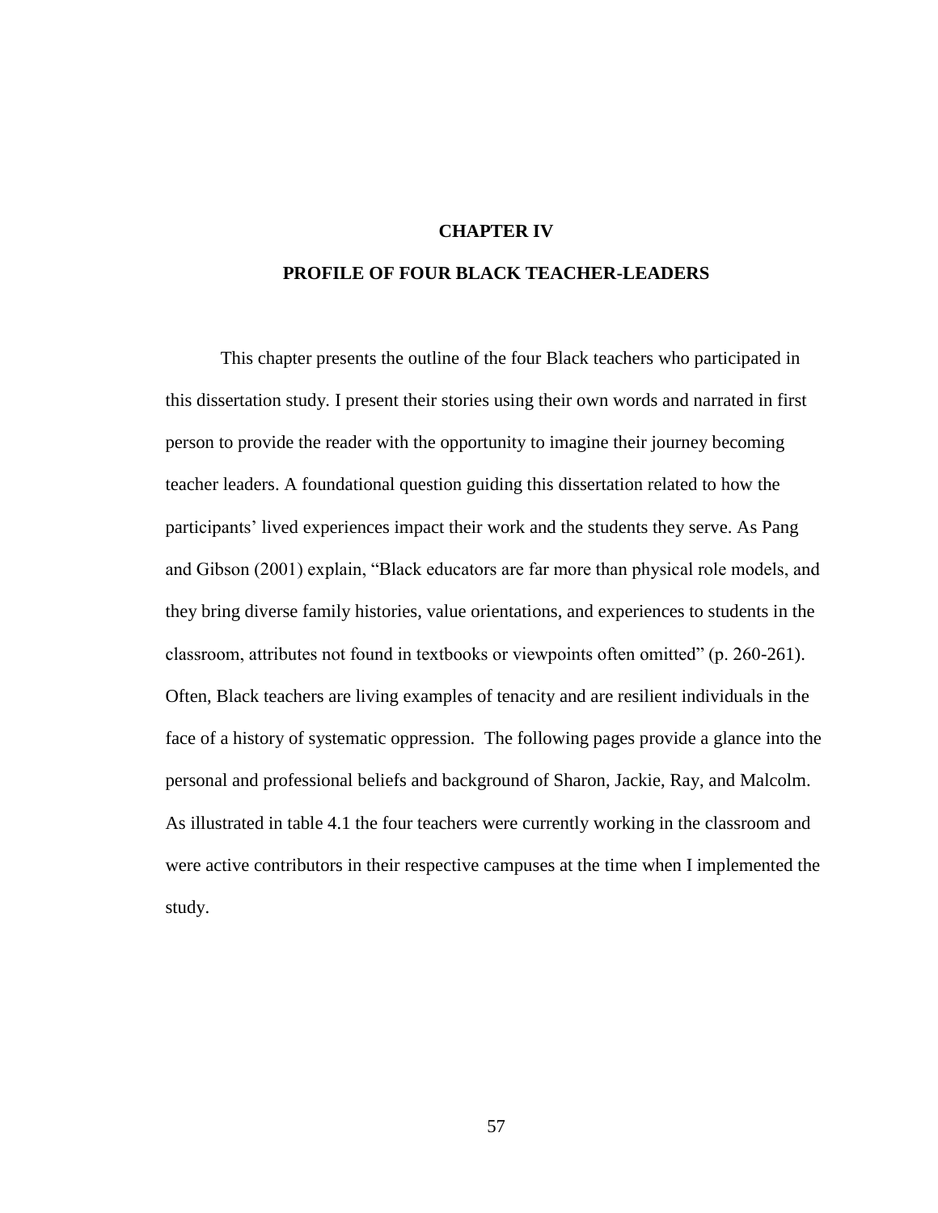# CHAPTER IV

# PROFILE OF FOUR BLACK TEACHER-LEADERS

This chapter presents the outline of the four Black teachers who participated in this dissertation study. I present their stories using their own words and narrated in first person to provide the reader with the opportunity to imagine their journey becoming teacher leaders. A foundational question guiding this dissertation related to how the participants' lived experiences impact their work and the students they serve. As Pang and Gibson (2001) explain, "Black educators are far more than physical role models, and they bring diverse family histories, value orientations, and experiences to students in the classroom, attributes not found in textbooks or viewpoints often omitted" (p. 260-261). Often, Black teachers are living examples of tenacity and are resilient individuals in the face of a history of systematic oppression. The following pages provide a glance into the personal and professional beliefs and background of Sharon, Jackie, Ray, and Malcolm. As illustrated in table 4.1 the four teachers were currently working in the classroom and were active contributors in their respective campuses at the time when I implemented the study.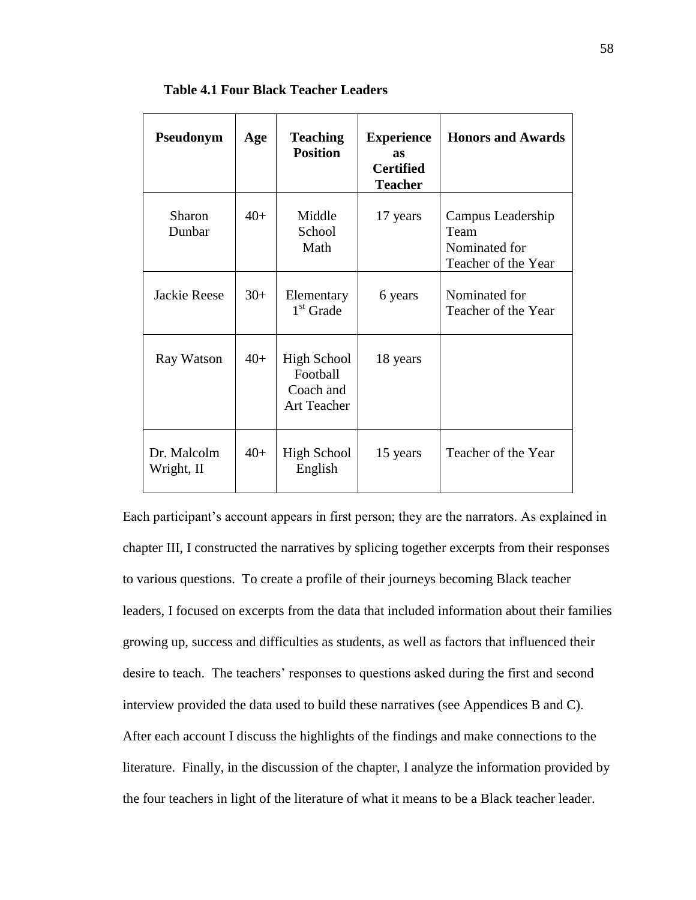**Table 4.1 Four Black Teacher Leaders**

| Pseudonym | Age | Teaching Position | Experience as Certified Teacher | Honors and Awards |
|---|---|---|---|---|
| Sharon Dunbar | 40+ | Middle School Math | 17 years | Campus Leadership Team<br>Nominated for Teacher of the Year |
| Jackie Reese | 30+ | Elementary 1st Grade | 6 years | Nominated for Teacher of the Year |
| Ray Watson | 40+ | High School Football Coach and Art Teacher | 18 years | |
| Dr. Malcolm Wright, II | 40+ | High School English | 15 years | Teacher of the Year |

Each participant's account appears in first person; they are the narrators. As explained in chapter III, I constructed the narratives by splicing together excerpts from their responses to various questions. To create a profile of their journeys becoming Black teacher leaders, I focused on excerpts from the data that included information about their families growing up, success and difficulties as students, as well as factors that influenced their desire to teach. The teachers' responses to questions asked during the first and second interview provided the data used to build these narratives (see Appendices B and C). After each account I discuss the highlights of the findings and make connections to the literature. Finally, in the discussion of the chapter, I analyze the information provided by the four teachers in light of the literature of what it means to be a Black teacher leader.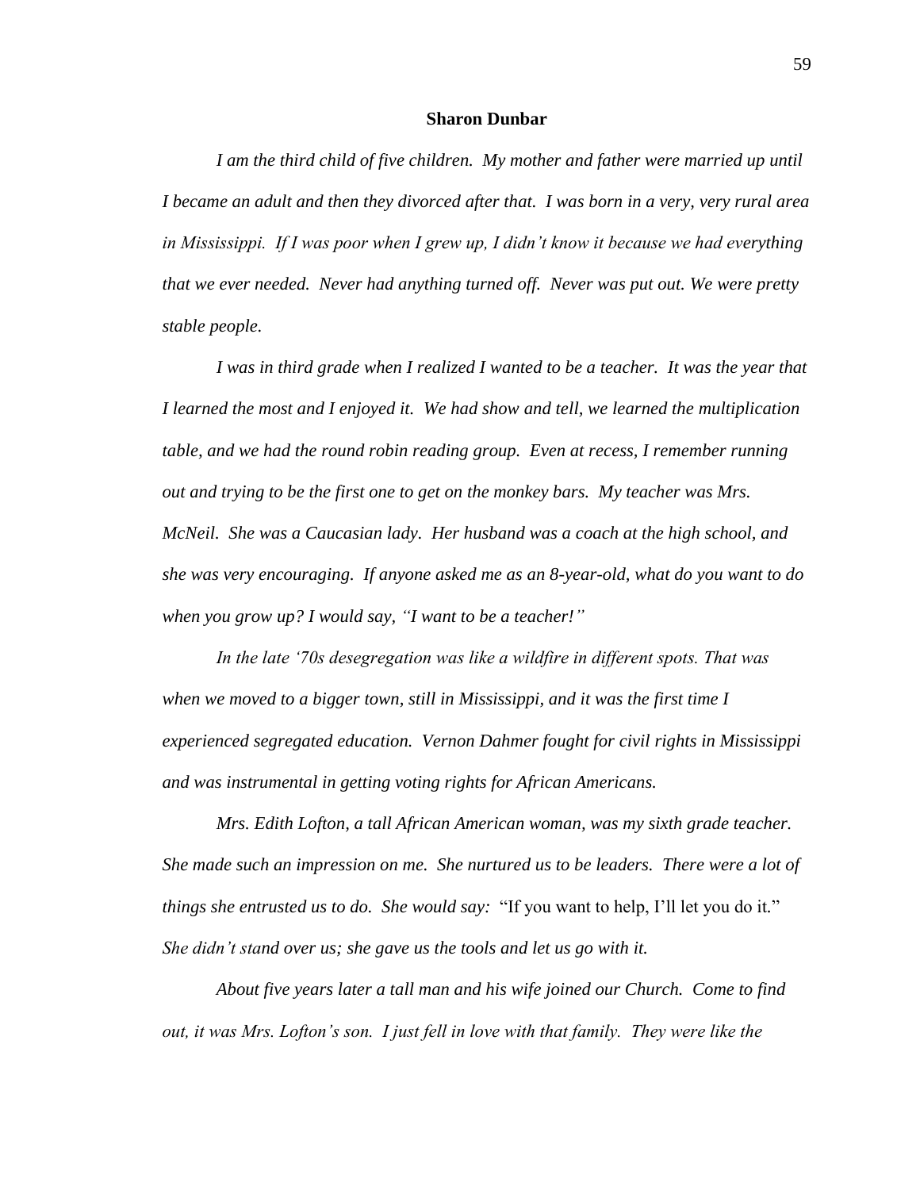**Sharon Dunbar**

*I am the third child of five children. My mother and father were married up until I became an adult and then they divorced after that. I was born in a very, very rural area in Mississippi. If I was poor when I grew up, I didn't know it because we had everything that we ever needed. Never had anything turned off. Never was put out. We were pretty stable people.*

*I was in third grade when I realized I wanted to be a teacher. It was the year that I learned the most and I enjoyed it. We had show and tell, we learned the multiplication table, and we had the round robin reading group. Even at recess, I remember running out and trying to be the first one to get on the monkey bars. My teacher was Mrs. McNeil. She was a Caucasian lady. Her husband was a coach at the high school, and she was very encouraging. If anyone asked me as an 8-year-old, what do you want to do when you grow up? I would say, "I want to be a teacher!"*

*In the late '70s desegregation was like a wildfire in different spots. That was when we moved to a bigger town, still in Mississippi, and it was the first time I experienced segregated education. Vernon Dahmer fought for civil rights in Mississippi and was instrumental in getting voting rights for African Americans.*

*Mrs. Edith Lofton, a tall African American woman, was my sixth grade teacher. She made such an impression on me. She nurtured us to be leaders. There were a lot of things she entrusted us to do. She would say:* "If you want to help, I'll let you do it." *She didn't stand over us; she gave us the tools and let us go with it.*

*About five years later a tall man and his wife joined our Church. Come to find out, it was Mrs. Lofton's son. I just fell in love with that family. They were like the*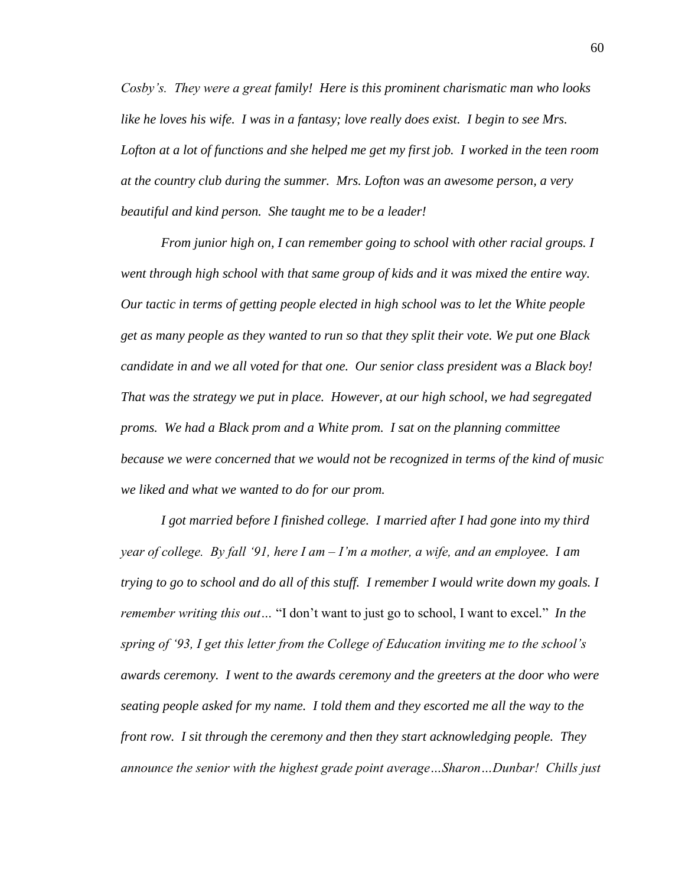*Cosby's. They were a great family! Here is this prominent charismatic man who looks like he loves his wife. I was in a fantasy; love really does exist. I begin to see Mrs. Lofton at a lot of functions and she helped me get my first job. I worked in the teen room at the country club during the summer. Mrs. Lofton was an awesome person, a very beautiful and kind person. She taught me to be a leader!*

*From junior high on, I can remember going to school with other racial groups. I went through high school with that same group of kids and it was mixed the entire way. Our tactic in terms of getting people elected in high school was to let the White people get as many people as they wanted to run so that they split their vote. We put one Black candidate in and we all voted for that one. Our senior class president was a Black boy! That was the strategy we put in place. However, at our high school, we had segregated proms. We had a Black prom and a White prom. I sat on the planning committee because we were concerned that we would not be recognized in terms of the kind of music we liked and what we wanted to do for our prom.*

*I got married before I finished college. I married after I had gone into my third year of college. By fall '91, here I am – I'm a mother, a wife, and an employee. I am trying to go to school and do all of this stuff. I remember I would write down my goals. I remember writing this out…* "I don't want to just go to school, I want to excel." *In the spring of '93, I get this letter from the College of Education inviting me to the school's awards ceremony. I went to the awards ceremony and the greeters at the door who were seating people asked for my name. I told them and they escorted me all the way to the front row. I sit through the ceremony and then they start acknowledging people. They announce the senior with the highest grade point average…Sharon…Dunbar! Chills just*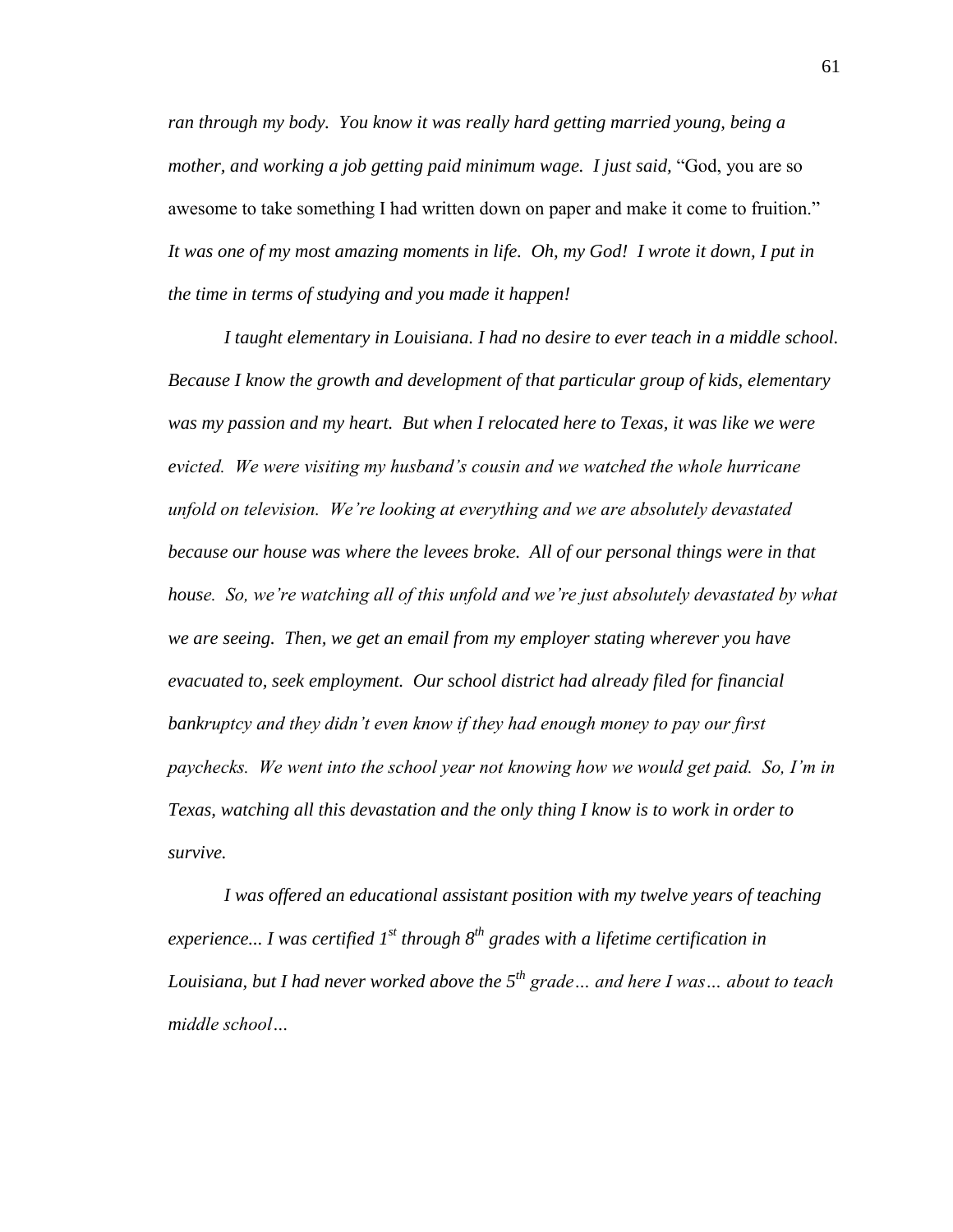*ran through my body. You know it was really hard getting married young, being a mother, and working a job getting paid minimum wage. I just said,* "God, you are so awesome to take something I had written down on paper and make it come to fruition." *It was one of my most amazing moments in life. Oh, my God! I wrote it down, I put in the time in terms of studying and you made it happen!*

*I taught elementary in Louisiana. I had no desire to ever teach in a middle school. Because I know the growth and development of that particular group of kids, elementary was my passion and my heart. But when I relocated here to Texas, it was like we were evicted. We were visiting my husband's cousin and we watched the whole hurricane unfold on television. We're looking at everything and we are absolutely devastated because our house was where the levees broke. All of our personal things were in that house. So, we're watching all of this unfold and we're just absolutely devastated by what we are seeing. Then, we get an email from my employer stating wherever you have evacuated to, seek employment. Our school district had already filed for financial bankruptcy and they didn't even know if they had enough money to pay our first paychecks. We went into the school year not knowing how we would get paid. So, I'm in Texas, watching all this devastation and the only thing I know is to work in order to survive.*

*I was offered an educational assistant position with my twelve years of teaching experience... I was certified 1st through 8th grades with a lifetime certification in Louisiana, but I had never worked above the 5th grade… and here I was… about to teach middle school…*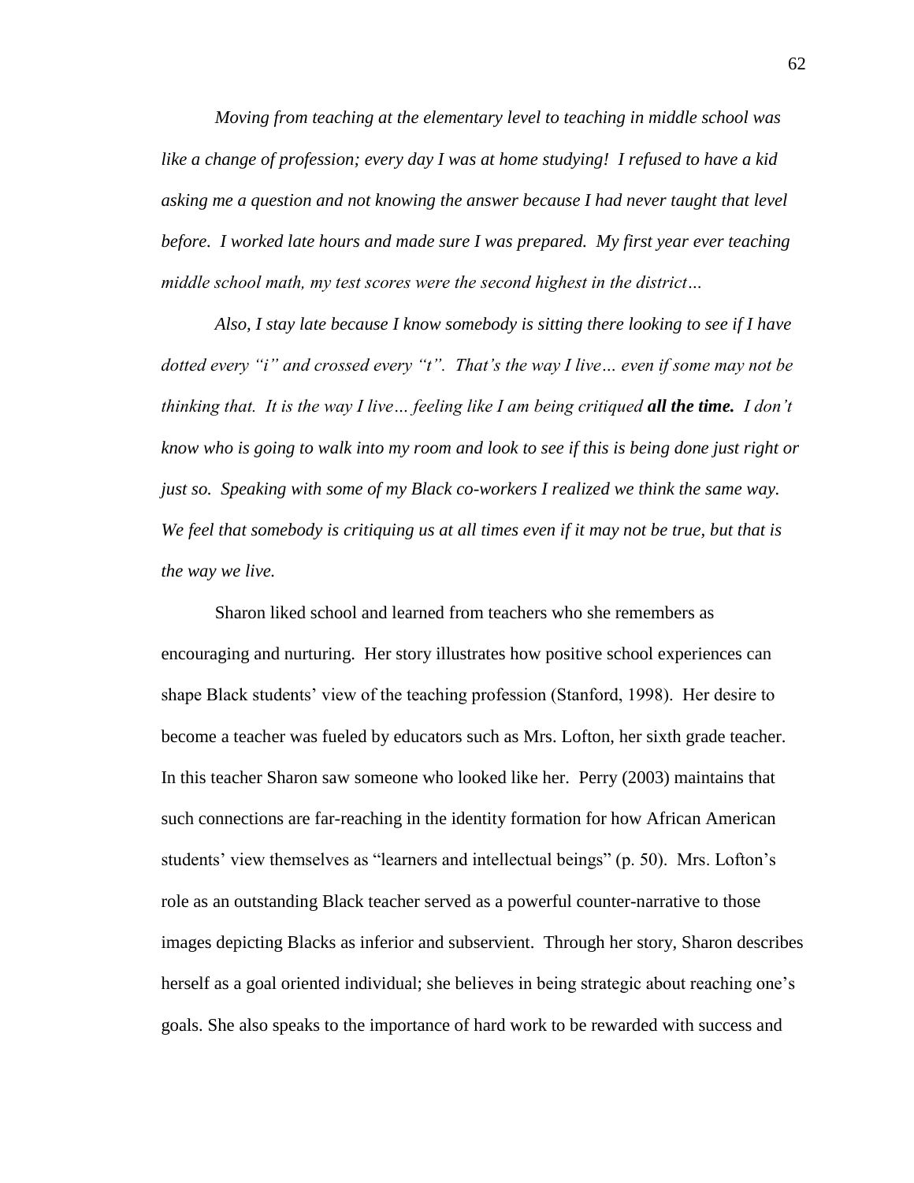*Moving from teaching at the elementary level to teaching in middle school was like a change of profession; every day I was at home studying! I refused to have a kid asking me a question and not knowing the answer because I had never taught that level before. I worked late hours and made sure I was prepared. My first year ever teaching middle school math, my test scores were the second highest in the district…*

*Also, I stay late because I know somebody is sitting there looking to see if I have dotted every "i" and crossed every "t". That's the way I live… even if some may not be thinking that. It is the way I live… feeling like I am being critiqued* ***all the time.*** *I don't know who is going to walk into my room and look to see if this is being done just right or just so. Speaking with some of my Black co-workers I realized we think the same way. We feel that somebody is critiquing us at all times even if it may not be true, but that is the way we live.*

Sharon liked school and learned from teachers who she remembers as encouraging and nurturing. Her story illustrates how positive school experiences can shape Black students' view of the teaching profession (Stanford, 1998). Her desire to become a teacher was fueled by educators such as Mrs. Lofton, her sixth grade teacher. In this teacher Sharon saw someone who looked like her. Perry (2003) maintains that such connections are far-reaching in the identity formation for how African American students' view themselves as "learners and intellectual beings" (p. 50). Mrs. Lofton's role as an outstanding Black teacher served as a powerful counter-narrative to those images depicting Blacks as inferior and subservient. Through her story, Sharon describes herself as a goal oriented individual; she believes in being strategic about reaching one's goals. She also speaks to the importance of hard work to be rewarded with success and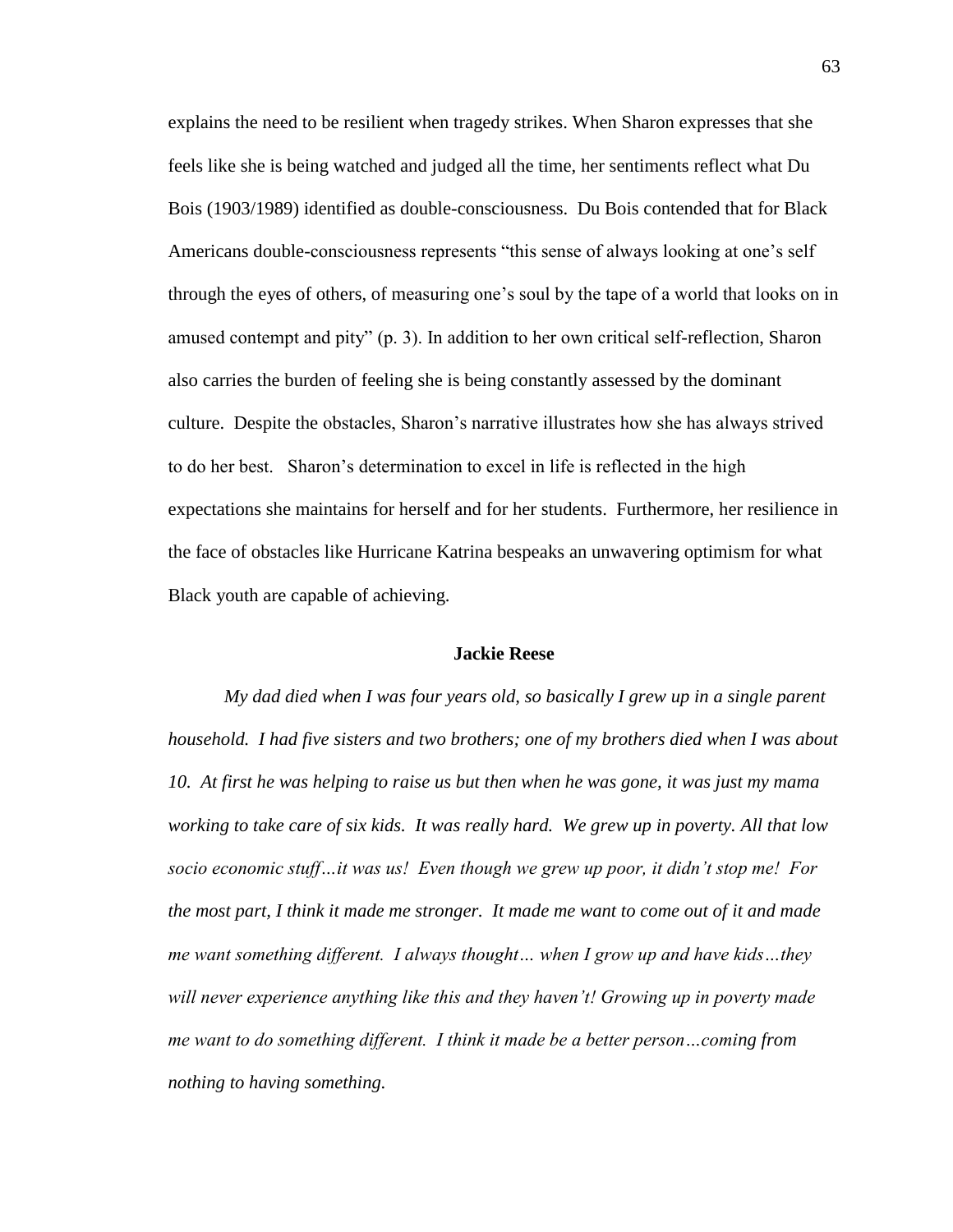explains the need to be resilient when tragedy strikes. When Sharon expresses that she feels like she is being watched and judged all the time, her sentiments reflect what Du Bois (1903/1989) identified as double-consciousness. Du Bois contended that for Black Americans double-consciousness represents "this sense of always looking at one's self through the eyes of others, of measuring one's soul by the tape of a world that looks on in amused contempt and pity" (p. 3). In addition to her own critical self-reflection, Sharon also carries the burden of feeling she is being constantly assessed by the dominant culture. Despite the obstacles, Sharon's narrative illustrates how she has always strived to do her best. Sharon's determination to excel in life is reflected in the high expectations she maintains for herself and for her students. Furthermore, her resilience in the face of obstacles like Hurricane Katrina bespeaks an unwavering optimism for what Black youth are capable of achieving.

**Jackie Reese**

*My dad died when I was four years old, so basically I grew up in a single parent household. I had five sisters and two brothers; one of my brothers died when I was about 10. At first he was helping to raise us but then when he was gone, it was just my mama working to take care of six kids. It was really hard. We grew up in poverty. All that low socio economic stuff…it was us! Even though we grew up poor, it didn't stop me! For the most part, I think it made me stronger. It made me want to come out of it and made me want something different. I always thought… when I grow up and have kids…they will never experience anything like this and they haven't! Growing up in poverty made me want to do something different. I think it made be a better person…coming from nothing to having something.*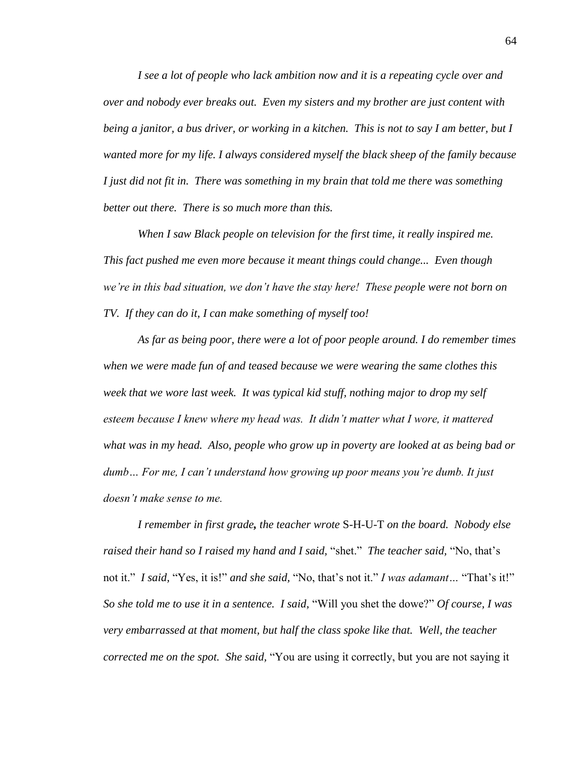*I see a lot of people who lack ambition now and it is a repeating cycle over and over and nobody ever breaks out. Even my sisters and my brother are just content with being a janitor, a bus driver, or working in a kitchen. This is not to say I am better, but I wanted more for my life. I always considered myself the black sheep of the family because I just did not fit in. There was something in my brain that told me there was something better out there. There is so much more than this.*

*When I saw Black people on television for the first time, it really inspired me. This fact pushed me even more because it meant things could change... Even though we're in this bad situation, we don't have the stay here! These people were not born on TV. If they can do it, I can make something of myself too!*

*As far as being poor, there were a lot of poor people around. I do remember times when we were made fun of and teased because we were wearing the same clothes this week that we wore last week. It was typical kid stuff, nothing major to drop my self esteem because I knew where my head was. It didn't matter what I wore, it mattered what was in my head. Also, people who grow up in poverty are looked at as being bad or dumb… For me, I can't understand how growing up poor means you're dumb. It just doesn't make sense to me.*

*I remember in first grade**,** the teacher wrote* S-H-U-T *on the board. Nobody else raised their hand so I raised my hand and I said,* "shet." *The teacher said,* "No, that's not it." *I said,* "Yes, it is!" *and she said,* "No, that's not it." *I was adamant…* "That's it!" *So she told me to use it in a sentence. I said,* "Will you shet the dowe?" *Of course, I was very embarrassed at that moment, but half the class spoke like that. Well, the teacher corrected me on the spot. She said,* "You are using it correctly, but you are not saying it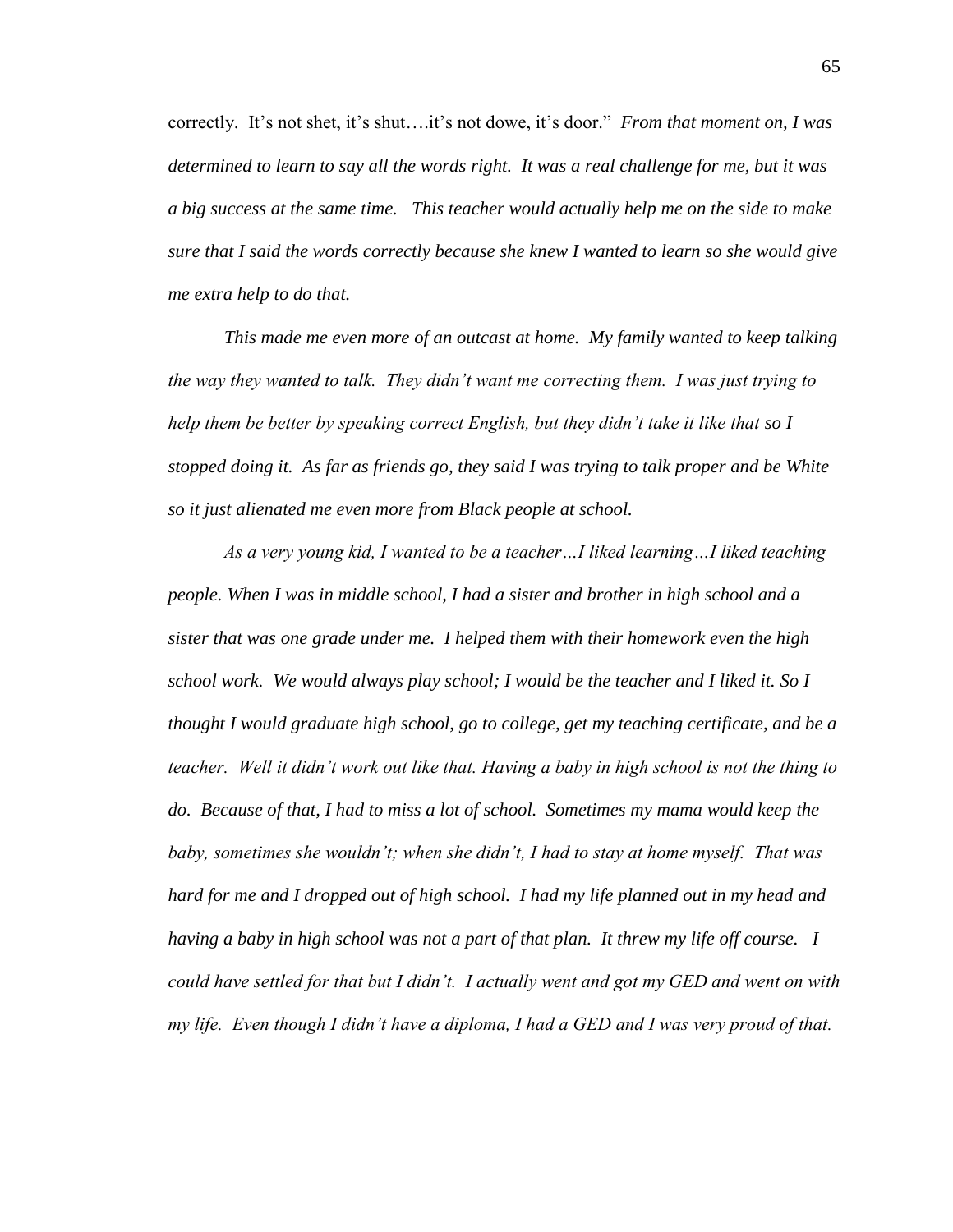correctly. It's not shet, it's shut….it's not dowe, it's door." *From that moment on, I was determined to learn to say all the words right. It was a real challenge for me, but it was a big success at the same time. This teacher would actually help me on the side to make sure that I said the words correctly because she knew I wanted to learn so she would give me extra help to do that.*

*This made me even more of an outcast at home. My family wanted to keep talking the way they wanted to talk. They didn't want me correcting them. I was just trying to help them be better by speaking correct English, but they didn't take it like that* so I *stopped doing it. As far as friends go, they said I was trying to talk proper and be White so it just alienated me even more from Black people at school.*

*As a very young kid, I wanted to be a teacher…I liked learning…I liked teaching people. When I was in middle school, I had a sister and brother in high school and a sister that was one grade under me. I helped them with their homework even the high school work. We would always play school; I would be the teacher and I liked it. So I thought I would graduate high school, go to college, get my teaching certificate, and be a teacher. Well it didn't work out like that. Having a baby in high school is not the thing to do. Because of that, I had to miss a lot of school. Sometimes my mama would keep the baby, sometimes she wouldn't; when she didn't, I had to stay at home myself. That was hard for me and I dropped out of high school. I had my life planned out in my head and having a baby in high school was not a part of that plan. It threw my life off course. I could have settled for that but I didn't. I actually went and got my GED and went on with my life. Even though I didn't have a diploma, I had a GED and I was very proud of that.*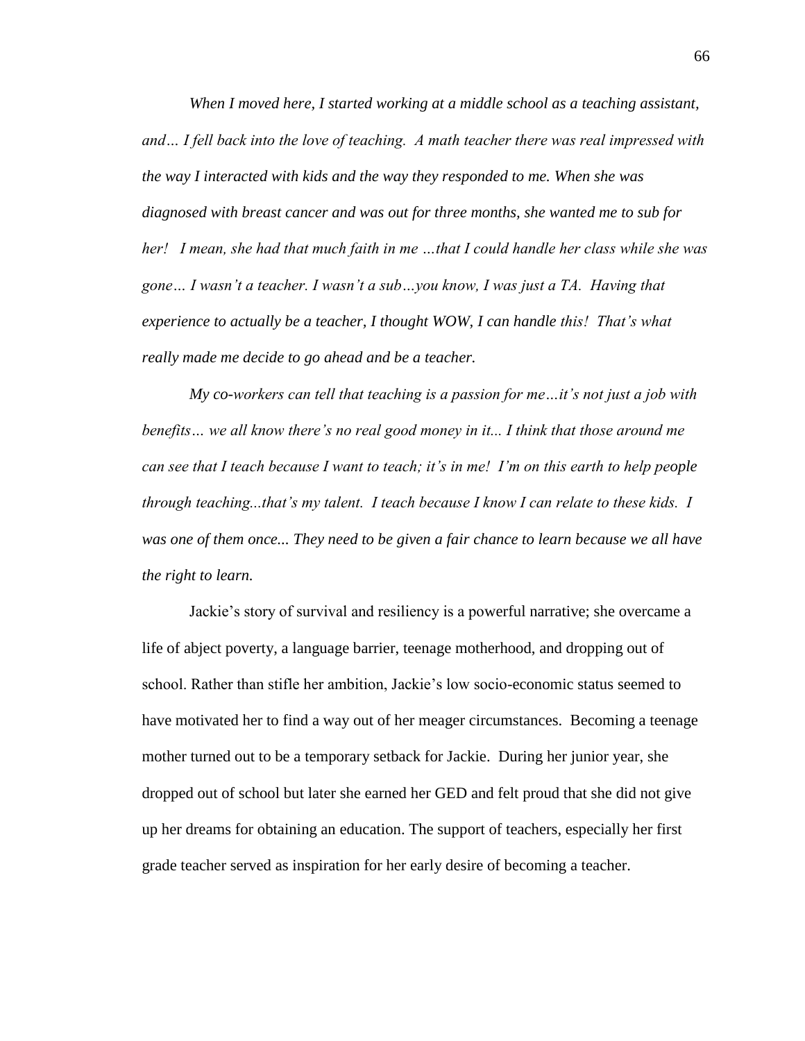*When I moved here, I started working at a middle school as a teaching assistant, and… I fell back into the love of teaching. A math teacher there was real impressed with the way I interacted with kids and the way they responded to me. When she was diagnosed with breast cancer and was out for three months, she wanted me to sub for her! I mean, she had that much faith in me …that I could handle her class while she was gone… I wasn't a teacher. I wasn't a sub…you know, I was just a TA. Having that experience to actually be a teacher, I thought WOW, I can handle this! That's what really made me decide to go ahead and be a teacher.*

*My co-workers can tell that teaching is a passion for me…it's not just a job with benefits… we all know there's no real good money in it... I think that those around me can see that I teach because I want to teach; it's in me! I'm on this earth to help people through teaching...that's my talent. I teach because I know I can relate to these kids. I was one of them once... They need to be given a fair chance to learn because we all have the right to learn.*

Jackie's story of survival and resiliency is a powerful narrative; she overcame a life of abject poverty, a language barrier, teenage motherhood, and dropping out of school. Rather than stifle her ambition, Jackie's low socio-economic status seemed to have motivated her to find a way out of her meager circumstances. Becoming a teenage mother turned out to be a temporary setback for Jackie. During her junior year, she dropped out of school but later she earned her GED and felt proud that she did not give up her dreams for obtaining an education. The support of teachers, especially her first grade teacher served as inspiration for her early desire of becoming a teacher.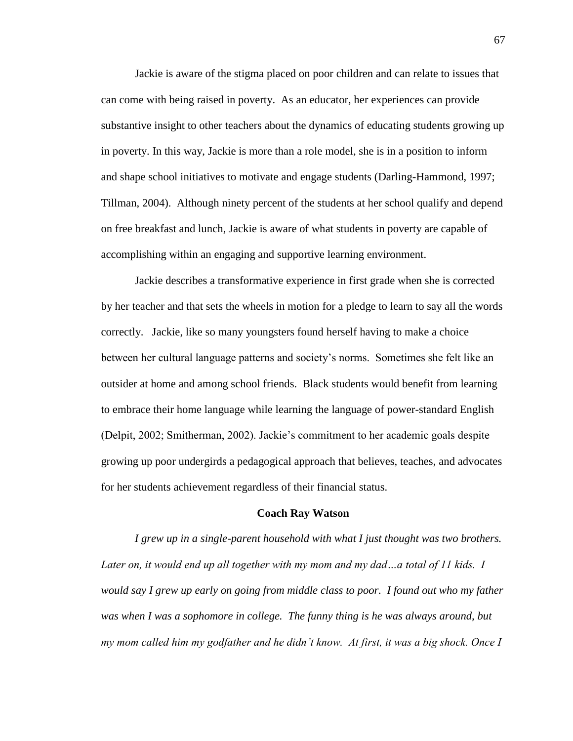Jackie is aware of the stigma placed on poor children and can relate to issues that can come with being raised in poverty. As an educator, her experiences can provide substantive insight to other teachers about the dynamics of educating students growing up in poverty. In this way, Jackie is more than a role model, she is in a position to inform and shape school initiatives to motivate and engage students (Darling-Hammond, 1997; Tillman, 2004). Although ninety percent of the students at her school qualify and depend on free breakfast and lunch, Jackie is aware of what students in poverty are capable of accomplishing within an engaging and supportive learning environment.

Jackie describes a transformative experience in first grade when she is corrected by her teacher and that sets the wheels in motion for a pledge to learn to say all the words correctly. Jackie, like so many youngsters found herself having to make a choice between her cultural language patterns and society's norms. Sometimes she felt like an outsider at home and among school friends. Black students would benefit from learning to embrace their home language while learning the language of power-standard English (Delpit, 2002; Smitherman, 2002). Jackie's commitment to her academic goals despite growing up poor undergirds a pedagogical approach that believes, teaches, and advocates for her students achievement regardless of their financial status.

### Coach Ray Watson

*I grew up in a single-parent household with what I just thought was two brothers. Later on, it would end up all together with my mom and my dad…a total of 11 kids. I would say I grew up early on going from middle class to poor. I found out who my father was when I was a sophomore in college. The funny thing is he was always around, but my mom called him my godfather and he didn't know. At first, it was a big shock. Once I*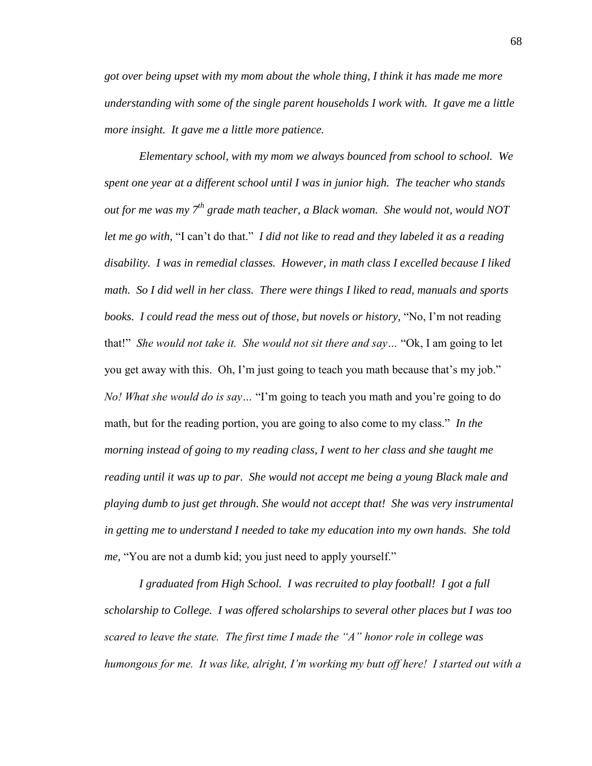*got over being upset with my mom about the whole thing, I think it has made me more understanding with some of the single parent households I work with. It gave me a little more insight. It gave me a little more patience.*

*Elementary school, with my mom we always bounced from school to school. We spent one year at a different school until I was in junior high. The teacher who stands out for me was my 7th grade math teacher, a Black woman. She would not, would NOT let me go with,* "I can't do that." *I did not like to read and they labeled it as a reading disability. I was in remedial classes. However, in math class I excelled because I liked math. So I did well in her class. There were things I liked to read, manuals and sports books. I could read the mess out of those, but novels or history,* "No, I'm not reading that!" *She would not take it. She would not sit there and say…* "Ok, I am going to let you get away with this. Oh, I'm just going to teach you math because that's my job." *No! What she would do is say…* "I'm going to teach you math and you're going to do math, but for the reading portion, you are going to also come to my class." *In the morning instead of going to my reading class, I went to her class and she taught me reading until it was up to par. She would not accept me being a young Black male and playing dumb to just get through. She would not accept that! She was very instrumental in getting me to understand I needed to take my education into my own hands. She told me,* "You are not a dumb kid; you just need to apply yourself."

*I graduated from High School. I was recruited to play football! I got a full scholarship to College. I was offered scholarships to several other places but I was too scared to leave the state. The first time I made the "A" honor role in college was humongous for me. It was like, alright, I'm working my butt off here! I started out with a*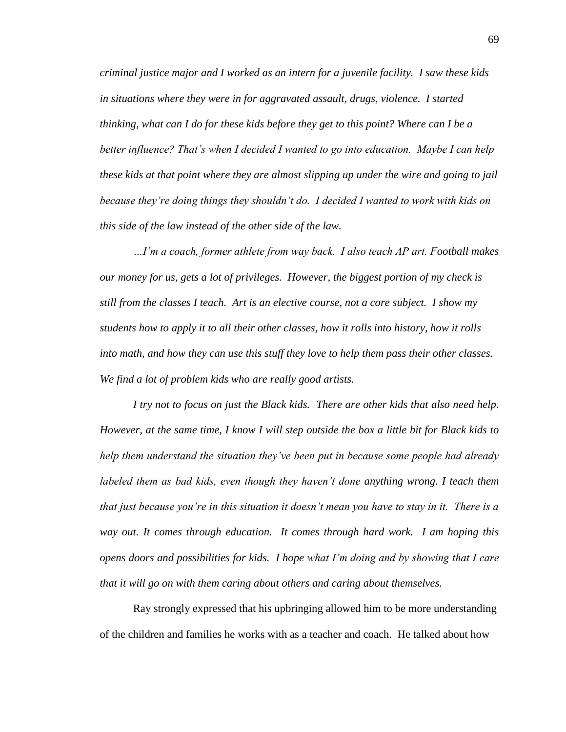*criminal justice major and I worked as an intern for a juvenile facility. I saw these kids in situations where they were in for aggravated assault, drugs, violence. I started thinking, what can I do for these kids before they get to this point? Where can I be a better influence? That's when I decided I wanted to go into education. Maybe I can help these kids at that point where they are almost slipping up under the wire and going to jail because they're doing things they shouldn't do. I decided I wanted to work with kids on this side of the law instead of the other side of the law.*

*…I'm a coach, former athlete from way back. I also teach AP art. Football makes our money for us, gets a lot of privileges. However, the biggest portion of my check is still from the classes I teach. Art is an elective course, not a core subject. I show my students how to apply it to all their other classes, how it rolls into history, how it rolls into math, and how they can use this stuff they love to help them pass their other classes. We find a lot of problem kids who are really good artists.*

*I try not to focus on just the Black kids. There are other kids that also need help. However, at the same time, I know I will step outside the box a little bit for Black kids to help them understand the situation they've been put in because some people had already labeled them as bad kids, even though they haven't done anything wrong. I teach them that just because you're in this situation it doesn't mean you have to stay in it. There is a way out. It comes through education. It comes through hard work. I am hoping this opens doors and possibilities for kids. I hope what I'm doing and by showing that I care that it will go on with them caring about others and caring about themselves.*

Ray strongly expressed that his upbringing allowed him to be more understanding of the children and families he works with as a teacher and coach. He talked about how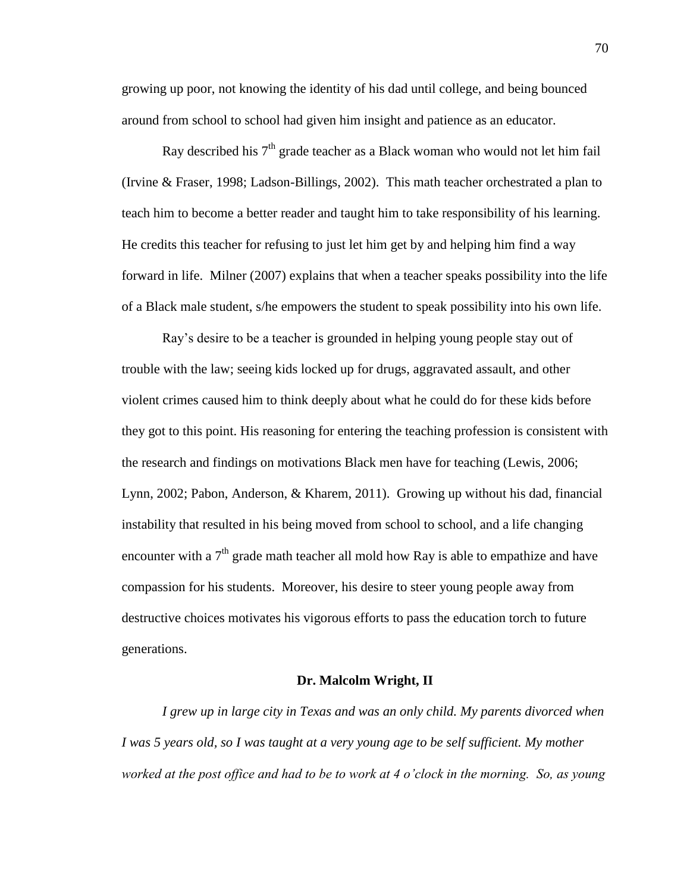growing up poor, not knowing the identity of his dad until college, and being bounced around from school to school had given him insight and patience as an educator.

Ray described his 7th grade teacher as a Black woman who would not let him fail (Irvine & Fraser, 1998; Ladson-Billings, 2002). This math teacher orchestrated a plan to teach him to become a better reader and taught him to take responsibility of his learning. He credits this teacher for refusing to just let him get by and helping him find a way forward in life. Milner (2007) explains that when a teacher speaks possibility into the life of a Black male student, s/he empowers the student to speak possibility into his own life.

Ray's desire to be a teacher is grounded in helping young people stay out of trouble with the law; seeing kids locked up for drugs, aggravated assault, and other violent crimes caused him to think deeply about what he could do for these kids before they got to this point. His reasoning for entering the teaching profession is consistent with the research and findings on motivations Black men have for teaching (Lewis, 2006; Lynn, 2002; Pabon, Anderson, & Kharem, 2011). Growing up without his dad, financial instability that resulted in his being moved from school to school, and a life changing encounter with a 7th grade math teacher all mold how Ray is able to empathize and have compassion for his students. Moreover, his desire to steer young people away from destructive choices motivates his vigorous efforts to pass the education torch to future generations.

**Dr. Malcolm Wright, II**

*I grew up in large city in Texas and was an only child. My parents divorced when I was 5 years old, so I was taught at a very young age to be self sufficient. My mother worked at the post office and had to be to work at 4 o'clock in the morning. So, as young*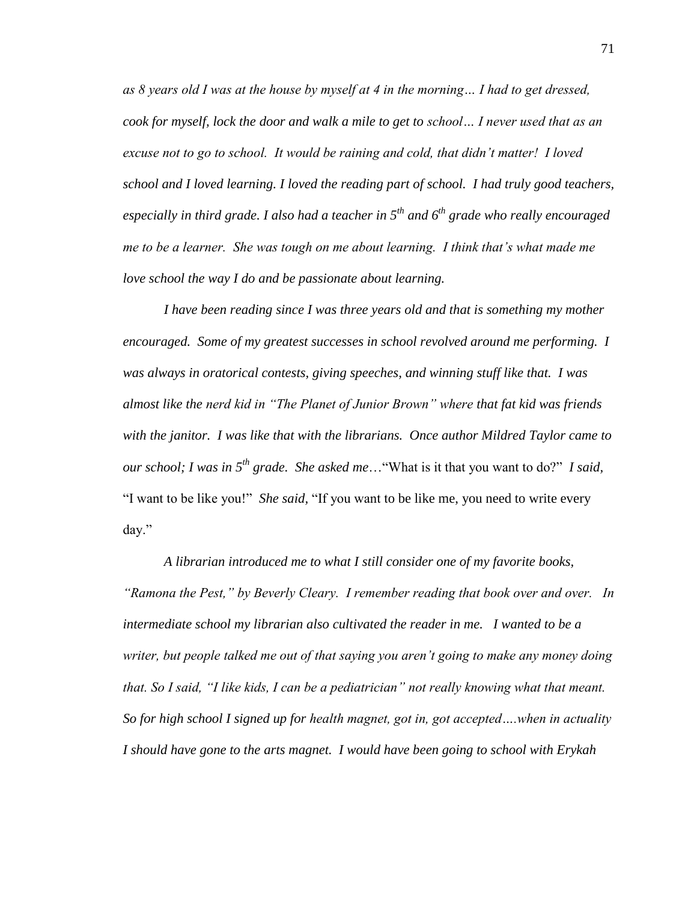*as 8 years old I was at the house by myself at 4 in the morning… I had to get dressed, cook for myself, lock the door and walk a mile to get to school… I never used that as an excuse not to go to school. It would be raining and cold, that didn't matter! I loved school and I loved learning. I loved the reading part of school. I had truly good teachers, especially in third grade. I also had a teacher in 5th and 6th grade who really encouraged me to be a learner. She was tough on me about learning. I think that's what made me love school the way I do and be passionate about learning.*

*I have been reading since I was three years old and that is something my mother encouraged. Some of my greatest successes in school revolved around me performing. I was always in oratorical contests, giving speeches, and winning stuff like that. I was almost like the nerd kid in "The Planet of Junior Brown" where that fat kid was friends with the janitor. I was like that with the librarians. Once author Mildred Taylor came to our school; I was in 5th grade. She asked me*…"What is it that you want to do?" *I said,* "I want to be like you!" *She said,* "If you want to be like me, you need to write every day."

*A librarian introduced me to what I still consider one of my favorite books, "Ramona the Pest," by Beverly Cleary. I remember reading that book over and over. In intermediate school my librarian also cultivated the reader in me. I wanted to be a writer, but people talked me out of that saying you aren't going to make any money doing that. So I said, "I like kids, I can be a pediatrician" not really knowing what that meant. So for high school I signed up for health magnet, got in, got accepted….when in actuality I should have gone to the arts magnet. I would have been going to school with Erykah*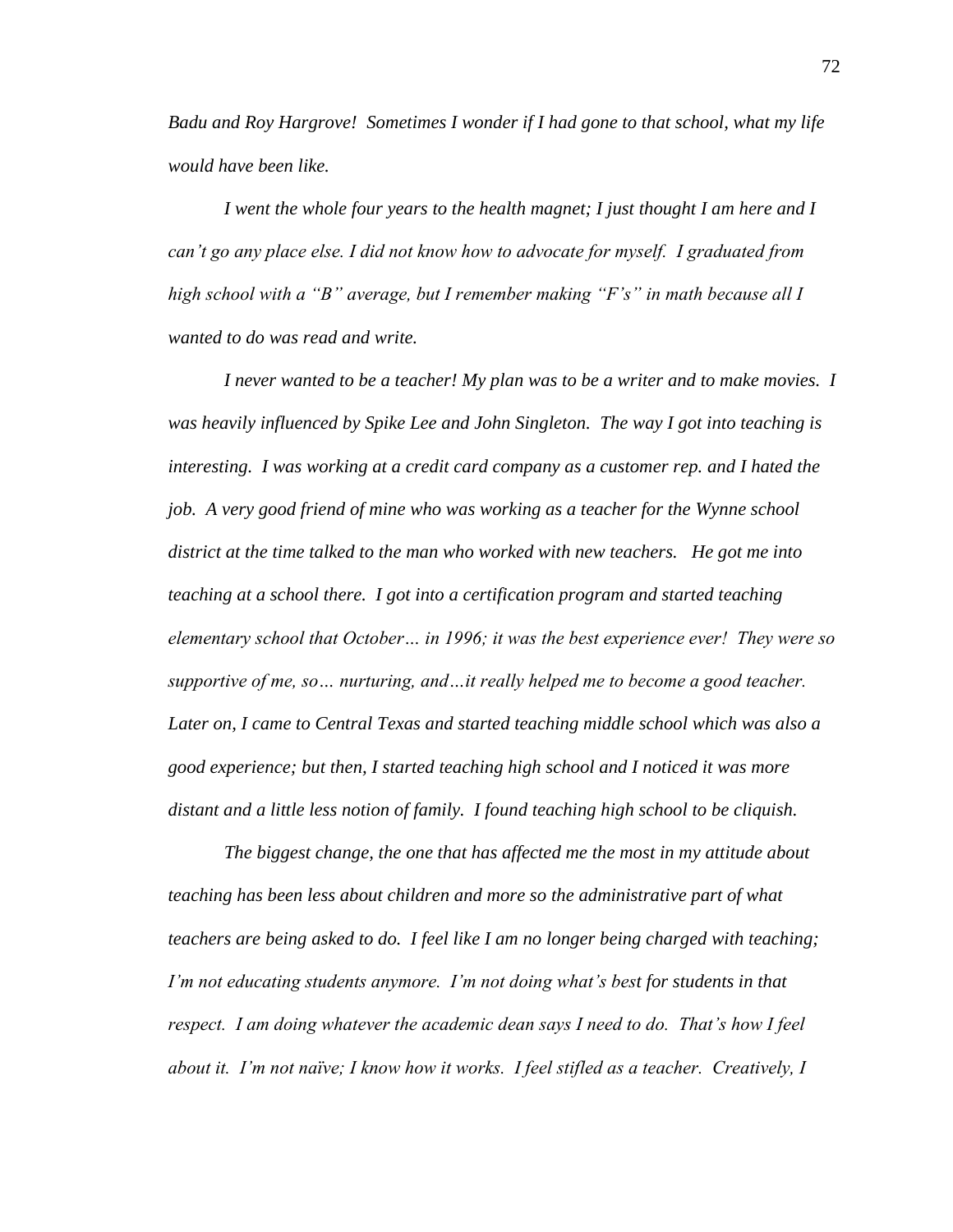*Badu and Roy Hargrove! Sometimes I wonder if I had gone to that school, what my life would have been like.*

*I went the whole four years to the health magnet; I just thought I am here and I can't go any place else. I did not know how to advocate for myself. I graduated from high school with a "B" average, but I remember making "F's" in math because all I wanted to do was read and write.*

*I never wanted to be a teacher! My plan was to be a writer and to make movies. I was heavily influenced by Spike Lee and John Singleton. The way I got into teaching is interesting. I was working at a credit card company as a customer rep. and I hated the job. A very good friend of mine who was working as a teacher for the Wynne school district at the time talked to the man who worked with new teachers. He got me into teaching at a school there. I got into a certification program and started teaching elementary school that October… in 1996; it was the best experience ever! They were so supportive of me, so… nurturing, and…it really helped me to become a good teacher. Later on, I came to Central Texas and started teaching middle school which was also a good experience; but then, I started teaching high school and I noticed it was more distant and a little less notion of family. I found teaching high school to be cliquish.*

*The biggest change, the one that has affected me the most in my attitude about teaching has been less about children and more so the administrative part of what teachers are being asked to do. I feel like I am no longer being charged with teaching; I'm not educating students anymore. I'm not doing what's best for students in that respect. I am doing whatever the academic dean says I need to do. That's how I feel about it. I'm not naïve; I know how it works. I feel stifled as a teacher. Creatively, I*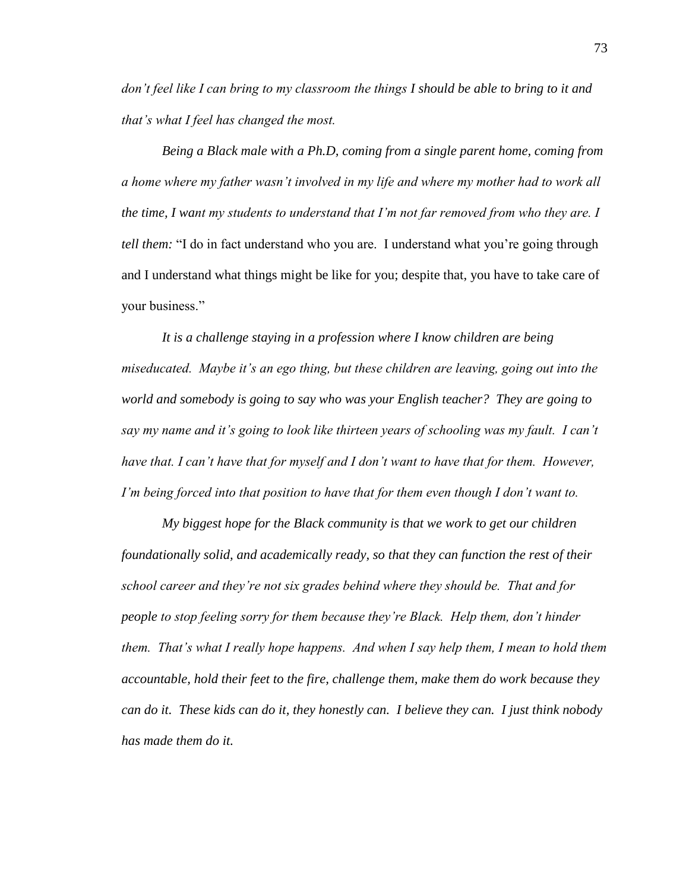*don't feel like I can bring to my classroom the things I should be able to bring to it and that's what I feel has changed the most.*

*Being a Black male with a Ph.D, coming from a single parent home, coming from a home where my father wasn't involved in my life and where my mother had to work all the time, I want my students to understand that I'm not far removed from who they are. I tell them:* "I do in fact understand who you are. I understand what you're going through and I understand what things might be like for you; despite that, you have to take care of your business."

*It is a challenge staying in a profession where I know children are being miseducated. Maybe it's an ego thing, but these children are leaving, going out into the world and somebody is going to say who was your English teacher? They are going to say my name and it's going to look like thirteen years of schooling was my fault. I can't have that. I can't have that for myself and I don't want to have that for them. However, I'm being forced into that position to have that for them even though I don't want to.*

*My biggest hope for the Black community is that we work to get our children foundationally solid, and academically ready, so that they can function the rest of their school career and they're not six grades behind where they should be. That and for people to stop feeling sorry for them because they're Black. Help them, don't hinder them. That's what I really hope happens. And when I say help them, I mean to hold them accountable, hold their feet to the fire, challenge them, make them do work because they can do it. These kids can do it, they honestly can. I believe they can. I just think nobody has made them do it.*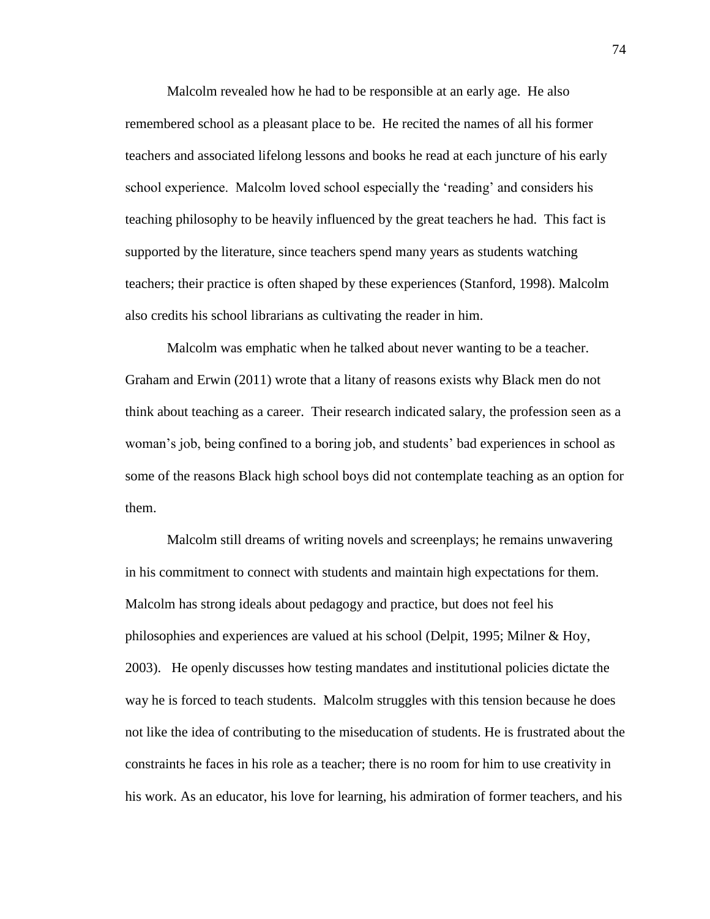Malcolm revealed how he had to be responsible at an early age. He also remembered school as a pleasant place to be. He recited the names of all his former teachers and associated lifelong lessons and books he read at each juncture of his early school experience. Malcolm loved school especially the 'reading' and considers his teaching philosophy to be heavily influenced by the great teachers he had. This fact is supported by the literature, since teachers spend many years as students watching teachers; their practice is often shaped by these experiences (Stanford, 1998). Malcolm also credits his school librarians as cultivating the reader in him.

Malcolm was emphatic when he talked about never wanting to be a teacher. Graham and Erwin (2011) wrote that a litany of reasons exists why Black men do not think about teaching as a career. Their research indicated salary, the profession seen as a woman's job, being confined to a boring job, and students' bad experiences in school as some of the reasons Black high school boys did not contemplate teaching as an option for them.

Malcolm still dreams of writing novels and screenplays; he remains unwavering in his commitment to connect with students and maintain high expectations for them. Malcolm has strong ideals about pedagogy and practice, but does not feel his philosophies and experiences are valued at his school (Delpit, 1995; Milner & Hoy, 2003). He openly discusses how testing mandates and institutional policies dictate the way he is forced to teach students. Malcolm struggles with this tension because he does not like the idea of contributing to the miseducation of students. He is frustrated about the constraints he faces in his role as a teacher; there is no room for him to use creativity in his work. As an educator, his love for learning, his admiration of former teachers, and his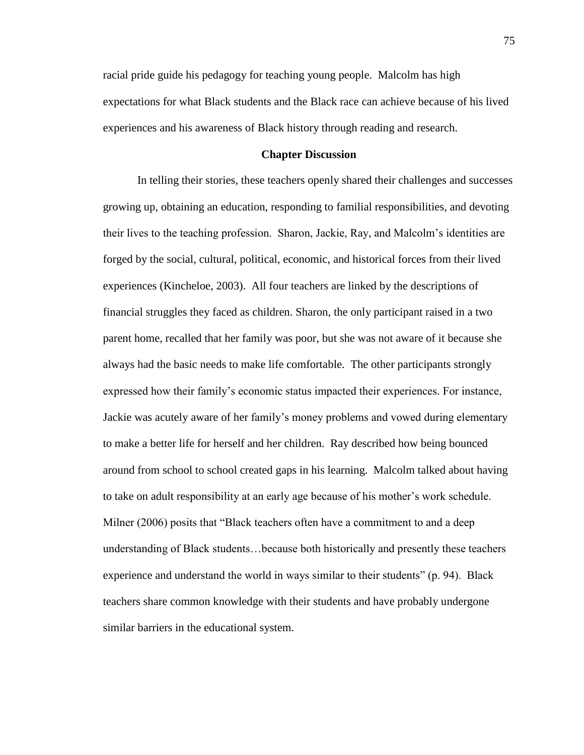racial pride guide his pedagogy for teaching young people. Malcolm has high expectations for what Black students and the Black race can achieve because of his lived experiences and his awareness of Black history through reading and research.

## Chapter Discussion

In telling their stories, these teachers openly shared their challenges and successes growing up, obtaining an education, responding to familial responsibilities, and devoting their lives to the teaching profession. Sharon, Jackie, Ray, and Malcolm's identities are forged by the social, cultural, political, economic, and historical forces from their lived experiences (Kincheloe, 2003). All four teachers are linked by the descriptions of financial struggles they faced as children. Sharon, the only participant raised in a two parent home, recalled that her family was poor, but she was not aware of it because she always had the basic needs to make life comfortable. The other participants strongly expressed how their family's economic status impacted their experiences. For instance, Jackie was acutely aware of her family's money problems and vowed during elementary to make a better life for herself and her children. Ray described how being bounced around from school to school created gaps in his learning. Malcolm talked about having to take on adult responsibility at an early age because of his mother's work schedule. Milner (2006) posits that "Black teachers often have a commitment to and a deep understanding of Black students…because both historically and presently these teachers experience and understand the world in ways similar to their students" (p. 94). Black teachers share common knowledge with their students and have probably undergone similar barriers in the educational system.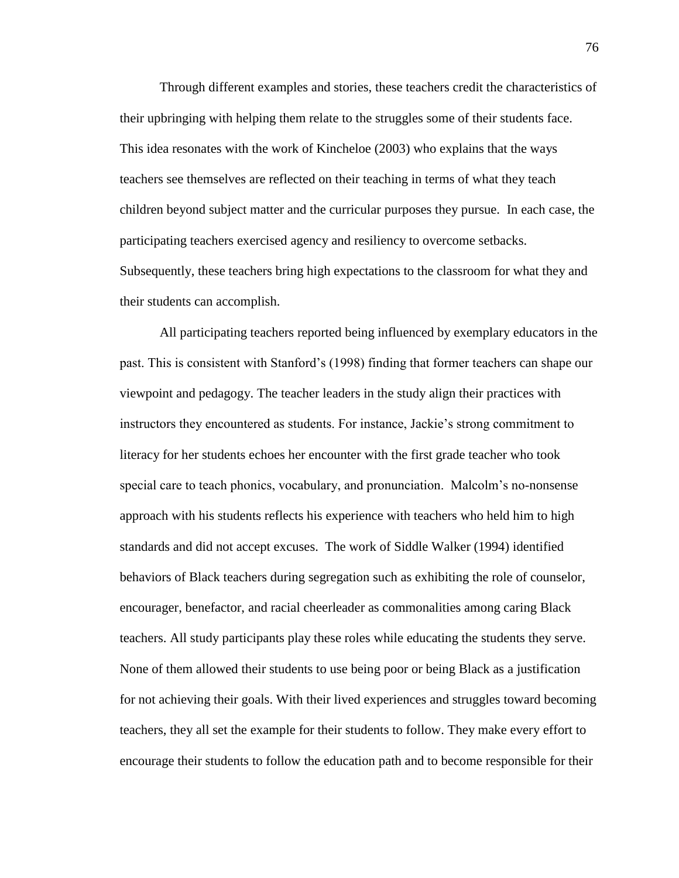Through different examples and stories, these teachers credit the characteristics of their upbringing with helping them relate to the struggles some of their students face. This idea resonates with the work of Kincheloe (2003) who explains that the ways teachers see themselves are reflected on their teaching in terms of what they teach children beyond subject matter and the curricular purposes they pursue. In each case, the participating teachers exercised agency and resiliency to overcome setbacks. Subsequently, these teachers bring high expectations to the classroom for what they and their students can accomplish.

All participating teachers reported being influenced by exemplary educators in the past. This is consistent with Stanford's (1998) finding that former teachers can shape our viewpoint and pedagogy. The teacher leaders in the study align their practices with instructors they encountered as students. For instance, Jackie's strong commitment to literacy for her students echoes her encounter with the first grade teacher who took special care to teach phonics, vocabulary, and pronunciation. Malcolm's no-nonsense approach with his students reflects his experience with teachers who held him to high standards and did not accept excuses. The work of Siddle Walker (1994) identified behaviors of Black teachers during segregation such as exhibiting the role of counselor, encourager, benefactor, and racial cheerleader as commonalities among caring Black teachers. All study participants play these roles while educating the students they serve. None of them allowed their students to use being poor or being Black as a justification for not achieving their goals. With their lived experiences and struggles toward becoming teachers, they all set the example for their students to follow. They make every effort to encourage their students to follow the education path and to become responsible for their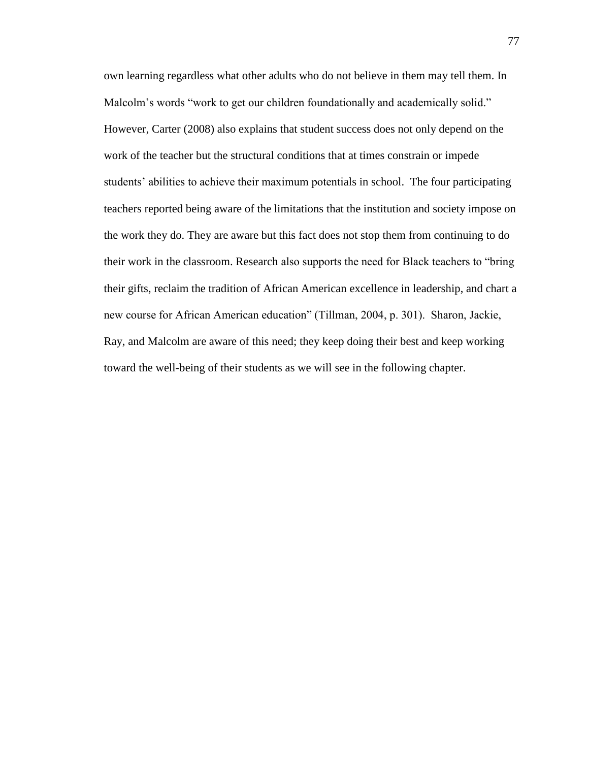own learning regardless what other adults who do not believe in them may tell them. In Malcolm's words "work to get our children foundationally and academically solid." However, Carter (2008) also explains that student success does not only depend on the work of the teacher but the structural conditions that at times constrain or impede students' abilities to achieve their maximum potentials in school. The four participating teachers reported being aware of the limitations that the institution and society impose on the work they do. They are aware but this fact does not stop them from continuing to do their work in the classroom. Research also supports the need for Black teachers to "bring their gifts, reclaim the tradition of African American excellence in leadership, and chart a new course for African American education" (Tillman, 2004, p. 301). Sharon, Jackie, Ray, and Malcolm are aware of this need; they keep doing their best and keep working toward the well-being of their students as we will see in the following chapter.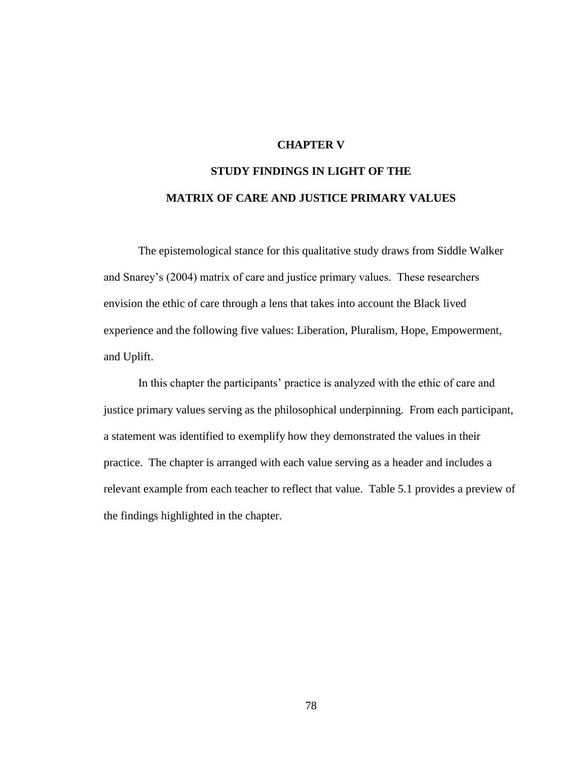# CHAPTER V

# STUDY FINDINGS IN LIGHT OF THE MATRIX OF CARE AND JUSTICE PRIMARY VALUES

The epistemological stance for this qualitative study draws from Siddle Walker and Snarey's (2004) matrix of care and justice primary values. These researchers envision the ethic of care through a lens that takes into account the Black lived experience and the following five values: Liberation, Pluralism, Hope, Empowerment, and Uplift.

In this chapter the participants' practice is analyzed with the ethic of care and justice primary values serving as the philosophical underpinning. From each participant, a statement was identified to exemplify how they demonstrated the values in their practice. The chapter is arranged with each value serving as a header and includes a relevant example from each teacher to reflect that value. Table 5.1 provides a preview of the findings highlighted in the chapter.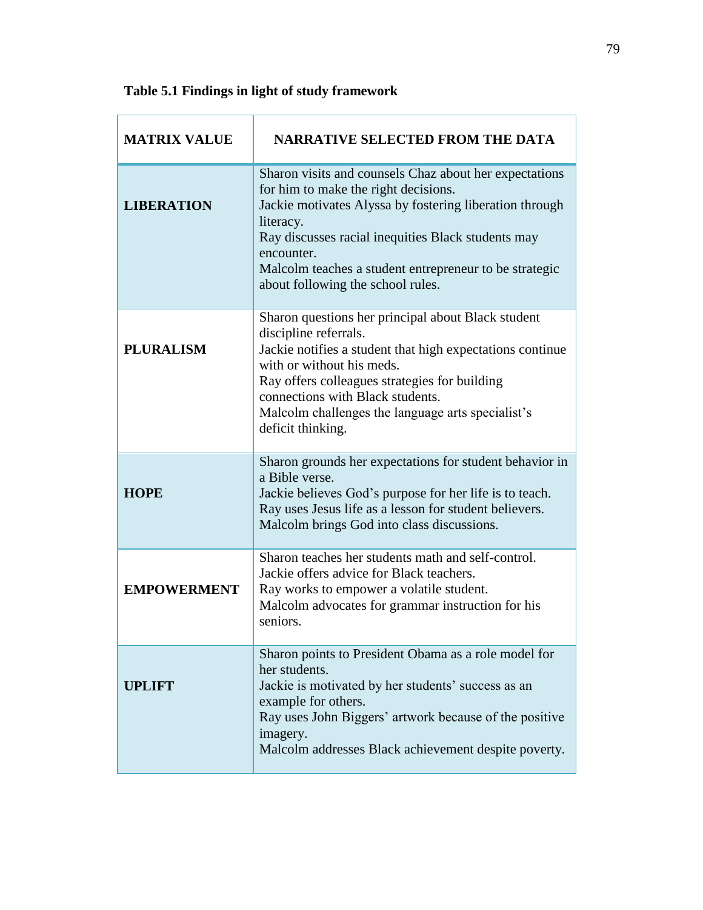**Table 5.1 Findings in light of study framework**

| MATRIX VALUE | NARRATIVE SELECTED FROM THE DATA |
|---|---|
| **LIBERATION** | Sharon visits and counsels Chaz about her expectations for him to make the right decisions.<br>Jackie motivates Alyssa by fostering liberation through literacy.<br>Ray discusses racial inequities Black students may encounter.<br>Malcolm teaches a student entrepreneur to be strategic about following the school rules. |
| **PLURALISM** | Sharon questions her principal about Black student discipline referrals.<br>Jackie notifies a student that high expectations continue with or without his meds.<br>Ray offers colleagues strategies for building connections with Black students.<br>Malcolm challenges the language arts specialist's deficit thinking. |
| **HOPE** | Sharon grounds her expectations for student behavior in a Bible verse.<br>Jackie believes God's purpose for her life is to teach.<br>Ray uses Jesus life as a lesson for student believers.<br>Malcolm brings God into class discussions. |
| **EMPOWERMENT** | Sharon teaches her students math and self-control.<br>Jackie offers advice for Black teachers.<br>Ray works to empower a volatile student.<br>Malcolm advocates for grammar instruction for his seniors. |
| **UPLIFT** | Sharon points to President Obama as a role model for her students.<br>Jackie is motivated by her students' success as an example for others.<br>Ray uses John Biggers' artwork because of the positive imagery.<br>Malcolm addresses Black achievement despite poverty. |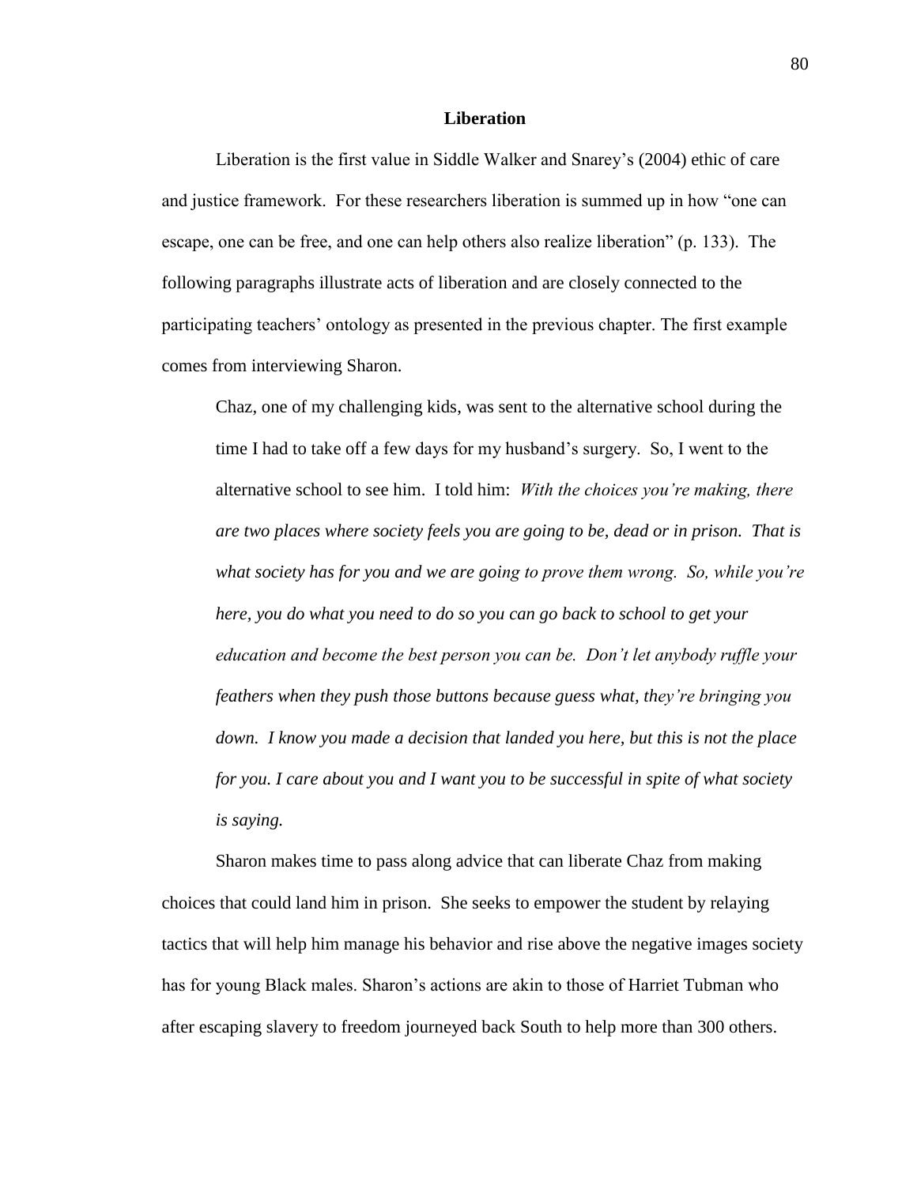## Liberation

Liberation is the first value in Siddle Walker and Snarey's (2004) ethic of care and justice framework. For these researchers liberation is summed up in how "one can escape, one can be free, and one can help others also realize liberation" (p. 133). The following paragraphs illustrate acts of liberation and are closely connected to the participating teachers' ontology as presented in the previous chapter. The first example comes from interviewing Sharon.

> Chaz, one of my challenging kids, was sent to the alternative school during the time I had to take off a few days for my husband's surgery. So, I went to the alternative school to see him. I told him: *With the choices you're making, there are two places where society feels you are going to be, dead or in prison. That is what society has for you and we are going to prove them wrong. So, while you're here, you do what you need to do so you can go back to school to get your education and become the best person you can be. Don't let anybody ruffle your feathers when they push those buttons because guess what, they're bringing you down. I know you made a decision that landed you here, but this is not the place for you. I care about you and I want you to be successful in spite of what society is saying.*

Sharon makes time to pass along advice that can liberate Chaz from making choices that could land him in prison. She seeks to empower the student by relaying tactics that will help him manage his behavior and rise above the negative images society has for young Black males. Sharon's actions are akin to those of Harriet Tubman who after escaping slavery to freedom journeyed back South to help more than 300 others.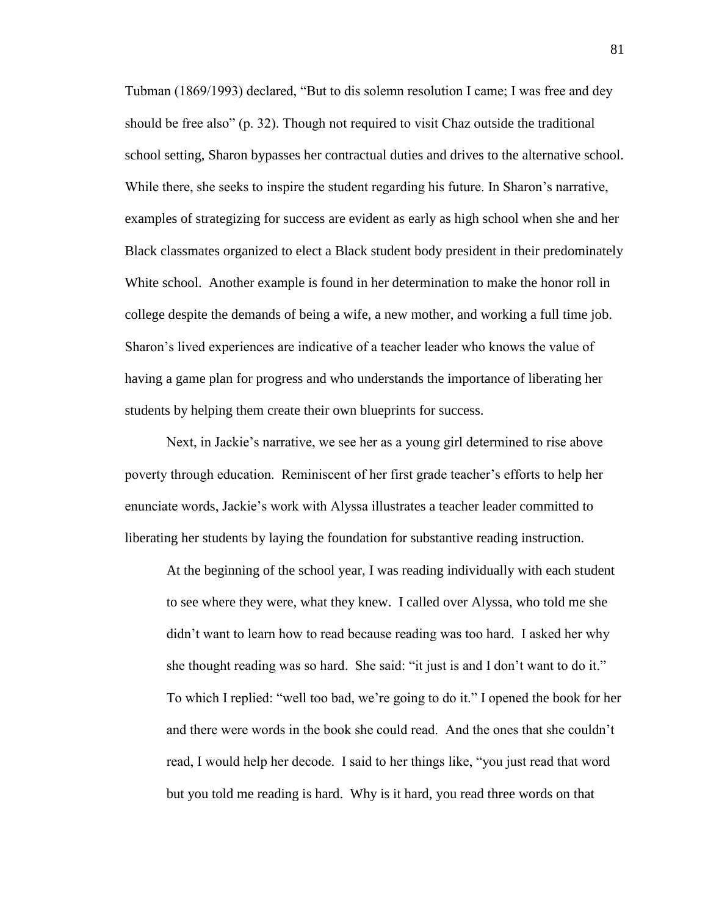Tubman (1869/1993) declared, "But to dis solemn resolution I came; I was free and dey should be free also" (p. 32). Though not required to visit Chaz outside the traditional school setting, Sharon bypasses her contractual duties and drives to the alternative school. While there, she seeks to inspire the student regarding his future. In Sharon's narrative, examples of strategizing for success are evident as early as high school when she and her Black classmates organized to elect a Black student body president in their predominately White school. Another example is found in her determination to make the honor roll in college despite the demands of being a wife, a new mother, and working a full time job. Sharon's lived experiences are indicative of a teacher leader who knows the value of having a game plan for progress and who understands the importance of liberating her students by helping them create their own blueprints for success.

Next, in Jackie's narrative, we see her as a young girl determined to rise above poverty through education. Reminiscent of her first grade teacher's efforts to help her enunciate words, Jackie's work with Alyssa illustrates a teacher leader committed to liberating her students by laying the foundation for substantive reading instruction.

> At the beginning of the school year, I was reading individually with each student to see where they were, what they knew. I called over Alyssa, who told me she didn't want to learn how to read because reading was too hard. I asked her why she thought reading was so hard. She said: "it just is and I don't want to do it." To which I replied: "well too bad, we're going to do it." I opened the book for her and there were words in the book she could read. And the ones that she couldn't read, I would help her decode. I said to her things like, "you just read that word but you told me reading is hard. Why is it hard, you read three words on that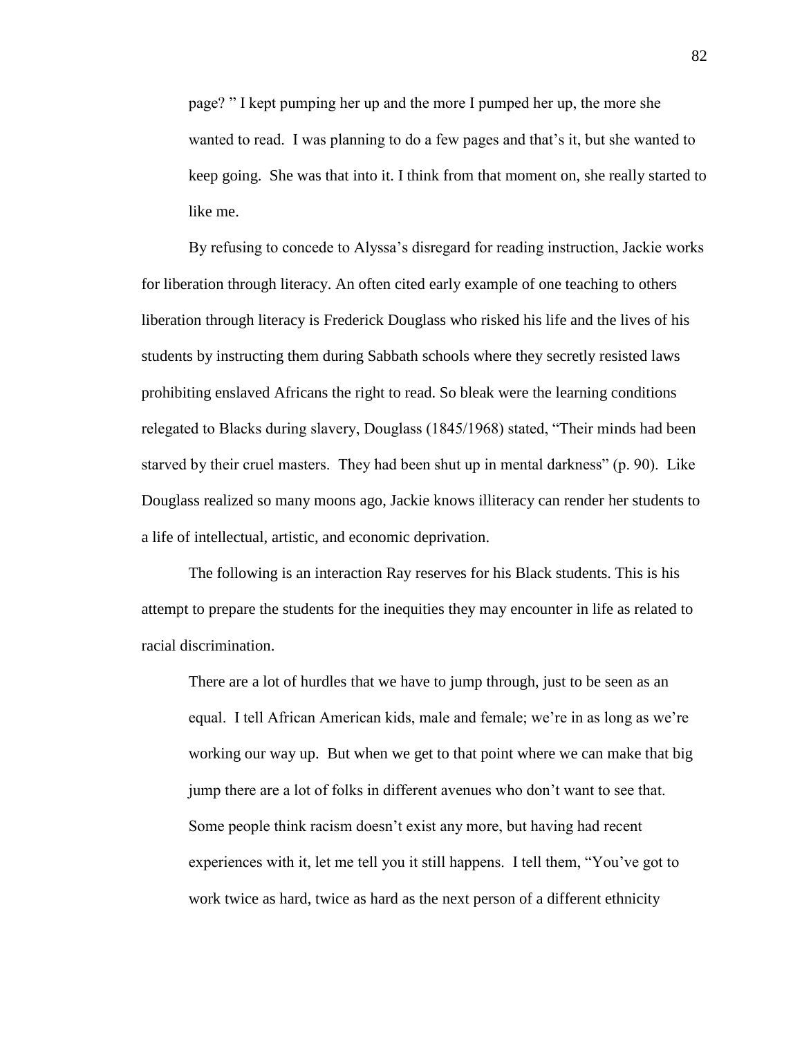page? " I kept pumping her up and the more I pumped her up, the more she wanted to read. I was planning to do a few pages and that's it, but she wanted to keep going. She was that into it. I think from that moment on, she really started to like me.

By refusing to concede to Alyssa's disregard for reading instruction, Jackie works for liberation through literacy. An often cited early example of one teaching to others liberation through literacy is Frederick Douglass who risked his life and the lives of his students by instructing them during Sabbath schools where they secretly resisted laws prohibiting enslaved Africans the right to read. So bleak were the learning conditions relegated to Blacks during slavery, Douglass (1845/1968) stated, "Their minds had been starved by their cruel masters. They had been shut up in mental darkness" (p. 90). Like Douglass realized so many moons ago, Jackie knows illiteracy can render her students to a life of intellectual, artistic, and economic deprivation.

The following is an interaction Ray reserves for his Black students. This is his attempt to prepare the students for the inequities they may encounter in life as related to racial discrimination.

> There are a lot of hurdles that we have to jump through, just to be seen as an equal. I tell African American kids, male and female; we're in as long as we're working our way up. But when we get to that point where we can make that big jump there are a lot of folks in different avenues who don't want to see that. Some people think racism doesn't exist any more, but having had recent experiences with it, let me tell you it still happens. I tell them, "You've got to work twice as hard, twice as hard as the next person of a different ethnicity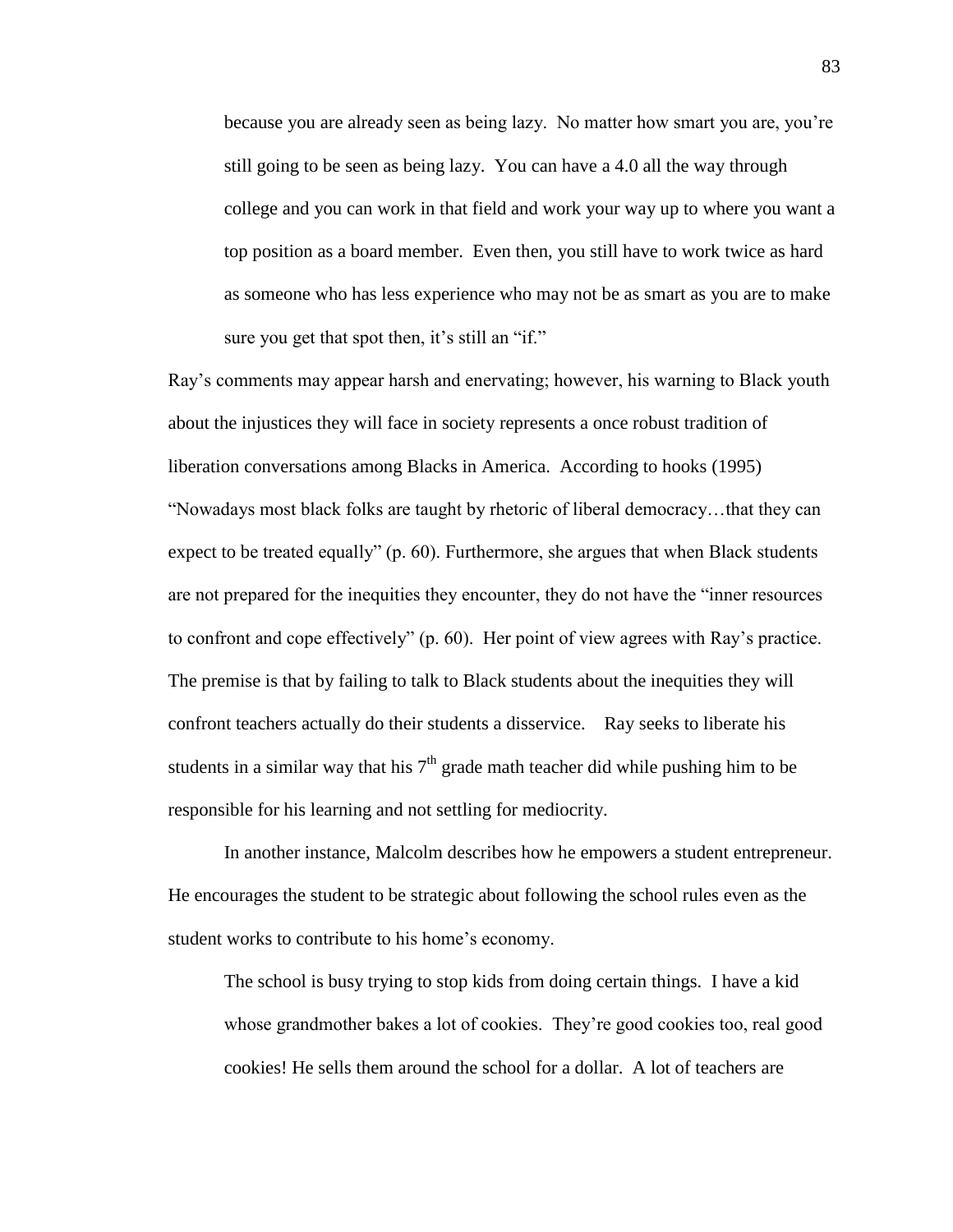> because you are already seen as being lazy. No matter how smart you are, you're still going to be seen as being lazy. You can have a 4.0 all the way through college and you can work in that field and work your way up to where you want a top position as a board member. Even then, you still have to work twice as hard as someone who has less experience who may not be as smart as you are to make sure you get that spot then, it's still an "if."

Ray's comments may appear harsh and enervating; however, his warning to Black youth about the injustices they will face in society represents a once robust tradition of liberation conversations among Blacks in America. According to hooks (1995) "Nowadays most black folks are taught by rhetoric of liberal democracy…that they can expect to be treated equally" (p. 60). Furthermore, she argues that when Black students are not prepared for the inequities they encounter, they do not have the "inner resources to confront and cope effectively" (p. 60). Her point of view agrees with Ray's practice. The premise is that by failing to talk to Black students about the inequities they will confront teachers actually do their students a disservice. Ray seeks to liberate his students in a similar way that his 7th grade math teacher did while pushing him to be responsible for his learning and not settling for mediocrity.

In another instance, Malcolm describes how he empowers a student entrepreneur. He encourages the student to be strategic about following the school rules even as the student works to contribute to his home's economy.

> The school is busy trying to stop kids from doing certain things. I have a kid whose grandmother bakes a lot of cookies. They're good cookies too, real good cookies! He sells them around the school for a dollar. A lot of teachers are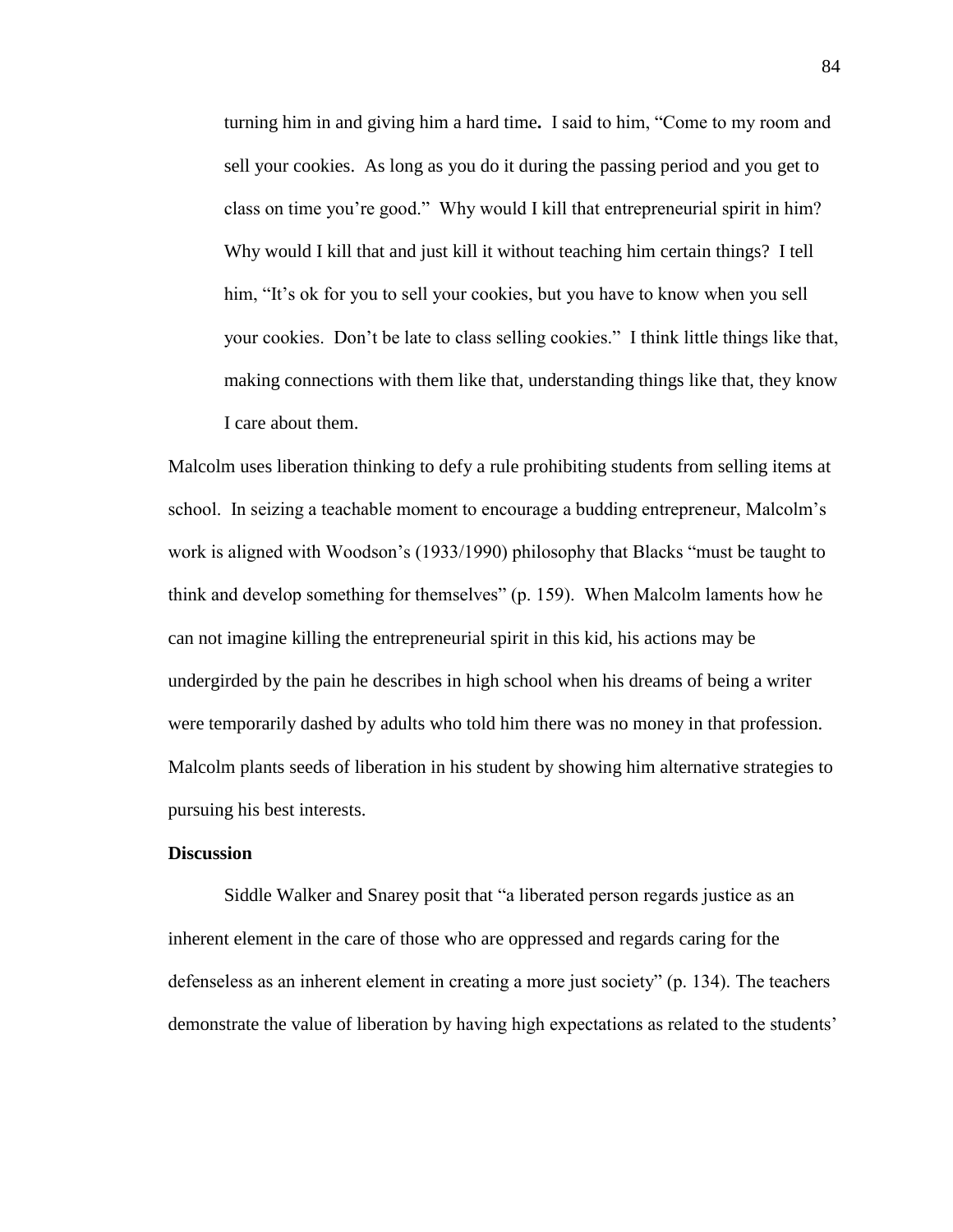> turning him in and giving him a hard time**.** I said to him, "Come to my room and sell your cookies. As long as you do it during the passing period and you get to class on time you're good." Why would I kill that entrepreneurial spirit in him? Why would I kill that and just kill it without teaching him certain things? I tell him, "It's ok for you to sell your cookies, but you have to know when you sell your cookies. Don't be late to class selling cookies." I think little things like that, making connections with them like that, understanding things like that, they know I care about them.

Malcolm uses liberation thinking to defy a rule prohibiting students from selling items at school. In seizing a teachable moment to encourage a budding entrepreneur, Malcolm's work is aligned with Woodson's (1933/1990) philosophy that Blacks "must be taught to think and develop something for themselves" (p. 159). When Malcolm laments how he can not imagine killing the entrepreneurial spirit in this kid, his actions may be undergirded by the pain he describes in high school when his dreams of being a writer were temporarily dashed by adults who told him there was no money in that profession. Malcolm plants seeds of liberation in his student by showing him alternative strategies to pursuing his best interests.

**Discussion**

Siddle Walker and Snarey posit that "a liberated person regards justice as an inherent element in the care of those who are oppressed and regards caring for the defenseless as an inherent element in creating a more just society" (p. 134). The teachers demonstrate the value of liberation by having high expectations as related to the students'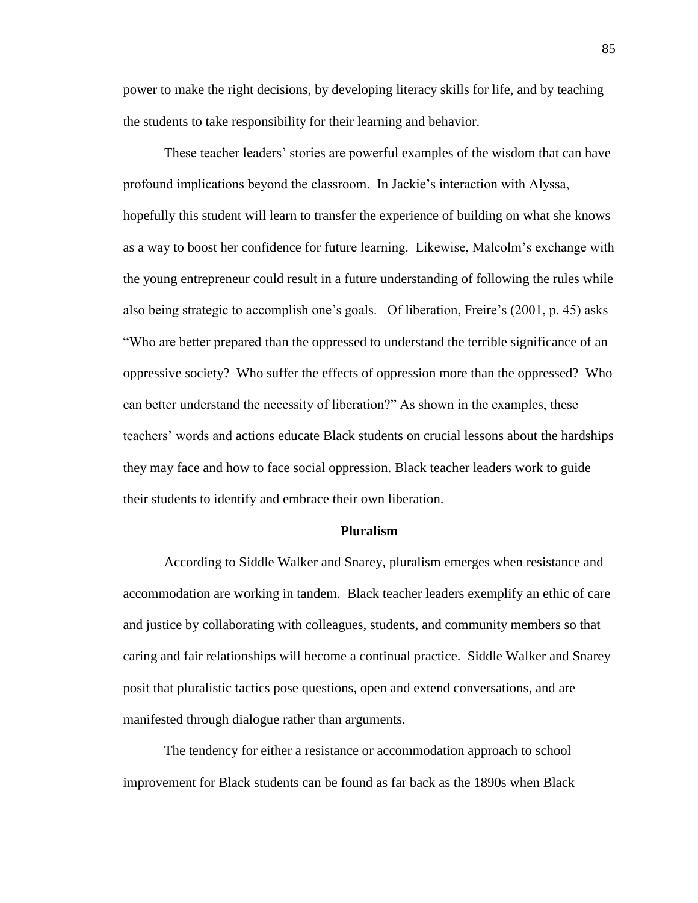power to make the right decisions, by developing literacy skills for life, and by teaching the students to take responsibility for their learning and behavior.

These teacher leaders' stories are powerful examples of the wisdom that can have profound implications beyond the classroom. In Jackie's interaction with Alyssa, hopefully this student will learn to transfer the experience of building on what she knows as a way to boost her confidence for future learning. Likewise, Malcolm's exchange with the young entrepreneur could result in a future understanding of following the rules while also being strategic to accomplish one's goals. Of liberation, Freire's (2001, p. 45) asks "Who are better prepared than the oppressed to understand the terrible significance of an oppressive society? Who suffer the effects of oppression more than the oppressed? Who can better understand the necessity of liberation?" As shown in the examples, these teachers' words and actions educate Black students on crucial lessons about the hardships they may face and how to face social oppression. Black teacher leaders work to guide their students to identify and embrace their own liberation.

## Pluralism

According to Siddle Walker and Snarey, pluralism emerges when resistance and accommodation are working in tandem. Black teacher leaders exemplify an ethic of care and justice by collaborating with colleagues, students, and community members so that caring and fair relationships will become a continual practice. Siddle Walker and Snarey posit that pluralistic tactics pose questions, open and extend conversations, and are manifested through dialogue rather than arguments.

The tendency for either a resistance or accommodation approach to school improvement for Black students can be found as far back as the 1890s when Black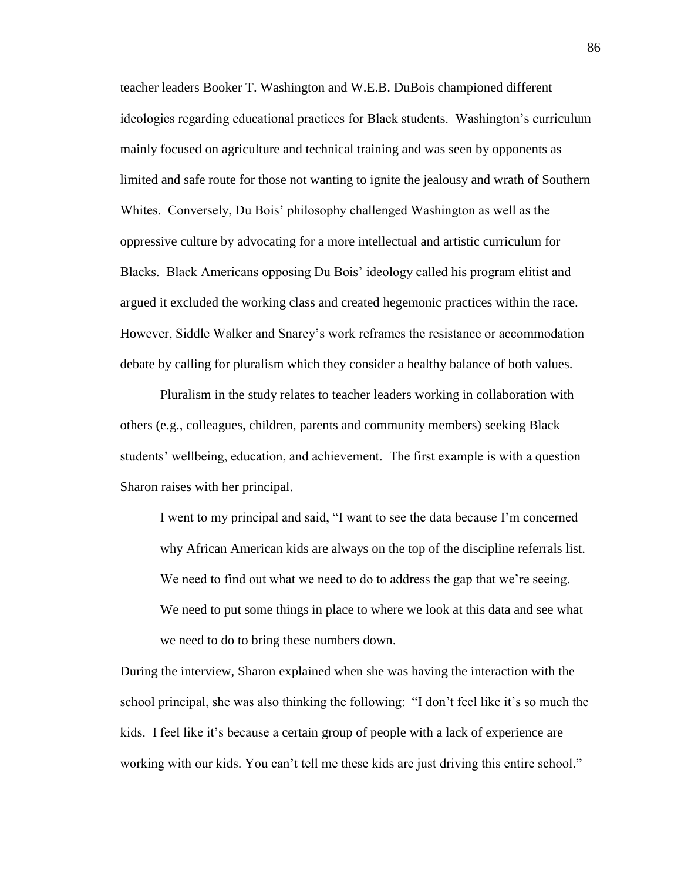teacher leaders Booker T. Washington and W.E.B. DuBois championed different ideologies regarding educational practices for Black students. Washington's curriculum mainly focused on agriculture and technical training and was seen by opponents as limited and safe route for those not wanting to ignite the jealousy and wrath of Southern Whites. Conversely, Du Bois' philosophy challenged Washington as well as the oppressive culture by advocating for a more intellectual and artistic curriculum for Blacks. Black Americans opposing Du Bois' ideology called his program elitist and argued it excluded the working class and created hegemonic practices within the race. However, Siddle Walker and Snarey's work reframes the resistance or accommodation debate by calling for pluralism which they consider a healthy balance of both values.

Pluralism in the study relates to teacher leaders working in collaboration with others (e.g., colleagues, children, parents and community members) seeking Black students' wellbeing, education, and achievement. The first example is with a question Sharon raises with her principal.

> I went to my principal and said, "I want to see the data because I'm concerned why African American kids are always on the top of the discipline referrals list. We need to find out what we need to do to address the gap that we're seeing. We need to put some things in place to where we look at this data and see what we need to do to bring these numbers down.

During the interview, Sharon explained when she was having the interaction with the school principal, she was also thinking the following: "I don't feel like it's so much the kids. I feel like it's because a certain group of people with a lack of experience are working with our kids. You can't tell me these kids are just driving this entire school."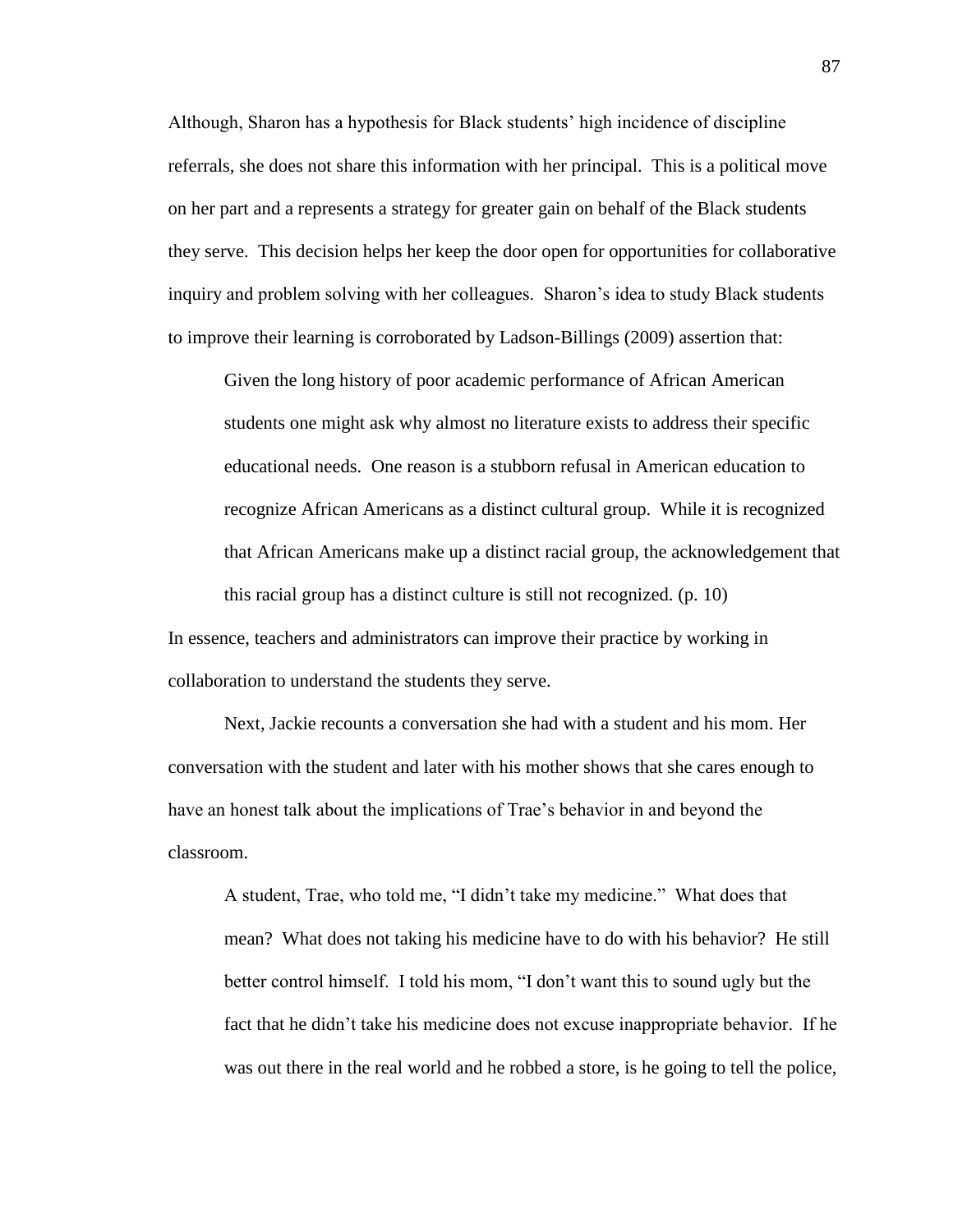Although, Sharon has a hypothesis for Black students' high incidence of discipline referrals, she does not share this information with her principal. This is a political move on her part and a represents a strategy for greater gain on behalf of the Black students they serve. This decision helps her keep the door open for opportunities for collaborative inquiry and problem solving with her colleagues. Sharon's idea to study Black students to improve their learning is corroborated by Ladson-Billings (2009) assertion that:

> Given the long history of poor academic performance of African American students one might ask why almost no literature exists to address their specific educational needs. One reason is a stubborn refusal in American education to recognize African Americans as a distinct cultural group. While it is recognized that African Americans make up a distinct racial group, the acknowledgement that this racial group has a distinct culture is still not recognized. (p. 10)

In essence, teachers and administrators can improve their practice by working in collaboration to understand the students they serve.

Next, Jackie recounts a conversation she had with a student and his mom. Her conversation with the student and later with his mother shows that she cares enough to have an honest talk about the implications of Trae's behavior in and beyond the classroom.

> A student, Trae, who told me, "I didn't take my medicine." What does that mean? What does not taking his medicine have to do with his behavior? He still better control himself. I told his mom, "I don't want this to sound ugly but the fact that he didn't take his medicine does not excuse inappropriate behavior. If he was out there in the real world and he robbed a store, is he going to tell the police,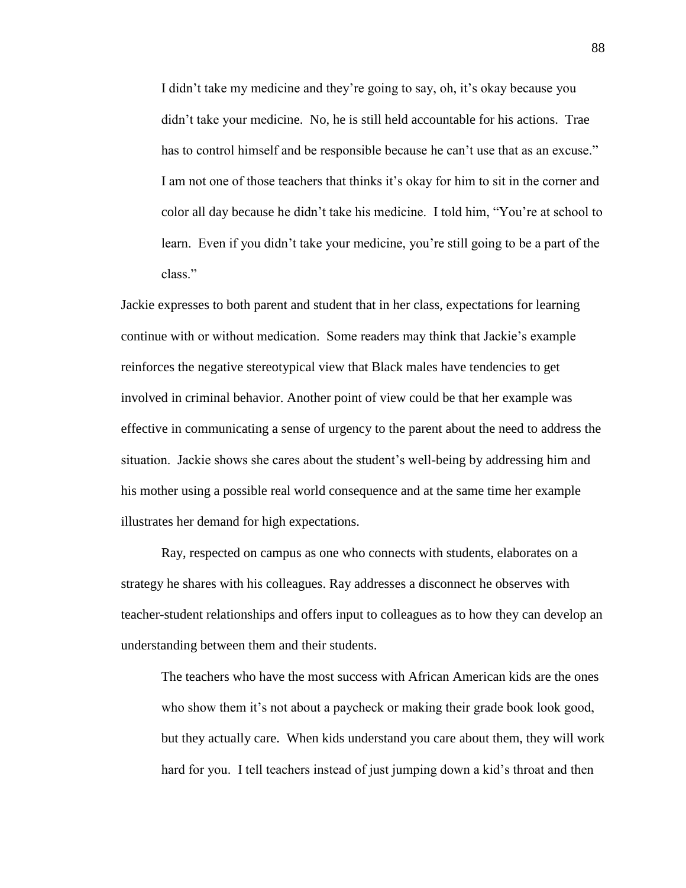> I didn't take my medicine and they're going to say, oh, it's okay because you didn't take your medicine. No, he is still held accountable for his actions. Trae has to control himself and be responsible because he can't use that as an excuse." I am not one of those teachers that thinks it's okay for him to sit in the corner and color all day because he didn't take his medicine. I told him, "You're at school to learn. Even if you didn't take your medicine, you're still going to be a part of the class."

Jackie expresses to both parent and student that in her class, expectations for learning continue with or without medication. Some readers may think that Jackie's example reinforces the negative stereotypical view that Black males have tendencies to get involved in criminal behavior. Another point of view could be that her example was effective in communicating a sense of urgency to the parent about the need to address the situation. Jackie shows she cares about the student's well-being by addressing him and his mother using a possible real world consequence and at the same time her example illustrates her demand for high expectations.

Ray, respected on campus as one who connects with students, elaborates on a strategy he shares with his colleagues. Ray addresses a disconnect he observes with teacher-student relationships and offers input to colleagues as to how they can develop an understanding between them and their students.

> The teachers who have the most success with African American kids are the ones who show them it's not about a paycheck or making their grade book look good, but they actually care. When kids understand you care about them, they will work hard for you. I tell teachers instead of just jumping down a kid's throat and then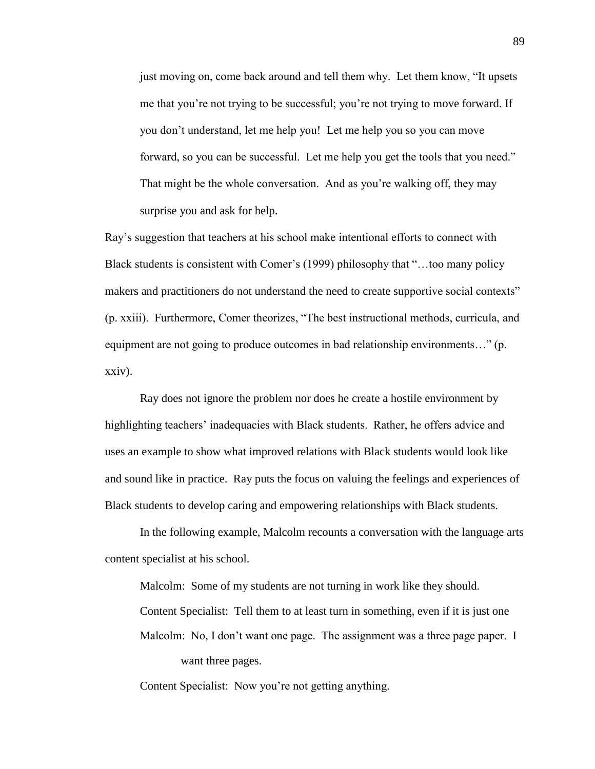> just moving on, come back around and tell them why. Let them know, "It upsets me that you're not trying to be successful; you're not trying to move forward. If you don't understand, let me help you! Let me help you so you can move forward, so you can be successful. Let me help you get the tools that you need." That might be the whole conversation. And as you're walking off, they may surprise you and ask for help.

Ray's suggestion that teachers at his school make intentional efforts to connect with Black students is consistent with Comer's (1999) philosophy that "…too many policy makers and practitioners do not understand the need to create supportive social contexts" (p. xxiii). Furthermore, Comer theorizes, "The best instructional methods, curricula, and equipment are not going to produce outcomes in bad relationship environments…" (p. xxiv).

Ray does not ignore the problem nor does he create a hostile environment by highlighting teachers' inadequacies with Black students. Rather, he offers advice and uses an example to show what improved relations with Black students would look like and sound like in practice. Ray puts the focus on valuing the feelings and experiences of Black students to develop caring and empowering relationships with Black students.

In the following example, Malcolm recounts a conversation with the language arts content specialist at his school.

> Malcolm: Some of my students are not turning in work like they should.
>
> Content Specialist: Tell them to at least turn in something, even if it is just one
>
> Malcolm: No, I don't want one page. The assignment was a three page paper. I want three pages.
>
> Content Specialist: Now you're not getting anything.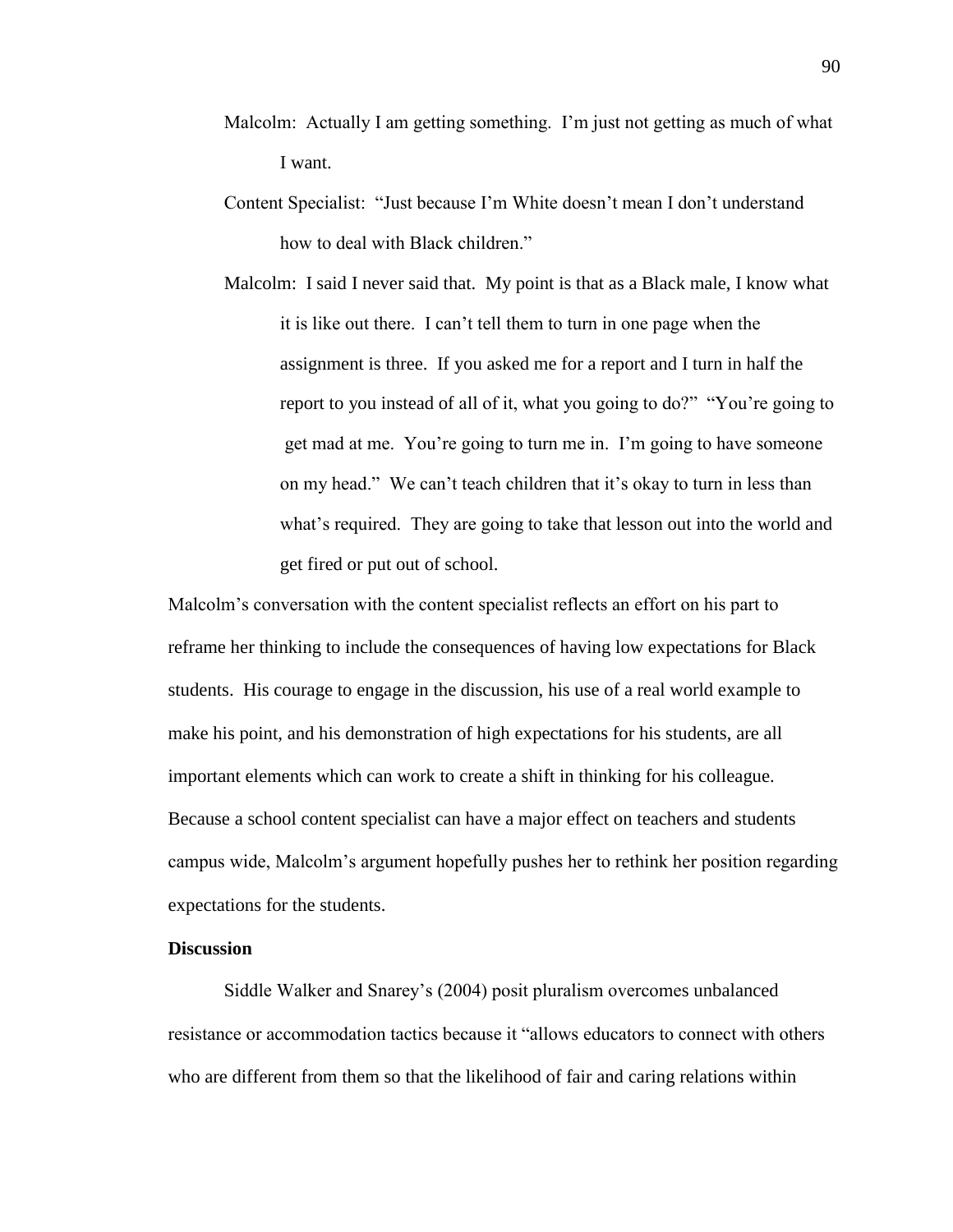Malcolm: Actually I am getting something. I'm just not getting as much of what I want.

Content Specialist: "Just because I'm White doesn't mean I don't understand how to deal with Black children."

Malcolm: I said I never said that. My point is that as a Black male, I know what it is like out there. I can't tell them to turn in one page when the assignment is three. If you asked me for a report and I turn in half the report to you instead of all of it, what you going to do?" "You're going to get mad at me. You're going to turn me in. I'm going to have someone on my head." We can't teach children that it's okay to turn in less than what's required. They are going to take that lesson out into the world and get fired or put out of school.

Malcolm's conversation with the content specialist reflects an effort on his part to reframe her thinking to include the consequences of having low expectations for Black students. His courage to engage in the discussion, his use of a real world example to make his point, and his demonstration of high expectations for his students, are all important elements which can work to create a shift in thinking for his colleague. Because a school content specialist can have a major effect on teachers and students campus wide, Malcolm's argument hopefully pushes her to rethink her position regarding expectations for the students.

**Discussion**

Siddle Walker and Snarey's (2004) posit pluralism overcomes unbalanced resistance or accommodation tactics because it "allows educators to connect with others who are different from them so that the likelihood of fair and caring relations within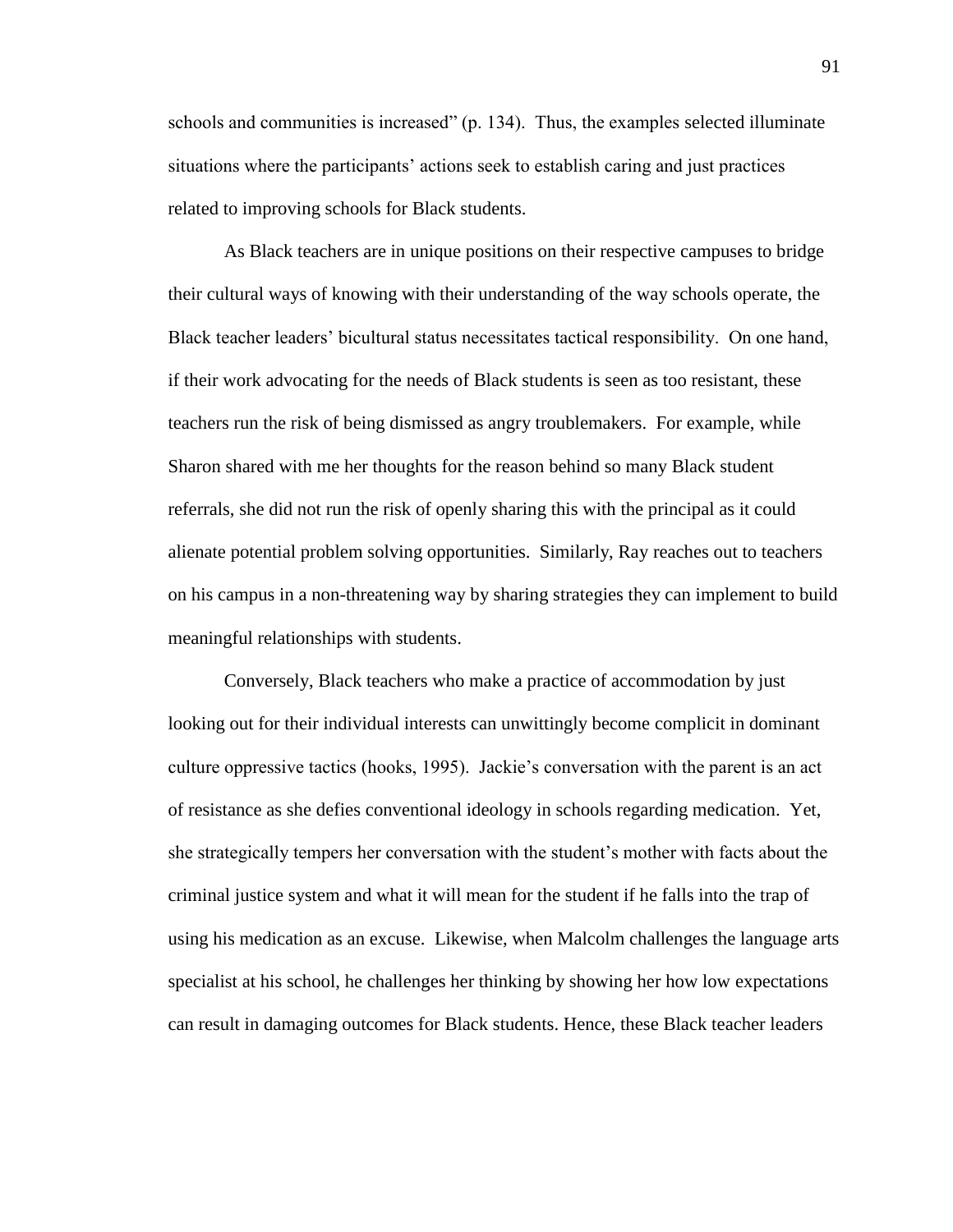schools and communities is increased" (p. 134). Thus, the examples selected illuminate situations where the participants' actions seek to establish caring and just practices related to improving schools for Black students.

As Black teachers are in unique positions on their respective campuses to bridge their cultural ways of knowing with their understanding of the way schools operate, the Black teacher leaders' bicultural status necessitates tactical responsibility. On one hand, if their work advocating for the needs of Black students is seen as too resistant, these teachers run the risk of being dismissed as angry troublemakers. For example, while Sharon shared with me her thoughts for the reason behind so many Black student referrals, she did not run the risk of openly sharing this with the principal as it could alienate potential problem solving opportunities. Similarly, Ray reaches out to teachers on his campus in a non-threatening way by sharing strategies they can implement to build meaningful relationships with students.

Conversely, Black teachers who make a practice of accommodation by just looking out for their individual interests can unwittingly become complicit in dominant culture oppressive tactics (hooks, 1995). Jackie's conversation with the parent is an act of resistance as she defies conventional ideology in schools regarding medication. Yet, she strategically tempers her conversation with the student's mother with facts about the criminal justice system and what it will mean for the student if he falls into the trap of using his medication as an excuse. Likewise, when Malcolm challenges the language arts specialist at his school, he challenges her thinking by showing her how low expectations can result in damaging outcomes for Black students. Hence, these Black teacher leaders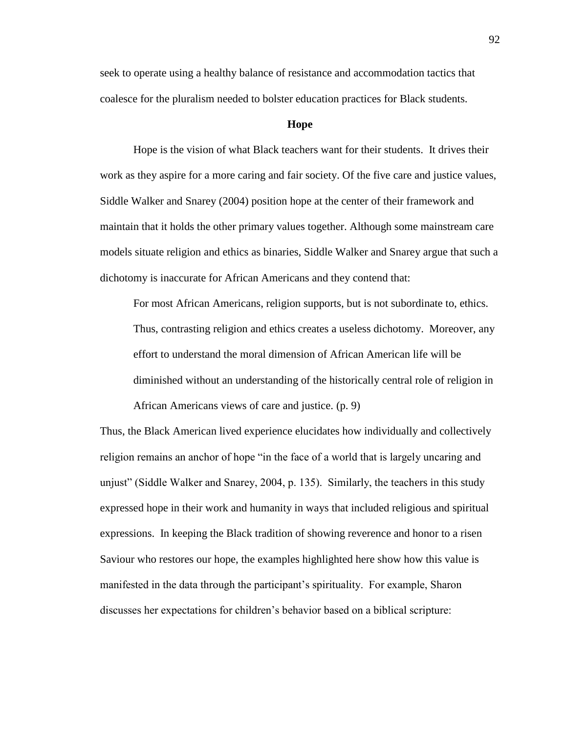seek to operate using a healthy balance of resistance and accommodation tactics that coalesce for the pluralism needed to bolster education practices for Black students.

### Hope

Hope is the vision of what Black teachers want for their students. It drives their work as they aspire for a more caring and fair society. Of the five care and justice values, Siddle Walker and Snarey (2004) position hope at the center of their framework and maintain that it holds the other primary values together. Although some mainstream care models situate religion and ethics as binaries, Siddle Walker and Snarey argue that such a dichotomy is inaccurate for African Americans and they contend that:

> For most African Americans, religion supports, but is not subordinate to, ethics. Thus, contrasting religion and ethics creates a useless dichotomy. Moreover, any effort to understand the moral dimension of African American life will be diminished without an understanding of the historically central role of religion in African Americans views of care and justice. (p. 9)

Thus, the Black American lived experience elucidates how individually and collectively religion remains an anchor of hope "in the face of a world that is largely uncaring and unjust" (Siddle Walker and Snarey, 2004, p. 135). Similarly, the teachers in this study expressed hope in their work and humanity in ways that included religious and spiritual expressions. In keeping the Black tradition of showing reverence and honor to a risen Saviour who restores our hope, the examples highlighted here show how this value is manifested in the data through the participant's spirituality. For example, Sharon discusses her expectations for children's behavior based on a biblical scripture: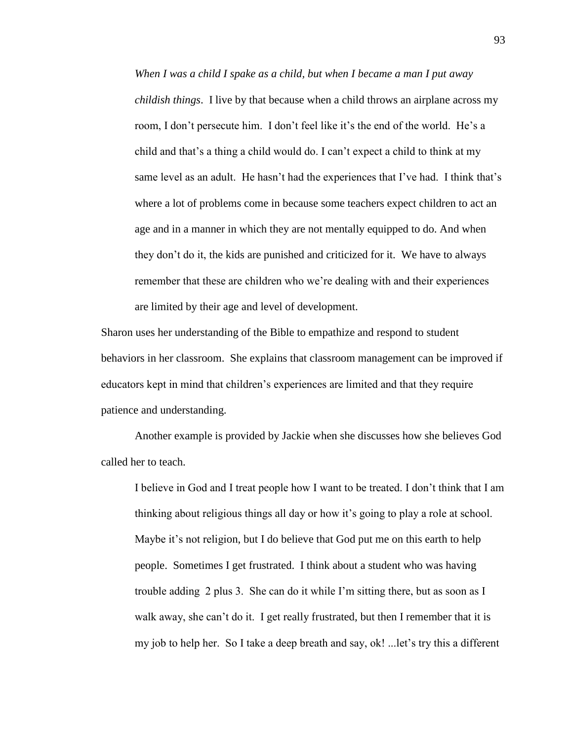> *When I was a child I spake as a child, but when I became a man I put away childish things*. I live by that because when a child throws an airplane across my room, I don't persecute him. I don't feel like it's the end of the world. He's a child and that's a thing a child would do. I can't expect a child to think at my same level as an adult. He hasn't had the experiences that I've had. I think that's where a lot of problems come in because some teachers expect children to act an age and in a manner in which they are not mentally equipped to do. And when they don't do it, the kids are punished and criticized for it. We have to always remember that these are children who we're dealing with and their experiences are limited by their age and level of development.

Sharon uses her understanding of the Bible to empathize and respond to student behaviors in her classroom. She explains that classroom management can be improved if educators kept in mind that children's experiences are limited and that they require patience and understanding.

Another example is provided by Jackie when she discusses how she believes God called her to teach.

> I believe in God and I treat people how I want to be treated. I don't think that I am thinking about religious things all day or how it's going to play a role at school. Maybe it's not religion, but I do believe that God put me on this earth to help people. Sometimes I get frustrated. I think about a student who was having trouble adding 2 plus 3. She can do it while I'm sitting there, but as soon as I walk away, she can't do it. I get really frustrated, but then I remember that it is my job to help her. So I take a deep breath and say, ok! ...let's try this a different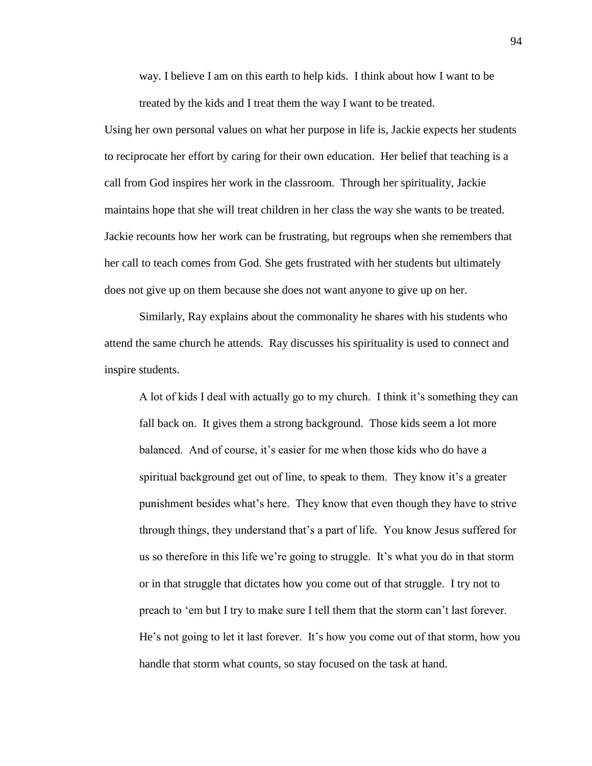> way. I believe I am on this earth to help kids. I think about how I want to be treated by the kids and I treat them the way I want to be treated.

Using her own personal values on what her purpose in life is, Jackie expects her students to reciprocate her effort by caring for their own education. Her belief that teaching is a call from God inspires her work in the classroom. Through her spirituality, Jackie maintains hope that she will treat children in her class the way she wants to be treated. Jackie recounts how her work can be frustrating, but regroups when she remembers that her call to teach comes from God. She gets frustrated with her students but ultimately does not give up on them because she does not want anyone to give up on her.

Similarly, Ray explains about the commonality he shares with his students who attend the same church he attends. Ray discusses his spirituality is used to connect and inspire students.

> A lot of kids I deal with actually go to my church. I think it's something they can fall back on. It gives them a strong background. Those kids seem a lot more balanced. And of course, it's easier for me when those kids who do have a spiritual background get out of line, to speak to them. They know it's a greater punishment besides what's here. They know that even though they have to strive through things, they understand that's a part of life. You know Jesus suffered for us so therefore in this life we're going to struggle. It's what you do in that storm or in that struggle that dictates how you come out of that struggle. I try not to preach to 'em but I try to make sure I tell them that the storm can't last forever. He's not going to let it last forever. It's how you come out of that storm, how you handle that storm what counts, so stay focused on the task at hand.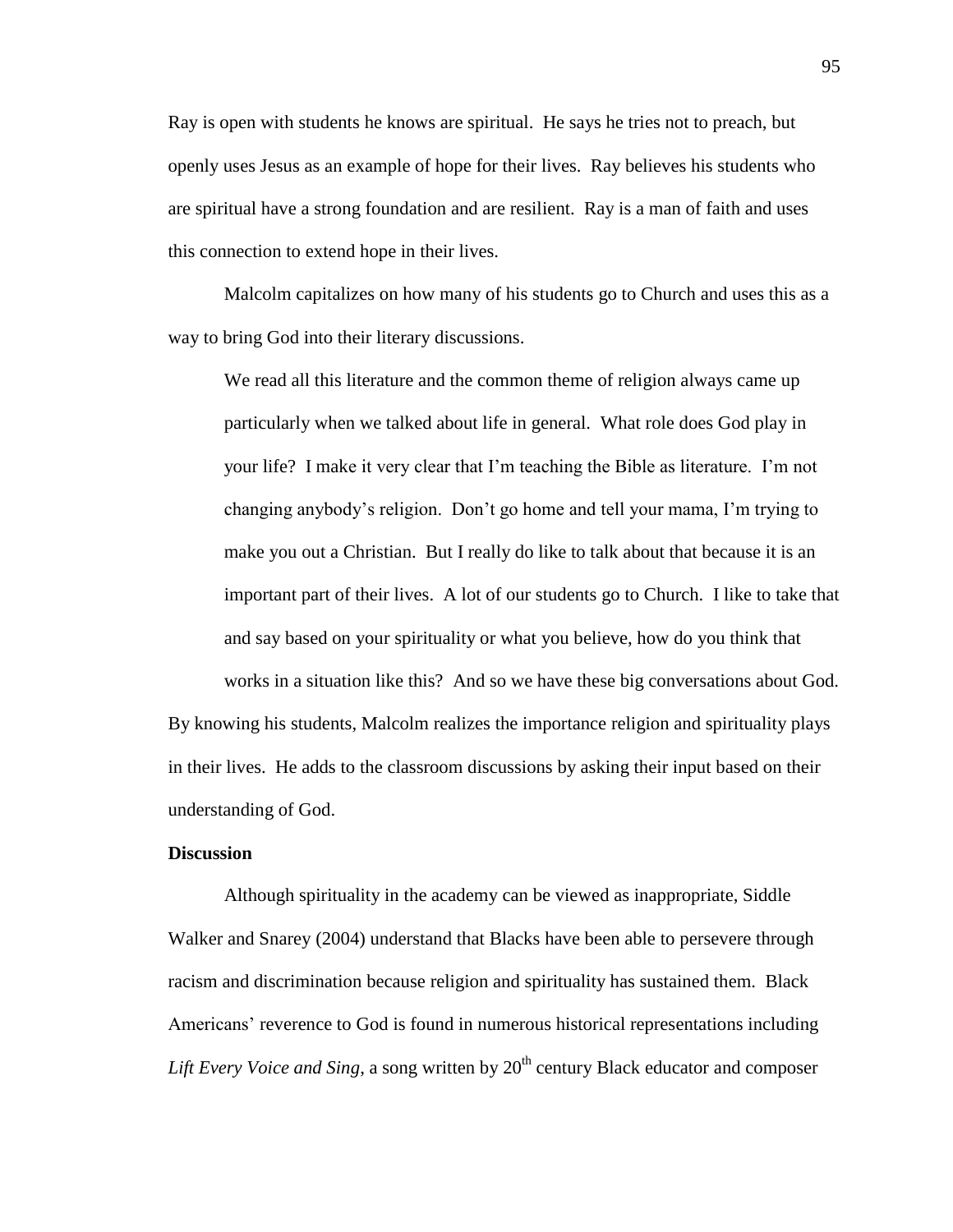Ray is open with students he knows are spiritual. He says he tries not to preach, but openly uses Jesus as an example of hope for their lives. Ray believes his students who are spiritual have a strong foundation and are resilient. Ray is a man of faith and uses this connection to extend hope in their lives.

Malcolm capitalizes on how many of his students go to Church and uses this as a way to bring God into their literary discussions.

> We read all this literature and the common theme of religion always came up particularly when we talked about life in general. What role does God play in your life? I make it very clear that I'm teaching the Bible as literature. I'm not changing anybody's religion. Don't go home and tell your mama, I'm trying to make you out a Christian. But I really do like to talk about that because it is an important part of their lives. A lot of our students go to Church. I like to take that and say based on your spirituality or what you believe, how do you think that works in a situation like this? And so we have these big conversations about God.

By knowing his students, Malcolm realizes the importance religion and spirituality plays in their lives. He adds to the classroom discussions by asking their input based on their understanding of God.

**Discussion**

Although spirituality in the academy can be viewed as inappropriate, Siddle Walker and Snarey (2004) understand that Blacks have been able to persevere through racism and discrimination because religion and spirituality has sustained them. Black Americans' reverence to God is found in numerous historical representations including *Lift Every Voice and Sing*, a song written by 20th century Black educator and composer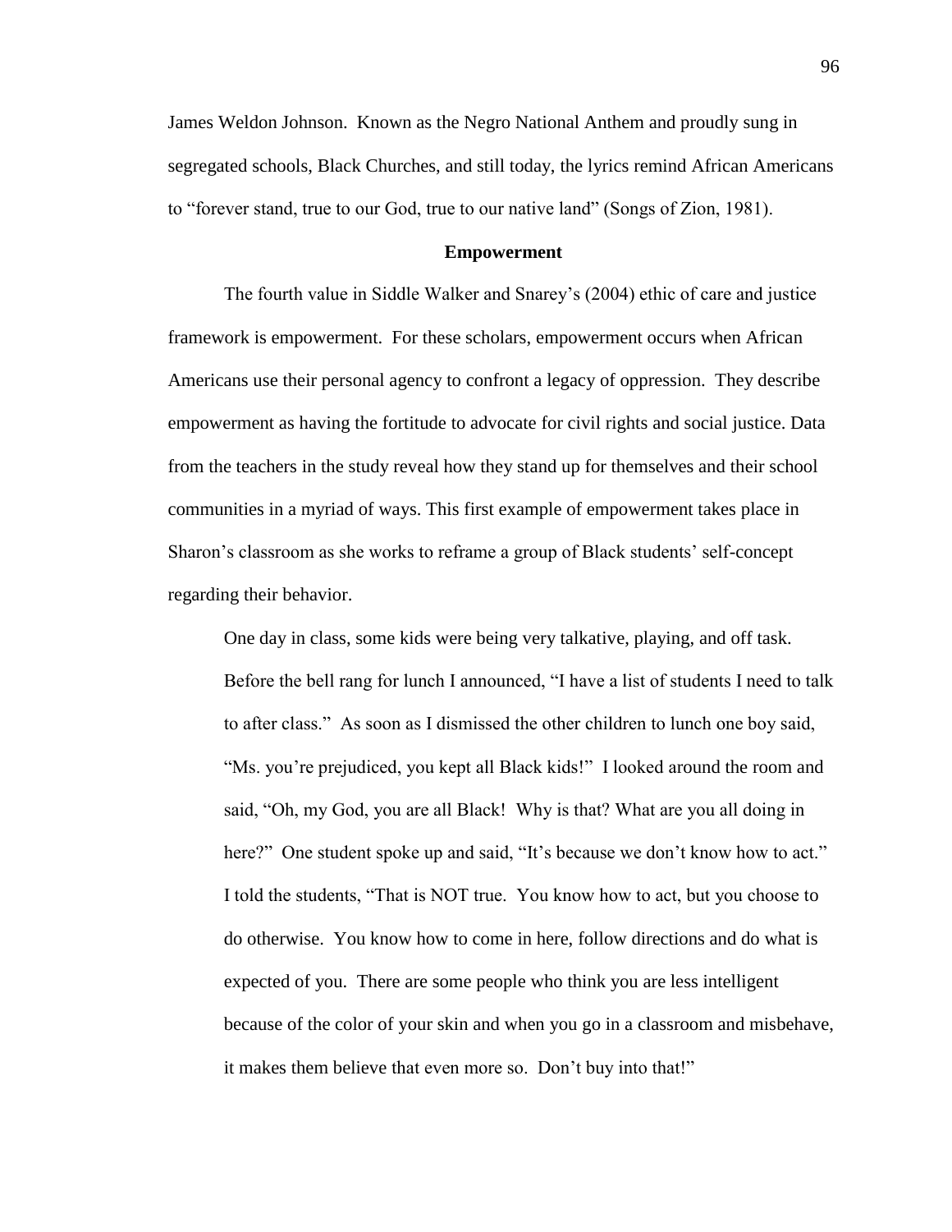James Weldon Johnson. Known as the Negro National Anthem and proudly sung in segregated schools, Black Churches, and still today, the lyrics remind African Americans to "forever stand, true to our God, true to our native land" (Songs of Zion, 1981).

## Empowerment

The fourth value in Siddle Walker and Snarey's (2004) ethic of care and justice framework is empowerment. For these scholars, empowerment occurs when African Americans use their personal agency to confront a legacy of oppression. They describe empowerment as having the fortitude to advocate for civil rights and social justice. Data from the teachers in the study reveal how they stand up for themselves and their school communities in a myriad of ways. This first example of empowerment takes place in Sharon's classroom as she works to reframe a group of Black students' self-concept regarding their behavior.

> One day in class, some kids were being very talkative, playing, and off task. Before the bell rang for lunch I announced, "I have a list of students I need to talk to after class." As soon as I dismissed the other children to lunch one boy said, "Ms. you're prejudiced, you kept all Black kids!" I looked around the room and said, "Oh, my God, you are all Black! Why is that? What are you all doing in here?" One student spoke up and said, "It's because we don't know how to act." I told the students, "That is NOT true. You know how to act, but you choose to do otherwise. You know how to come in here, follow directions and do what is expected of you. There are some people who think you are less intelligent because of the color of your skin and when you go in a classroom and misbehave, it makes them believe that even more so. Don't buy into that!"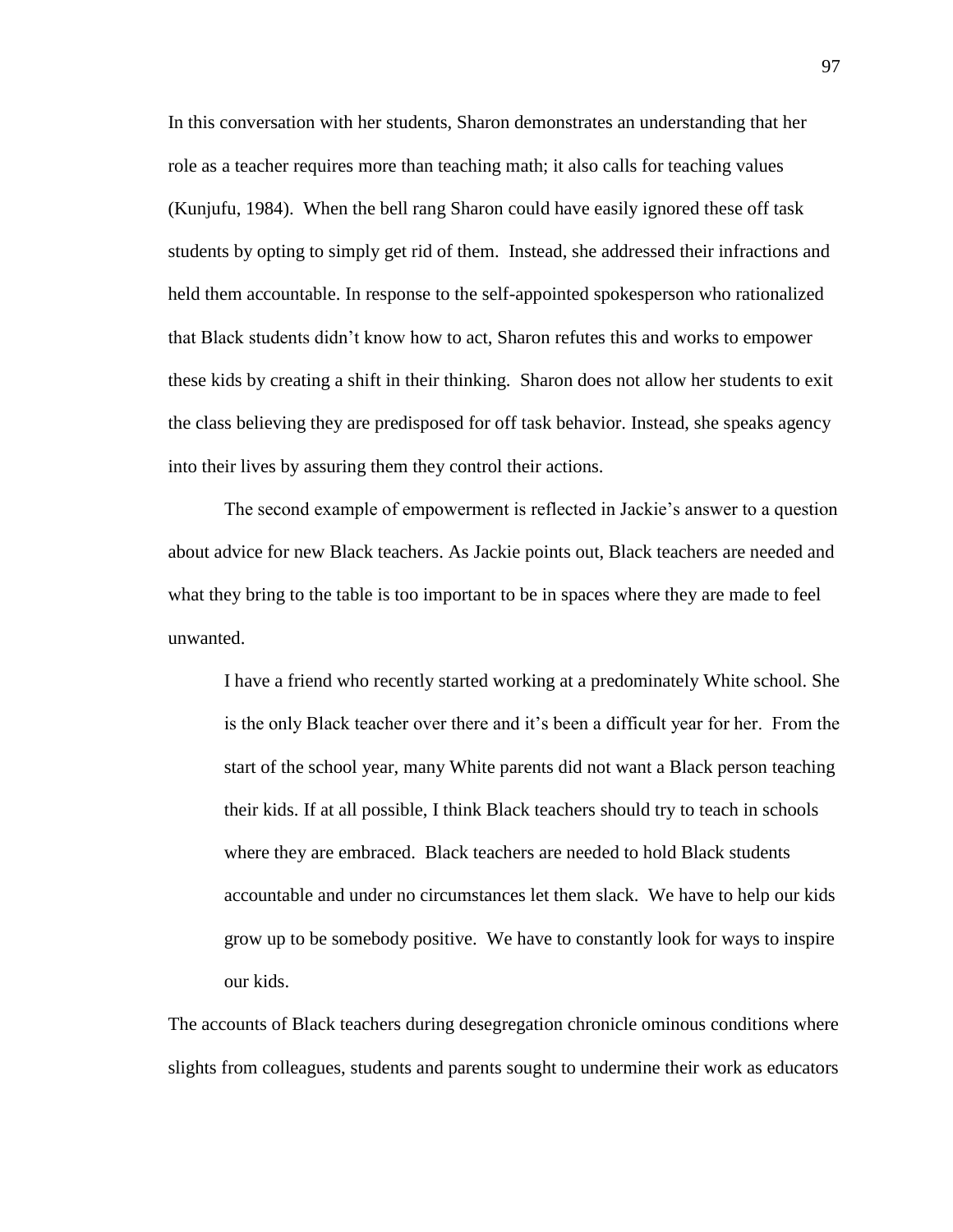In this conversation with her students, Sharon demonstrates an understanding that her role as a teacher requires more than teaching math; it also calls for teaching values (Kunjufu, 1984). When the bell rang Sharon could have easily ignored these off task students by opting to simply get rid of them. Instead, she addressed their infractions and held them accountable. In response to the self-appointed spokesperson who rationalized that Black students didn't know how to act, Sharon refutes this and works to empower these kids by creating a shift in their thinking. Sharon does not allow her students to exit the class believing they are predisposed for off task behavior. Instead, she speaks agency into their lives by assuring them they control their actions.

The second example of empowerment is reflected in Jackie's answer to a question about advice for new Black teachers. As Jackie points out, Black teachers are needed and what they bring to the table is too important to be in spaces where they are made to feel unwanted.

> I have a friend who recently started working at a predominately White school. She is the only Black teacher over there and it's been a difficult year for her. From the start of the school year, many White parents did not want a Black person teaching their kids. If at all possible, I think Black teachers should try to teach in schools where they are embraced. Black teachers are needed to hold Black students accountable and under no circumstances let them slack. We have to help our kids grow up to be somebody positive. We have to constantly look for ways to inspire our kids.

The accounts of Black teachers during desegregation chronicle ominous conditions where slights from colleagues, students and parents sought to undermine their work as educators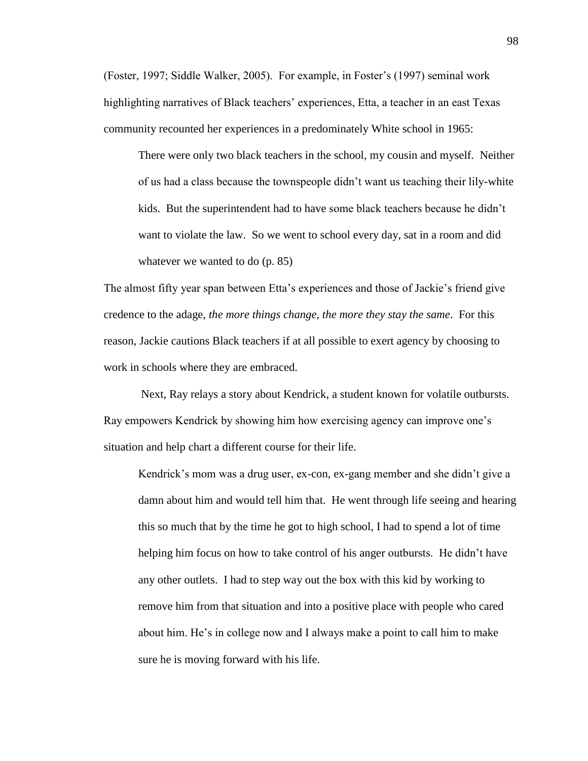(Foster, 1997; Siddle Walker, 2005). For example, in Foster's (1997) seminal work highlighting narratives of Black teachers' experiences, Etta, a teacher in an east Texas community recounted her experiences in a predominately White school in 1965:

> There were only two black teachers in the school, my cousin and myself. Neither of us had a class because the townspeople didn't want us teaching their lily-white kids. But the superintendent had to have some black teachers because he didn't want to violate the law. So we went to school every day, sat in a room and did whatever we wanted to do (p. 85)

The almost fifty year span between Etta's experiences and those of Jackie's friend give credence to the adage, *the more things change, the more they stay the same*. For this reason, Jackie cautions Black teachers if at all possible to exert agency by choosing to work in schools where they are embraced.

Next, Ray relays a story about Kendrick, a student known for volatile outbursts. Ray empowers Kendrick by showing him how exercising agency can improve one's situation and help chart a different course for their life.

> Kendrick's mom was a drug user, ex-con, ex-gang member and she didn't give a damn about him and would tell him that. He went through life seeing and hearing this so much that by the time he got to high school, I had to spend a lot of time helping him focus on how to take control of his anger outbursts. He didn't have any other outlets. I had to step way out the box with this kid by working to remove him from that situation and into a positive place with people who cared about him. He's in college now and I always make a point to call him to make sure he is moving forward with his life.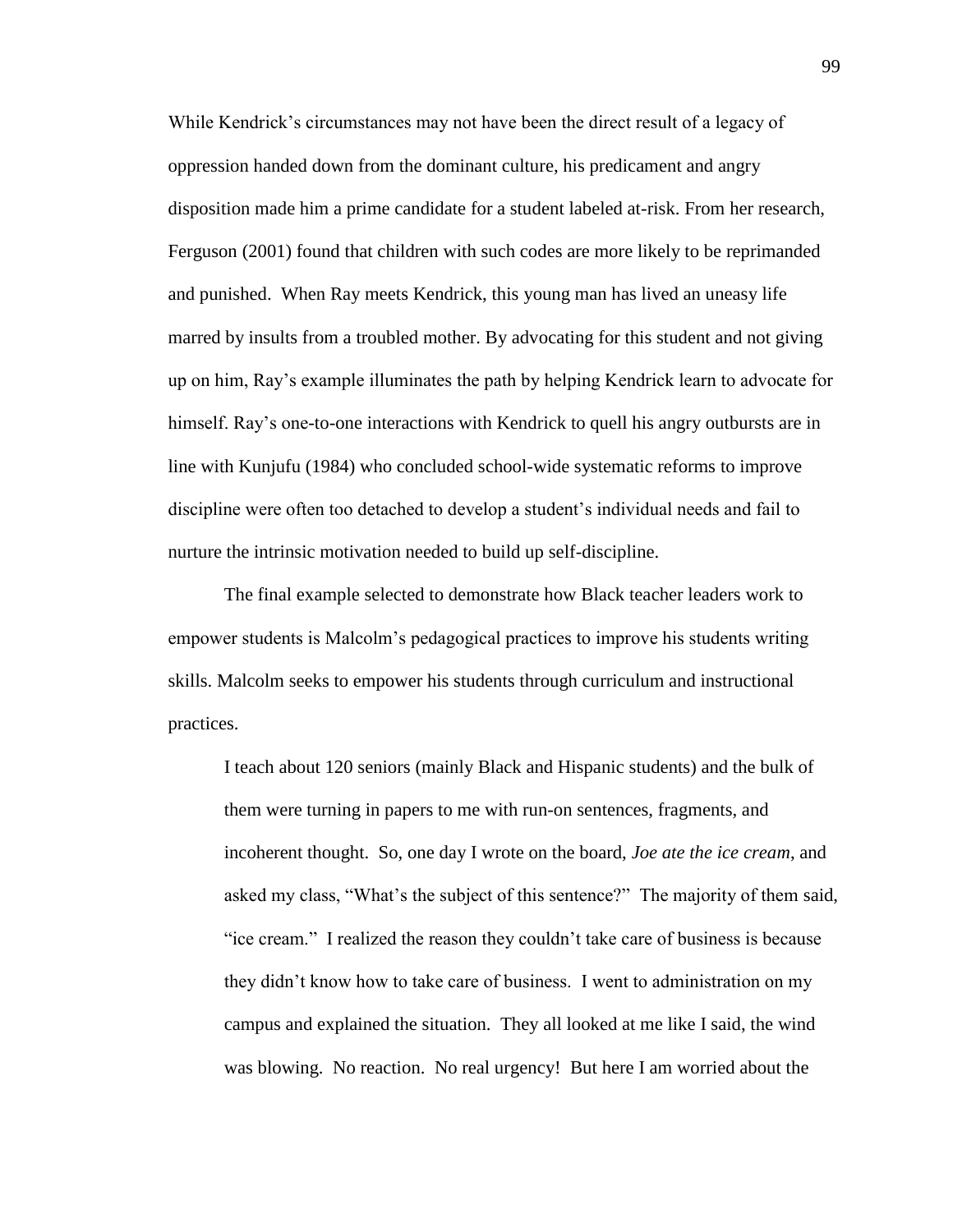While Kendrick's circumstances may not have been the direct result of a legacy of oppression handed down from the dominant culture, his predicament and angry disposition made him a prime candidate for a student labeled at-risk. From her research, Ferguson (2001) found that children with such codes are more likely to be reprimanded and punished. When Ray meets Kendrick, this young man has lived an uneasy life marred by insults from a troubled mother. By advocating for this student and not giving up on him, Ray's example illuminates the path by helping Kendrick learn to advocate for himself. Ray's one-to-one interactions with Kendrick to quell his angry outbursts are in line with Kunjufu (1984) who concluded school-wide systematic reforms to improve discipline were often too detached to develop a student's individual needs and fail to nurture the intrinsic motivation needed to build up self-discipline.

The final example selected to demonstrate how Black teacher leaders work to empower students is Malcolm's pedagogical practices to improve his students writing skills. Malcolm seeks to empower his students through curriculum and instructional practices.

> I teach about 120 seniors (mainly Black and Hispanic students) and the bulk of them were turning in papers to me with run-on sentences, fragments, and incoherent thought. So, one day I wrote on the board, *Joe ate the ice cream*, and asked my class, "What's the subject of this sentence?" The majority of them said, "ice cream." I realized the reason they couldn't take care of business is because they didn't know how to take care of business. I went to administration on my campus and explained the situation. They all looked at me like I said, the wind was blowing. No reaction. No real urgency! But here I am worried about the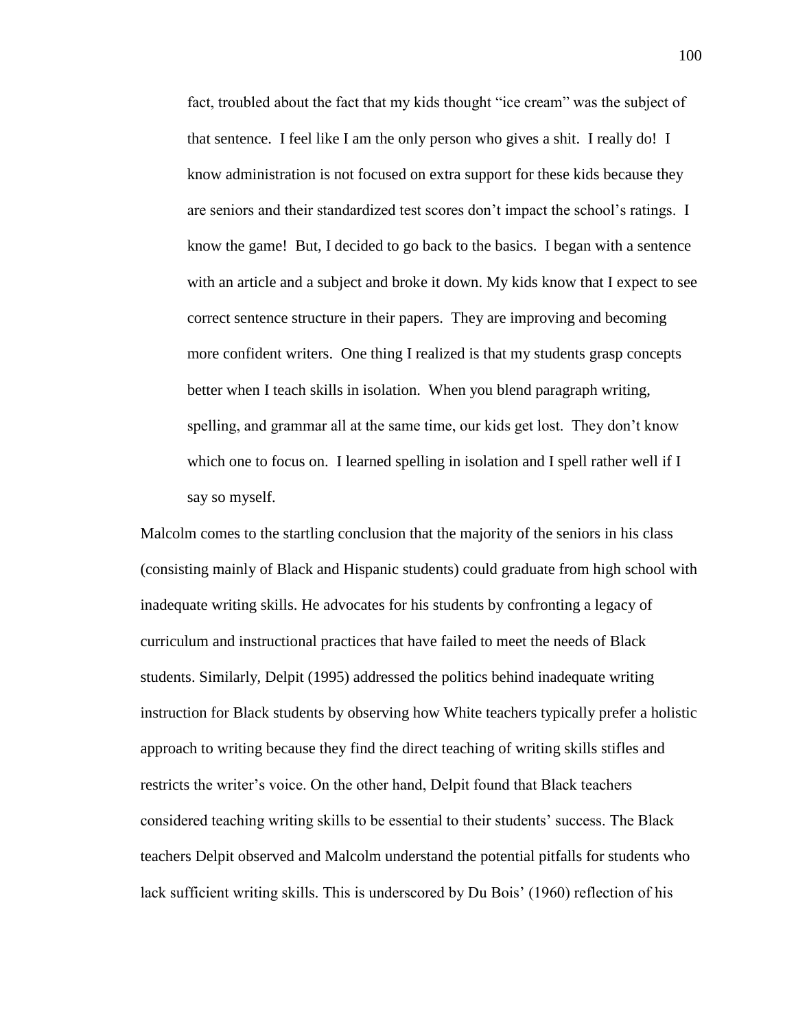> fact, troubled about the fact that my kids thought "ice cream" was the subject of that sentence. I feel like I am the only person who gives a shit. I really do! I know administration is not focused on extra support for these kids because they are seniors and their standardized test scores don't impact the school's ratings. I know the game! But, I decided to go back to the basics. I began with a sentence with an article and a subject and broke it down. My kids know that I expect to see correct sentence structure in their papers. They are improving and becoming more confident writers. One thing I realized is that my students grasp concepts better when I teach skills in isolation. When you blend paragraph writing, spelling, and grammar all at the same time, our kids get lost. They don't know which one to focus on. I learned spelling in isolation and I spell rather well if I say so myself.

Malcolm comes to the startling conclusion that the majority of the seniors in his class (consisting mainly of Black and Hispanic students) could graduate from high school with inadequate writing skills. He advocates for his students by confronting a legacy of curriculum and instructional practices that have failed to meet the needs of Black students. Similarly, Delpit (1995) addressed the politics behind inadequate writing instruction for Black students by observing how White teachers typically prefer a holistic approach to writing because they find the direct teaching of writing skills stifles and restricts the writer's voice. On the other hand, Delpit found that Black teachers considered teaching writing skills to be essential to their students' success. The Black teachers Delpit observed and Malcolm understand the potential pitfalls for students who lack sufficient writing skills. This is underscored by Du Bois' (1960) reflection of his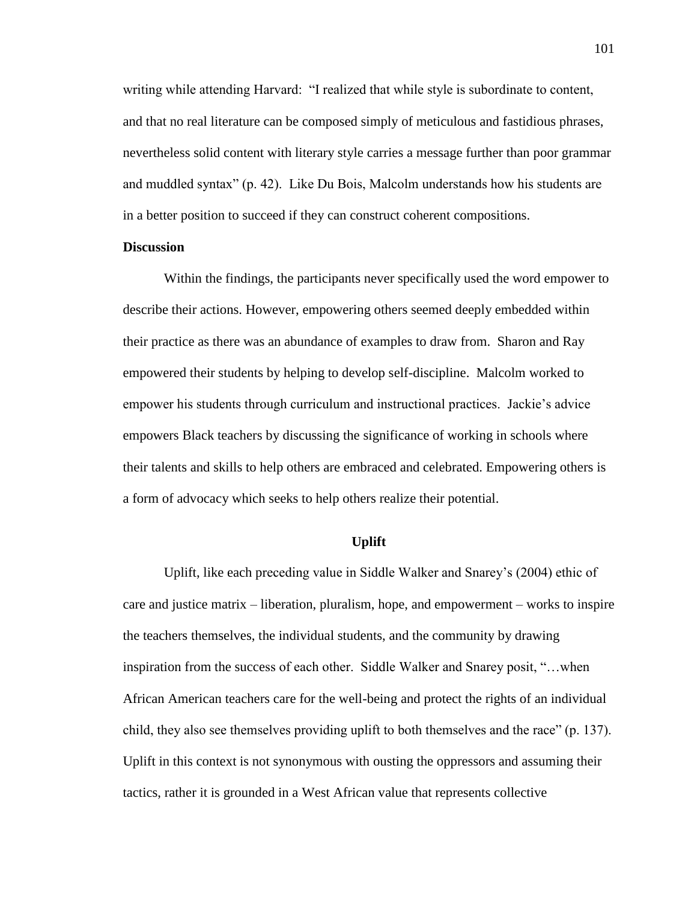writing while attending Harvard: "I realized that while style is subordinate to content, and that no real literature can be composed simply of meticulous and fastidious phrases, nevertheless solid content with literary style carries a message further than poor grammar and muddled syntax" (p. 42). Like Du Bois, Malcolm understands how his students are in a better position to succeed if they can construct coherent compositions.

### Discussion

Within the findings, the participants never specifically used the word empower to describe their actions. However, empowering others seemed deeply embedded within their practice as there was an abundance of examples to draw from. Sharon and Ray empowered their students by helping to develop self-discipline. Malcolm worked to empower his students through curriculum and instructional practices. Jackie's advice empowers Black teachers by discussing the significance of working in schools where their talents and skills to help others are embraced and celebrated. Empowering others is a form of advocacy which seeks to help others realize their potential.

## Uplift

Uplift, like each preceding value in Siddle Walker and Snarey's (2004) ethic of care and justice matrix – liberation, pluralism, hope, and empowerment – works to inspire the teachers themselves, the individual students, and the community by drawing inspiration from the success of each other. Siddle Walker and Snarey posit, "…when African American teachers care for the well-being and protect the rights of an individual child, they also see themselves providing uplift to both themselves and the race" (p. 137). Uplift in this context is not synonymous with ousting the oppressors and assuming their tactics, rather it is grounded in a West African value that represents collective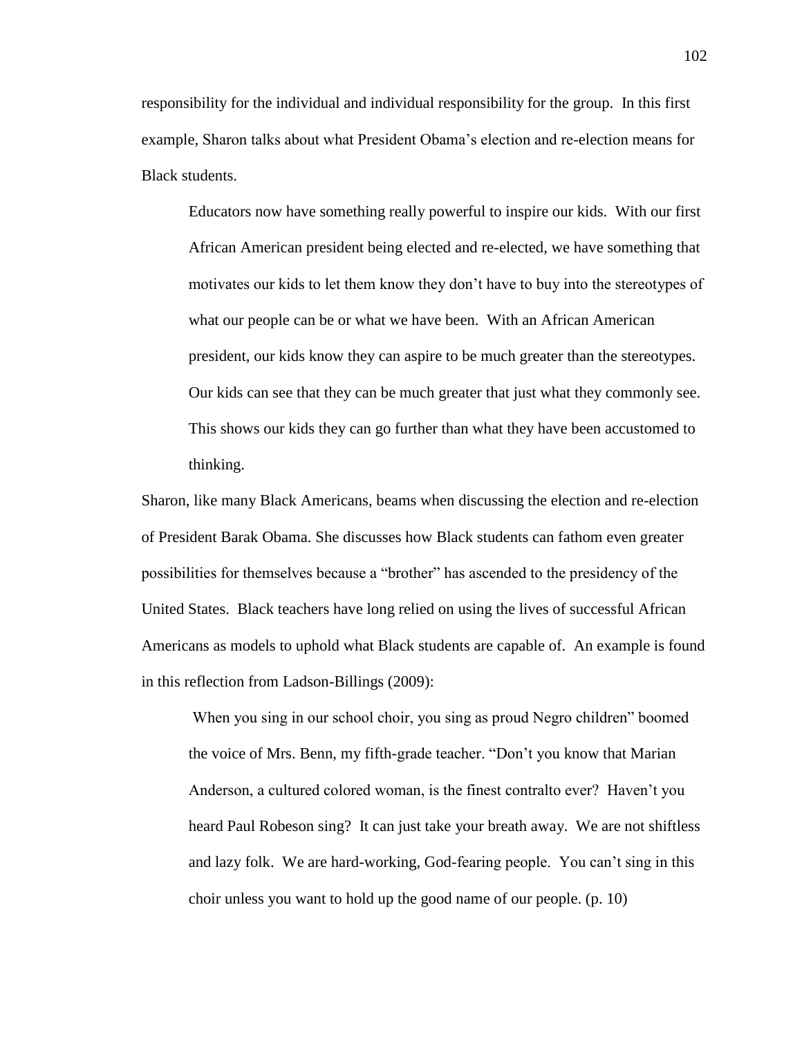responsibility for the individual and individual responsibility for the group. In this first example, Sharon talks about what President Obama's election and re-election means for Black students.

> Educators now have something really powerful to inspire our kids. With our first African American president being elected and re-elected, we have something that motivates our kids to let them know they don't have to buy into the stereotypes of what our people can be or what we have been. With an African American president, our kids know they can aspire to be much greater than the stereotypes. Our kids can see that they can be much greater that just what they commonly see. This shows our kids they can go further than what they have been accustomed to thinking.

Sharon, like many Black Americans, beams when discussing the election and re-election of President Barak Obama. She discusses how Black students can fathom even greater possibilities for themselves because a "brother" has ascended to the presidency of the United States. Black teachers have long relied on using the lives of successful African Americans as models to uphold what Black students are capable of. An example is found in this reflection from Ladson-Billings (2009):

> When you sing in our school choir, you sing as proud Negro children" boomed the voice of Mrs. Benn, my fifth-grade teacher. "Don't you know that Marian Anderson, a cultured colored woman, is the finest contralto ever? Haven't you heard Paul Robeson sing? It can just take your breath away. We are not shiftless and lazy folk. We are hard-working, God-fearing people. You can't sing in this choir unless you want to hold up the good name of our people. (p. 10)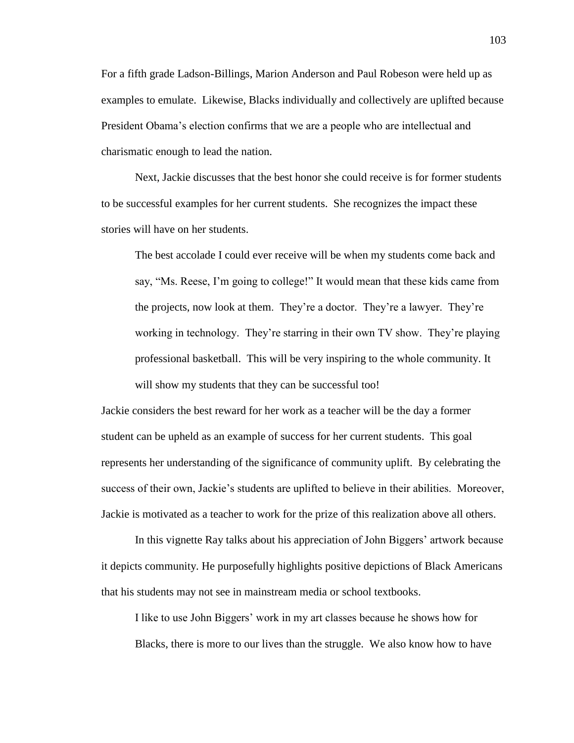For a fifth grade Ladson-Billings, Marion Anderson and Paul Robeson were held up as examples to emulate. Likewise, Blacks individually and collectively are uplifted because President Obama's election confirms that we are a people who are intellectual and charismatic enough to lead the nation.

Next, Jackie discusses that the best honor she could receive is for former students to be successful examples for her current students. She recognizes the impact these stories will have on her students.

> The best accolade I could ever receive will be when my students come back and say, "Ms. Reese, I'm going to college!" It would mean that these kids came from the projects, now look at them. They're a doctor. They're a lawyer. They're working in technology. They're starring in their own TV show. They're playing professional basketball. This will be very inspiring to the whole community. It will show my students that they can be successful too!

Jackie considers the best reward for her work as a teacher will be the day a former student can be upheld as an example of success for her current students. This goal represents her understanding of the significance of community uplift. By celebrating the success of their own, Jackie's students are uplifted to believe in their abilities. Moreover, Jackie is motivated as a teacher to work for the prize of this realization above all others.

In this vignette Ray talks about his appreciation of John Biggers' artwork because it depicts community. He purposefully highlights positive depictions of Black Americans that his students may not see in mainstream media or school textbooks.

> I like to use John Biggers' work in my art classes because he shows how for Blacks, there is more to our lives than the struggle. We also know how to have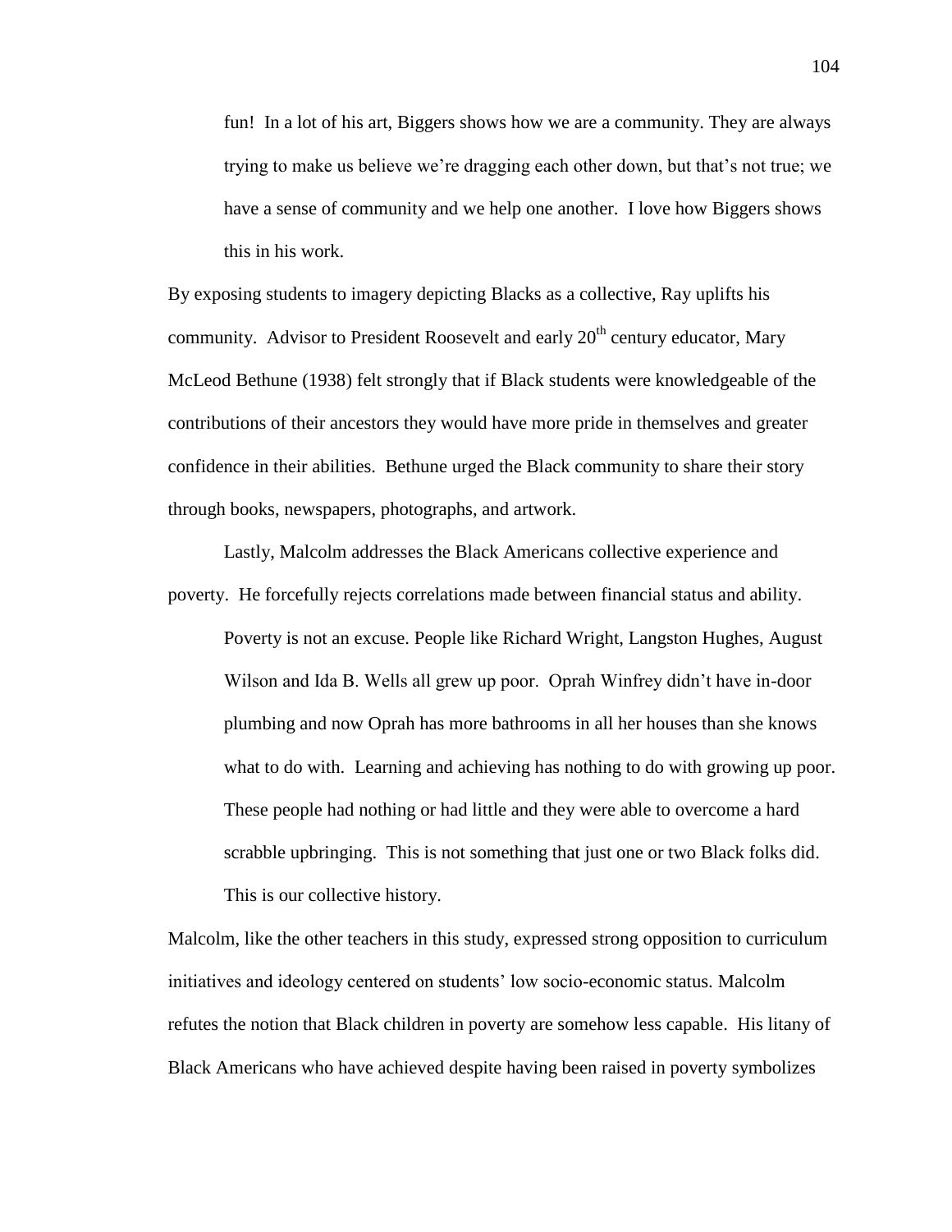> fun! In a lot of his art, Biggers shows how we are a community. They are always trying to make us believe we're dragging each other down, but that's not true; we have a sense of community and we help one another. I love how Biggers shows this in his work.

By exposing students to imagery depicting Blacks as a collective, Ray uplifts his community. Advisor to President Roosevelt and early 20th century educator, Mary McLeod Bethune (1938) felt strongly that if Black students were knowledgeable of the contributions of their ancestors they would have more pride in themselves and greater confidence in their abilities. Bethune urged the Black community to share their story through books, newspapers, photographs, and artwork.

Lastly, Malcolm addresses the Black Americans collective experience and poverty. He forcefully rejects correlations made between financial status and ability.

> Poverty is not an excuse. People like Richard Wright, Langston Hughes, August Wilson and Ida B. Wells all grew up poor. Oprah Winfrey didn't have in-door plumbing and now Oprah has more bathrooms in all her houses than she knows what to do with. Learning and achieving has nothing to do with growing up poor. These people had nothing or had little and they were able to overcome a hard scrabble upbringing. This is not something that just one or two Black folks did. This is our collective history.

Malcolm, like the other teachers in this study, expressed strong opposition to curriculum initiatives and ideology centered on students' low socio-economic status. Malcolm refutes the notion that Black children in poverty are somehow less capable. His litany of Black Americans who have achieved despite having been raised in poverty symbolizes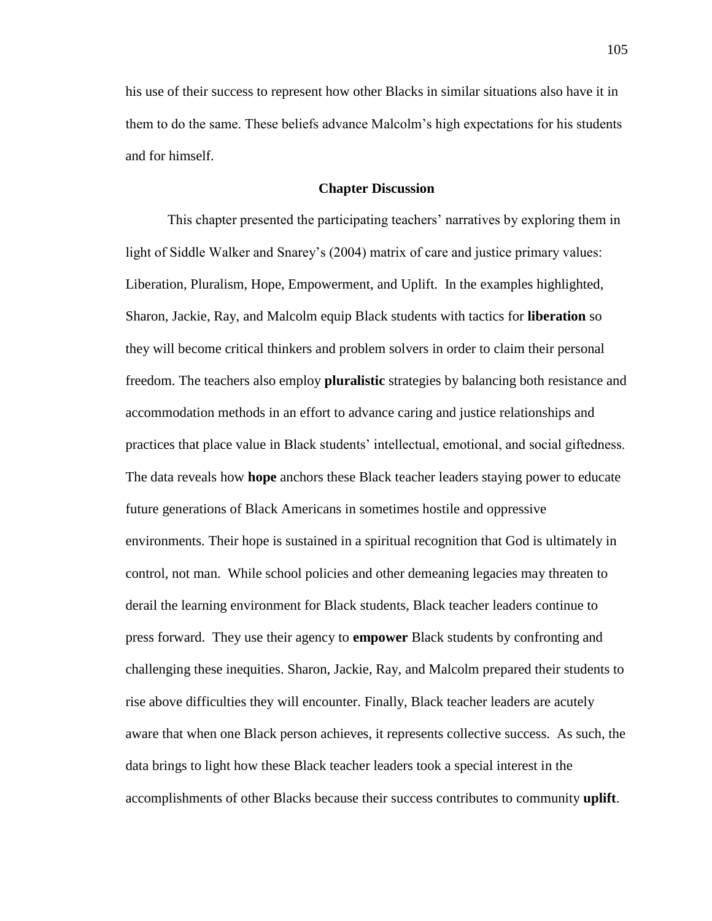his use of their success to represent how other Blacks in similar situations also have it in them to do the same. These beliefs advance Malcolm's high expectations for his students and for himself.

## Chapter Discussion

This chapter presented the participating teachers' narratives by exploring them in light of Siddle Walker and Snarey's (2004) matrix of care and justice primary values: Liberation, Pluralism, Hope, Empowerment, and Uplift. In the examples highlighted, Sharon, Jackie, Ray, and Malcolm equip Black students with tactics for **liberation** so they will become critical thinkers and problem solvers in order to claim their personal freedom. The teachers also employ **pluralistic** strategies by balancing both resistance and accommodation methods in an effort to advance caring and justice relationships and practices that place value in Black students' intellectual, emotional, and social giftedness. The data reveals how **hope** anchors these Black teacher leaders staying power to educate future generations of Black Americans in sometimes hostile and oppressive environments. Their hope is sustained in a spiritual recognition that God is ultimately in control, not man. While school policies and other demeaning legacies may threaten to derail the learning environment for Black students, Black teacher leaders continue to press forward. They use their agency to **empower** Black students by confronting and challenging these inequities. Sharon, Jackie, Ray, and Malcolm prepared their students to rise above difficulties they will encounter. Finally, Black teacher leaders are acutely aware that when one Black person achieves, it represents collective success. As such, the data brings to light how these Black teacher leaders took a special interest in the accomplishments of other Blacks because their success contributes to community **uplift**.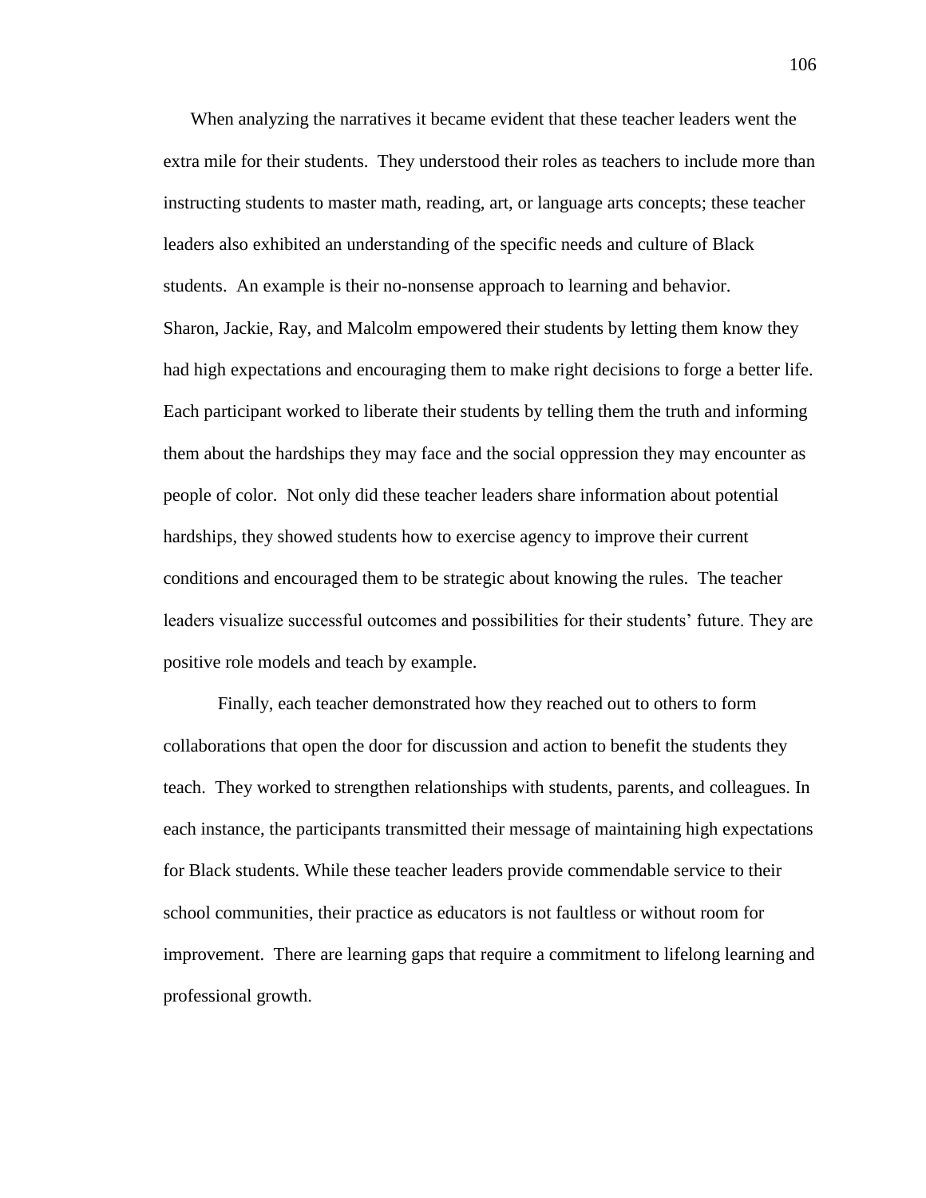When analyzing the narratives it became evident that these teacher leaders went the extra mile for their students. They understood their roles as teachers to include more than instructing students to master math, reading, art, or language arts concepts; these teacher leaders also exhibited an understanding of the specific needs and culture of Black students. An example is their no-nonsense approach to learning and behavior. Sharon, Jackie, Ray, and Malcolm empowered their students by letting them know they had high expectations and encouraging them to make right decisions to forge a better life. Each participant worked to liberate their students by telling them the truth and informing them about the hardships they may face and the social oppression they may encounter as people of color. Not only did these teacher leaders share information about potential hardships, they showed students how to exercise agency to improve their current conditions and encouraged them to be strategic about knowing the rules. The teacher leaders visualize successful outcomes and possibilities for their students' future. They are positive role models and teach by example.

Finally, each teacher demonstrated how they reached out to others to form collaborations that open the door for discussion and action to benefit the students they teach. They worked to strengthen relationships with students, parents, and colleagues. In each instance, the participants transmitted their message of maintaining high expectations for Black students. While these teacher leaders provide commendable service to their school communities, their practice as educators is not faultless or without room for improvement. There are learning gaps that require a commitment to lifelong learning and professional growth.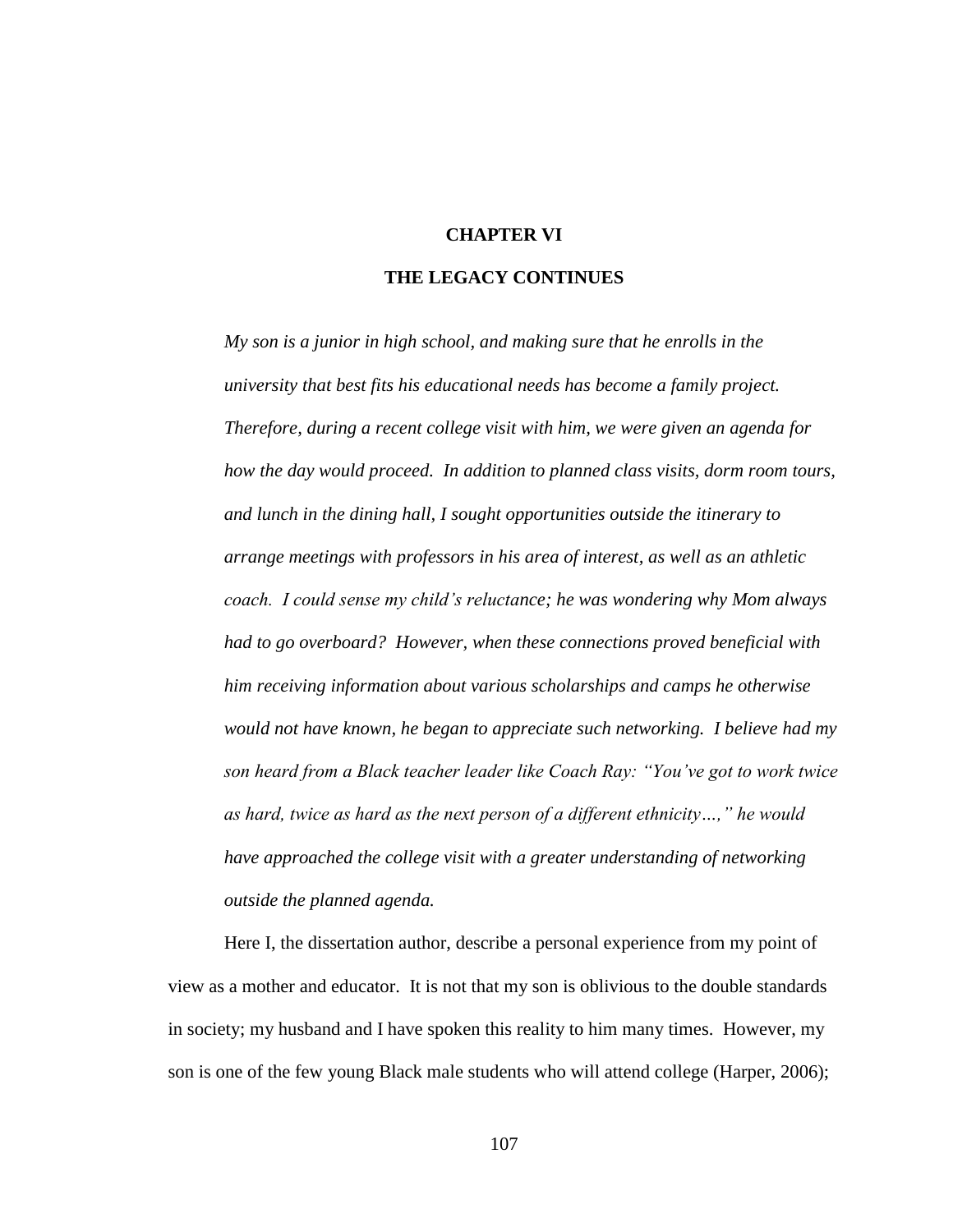# CHAPTER VI

# THE LEGACY CONTINUES

> *My son is a junior in high school, and making sure that he enrolls in the university that best fits his educational needs has become a family project. Therefore, during a recent college visit with him, we were given an agenda for how the day would proceed. In addition to planned class visits, dorm room tours, and lunch in the dining hall, I sought opportunities outside the itinerary to arrange meetings with professors in his area of interest, as well as an athletic coach. I could sense my child's reluctance; he was wondering why Mom always had to go overboard? However, when these connections proved beneficial with him receiving information about various scholarships and camps he otherwise would not have known, he began to appreciate such networking. I believe had my son heard from a Black teacher leader like Coach Ray: "You've got to work twice as hard, twice as hard as the next person of a different ethnicity…," he would have approached the college visit with a greater understanding of networking outside the planned agenda.*

Here I, the dissertation author, describe a personal experience from my point of view as a mother and educator. It is not that my son is oblivious to the double standards in society; my husband and I have spoken this reality to him many times. However, my son is one of the few young Black male students who will attend college (Harper, 2006);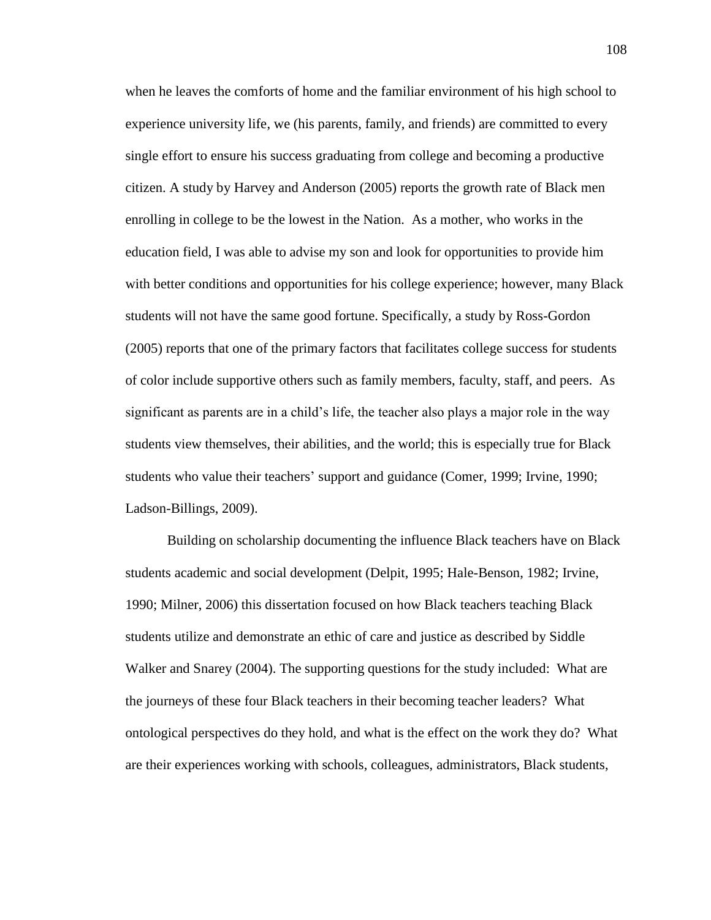when he leaves the comforts of home and the familiar environment of his high school to experience university life, we (his parents, family, and friends) are committed to every single effort to ensure his success graduating from college and becoming a productive citizen. A study by Harvey and Anderson (2005) reports the growth rate of Black men enrolling in college to be the lowest in the Nation. As a mother, who works in the education field, I was able to advise my son and look for opportunities to provide him with better conditions and opportunities for his college experience; however, many Black students will not have the same good fortune. Specifically, a study by Ross-Gordon (2005) reports that one of the primary factors that facilitates college success for students of color include supportive others such as family members, faculty, staff, and peers. As significant as parents are in a child's life, the teacher also plays a major role in the way students view themselves, their abilities, and the world; this is especially true for Black students who value their teachers' support and guidance (Comer, 1999; Irvine, 1990; Ladson-Billings, 2009).

Building on scholarship documenting the influence Black teachers have on Black students academic and social development (Delpit, 1995; Hale-Benson, 1982; Irvine, 1990; Milner, 2006) this dissertation focused on how Black teachers teaching Black students utilize and demonstrate an ethic of care and justice as described by Siddle Walker and Snarey (2004). The supporting questions for the study included: What are the journeys of these four Black teachers in their becoming teacher leaders? What ontological perspectives do they hold, and what is the effect on the work they do? What are their experiences working with schools, colleagues, administrators, Black students,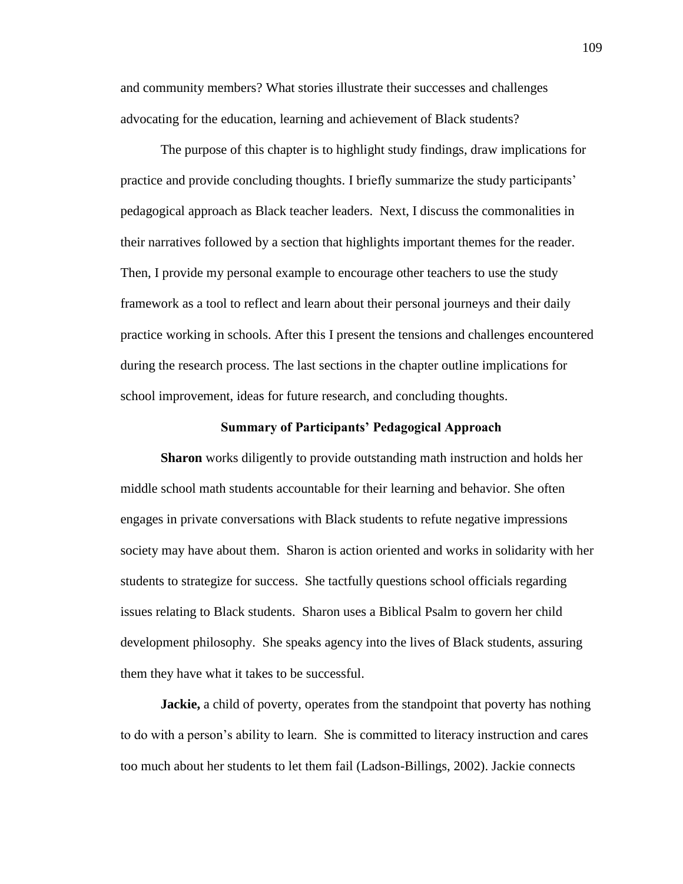and community members? What stories illustrate their successes and challenges advocating for the education, learning and achievement of Black students?

The purpose of this chapter is to highlight study findings, draw implications for practice and provide concluding thoughts. I briefly summarize the study participants' pedagogical approach as Black teacher leaders. Next, I discuss the commonalities in their narratives followed by a section that highlights important themes for the reader. Then, I provide my personal example to encourage other teachers to use the study framework as a tool to reflect and learn about their personal journeys and their daily practice working in schools. After this I present the tensions and challenges encountered during the research process. The last sections in the chapter outline implications for school improvement, ideas for future research, and concluding thoughts.

## Summary of Participants' Pedagogical Approach

**Sharon** works diligently to provide outstanding math instruction and holds her middle school math students accountable for their learning and behavior. She often engages in private conversations with Black students to refute negative impressions society may have about them. Sharon is action oriented and works in solidarity with her students to strategize for success. She tactfully questions school officials regarding issues relating to Black students. Sharon uses a Biblical Psalm to govern her child development philosophy. She speaks agency into the lives of Black students, assuring them they have what it takes to be successful.

**Jackie,** a child of poverty, operates from the standpoint that poverty has nothing to do with a person's ability to learn. She is committed to literacy instruction and cares too much about her students to let them fail (Ladson-Billings, 2002). Jackie connects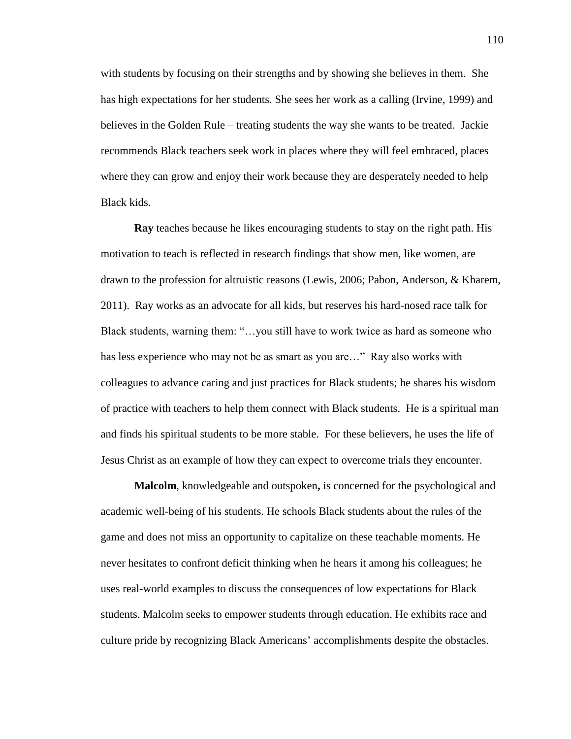with students by focusing on their strengths and by showing she believes in them. She has high expectations for her students. She sees her work as a calling (Irvine, 1999) and believes in the Golden Rule – treating students the way she wants to be treated. Jackie recommends Black teachers seek work in places where they will feel embraced, places where they can grow and enjoy their work because they are desperately needed to help Black kids.

**Ray** teaches because he likes encouraging students to stay on the right path. His motivation to teach is reflected in research findings that show men, like women, are drawn to the profession for altruistic reasons (Lewis, 2006; Pabon, Anderson, & Kharem, 2011). Ray works as an advocate for all kids, but reserves his hard-nosed race talk for Black students, warning them: "…you still have to work twice as hard as someone who has less experience who may not be as smart as you are…" Ray also works with colleagues to advance caring and just practices for Black students; he shares his wisdom of practice with teachers to help them connect with Black students. He is a spiritual man and finds his spiritual students to be more stable. For these believers, he uses the life of Jesus Christ as an example of how they can expect to overcome trials they encounter.

**Malcolm**, knowledgeable and outspoken**,** is concerned for the psychological and academic well-being of his students. He schools Black students about the rules of the game and does not miss an opportunity to capitalize on these teachable moments. He never hesitates to confront deficit thinking when he hears it among his colleagues; he uses real-world examples to discuss the consequences of low expectations for Black students. Malcolm seeks to empower students through education. He exhibits race and culture pride by recognizing Black Americans' accomplishments despite the obstacles.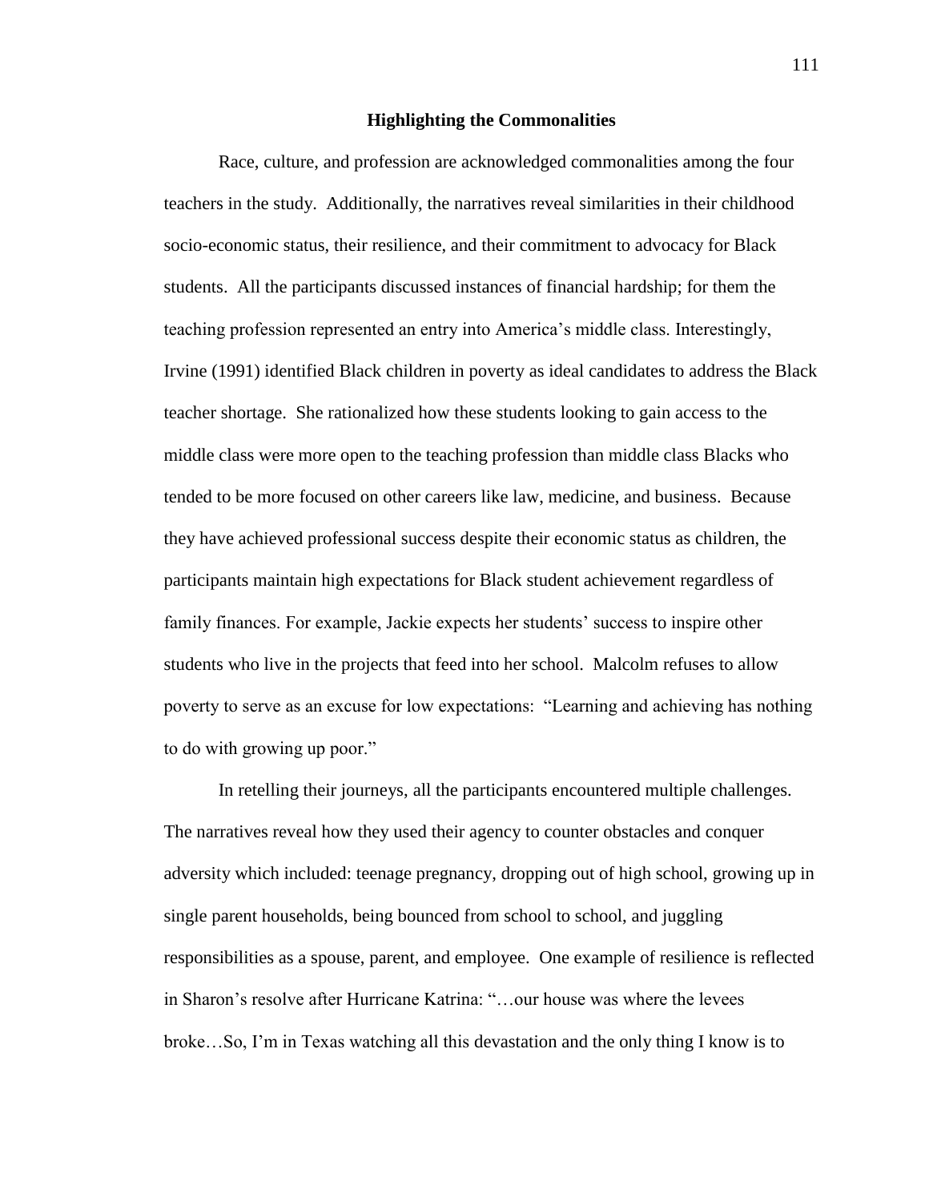## Highlighting the Commonalities

Race, culture, and profession are acknowledged commonalities among the four teachers in the study. Additionally, the narratives reveal similarities in their childhood socio-economic status, their resilience, and their commitment to advocacy for Black students. All the participants discussed instances of financial hardship; for them the teaching profession represented an entry into America's middle class. Interestingly, Irvine (1991) identified Black children in poverty as ideal candidates to address the Black teacher shortage. She rationalized how these students looking to gain access to the middle class were more open to the teaching profession than middle class Blacks who tended to be more focused on other careers like law, medicine, and business. Because they have achieved professional success despite their economic status as children, the participants maintain high expectations for Black student achievement regardless of family finances. For example, Jackie expects her students' success to inspire other students who live in the projects that feed into her school. Malcolm refuses to allow poverty to serve as an excuse for low expectations: "Learning and achieving has nothing to do with growing up poor."

In retelling their journeys, all the participants encountered multiple challenges. The narratives reveal how they used their agency to counter obstacles and conquer adversity which included: teenage pregnancy, dropping out of high school, growing up in single parent households, being bounced from school to school, and juggling responsibilities as a spouse, parent, and employee. One example of resilience is reflected in Sharon's resolve after Hurricane Katrina: "…our house was where the levees broke…So, I'm in Texas watching all this devastation and the only thing I know is to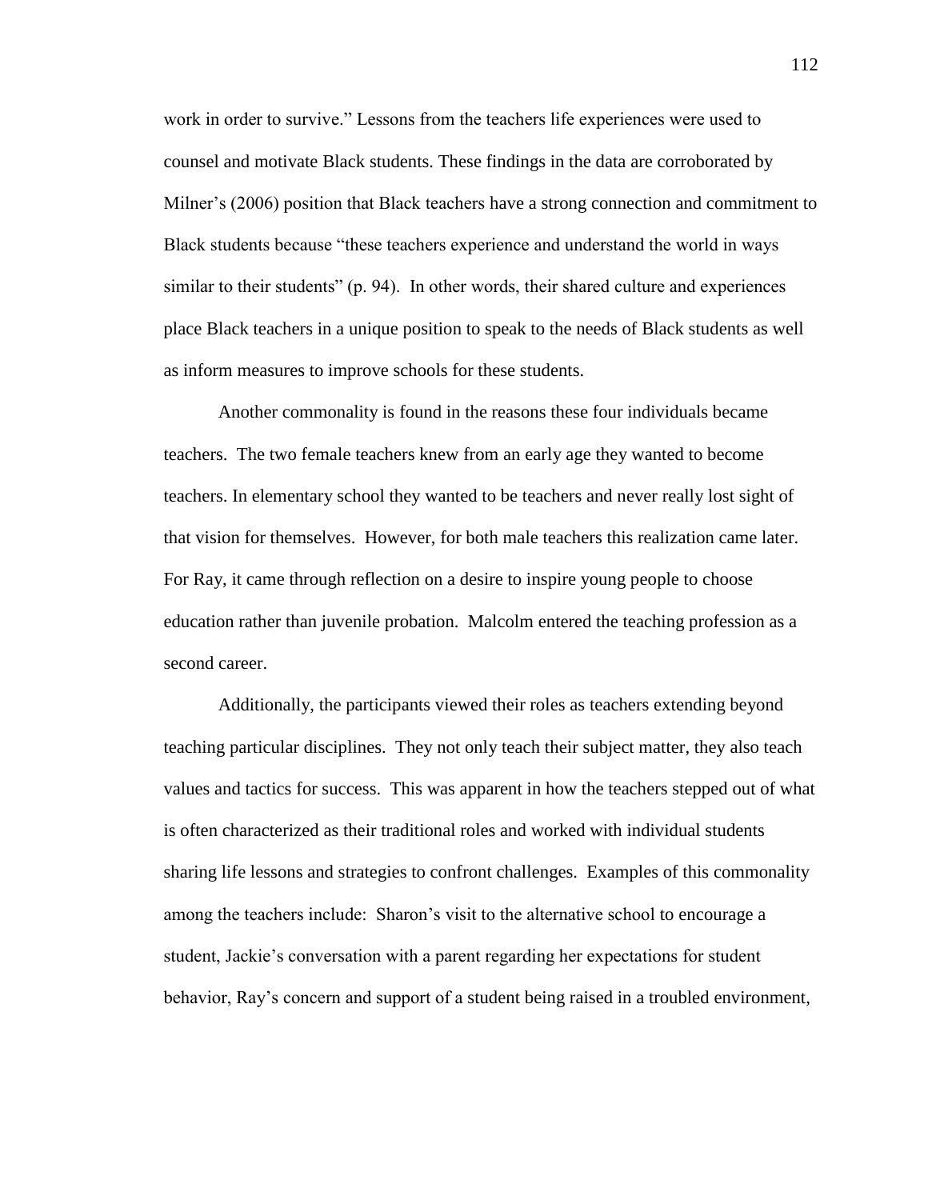work in order to survive." Lessons from the teachers life experiences were used to counsel and motivate Black students. These findings in the data are corroborated by Milner's (2006) position that Black teachers have a strong connection and commitment to Black students because "these teachers experience and understand the world in ways similar to their students" (p. 94). In other words, their shared culture and experiences place Black teachers in a unique position to speak to the needs of Black students as well as inform measures to improve schools for these students.

Another commonality is found in the reasons these four individuals became teachers. The two female teachers knew from an early age they wanted to become teachers. In elementary school they wanted to be teachers and never really lost sight of that vision for themselves. However, for both male teachers this realization came later. For Ray, it came through reflection on a desire to inspire young people to choose education rather than juvenile probation. Malcolm entered the teaching profession as a second career.

Additionally, the participants viewed their roles as teachers extending beyond teaching particular disciplines. They not only teach their subject matter, they also teach values and tactics for success. This was apparent in how the teachers stepped out of what is often characterized as their traditional roles and worked with individual students sharing life lessons and strategies to confront challenges. Examples of this commonality among the teachers include: Sharon's visit to the alternative school to encourage a student, Jackie's conversation with a parent regarding her expectations for student behavior, Ray's concern and support of a student being raised in a troubled environment,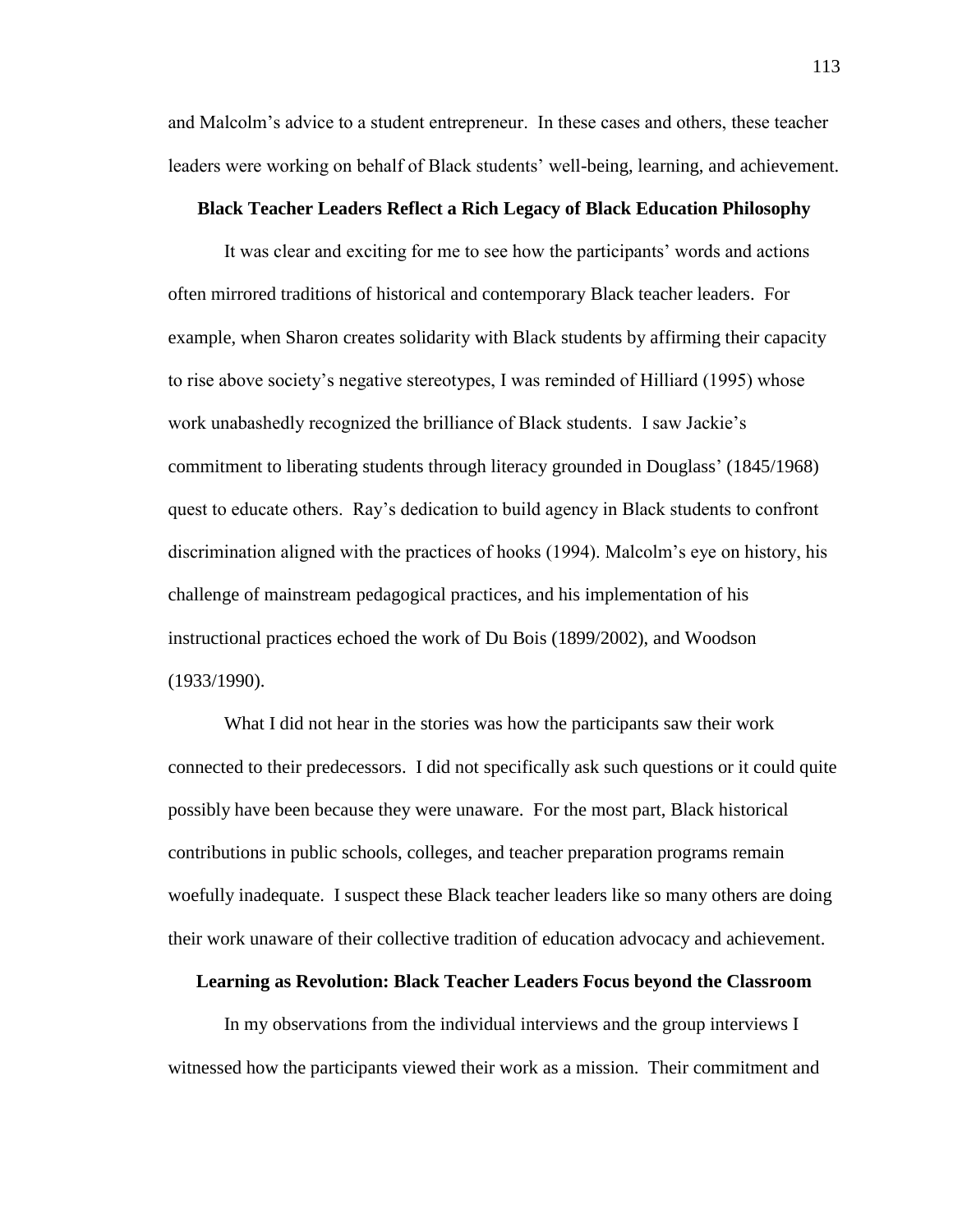and Malcolm's advice to a student entrepreneur. In these cases and others, these teacher leaders were working on behalf of Black students' well-being, learning, and achievement.

### Black Teacher Leaders Reflect a Rich Legacy of Black Education Philosophy

It was clear and exciting for me to see how the participants' words and actions often mirrored traditions of historical and contemporary Black teacher leaders. For example, when Sharon creates solidarity with Black students by affirming their capacity to rise above society's negative stereotypes, I was reminded of Hilliard (1995) whose work unabashedly recognized the brilliance of Black students. I saw Jackie's commitment to liberating students through literacy grounded in Douglass' (1845/1968) quest to educate others. Ray's dedication to build agency in Black students to confront discrimination aligned with the practices of hooks (1994). Malcolm's eye on history, his challenge of mainstream pedagogical practices, and his implementation of his instructional practices echoed the work of Du Bois (1899/2002), and Woodson (1933/1990).

What I did not hear in the stories was how the participants saw their work connected to their predecessors. I did not specifically ask such questions or it could quite possibly have been because they were unaware. For the most part, Black historical contributions in public schools, colleges, and teacher preparation programs remain woefully inadequate. I suspect these Black teacher leaders like so many others are doing their work unaware of their collective tradition of education advocacy and achievement.

### Learning as Revolution: Black Teacher Leaders Focus beyond the Classroom

In my observations from the individual interviews and the group interviews I witnessed how the participants viewed their work as a mission. Their commitment and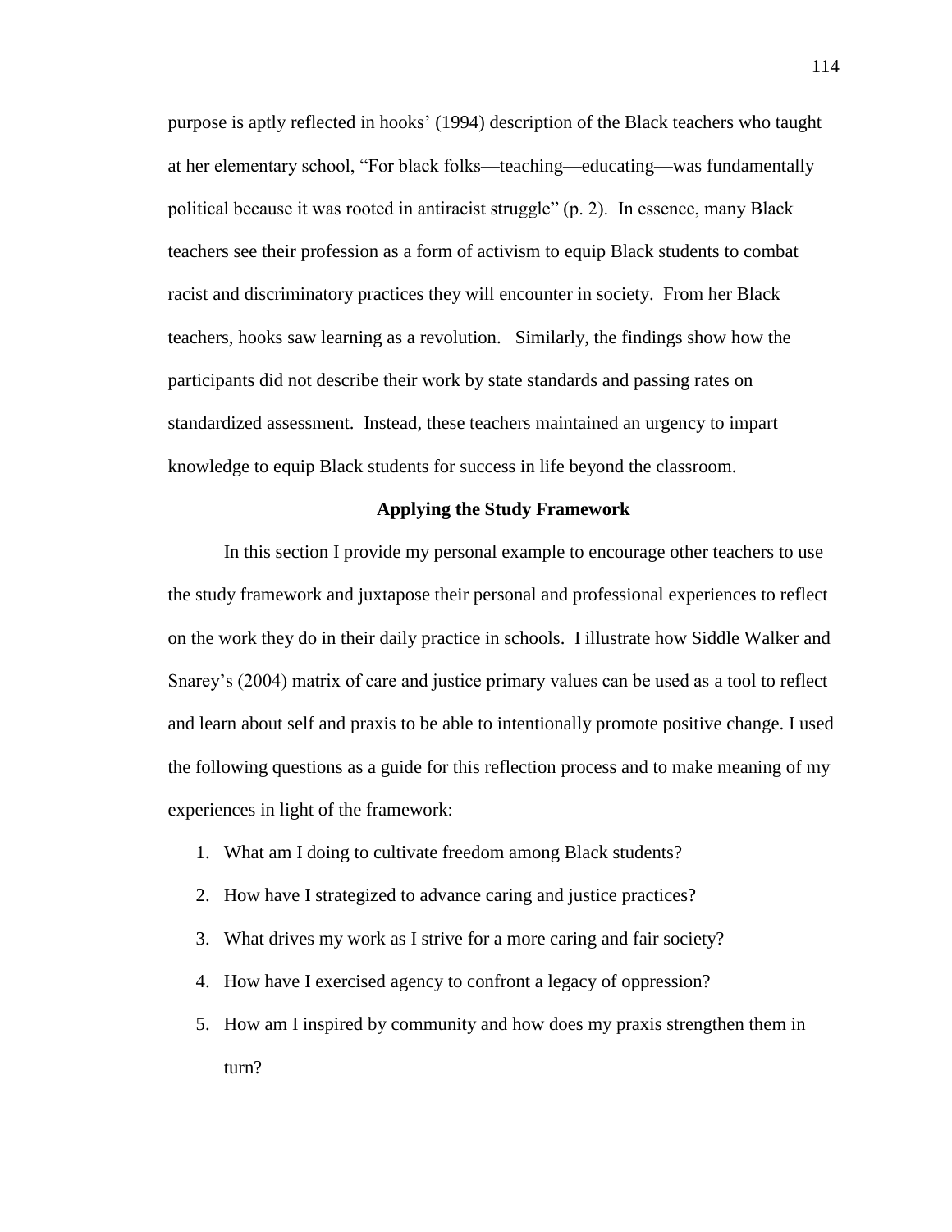purpose is aptly reflected in hooks' (1994) description of the Black teachers who taught at her elementary school, "For black folks—teaching—educating—was fundamentally political because it was rooted in antiracist struggle" (p. 2). In essence, many Black teachers see their profession as a form of activism to equip Black students to combat racist and discriminatory practices they will encounter in society. From her Black teachers, hooks saw learning as a revolution. Similarly, the findings show how the participants did not describe their work by state standards and passing rates on standardized assessment. Instead, these teachers maintained an urgency to impart knowledge to equip Black students for success in life beyond the classroom.

## Applying the Study Framework

In this section I provide my personal example to encourage other teachers to use the study framework and juxtapose their personal and professional experiences to reflect on the work they do in their daily practice in schools. I illustrate how Siddle Walker and Snarey's (2004) matrix of care and justice primary values can be used as a tool to reflect and learn about self and praxis to be able to intentionally promote positive change. I used the following questions as a guide for this reflection process and to make meaning of my experiences in light of the framework:

1. What am I doing to cultivate freedom among Black students?
2. How have I strategized to advance caring and justice practices?
3. What drives my work as I strive for a more caring and fair society?
4. How have I exercised agency to confront a legacy of oppression?
5. How am I inspired by community and how does my praxis strengthen them in turn?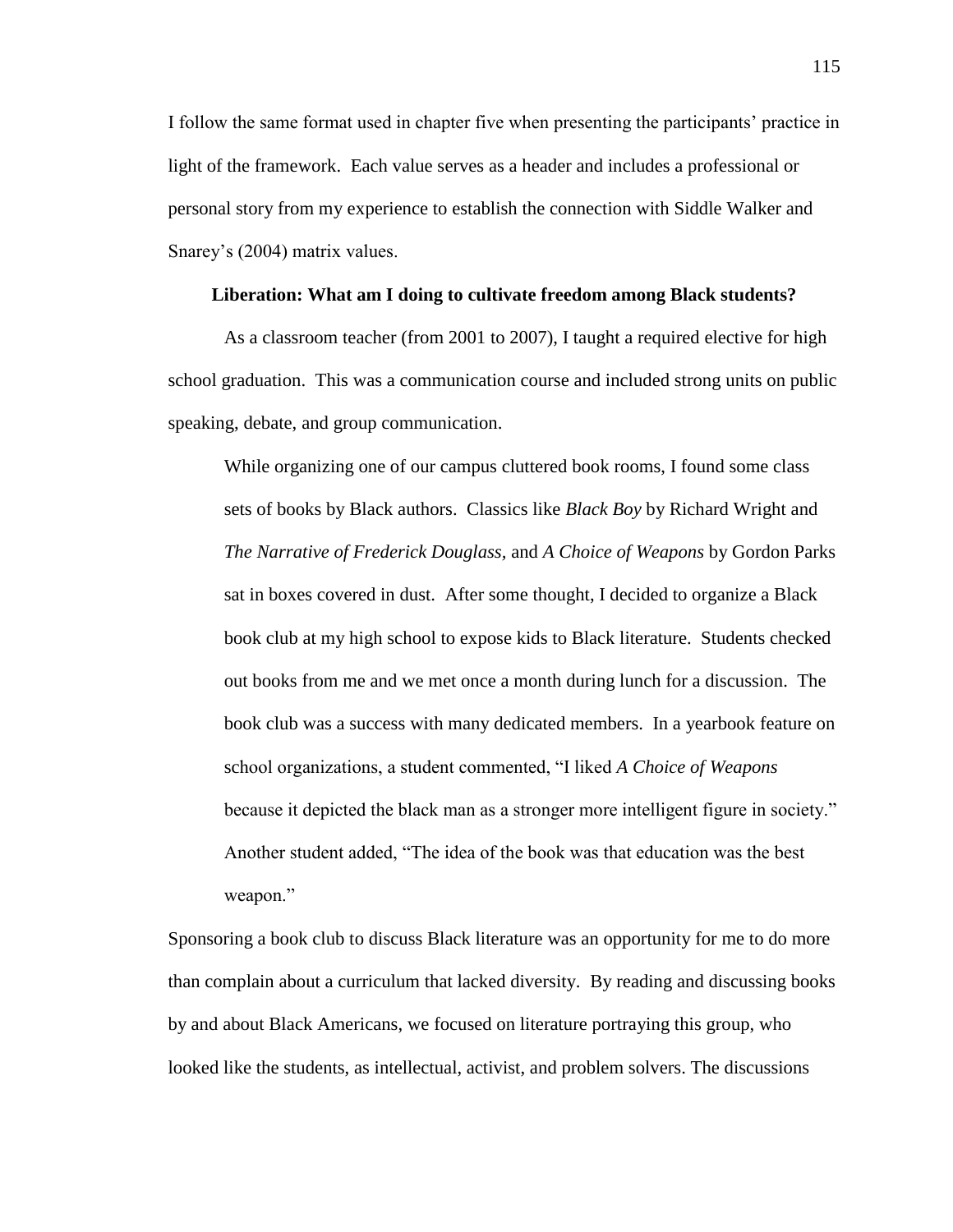I follow the same format used in chapter five when presenting the participants' practice in light of the framework. Each value serves as a header and includes a professional or personal story from my experience to establish the connection with Siddle Walker and Snarey's (2004) matrix values.

### Liberation: What am I doing to cultivate freedom among Black students?

As a classroom teacher (from 2001 to 2007), I taught a required elective for high school graduation. This was a communication course and included strong units on public speaking, debate, and group communication.

> While organizing one of our campus cluttered book rooms, I found some class sets of books by Black authors. Classics like *Black Boy* by Richard Wright and *The Narrative of Frederick Douglass*, and *A Choice of Weapons* by Gordon Parks sat in boxes covered in dust. After some thought, I decided to organize a Black book club at my high school to expose kids to Black literature. Students checked out books from me and we met once a month during lunch for a discussion. The book club was a success with many dedicated members. In a yearbook feature on school organizations, a student commented, "I liked *A Choice of Weapons* because it depicted the black man as a stronger more intelligent figure in society." Another student added, "The idea of the book was that education was the best weapon."

Sponsoring a book club to discuss Black literature was an opportunity for me to do more than complain about a curriculum that lacked diversity. By reading and discussing books by and about Black Americans, we focused on literature portraying this group, who looked like the students, as intellectual, activist, and problem solvers. The discussions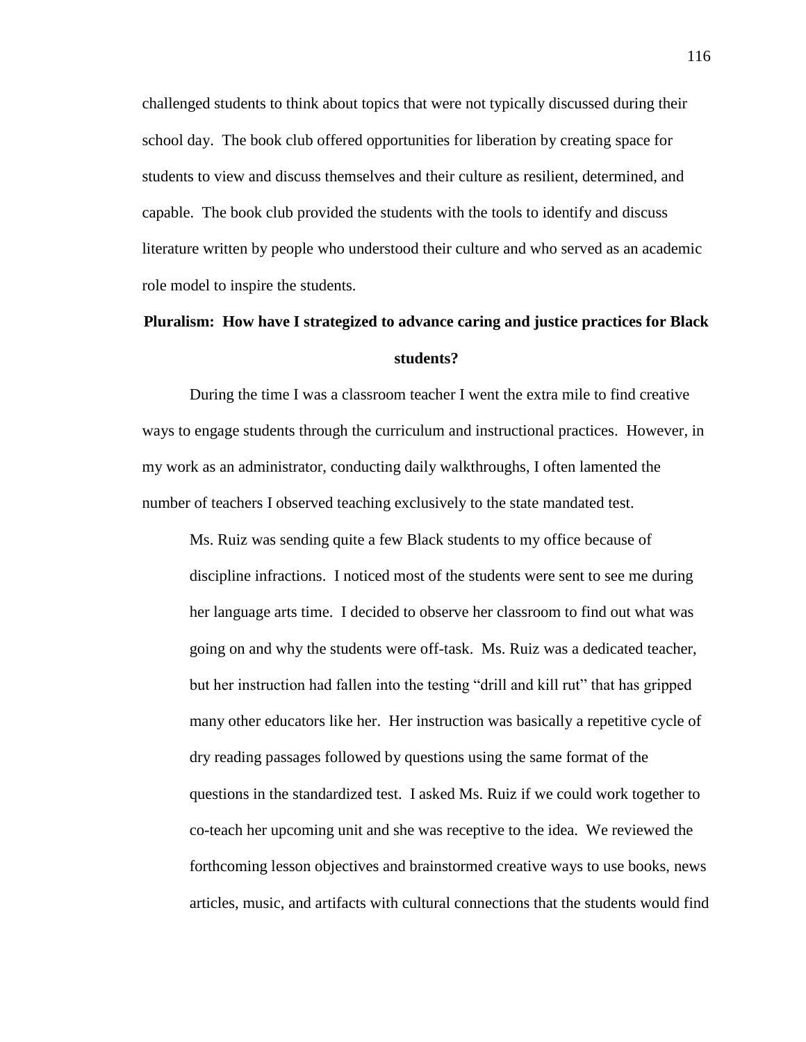challenged students to think about topics that were not typically discussed during their school day. The book club offered opportunities for liberation by creating space for students to view and discuss themselves and their culture as resilient, determined, and capable. The book club provided the students with the tools to identify and discuss literature written by people who understood their culture and who served as an academic role model to inspire the students.

## Pluralism: How have I strategized to advance caring and justice practices for Black students?

During the time I was a classroom teacher I went the extra mile to find creative ways to engage students through the curriculum and instructional practices. However, in my work as an administrator, conducting daily walkthroughs, I often lamented the number of teachers I observed teaching exclusively to the state mandated test.

> Ms. Ruiz was sending quite a few Black students to my office because of discipline infractions. I noticed most of the students were sent to see me during her language arts time. I decided to observe her classroom to find out what was going on and why the students were off-task. Ms. Ruiz was a dedicated teacher, but her instruction had fallen into the testing "drill and kill rut" that has gripped many other educators like her. Her instruction was basically a repetitive cycle of dry reading passages followed by questions using the same format of the questions in the standardized test. I asked Ms. Ruiz if we could work together to co-teach her upcoming unit and she was receptive to the idea. We reviewed the forthcoming lesson objectives and brainstormed creative ways to use books, news articles, music, and artifacts with cultural connections that the students would find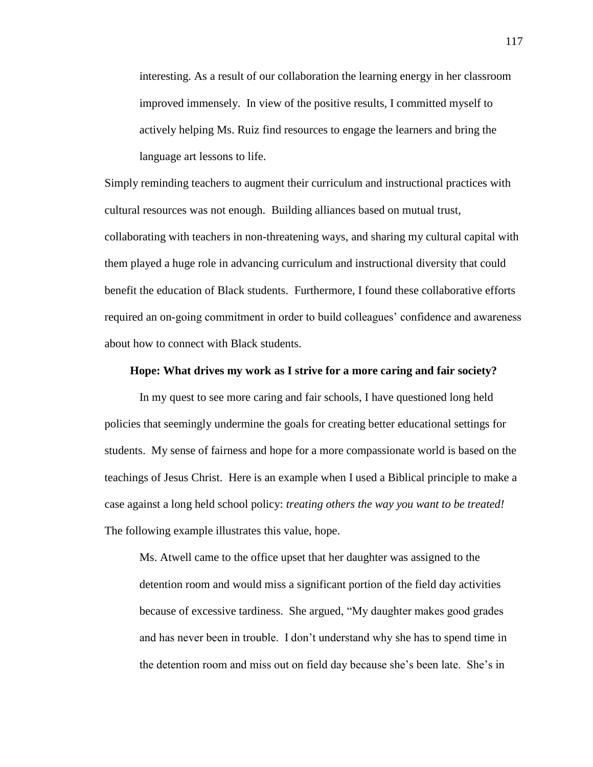> interesting. As a result of our collaboration the learning energy in her classroom improved immensely. In view of the positive results, I committed myself to actively helping Ms. Ruiz find resources to engage the learners and bring the language art lessons to life.

Simply reminding teachers to augment their curriculum and instructional practices with cultural resources was not enough. Building alliances based on mutual trust, collaborating with teachers in non-threatening ways, and sharing my cultural capital with them played a huge role in advancing curriculum and instructional diversity that could benefit the education of Black students. Furthermore, I found these collaborative efforts required an on-going commitment in order to build colleagues' confidence and awareness about how to connect with Black students.

**Hope: What drives my work as I strive for a more caring and fair society?**

In my quest to see more caring and fair schools, I have questioned long held policies that seemingly undermine the goals for creating better educational settings for students. My sense of fairness and hope for a more compassionate world is based on the teachings of Jesus Christ. Here is an example when I used a Biblical principle to make a case against a long held school policy: *treating others the way you want to be treated!* The following example illustrates this value, hope.

> Ms. Atwell came to the office upset that her daughter was assigned to the detention room and would miss a significant portion of the field day activities because of excessive tardiness. She argued, "My daughter makes good grades and has never been in trouble. I don't understand why she has to spend time in the detention room and miss out on field day because she's been late. She's in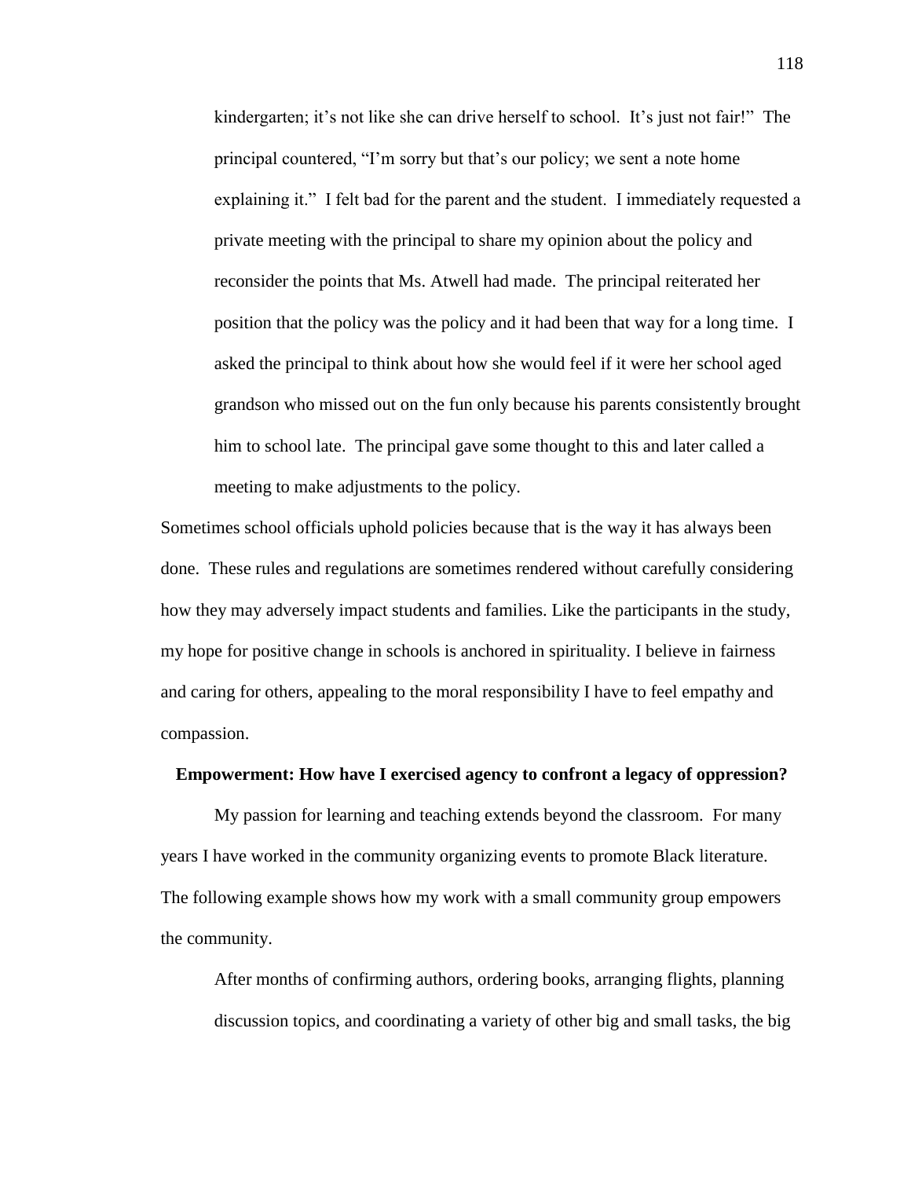> kindergarten; it's not like she can drive herself to school. It's just not fair!" The principal countered, "I'm sorry but that's our policy; we sent a note home explaining it." I felt bad for the parent and the student. I immediately requested a private meeting with the principal to share my opinion about the policy and reconsider the points that Ms. Atwell had made. The principal reiterated her position that the policy was the policy and it had been that way for a long time. I asked the principal to think about how she would feel if it were her school aged grandson who missed out on the fun only because his parents consistently brought him to school late. The principal gave some thought to this and later called a meeting to make adjustments to the policy.

Sometimes school officials uphold policies because that is the way it has always been done. These rules and regulations are sometimes rendered without carefully considering how they may adversely impact students and families. Like the participants in the study, my hope for positive change in schools is anchored in spirituality. I believe in fairness and caring for others, appealing to the moral responsibility I have to feel empathy and compassion.

**Empowerment: How have I exercised agency to confront a legacy of oppression?**

My passion for learning and teaching extends beyond the classroom. For many years I have worked in the community organizing events to promote Black literature. The following example shows how my work with a small community group empowers the community.

> After months of confirming authors, ordering books, arranging flights, planning discussion topics, and coordinating a variety of other big and small tasks, the big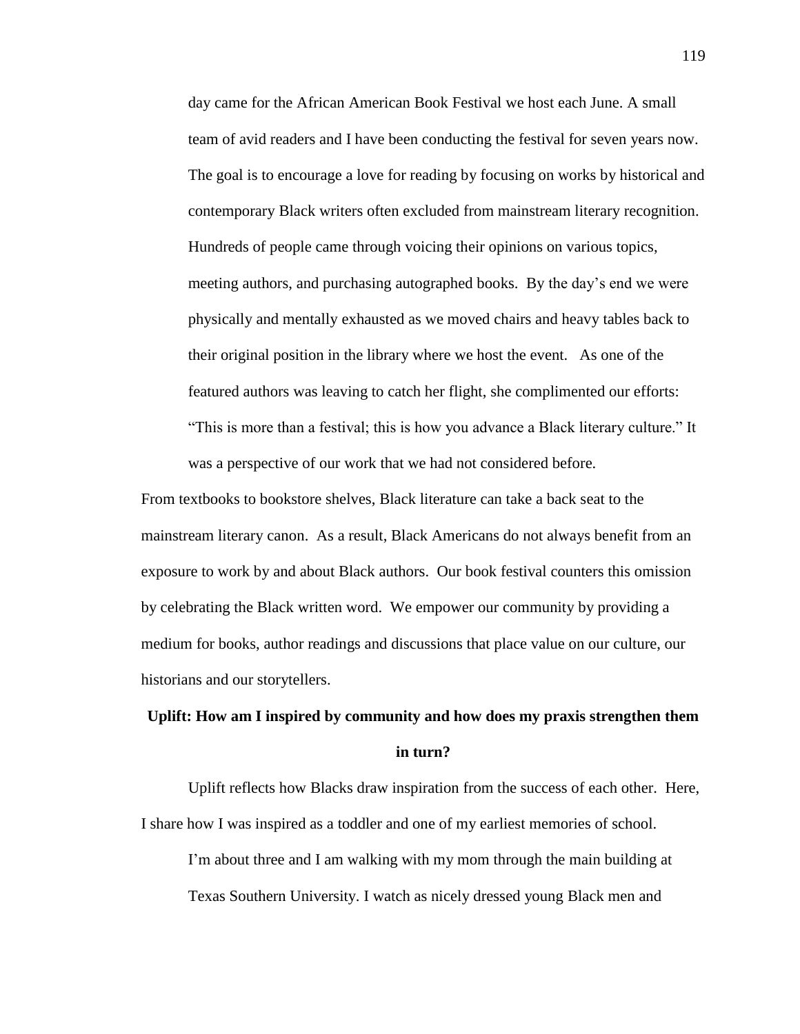day came for the African American Book Festival we host each June. A small team of avid readers and I have been conducting the festival for seven years now. The goal is to encourage a love for reading by focusing on works by historical and contemporary Black writers often excluded from mainstream literary recognition. Hundreds of people came through voicing their opinions on various topics, meeting authors, and purchasing autographed books. By the day's end we were physically and mentally exhausted as we moved chairs and heavy tables back to their original position in the library where we host the event. As one of the featured authors was leaving to catch her flight, she complimented our efforts: "This is more than a festival; this is how you advance a Black literary culture." It was a perspective of our work that we had not considered before.

From textbooks to bookstore shelves, Black literature can take a back seat to the mainstream literary canon. As a result, Black Americans do not always benefit from an exposure to work by and about Black authors. Our book festival counters this omission by celebrating the Black written word. We empower our community by providing a medium for books, author readings and discussions that place value on our culture, our historians and our storytellers.

**Uplift: How am I inspired by community and how does my praxis strengthen them in turn?**

Uplift reflects how Blacks draw inspiration from the success of each other. Here, I share how I was inspired as a toddler and one of my earliest memories of school.

I'm about three and I am walking with my mom through the main building at Texas Southern University. I watch as nicely dressed young Black men and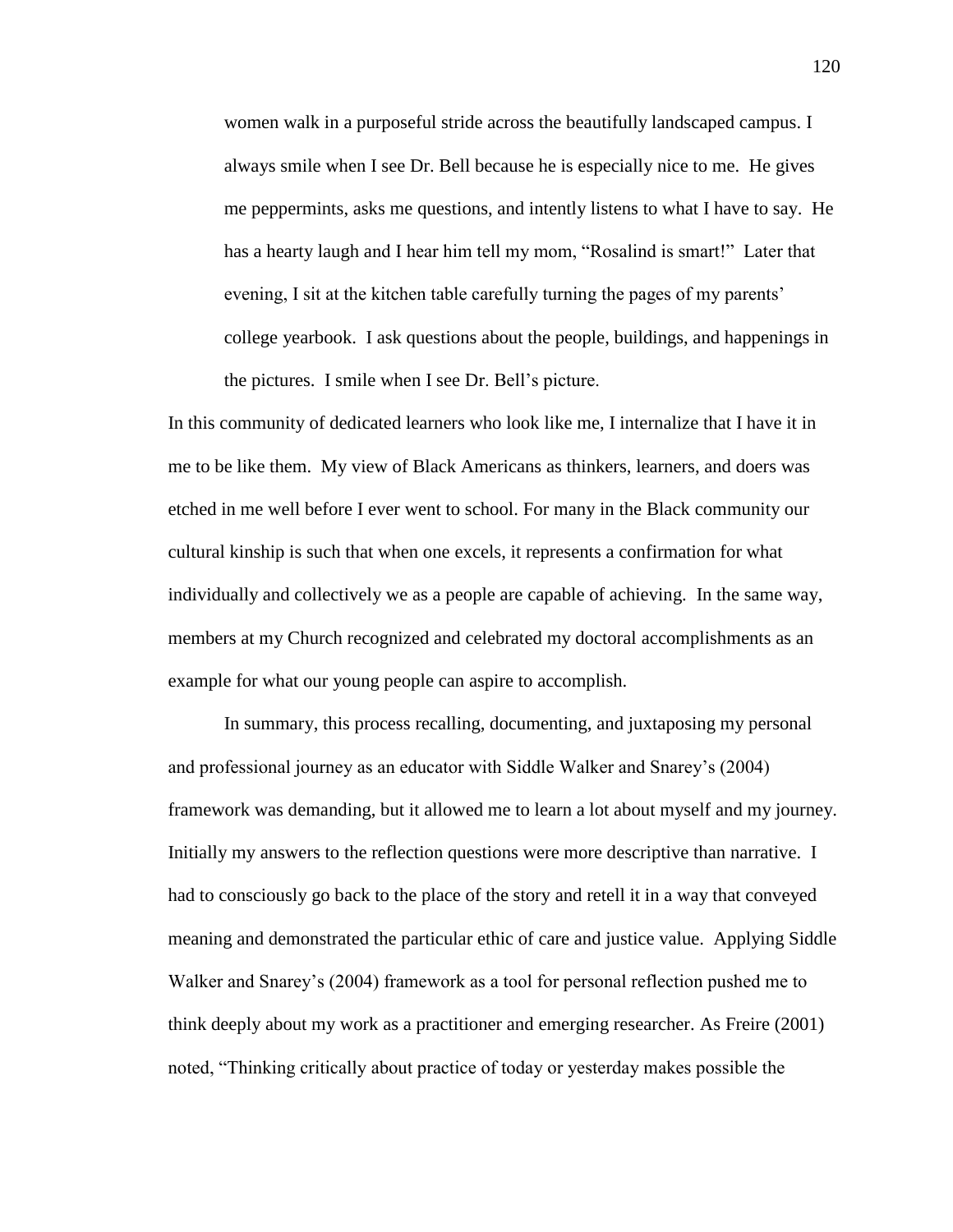> women walk in a purposeful stride across the beautifully landscaped campus. I always smile when I see Dr. Bell because he is especially nice to me. He gives me peppermints, asks me questions, and intently listens to what I have to say. He has a hearty laugh and I hear him tell my mom, "Rosalind is smart!" Later that evening, I sit at the kitchen table carefully turning the pages of my parents' college yearbook. I ask questions about the people, buildings, and happenings in the pictures. I smile when I see Dr. Bell's picture.

In this community of dedicated learners who look like me, I internalize that I have it in me to be like them. My view of Black Americans as thinkers, learners, and doers was etched in me well before I ever went to school. For many in the Black community our cultural kinship is such that when one excels, it represents a confirmation for what individually and collectively we as a people are capable of achieving. In the same way, members at my Church recognized and celebrated my doctoral accomplishments as an example for what our young people can aspire to accomplish.

In summary, this process recalling, documenting, and juxtaposing my personal and professional journey as an educator with Siddle Walker and Snarey's (2004) framework was demanding, but it allowed me to learn a lot about myself and my journey. Initially my answers to the reflection questions were more descriptive than narrative. I had to consciously go back to the place of the story and retell it in a way that conveyed meaning and demonstrated the particular ethic of care and justice value. Applying Siddle Walker and Snarey's (2004) framework as a tool for personal reflection pushed me to think deeply about my work as a practitioner and emerging researcher. As Freire (2001) noted, "Thinking critically about practice of today or yesterday makes possible the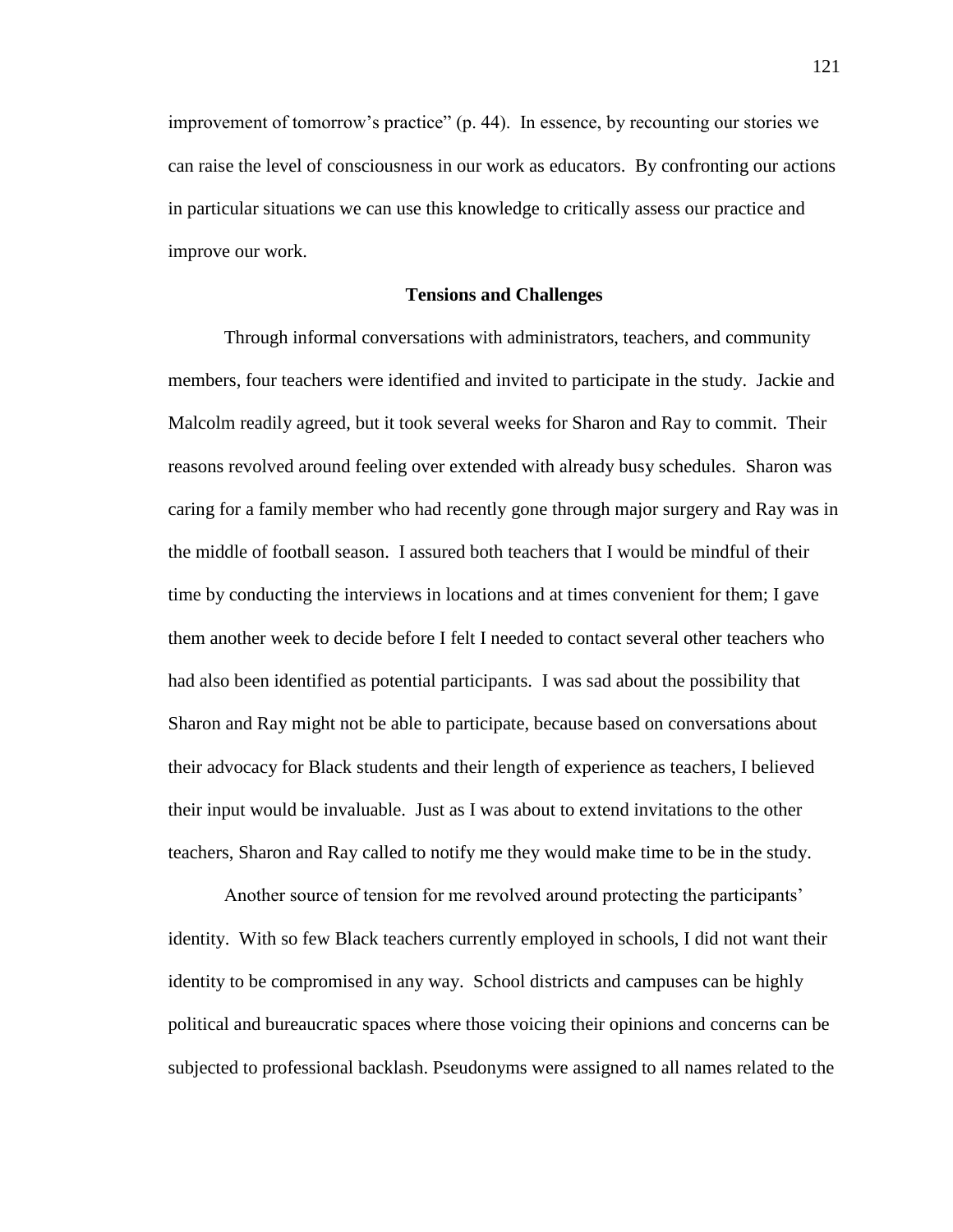improvement of tomorrow's practice" (p. 44). In essence, by recounting our stories we can raise the level of consciousness in our work as educators. By confronting our actions in particular situations we can use this knowledge to critically assess our practice and improve our work.

## Tensions and Challenges

Through informal conversations with administrators, teachers, and community members, four teachers were identified and invited to participate in the study. Jackie and Malcolm readily agreed, but it took several weeks for Sharon and Ray to commit. Their reasons revolved around feeling over extended with already busy schedules. Sharon was caring for a family member who had recently gone through major surgery and Ray was in the middle of football season. I assured both teachers that I would be mindful of their time by conducting the interviews in locations and at times convenient for them; I gave them another week to decide before I felt I needed to contact several other teachers who had also been identified as potential participants. I was sad about the possibility that Sharon and Ray might not be able to participate, because based on conversations about their advocacy for Black students and their length of experience as teachers, I believed their input would be invaluable. Just as I was about to extend invitations to the other teachers, Sharon and Ray called to notify me they would make time to be in the study.

Another source of tension for me revolved around protecting the participants' identity. With so few Black teachers currently employed in schools, I did not want their identity to be compromised in any way. School districts and campuses can be highly political and bureaucratic spaces where those voicing their opinions and concerns can be subjected to professional backlash. Pseudonyms were assigned to all names related to the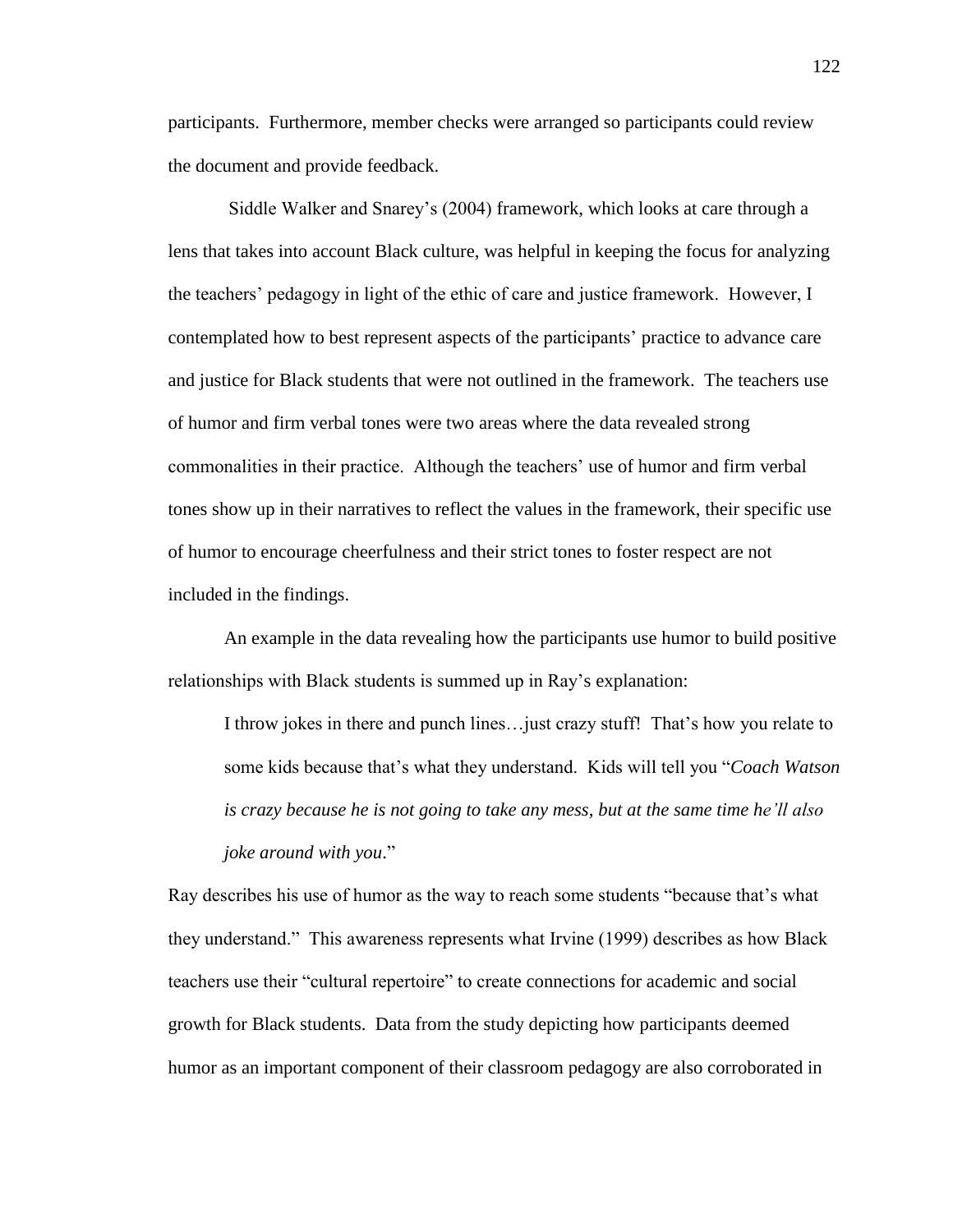participants. Furthermore, member checks were arranged so participants could review the document and provide feedback.

Siddle Walker and Snarey's (2004) framework, which looks at care through a lens that takes into account Black culture, was helpful in keeping the focus for analyzing the teachers' pedagogy in light of the ethic of care and justice framework. However, I contemplated how to best represent aspects of the participants' practice to advance care and justice for Black students that were not outlined in the framework. The teachers use of humor and firm verbal tones were two areas where the data revealed strong commonalities in their practice. Although the teachers' use of humor and firm verbal tones show up in their narratives to reflect the values in the framework, their specific use of humor to encourage cheerfulness and their strict tones to foster respect are not included in the findings.

An example in the data revealing how the participants use humor to build positive relationships with Black students is summed up in Ray's explanation:

> I throw jokes in there and punch lines…just crazy stuff! That's how you relate to some kids because that's what they understand. Kids will tell you "*Coach Watson is crazy because he is not going to take any mess, but at the same time he'll also joke around with you*."

Ray describes his use of humor as the way to reach some students "because that's what they understand." This awareness represents what Irvine (1999) describes as how Black teachers use their "cultural repertoire" to create connections for academic and social growth for Black students. Data from the study depicting how participants deemed humor as an important component of their classroom pedagogy are also corroborated in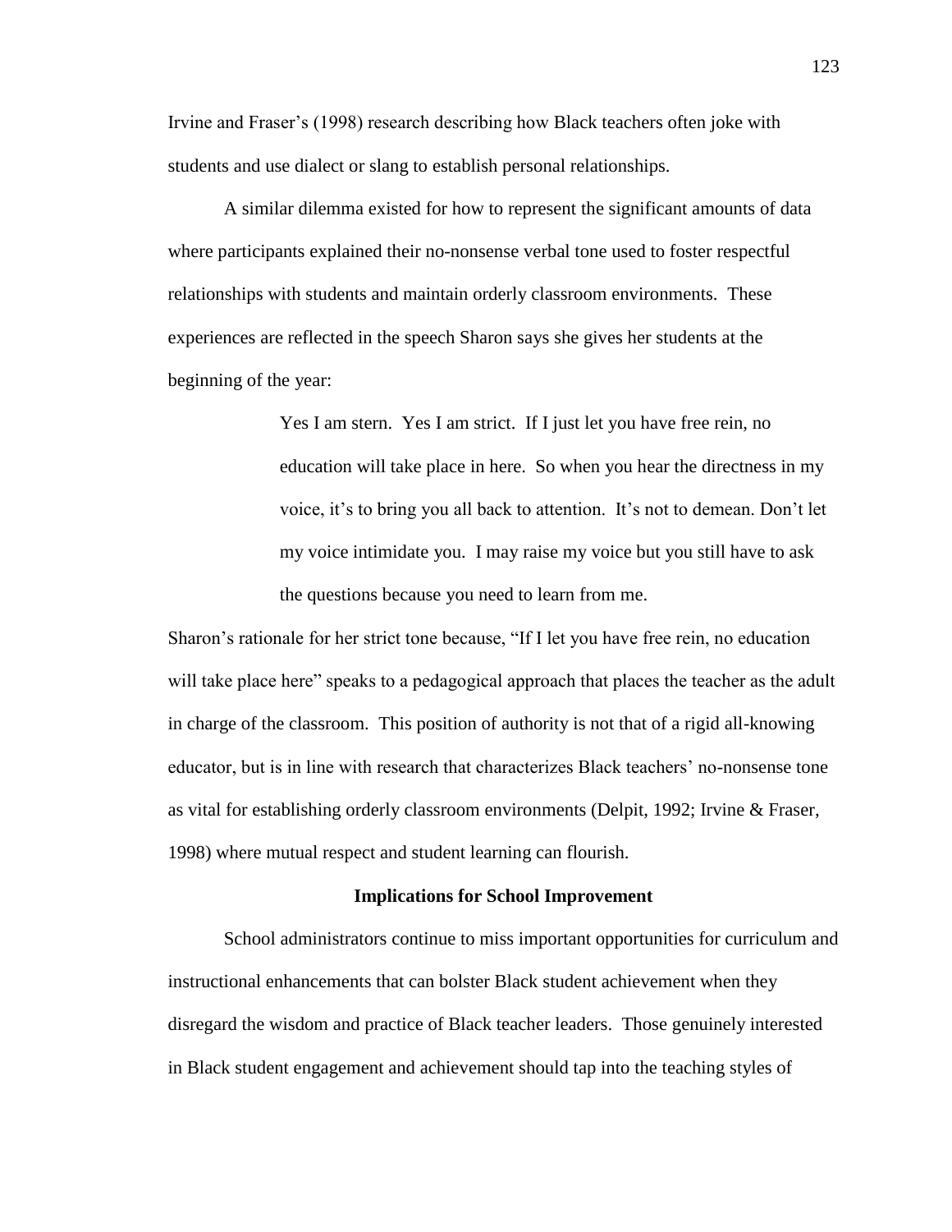Irvine and Fraser's (1998) research describing how Black teachers often joke with students and use dialect or slang to establish personal relationships.

A similar dilemma existed for how to represent the significant amounts of data where participants explained their no-nonsense verbal tone used to foster respectful relationships with students and maintain orderly classroom environments. These experiences are reflected in the speech Sharon says she gives her students at the beginning of the year:

> Yes I am stern. Yes I am strict. If I just let you have free rein, no education will take place in here. So when you hear the directness in my voice, it's to bring you all back to attention. It's not to demean. Don't let my voice intimidate you. I may raise my voice but you still have to ask the questions because you need to learn from me.

Sharon's rationale for her strict tone because, "If I let you have free rein, no education will take place here" speaks to a pedagogical approach that places the teacher as the adult in charge of the classroom. This position of authority is not that of a rigid all-knowing educator, but is in line with research that characterizes Black teachers' no-nonsense tone as vital for establishing orderly classroom environments (Delpit, 1992; Irvine & Fraser, 1998) where mutual respect and student learning can flourish.

## Implications for School Improvement

School administrators continue to miss important opportunities for curriculum and instructional enhancements that can bolster Black student achievement when they disregard the wisdom and practice of Black teacher leaders. Those genuinely interested in Black student engagement and achievement should tap into the teaching styles of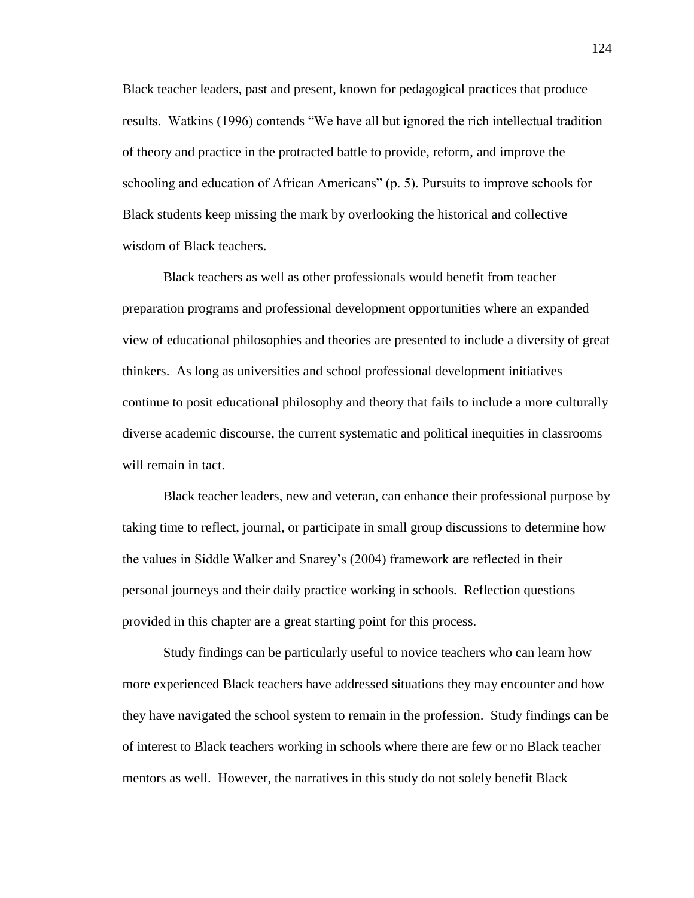Black teacher leaders, past and present, known for pedagogical practices that produce results. Watkins (1996) contends "We have all but ignored the rich intellectual tradition of theory and practice in the protracted battle to provide, reform, and improve the schooling and education of African Americans" (p. 5). Pursuits to improve schools for Black students keep missing the mark by overlooking the historical and collective wisdom of Black teachers.

Black teachers as well as other professionals would benefit from teacher preparation programs and professional development opportunities where an expanded view of educational philosophies and theories are presented to include a diversity of great thinkers. As long as universities and school professional development initiatives continue to posit educational philosophy and theory that fails to include a more culturally diverse academic discourse, the current systematic and political inequities in classrooms will remain in tact.

Black teacher leaders, new and veteran, can enhance their professional purpose by taking time to reflect, journal, or participate in small group discussions to determine how the values in Siddle Walker and Snarey's (2004) framework are reflected in their personal journeys and their daily practice working in schools. Reflection questions provided in this chapter are a great starting point for this process.

Study findings can be particularly useful to novice teachers who can learn how more experienced Black teachers have addressed situations they may encounter and how they have navigated the school system to remain in the profession. Study findings can be of interest to Black teachers working in schools where there are few or no Black teacher mentors as well. However, the narratives in this study do not solely benefit Black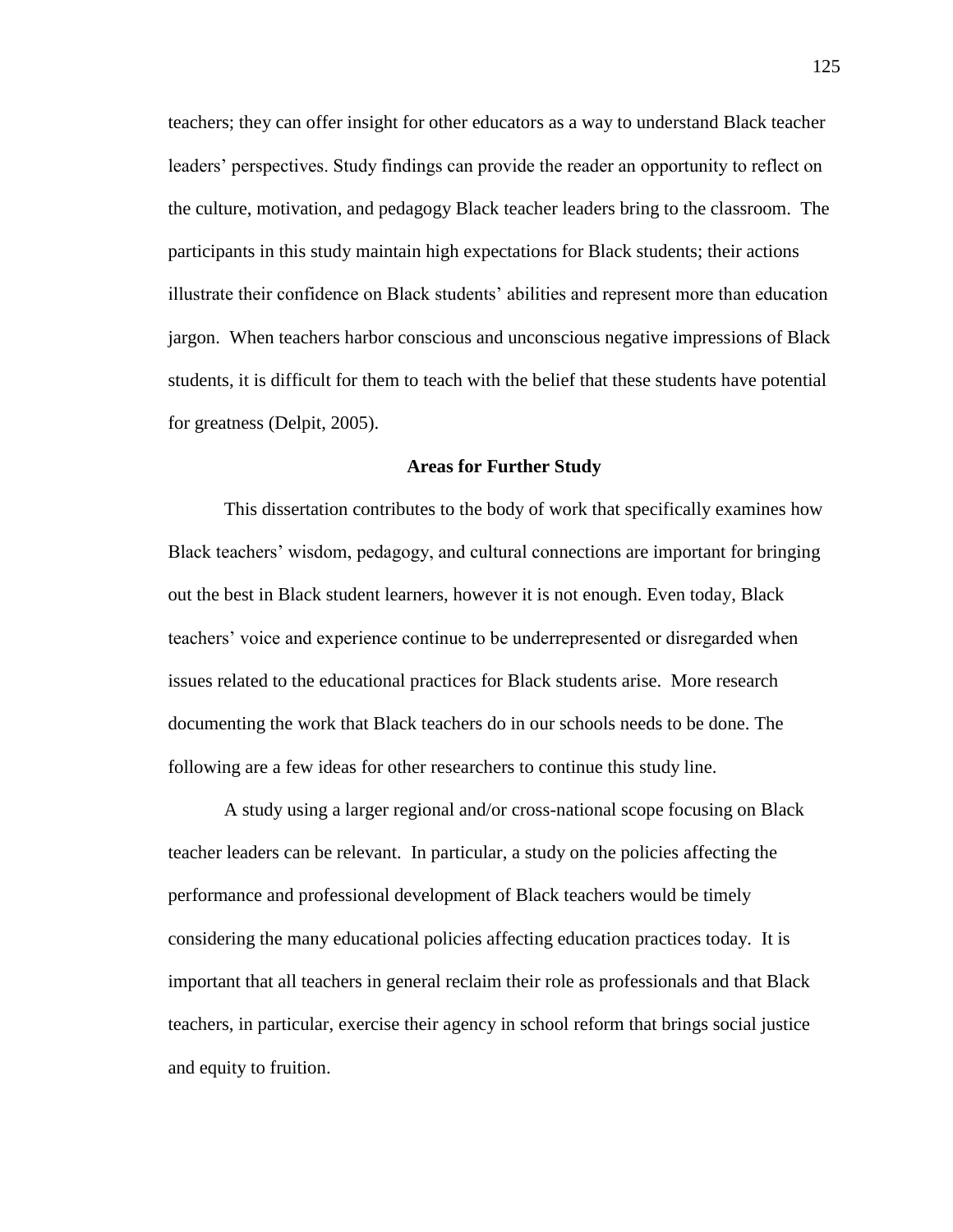teachers; they can offer insight for other educators as a way to understand Black teacher leaders' perspectives. Study findings can provide the reader an opportunity to reflect on the culture, motivation, and pedagogy Black teacher leaders bring to the classroom. The participants in this study maintain high expectations for Black students; their actions illustrate their confidence on Black students' abilities and represent more than education jargon. When teachers harbor conscious and unconscious negative impressions of Black students, it is difficult for them to teach with the belief that these students have potential for greatness (Delpit, 2005).

## Areas for Further Study

This dissertation contributes to the body of work that specifically examines how Black teachers' wisdom, pedagogy, and cultural connections are important for bringing out the best in Black student learners, however it is not enough. Even today, Black teachers' voice and experience continue to be underrepresented or disregarded when issues related to the educational practices for Black students arise. More research documenting the work that Black teachers do in our schools needs to be done. The following are a few ideas for other researchers to continue this study line.

A study using a larger regional and/or cross-national scope focusing on Black teacher leaders can be relevant. In particular, a study on the policies affecting the performance and professional development of Black teachers would be timely considering the many educational policies affecting education practices today. It is important that all teachers in general reclaim their role as professionals and that Black teachers, in particular, exercise their agency in school reform that brings social justice and equity to fruition.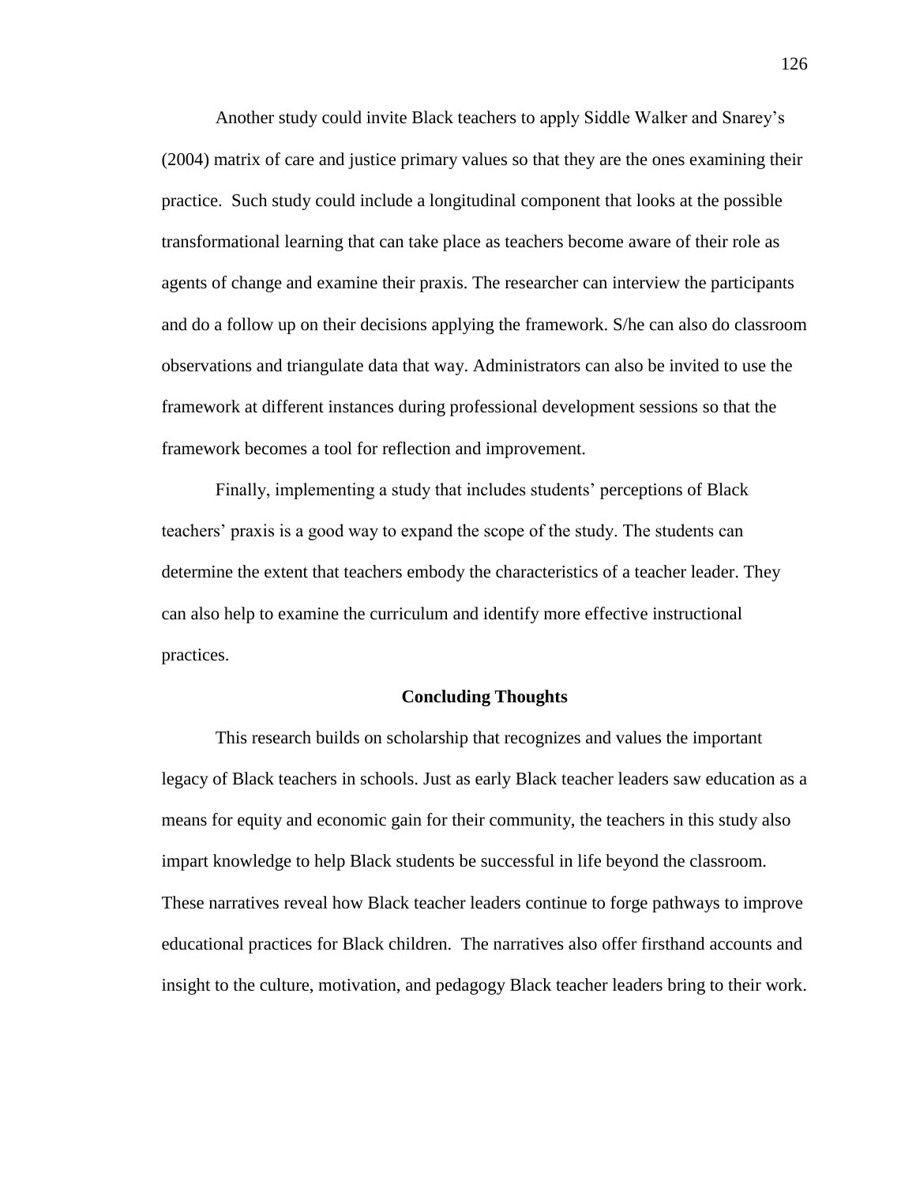Another study could invite Black teachers to apply Siddle Walker and Snarey's (2004) matrix of care and justice primary values so that they are the ones examining their practice. Such study could include a longitudinal component that looks at the possible transformational learning that can take place as teachers become aware of their role as agents of change and examine their praxis. The researcher can interview the participants and do a follow up on their decisions applying the framework. S/he can also do classroom observations and triangulate data that way. Administrators can also be invited to use the framework at different instances during professional development sessions so that the framework becomes a tool for reflection and improvement.

Finally, implementing a study that includes students' perceptions of Black teachers' praxis is a good way to expand the scope of the study. The students can determine the extent that teachers embody the characteristics of a teacher leader. They can also help to examine the curriculum and identify more effective instructional practices.

## Concluding Thoughts

This research builds on scholarship that recognizes and values the important legacy of Black teachers in schools. Just as early Black teacher leaders saw education as a means for equity and economic gain for their community, the teachers in this study also impart knowledge to help Black students be successful in life beyond the classroom. These narratives reveal how Black teacher leaders continue to forge pathways to improve educational practices for Black children. The narratives also offer firsthand accounts and insight to the culture, motivation, and pedagogy Black teacher leaders bring to their work.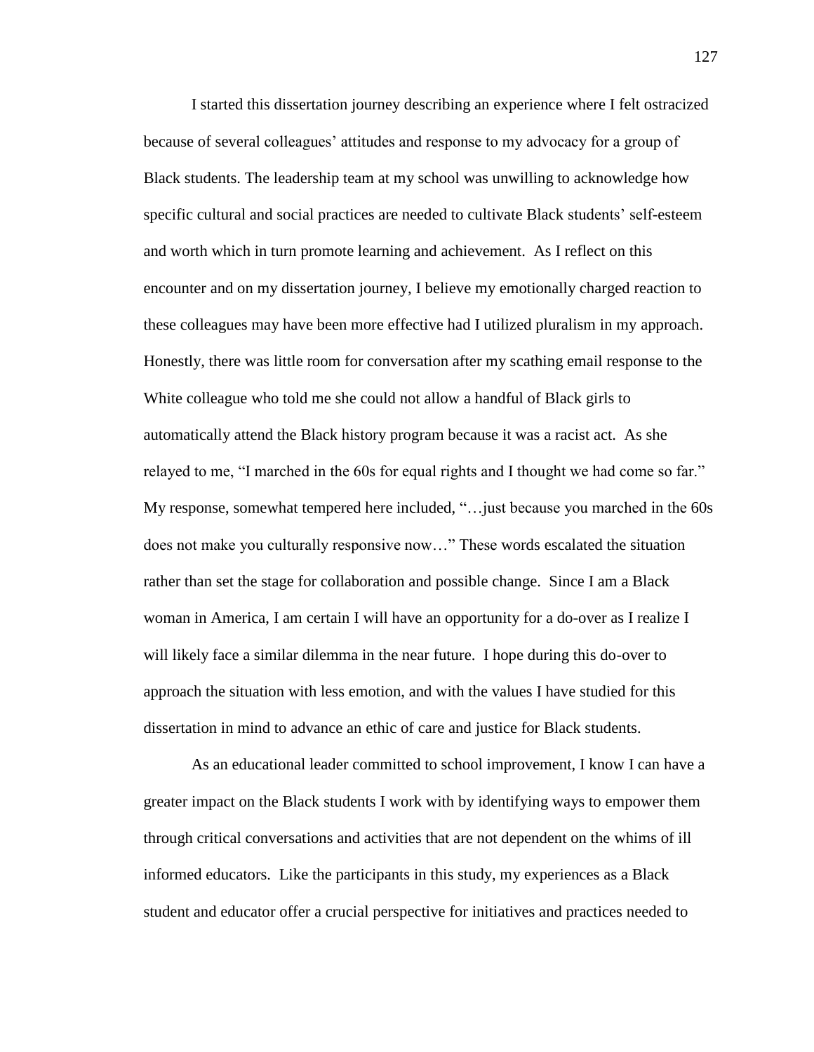I started this dissertation journey describing an experience where I felt ostracized because of several colleagues' attitudes and response to my advocacy for a group of Black students. The leadership team at my school was unwilling to acknowledge how specific cultural and social practices are needed to cultivate Black students' self-esteem and worth which in turn promote learning and achievement. As I reflect on this encounter and on my dissertation journey, I believe my emotionally charged reaction to these colleagues may have been more effective had I utilized pluralism in my approach. Honestly, there was little room for conversation after my scathing email response to the White colleague who told me she could not allow a handful of Black girls to automatically attend the Black history program because it was a racist act. As she relayed to me, "I marched in the 60s for equal rights and I thought we had come so far." My response, somewhat tempered here included, "…just because you marched in the 60s does not make you culturally responsive now…" These words escalated the situation rather than set the stage for collaboration and possible change. Since I am a Black woman in America, I am certain I will have an opportunity for a do-over as I realize I will likely face a similar dilemma in the near future. I hope during this do-over to approach the situation with less emotion, and with the values I have studied for this dissertation in mind to advance an ethic of care and justice for Black students.

As an educational leader committed to school improvement, I know I can have a greater impact on the Black students I work with by identifying ways to empower them through critical conversations and activities that are not dependent on the whims of ill informed educators. Like the participants in this study, my experiences as a Black student and educator offer a crucial perspective for initiatives and practices needed to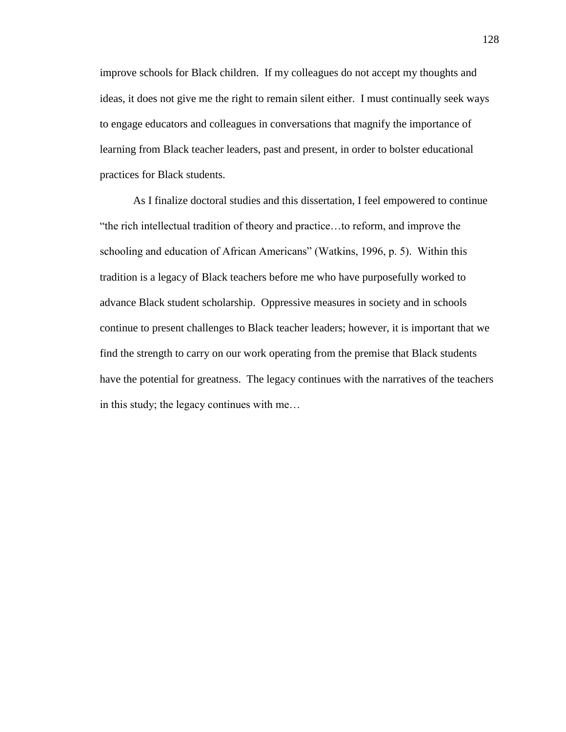improve schools for Black children.  If my colleagues do not accept my thoughts and ideas, it does not give me the right to remain silent either.  I must continually seek ways to engage educators and colleagues in conversations that magnify the importance of learning from Black teacher leaders, past and present, in order to bolster educational practices for Black students.

As I finalize doctoral studies and this dissertation, I feel empowered to continue "the rich intellectual tradition of theory and practice…to reform, and improve the schooling and education of African Americans" (Watkins, 1996, p. 5).  Within this tradition is a legacy of Black teachers before me who have purposefully worked to advance Black student scholarship.  Oppressive measures in society and in schools continue to present challenges to Black teacher leaders; however, it is important that we find the strength to carry on our work operating from the premise that Black students have the potential for greatness.  The legacy continues with the narratives of the teachers in this study; the legacy continues with me…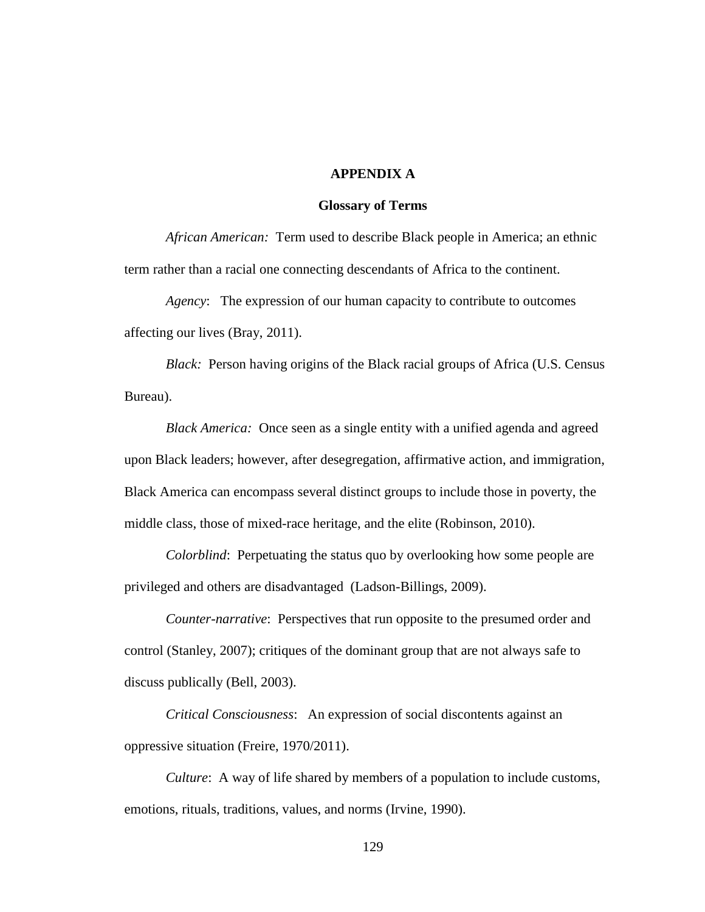# APPENDIX A

## Glossary of Terms

*African American:* Term used to describe Black people in America; an ethnic term rather than a racial one connecting descendants of Africa to the continent.

*Agency*: The expression of our human capacity to contribute to outcomes affecting our lives (Bray, 2011).

*Black:* Person having origins of the Black racial groups of Africa (U.S. Census Bureau).

*Black America:* Once seen as a single entity with a unified agenda and agreed upon Black leaders; however, after desegregation, affirmative action, and immigration, Black America can encompass several distinct groups to include those in poverty, the middle class, those of mixed-race heritage, and the elite (Robinson, 2010).

*Colorblind*: Perpetuating the status quo by overlooking how some people are privileged and others are disadvantaged (Ladson-Billings, 2009).

*Counter-narrative*: Perspectives that run opposite to the presumed order and control (Stanley, 2007); critiques of the dominant group that are not always safe to discuss publically (Bell, 2003).

*Critical Consciousness*: An expression of social discontents against an oppressive situation (Freire, 1970/2011).

*Culture*: A way of life shared by members of a population to include customs, emotions, rituals, traditions, values, and norms (Irvine, 1990).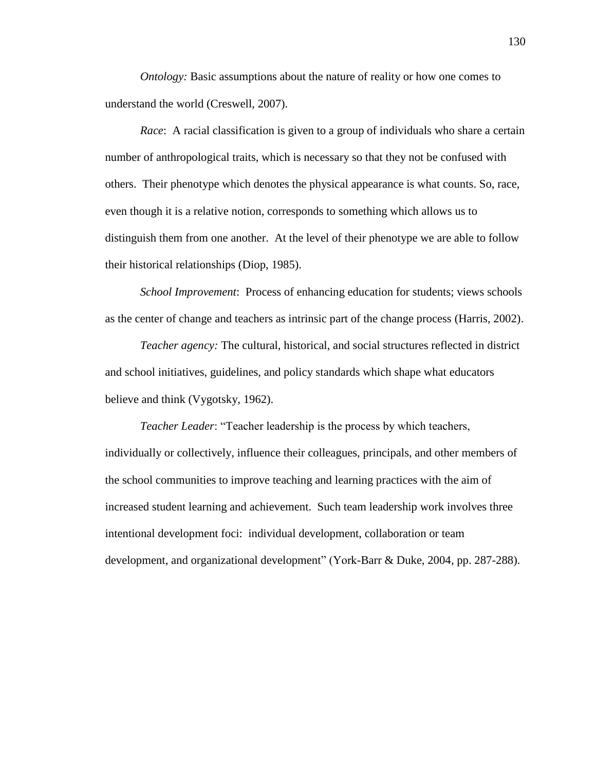*Ontology:* Basic assumptions about the nature of reality or how one comes to understand the world (Creswell, 2007).

*Race*: A racial classification is given to a group of individuals who share a certain number of anthropological traits, which is necessary so that they not be confused with others. Their phenotype which denotes the physical appearance is what counts. So, race, even though it is a relative notion, corresponds to something which allows us to distinguish them from one another. At the level of their phenotype we are able to follow their historical relationships (Diop, 1985).

*School Improvement*: Process of enhancing education for students; views schools as the center of change and teachers as intrinsic part of the change process (Harris, 2002).

*Teacher agency:* The cultural, historical, and social structures reflected in district and school initiatives, guidelines, and policy standards which shape what educators believe and think (Vygotsky, 1962).

*Teacher Leader*: "Teacher leadership is the process by which teachers, individually or collectively, influence their colleagues, principals, and other members of the school communities to improve teaching and learning practices with the aim of increased student learning and achievement. Such team leadership work involves three intentional development foci: individual development, collaboration or team development, and organizational development" (York-Barr & Duke, 2004, pp. 287-288).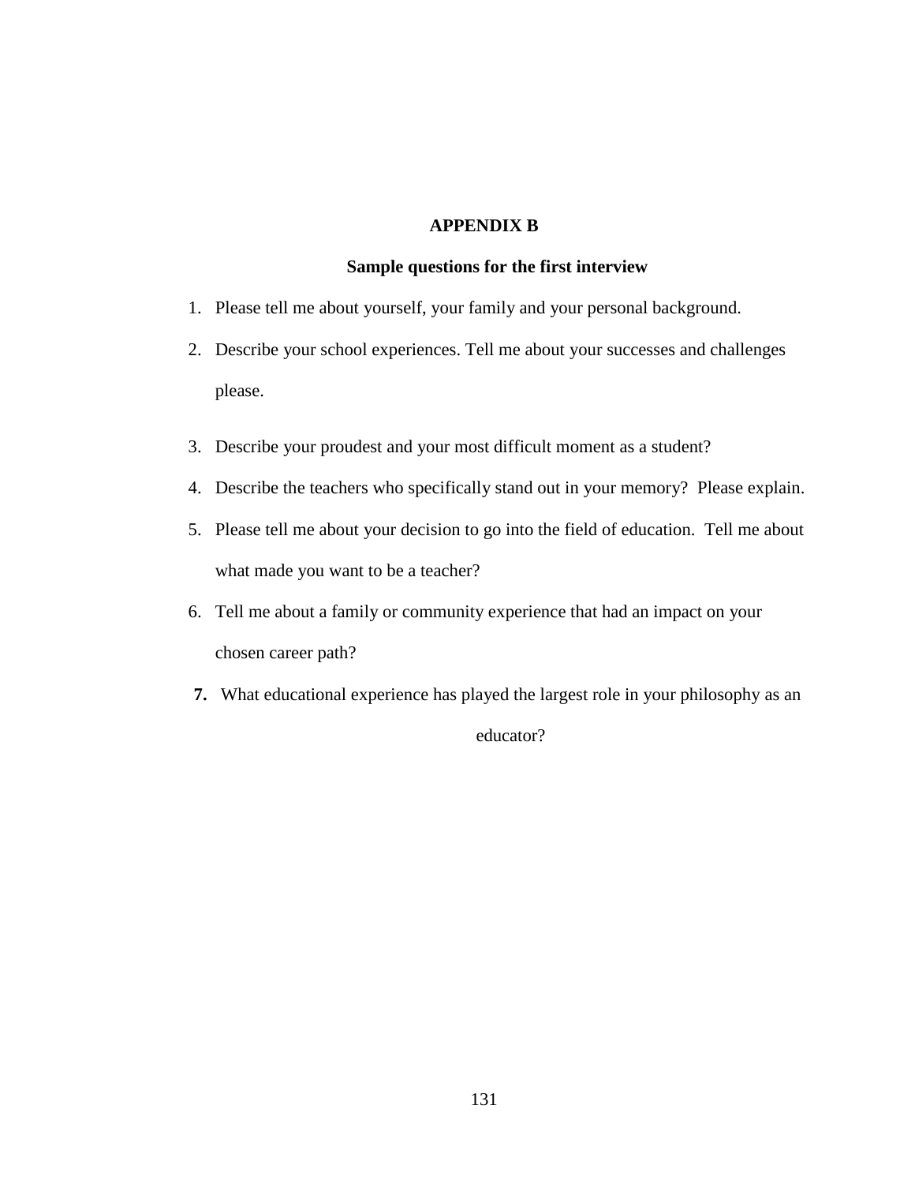# APPENDIX B

## Sample questions for the first interview

1. Please tell me about yourself, your family and your personal background.
2. Describe your school experiences. Tell me about your successes and challenges please.
3. Describe your proudest and your most difficult moment as a student?
4. Describe the teachers who specifically stand out in your memory? Please explain.
5. Please tell me about your decision to go into the field of education. Tell me about what made you want to be a teacher?
6. Tell me about a family or community experience that had an impact on your chosen career path?
7. What educational experience has played the largest role in your philosophy as an educator?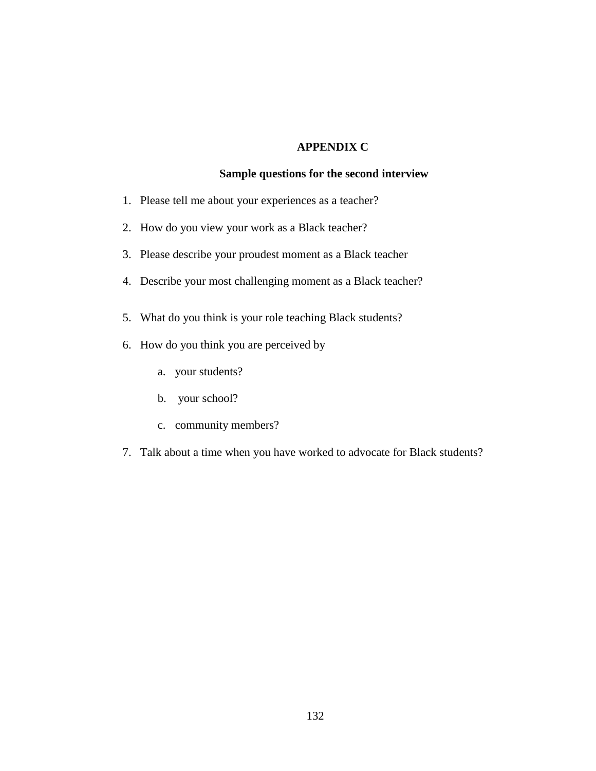# APPENDIX C

## Sample questions for the second interview

1. Please tell me about your experiences as a teacher?
2. How do you view your work as a Black teacher?
3. Please describe your proudest moment as a Black teacher
4. Describe your most challenging moment as a Black teacher?
5. What do you think is your role teaching Black students?
6. How do you think you are perceived by
    a. your students?
    b. your school?
    c. community members?
7. Talk about a time when you have worked to advocate for Black students?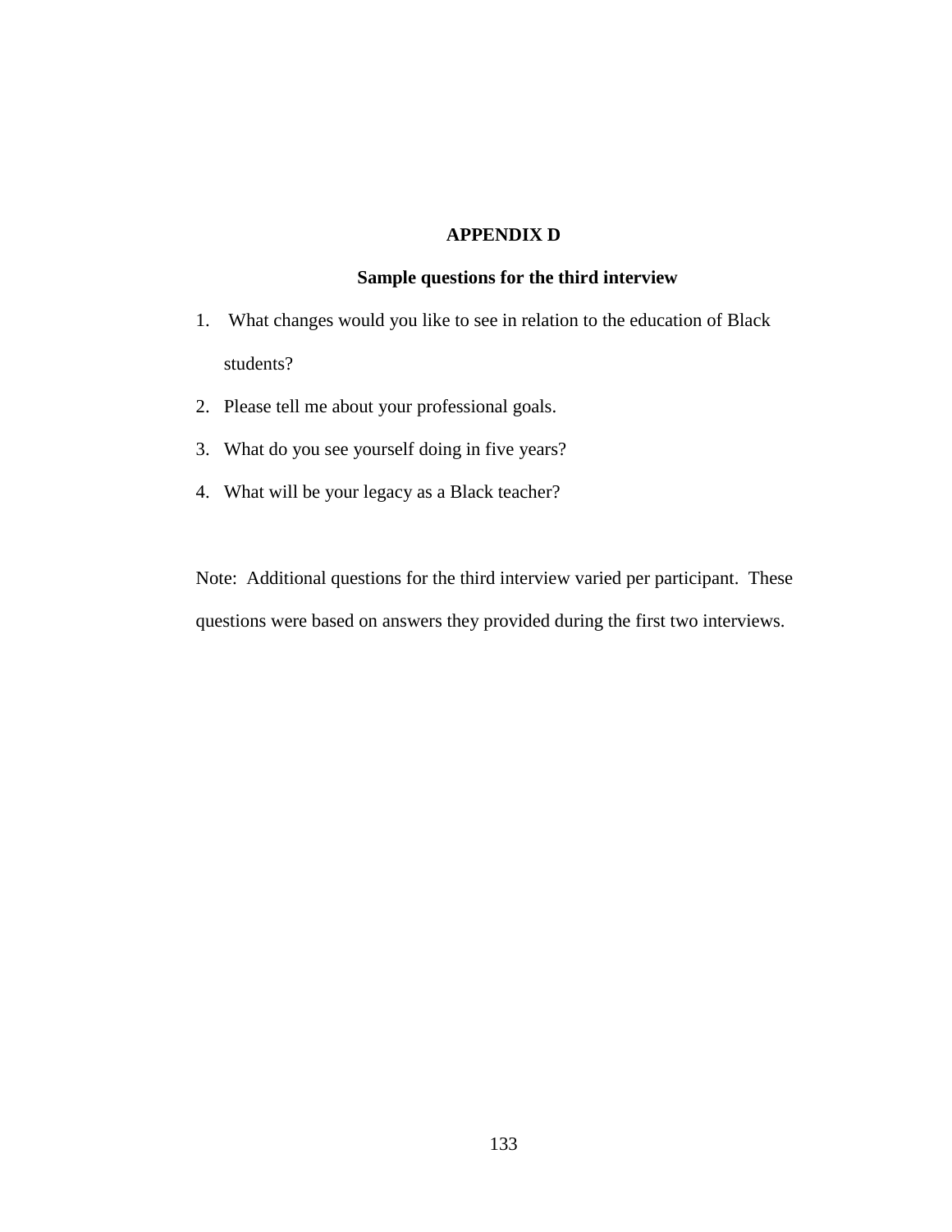# APPENDIX D

## Sample questions for the third interview

1. What changes would you like to see in relation to the education of Black students?
2. Please tell me about your professional goals.
3. What do you see yourself doing in five years?
4. What will be your legacy as a Black teacher?

Note: Additional questions for the third interview varied per participant. These questions were based on answers they provided during the first two interviews.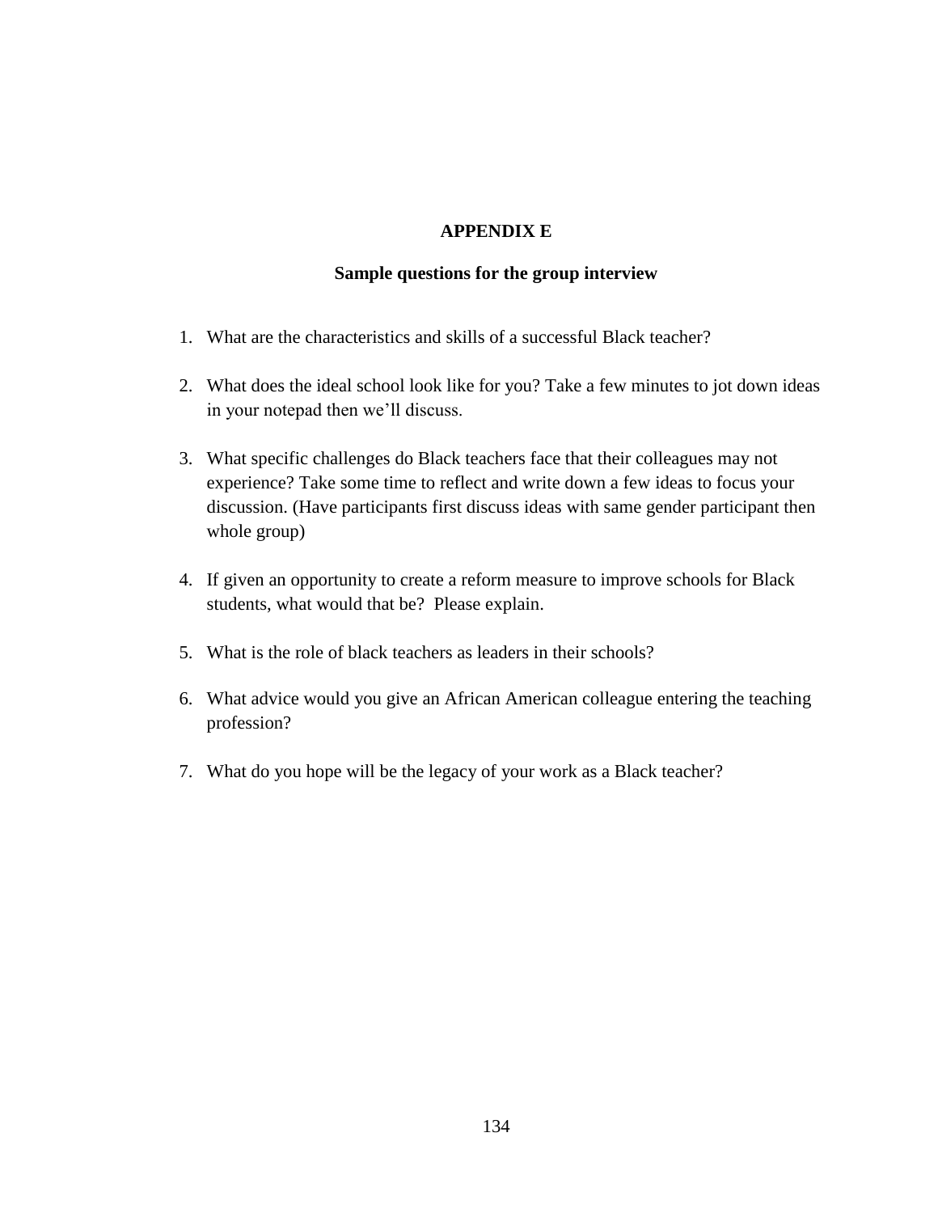## APPENDIX E

### Sample questions for the group interview

1. What are the characteristics and skills of a successful Black teacher?

2. What does the ideal school look like for you? Take a few minutes to jot down ideas in your notepad then we'll discuss.

3. What specific challenges do Black teachers face that their colleagues may not experience? Take some time to reflect and write down a few ideas to focus your discussion. (Have participants first discuss ideas with same gender participant then whole group)

4. If given an opportunity to create a reform measure to improve schools for Black students, what would that be? Please explain.

5. What is the role of black teachers as leaders in their schools?

6. What advice would you give an African American colleague entering the teaching profession?

7. What do you hope will be the legacy of your work as a Black teacher?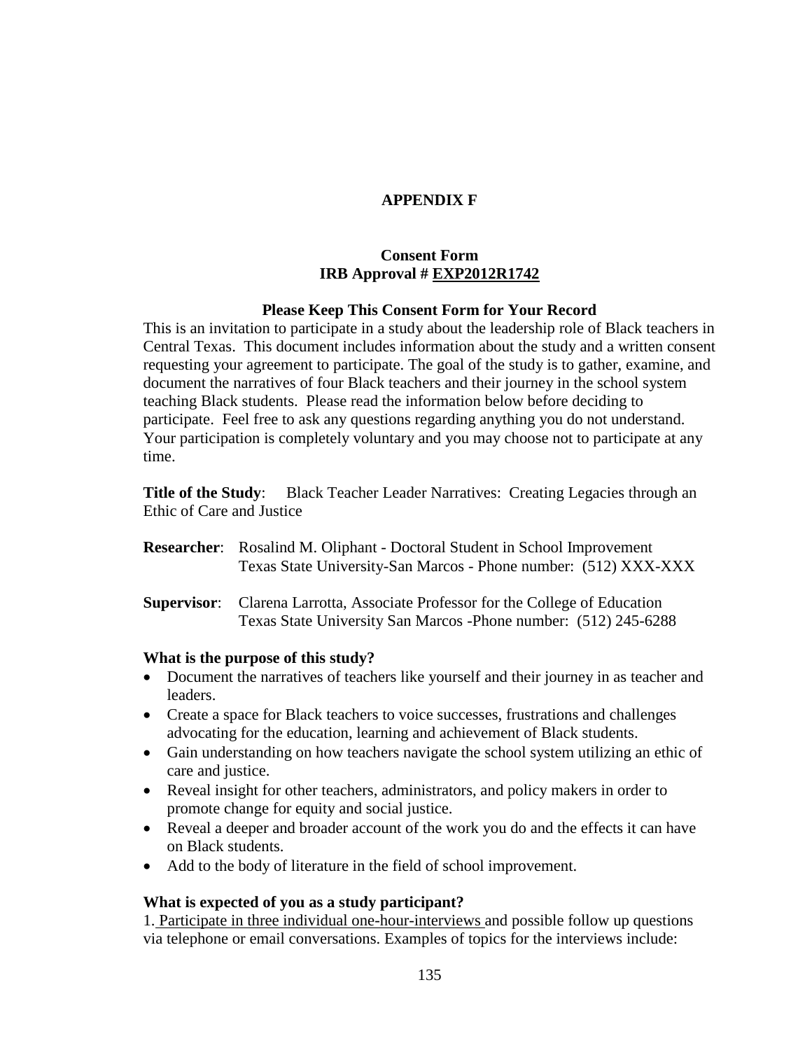## APPENDIX F

### Consent Form
### IRB Approval # EXP2012R1742

**Please Keep This Consent Form for Your Record**

This is an invitation to participate in a study about the leadership role of Black teachers in Central Texas. This document includes information about the study and a written consent requesting your agreement to participate. The goal of the study is to gather, examine, and document the narratives of four Black teachers and their journey in the school system teaching Black students. Please read the information below before deciding to participate. Feel free to ask any questions regarding anything you do not understand. Your participation is completely voluntary and you may choose not to participate at any time.

**Title of the Study**: Black Teacher Leader Narratives: Creating Legacies through an Ethic of Care and Justice

**Researcher**: Rosalind M. Oliphant - Doctoral Student in School Improvement
Texas State University-San Marcos - Phone number: (512) XXX-XXX

**Supervisor**: Clarena Larrotta, Associate Professor for the College of Education
Texas State University San Marcos -Phone number: (512) 245-6288

**What is the purpose of this study?**

- Document the narratives of teachers like yourself and their journey in as teacher and leaders.
- Create a space for Black teachers to voice successes, frustrations and challenges advocating for the education, learning and achievement of Black students.
- Gain understanding on how teachers navigate the school system utilizing an ethic of care and justice.
- Reveal insight for other teachers, administrators, and policy makers in order to promote change for equity and social justice.
- Reveal a deeper and broader account of the work you do and the effects it can have on Black students.
- Add to the body of literature in the field of school improvement.

**What is expected of you as a study participant?**

1. Participate in three individual one-hour-interviews and possible follow up questions via telephone or email conversations. Examples of topics for the interviews include: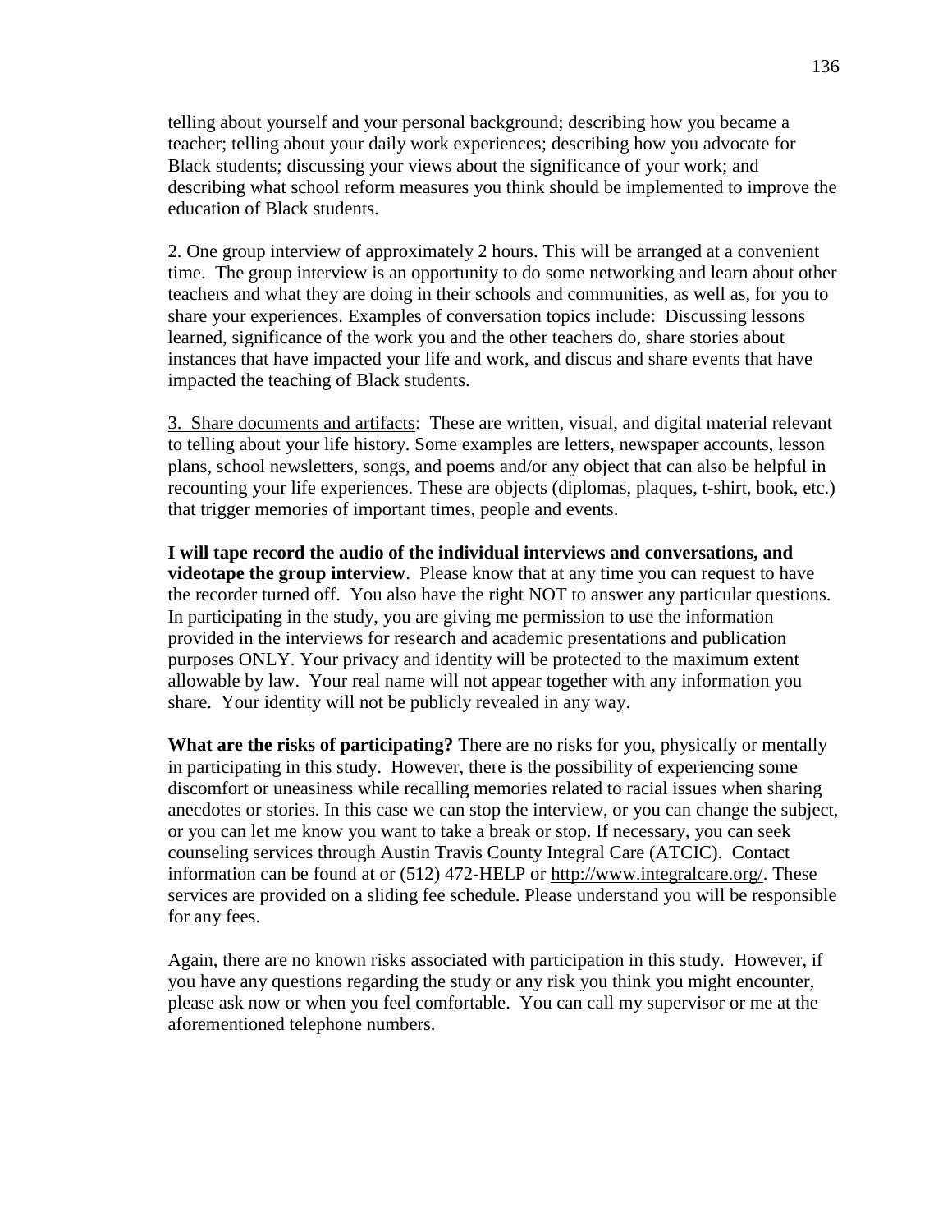telling about yourself and your personal background; describing how you became a teacher; telling about your daily work experiences; describing how you advocate for Black students; discussing your views about the significance of your work; and describing what school reform measures you think should be implemented to improve the education of Black students.

2. One group interview of approximately 2 hours. This will be arranged at a convenient time. The group interview is an opportunity to do some networking and learn about other teachers and what they are doing in their schools and communities, as well as, for you to share your experiences. Examples of conversation topics include: Discussing lessons learned, significance of the work you and the other teachers do, share stories about instances that have impacted your life and work, and discus and share events that have impacted the teaching of Black students.

3. Share documents and artifacts: These are written, visual, and digital material relevant to telling about your life history. Some examples are letters, newspaper accounts, lesson plans, school newsletters, songs, and poems and/or any object that can also be helpful in recounting your life experiences. These are objects (diplomas, plaques, t-shirt, book, etc.) that trigger memories of important times, people and events.

**I will tape record the audio of the individual interviews and conversations, and videotape the group interview**. Please know that at any time you can request to have the recorder turned off. You also have the right NOT to answer any particular questions. In participating in the study, you are giving me permission to use the information provided in the interviews for research and academic presentations and publication purposes ONLY. Your privacy and identity will be protected to the maximum extent allowable by law. Your real name will not appear together with any information you share. Your identity will not be publicly revealed in any way.

**What are the risks of participating?** There are no risks for you, physically or mentally in participating in this study. However, there is the possibility of experiencing some discomfort or uneasiness while recalling memories related to racial issues when sharing anecdotes or stories. In this case we can stop the interview, or you can change the subject, or you can let me know you want to take a break or stop. If necessary, you can seek counseling services through Austin Travis County Integral Care (ATCIC). Contact information can be found at or (512) 472-HELP or http://www.integralcare.org/. These services are provided on a sliding fee schedule. Please understand you will be responsible for any fees.

Again, there are no known risks associated with participation in this study. However, if you have any questions regarding the study or any risk you think you might encounter, please ask now or when you feel comfortable. You can call my supervisor or me at the aforementioned telephone numbers.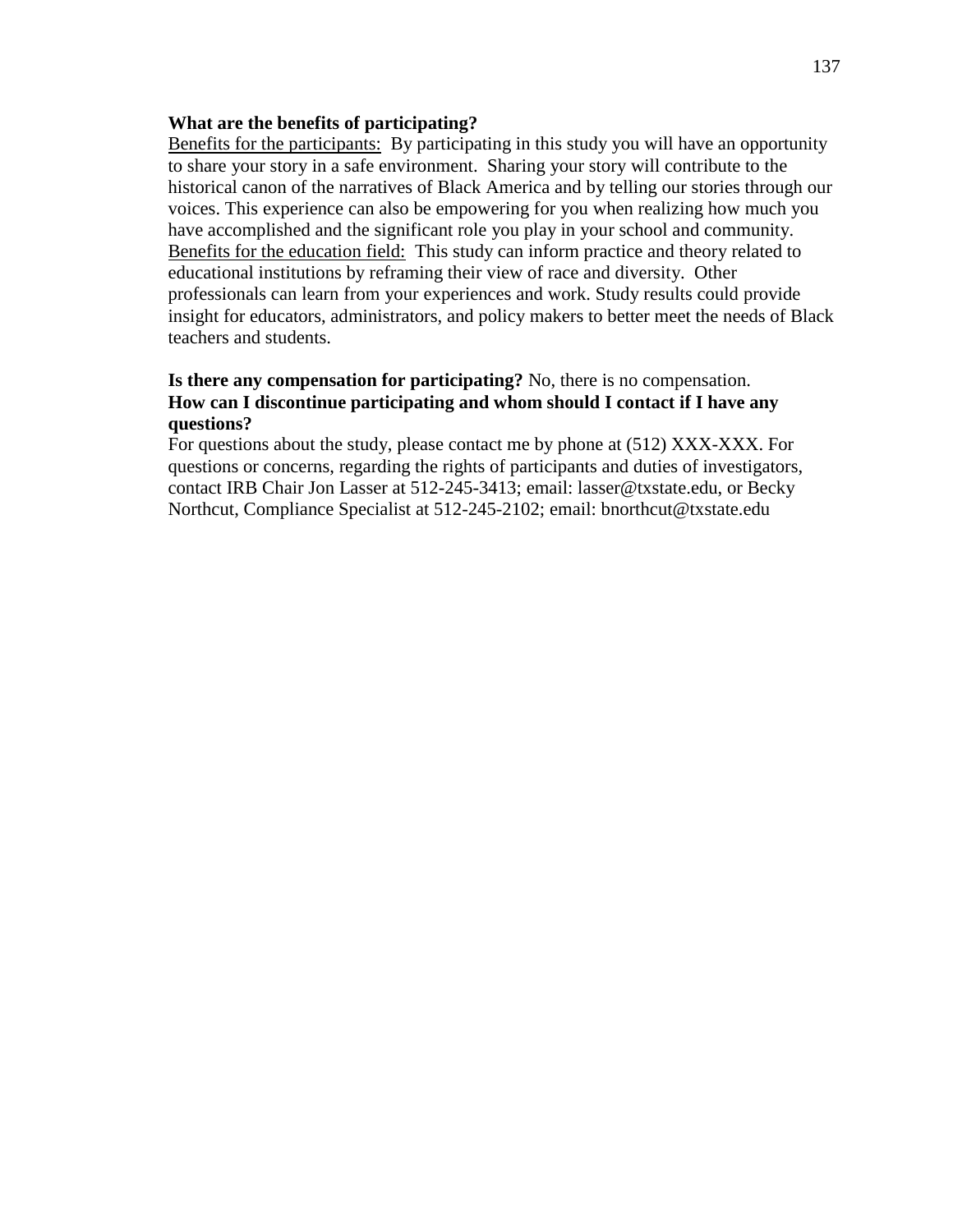**What are the benefits of participating?**

Benefits for the participants: By participating in this study you will have an opportunity to share your story in a safe environment. Sharing your story will contribute to the historical canon of the narratives of Black America and by telling our stories through our voices. This experience can also be empowering for you when realizing how much you have accomplished and the significant role you play in your school and community.

Benefits for the education field: This study can inform practice and theory related to educational institutions by reframing their view of race and diversity. Other professionals can learn from your experiences and work. Study results could provide insight for educators, administrators, and policy makers to better meet the needs of Black teachers and students.

**Is there any compensation for participating?** No, there is no compensation.

**How can I discontinue participating and whom should I contact if I have any questions?**

For questions about the study, please contact me by phone at (512) XXX-XXX. For questions or concerns, regarding the rights of participants and duties of investigators, contact IRB Chair Jon Lasser at 512-245-3413; email: lasser@txstate.edu, or Becky Northcut, Compliance Specialist at 512-245-2102; email: bnorthcut@txstate.edu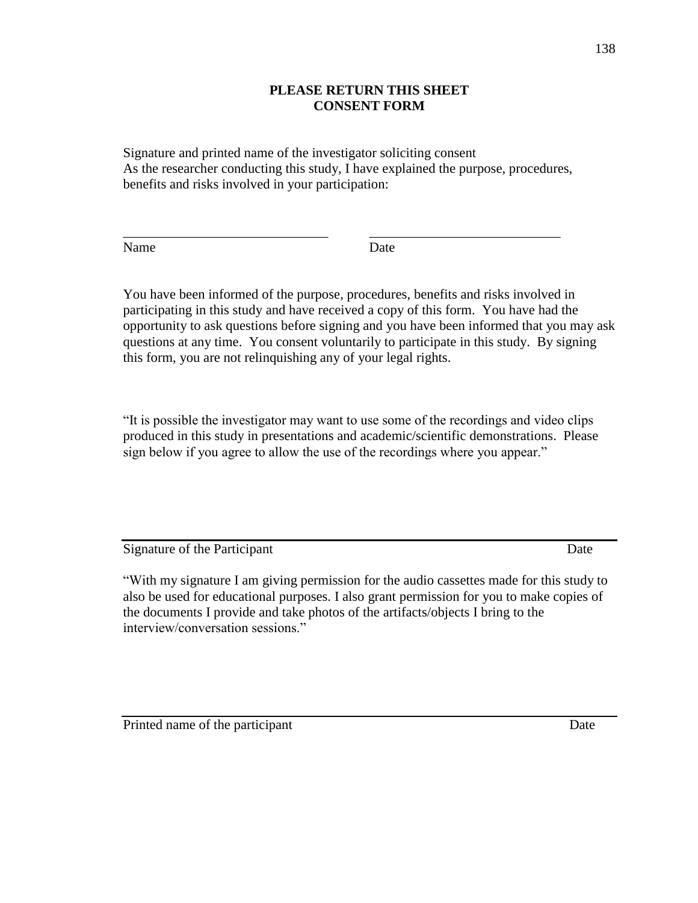**PLEASE RETURN THIS SHEET**
**CONSENT FORM**

Signature and printed name of the investigator soliciting consent
As the researcher conducting this study, I have explained the purpose, procedures, benefits and risks involved in your participation:

______________________________ ____________________________
Name Date

You have been informed of the purpose, procedures, benefits and risks involved in participating in this study and have received a copy of this form. You have had the opportunity to ask questions before signing and you have been informed that you may ask questions at any time. You consent voluntarily to participate in this study. By signing this form, you are not relinquishing any of your legal rights.

"It is possible the investigator may want to use some of the recordings and video clips produced in this study in presentations and academic/scientific demonstrations. Please sign below if you agree to allow the use of the recordings where you appear."

______________________________________________________________

Signature of the Participant Date

"With my signature I am giving permission for the audio cassettes made for this study to also be used for educational purposes. I also grant permission for you to make copies of the documents I provide and take photos of the artifacts/objects I bring to the interview/conversation sessions."

______________________________________________________________

Printed name of the participant Date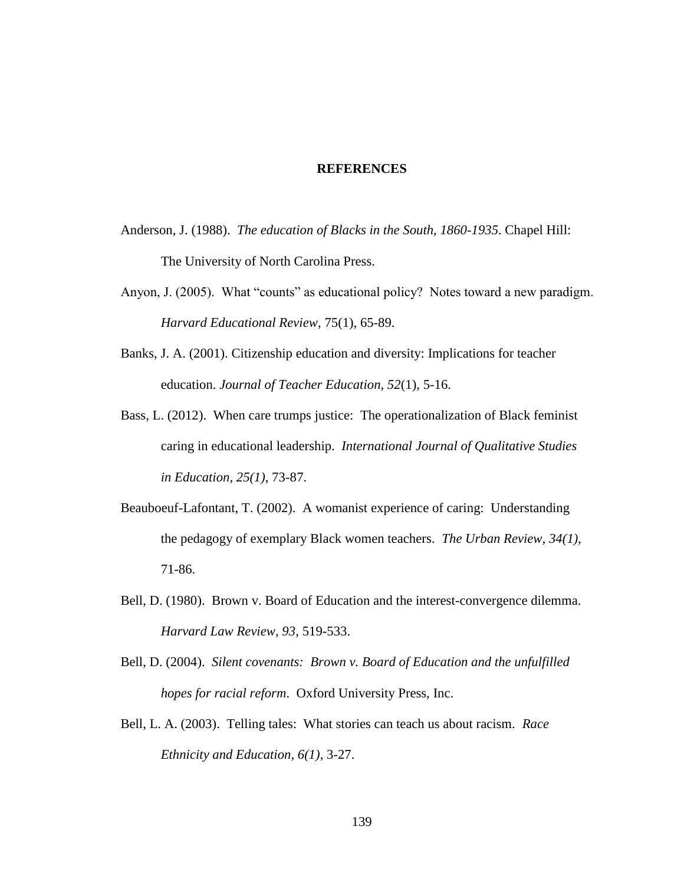# REFERENCES

Anderson, J. (1988). *The education of Blacks in the South, 1860-1935*. Chapel Hill: The University of North Carolina Press.

Anyon, J. (2005). What "counts" as educational policy? Notes toward a new paradigm. *Harvard Educational Review*, 75(1), 65-89.

Banks, J. A. (2001). Citizenship education and diversity: Implications for teacher education. *Journal of Teacher Education, 52*(1), 5-16.

Bass, L. (2012). When care trumps justice: The operationalization of Black feminist caring in educational leadership. *International Journal of Qualitative Studies in Education, 25(1)*, 73-87.

Beauboeuf-Lafontant, T. (2002). A womanist experience of caring: Understanding the pedagogy of exemplary Black women teachers. *The Urban Review, 34(1)*, 71-86.

Bell, D. (1980). Brown v. Board of Education and the interest-convergence dilemma. *Harvard Law Review, 93*, 519-533.

Bell, D. (2004). *Silent covenants: Brown v. Board of Education and the unfulfilled hopes for racial reform*. Oxford University Press, Inc.

Bell, L. A. (2003). Telling tales: What stories can teach us about racism. *Race Ethnicity and Education, 6(1)*, 3-27.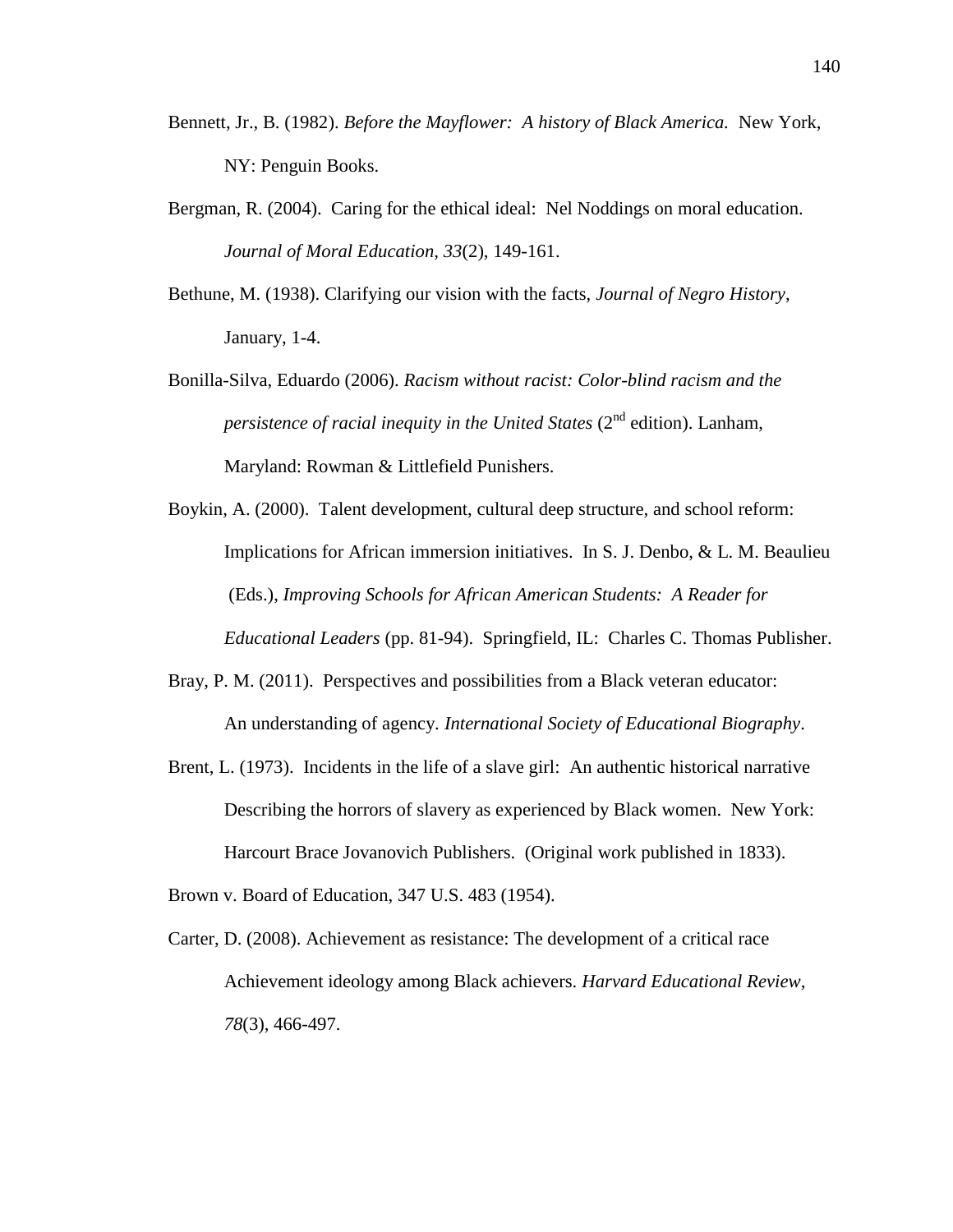Bennett, Jr., B. (1982). *Before the Mayflower: A history of Black America.* New York, NY: Penguin Books.

Bergman, R. (2004). Caring for the ethical ideal: Nel Noddings on moral education. *Journal of Moral Education, 33*(2), 149-161.

Bethune, M. (1938). Clarifying our vision with the facts, *Journal of Negro History*, January, 1-4.

Bonilla-Silva, Eduardo (2006). *Racism without racist: Color-blind racism and the persistence of racial inequity in the United States* (2nd edition). Lanham, Maryland: Rowman & Littlefield Punishers.

Boykin, A. (2000). Talent development, cultural deep structure, and school reform: Implications for African immersion initiatives. In S. J. Denbo, & L. M. Beaulieu (Eds.), *Improving Schools for African American Students: A Reader for Educational Leaders* (pp. 81-94). Springfield, IL: Charles C. Thomas Publisher.

Bray, P. M. (2011). Perspectives and possibilities from a Black veteran educator: An understanding of agency. *International Society of Educational Biography*.

Brent, L. (1973). Incidents in the life of a slave girl: An authentic historical narrative Describing the horrors of slavery as experienced by Black women. New York: Harcourt Brace Jovanovich Publishers. (Original work published in 1833).

Brown v. Board of Education, 347 U.S. 483 (1954).

Carter, D. (2008). Achievement as resistance: The development of a critical race Achievement ideology among Black achievers. *Harvard Educational Review, 78*(3), 466-497.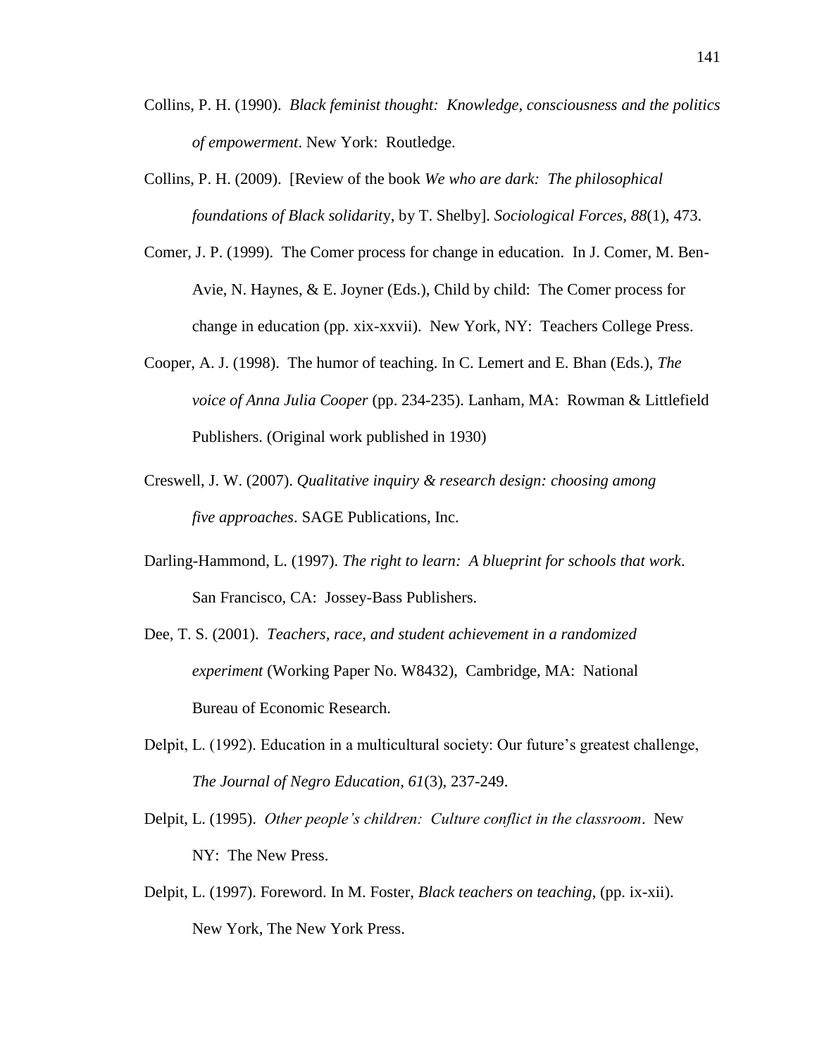Collins, P. H. (1990). *Black feminist thought: Knowledge, consciousness and the politics of empowerment*. New York: Routledge.

Collins, P. H. (2009). [Review of the book *We who are dark: The philosophical foundations of Black solidarity*, by T. Shelby]. *Sociological Forces, 88*(1), 473.

Comer, J. P. (1999). The Comer process for change in education. In J. Comer, M. Ben-Avie, N. Haynes, & E. Joyner (Eds.), Child by child: The Comer process for change in education (pp. xix-xxvii). New York, NY: Teachers College Press.

Cooper, A. J. (1998). The humor of teaching. In C. Lemert and E. Bhan (Eds.), *The voice of Anna Julia Cooper* (pp. 234-235). Lanham, MA: Rowman & Littlefield Publishers. (Original work published in 1930)

Creswell, J. W. (2007). *Qualitative inquiry & research design: choosing among five approaches*. SAGE Publications, Inc.

Darling-Hammond, L. (1997). *The right to learn: A blueprint for schools that work*. San Francisco, CA: Jossey-Bass Publishers.

Dee, T. S. (2001). *Teachers, race, and student achievement in a randomized experiment* (Working Paper No. W8432), Cambridge, MA: National Bureau of Economic Research.

Delpit, L. (1992). Education in a multicultural society: Our future's greatest challenge, *The Journal of Negro Education, 61*(3), 237-249.

Delpit, L. (1995). *Other people's children: Culture conflict in the classroom*. New NY: The New Press.

Delpit, L. (1997). Foreword. In M. Foster, *Black teachers on teaching*, (pp. ix-xii). New York, The New York Press.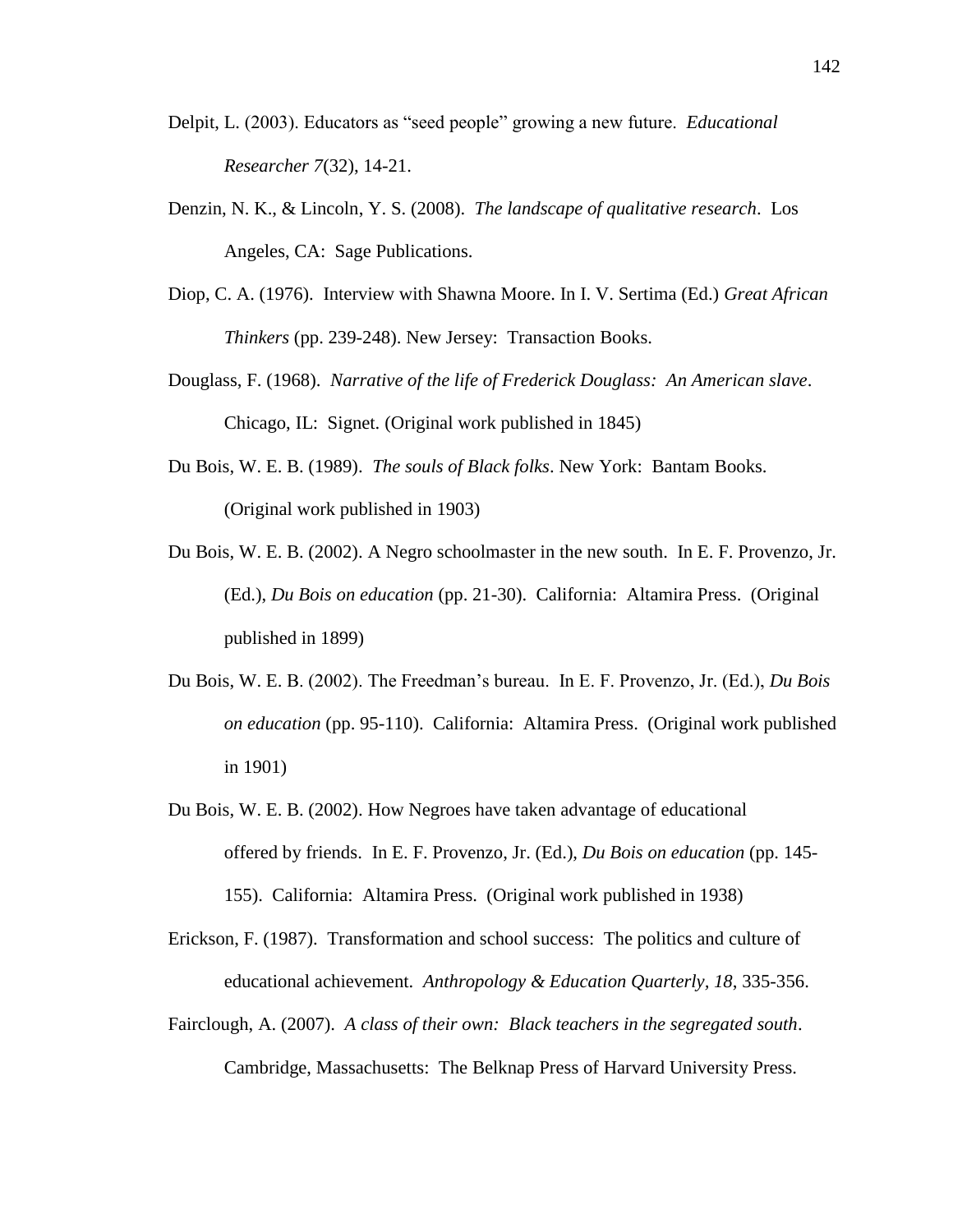Delpit, L. (2003). Educators as "seed people" growing a new future. *Educational Researcher 7*(32), 14-21.

Denzin, N. K., & Lincoln, Y. S. (2008). *The landscape of qualitative research*. Los Angeles, CA: Sage Publications.

Diop, C. A. (1976). Interview with Shawna Moore. In I. V. Sertima (Ed.) *Great African Thinkers* (pp. 239-248). New Jersey: Transaction Books.

Douglass, F. (1968). *Narrative of the life of Frederick Douglass: An American slave*. Chicago, IL: Signet. (Original work published in 1845)

Du Bois, W. E. B. (1989). *The souls of Black folks*. New York: Bantam Books. (Original work published in 1903)

Du Bois, W. E. B. (2002). A Negro schoolmaster in the new south. In E. F. Provenzo, Jr. (Ed.), *Du Bois on education* (pp. 21-30). California: Altamira Press. (Original published in 1899)

Du Bois, W. E. B. (2002). The Freedman's bureau. In E. F. Provenzo, Jr. (Ed.), *Du Bois on education* (pp. 95-110). California: Altamira Press. (Original work published in 1901)

Du Bois, W. E. B. (2002). How Negroes have taken advantage of educational offered by friends. In E. F. Provenzo, Jr. (Ed.), *Du Bois on education* (pp. 145-155). California: Altamira Press. (Original work published in 1938)

Erickson, F. (1987). Transformation and school success: The politics and culture of educational achievement. *Anthropology & Education Quarterly, 18*, 335-356.

Fairclough, A. (2007). *A class of their own: Black teachers in the segregated south*. Cambridge, Massachusetts: The Belknap Press of Harvard University Press.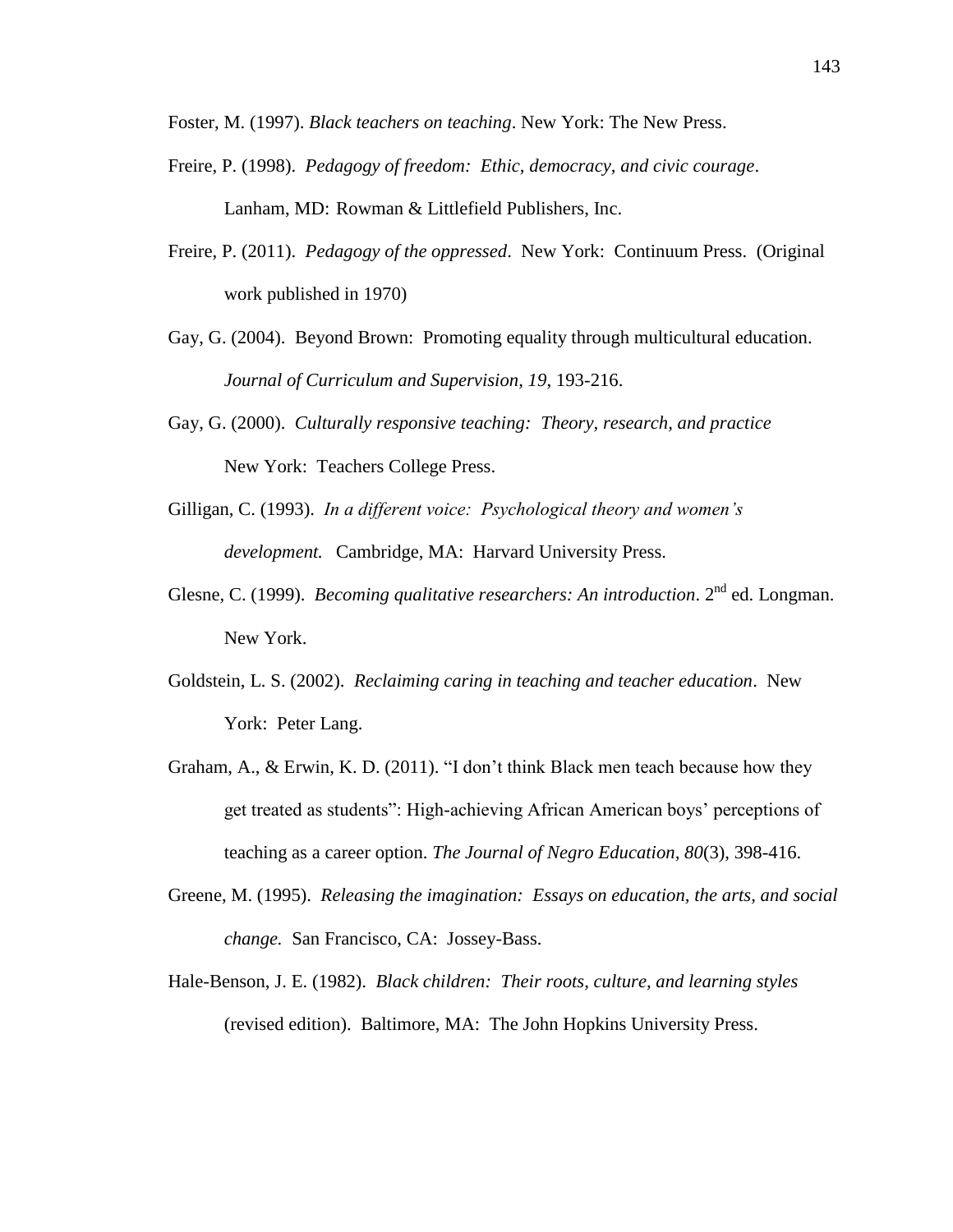Foster, M. (1997). *Black teachers on teaching*. New York: The New Press.

Freire, P. (1998). *Pedagogy of freedom: Ethic, democracy, and civic courage*. Lanham, MD: Rowman & Littlefield Publishers, Inc.

Freire, P. (2011). *Pedagogy of the oppressed*. New York: Continuum Press. (Original work published in 1970)

Gay, G. (2004). Beyond Brown: Promoting equality through multicultural education. *Journal of Curriculum and Supervision, 19*, 193-216.

Gay, G. (2000). *Culturally responsive teaching: Theory, research, and practice* New York: Teachers College Press.

Gilligan, C. (1993). *In a different voice: Psychological theory and women's development.* Cambridge, MA: Harvard University Press.

Glesne, C. (1999). *Becoming qualitative researchers: An introduction*. 2nd ed. Longman. New York.

Goldstein, L. S. (2002). *Reclaiming caring in teaching and teacher education*. New York: Peter Lang.

Graham, A., & Erwin, K. D. (2011). "I don't think Black men teach because how they get treated as students": High-achieving African American boys' perceptions of teaching as a career option. *The Journal of Negro Education, 80*(3), 398-416.

Greene, M. (1995). *Releasing the imagination: Essays on education, the arts, and social change.* San Francisco, CA: Jossey-Bass.

Hale-Benson, J. E. (1982). *Black children: Their roots, culture, and learning styles* (revised edition). Baltimore, MA: The John Hopkins University Press.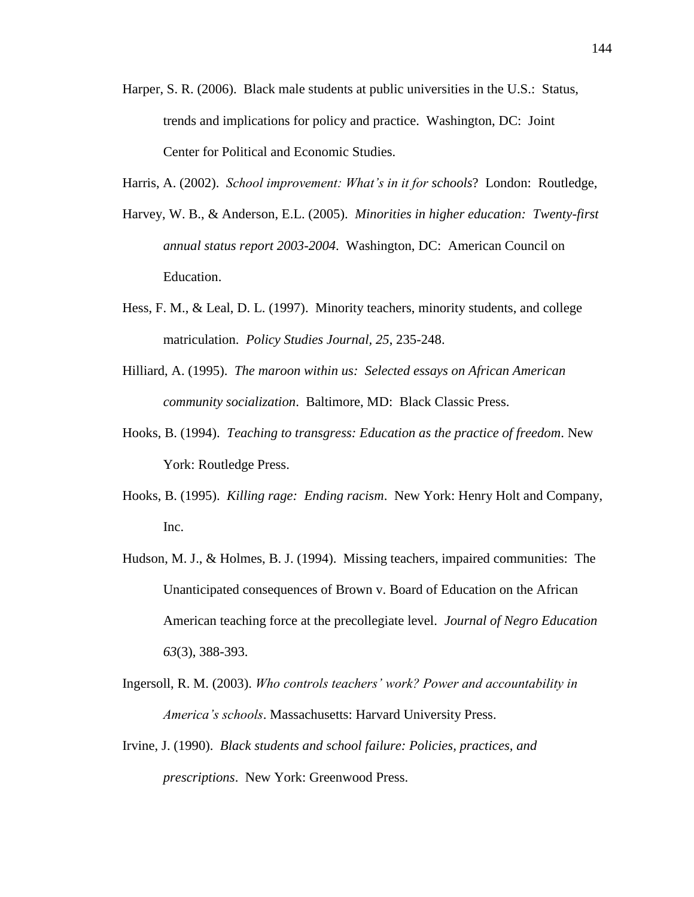Harper, S. R. (2006). Black male students at public universities in the U.S.: Status, trends and implications for policy and practice. Washington, DC: Joint Center for Political and Economic Studies.

Harris, A. (2002). *School improvement: What's in it for schools*? London: Routledge,

Harvey, W. B., & Anderson, E.L. (2005). *Minorities in higher education: Twenty-first annual status report 2003-2004*. Washington, DC: American Council on Education.

Hess, F. M., & Leal, D. L. (1997). Minority teachers, minority students, and college matriculation. *Policy Studies Journal, 25*, 235-248.

Hilliard, A. (1995). *The maroon within us: Selected essays on African American community socialization*. Baltimore, MD: Black Classic Press.

Hooks, B. (1994). *Teaching to transgress: Education as the practice of freedom*. New York: Routledge Press.

Hooks, B. (1995). *Killing rage: Ending racism*. New York: Henry Holt and Company, Inc.

Hudson, M. J., & Holmes, B. J. (1994). Missing teachers, impaired communities: The Unanticipated consequences of Brown v. Board of Education on the African American teaching force at the precollegiate level. *Journal of Negro Education 63*(3), 388-393.

Ingersoll, R. M. (2003). *Who controls teachers' work? Power and accountability in America's schools*. Massachusetts: Harvard University Press.

Irvine, J. (1990). *Black students and school failure: Policies, practices, and prescriptions*. New York: Greenwood Press.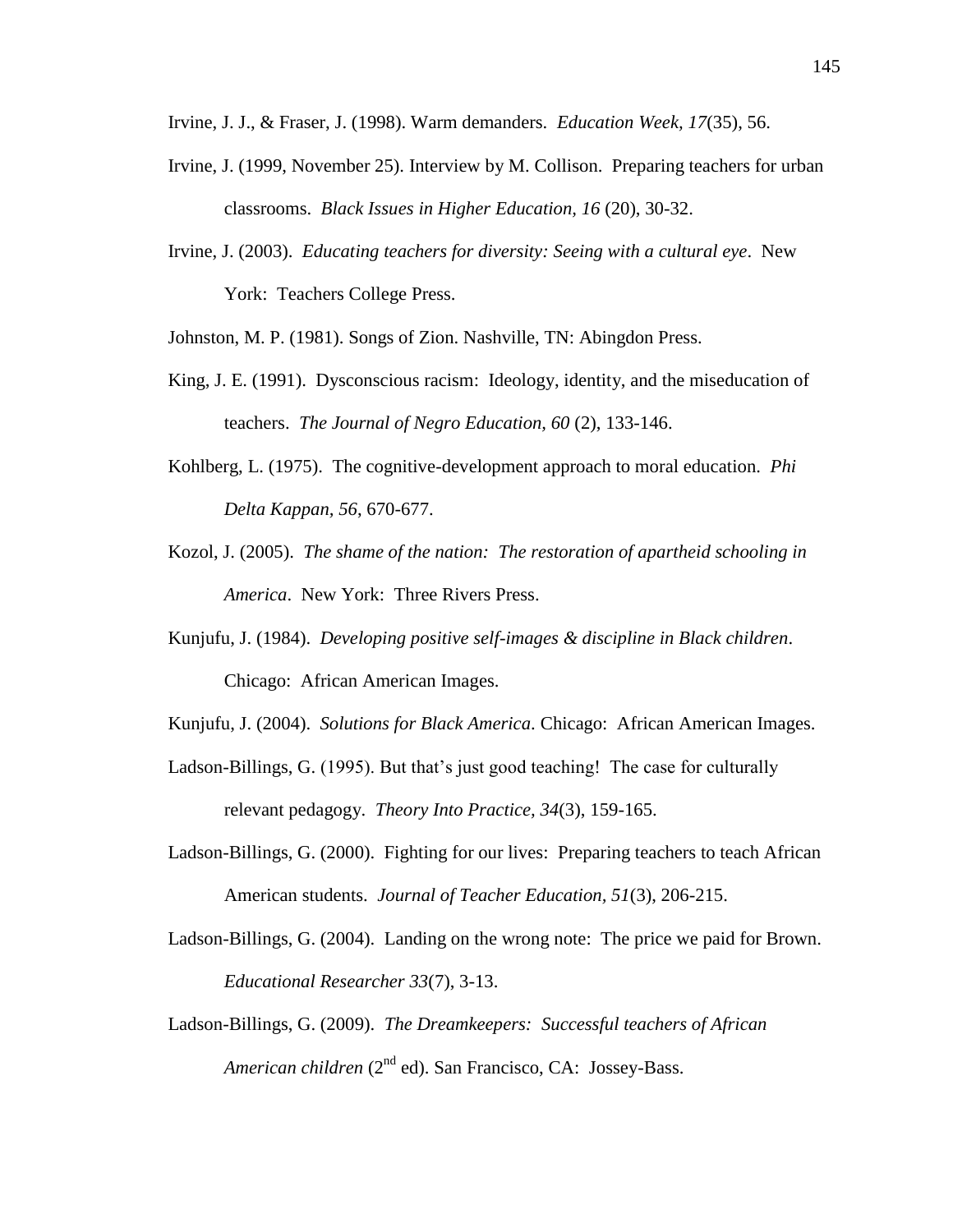Irvine, J. J., & Fraser, J. (1998). Warm demanders. *Education Week, 17*(35), 56.

Irvine, J. (1999, November 25). Interview by M. Collison. Preparing teachers for urban classrooms. *Black Issues in Higher Education, 16* (20), 30-32.

Irvine, J. (2003). *Educating teachers for diversity: Seeing with a cultural eye*. New York: Teachers College Press.

Johnston, M. P. (1981). Songs of Zion. Nashville, TN: Abingdon Press.

King, J. E. (1991). Dysconscious racism: Ideology, identity, and the miseducation of teachers. *The Journal of Negro Education, 60* (2), 133-146.

Kohlberg, L. (1975). The cognitive-development approach to moral education. *Phi Delta Kappan, 56*, 670-677.

Kozol, J. (2005). *The shame of the nation: The restoration of apartheid schooling in America*. New York: Three Rivers Press.

Kunjufu, J. (1984). *Developing positive self-images & discipline in Black children*. Chicago: African American Images.

Kunjufu, J. (2004). *Solutions for Black America*. Chicago: African American Images.

Ladson-Billings, G. (1995). But that's just good teaching! The case for culturally relevant pedagogy. *Theory Into Practice, 34*(3), 159-165.

Ladson-Billings, G. (2000). Fighting for our lives: Preparing teachers to teach African American students. *Journal of Teacher Education, 51*(3), 206-215.

Ladson-Billings, G. (2004). Landing on the wrong note: The price we paid for Brown. *Educational Researcher 33*(7), 3-13.

Ladson-Billings, G. (2009). *The Dreamkeepers: Successful teachers of African American children* (2nd ed). San Francisco, CA: Jossey-Bass.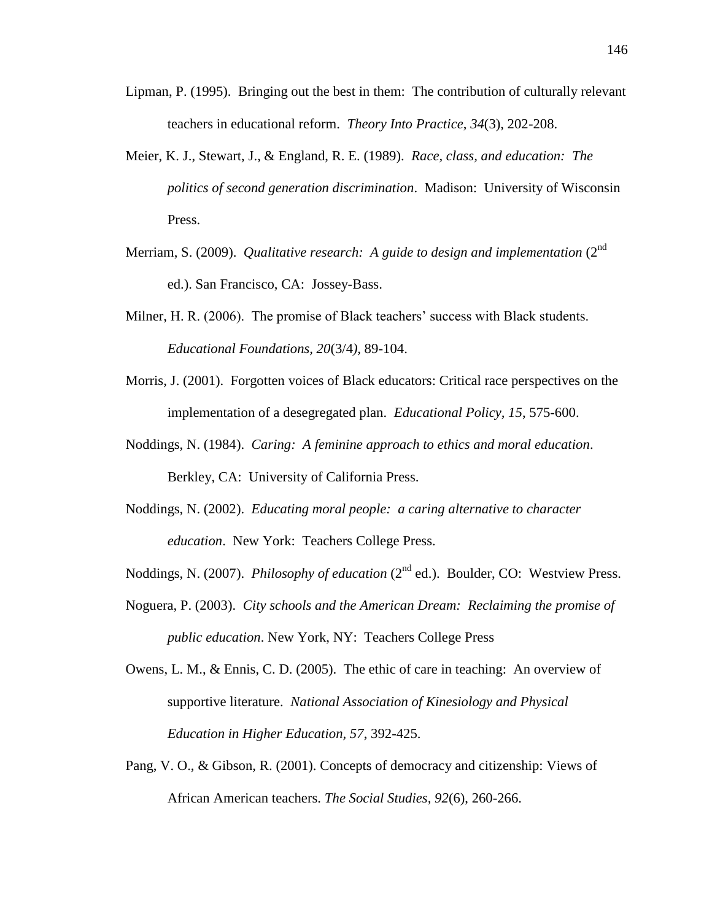Lipman, P. (1995). Bringing out the best in them: The contribution of culturally relevant teachers in educational reform. *Theory Into Practice*, *34*(3), 202-208.

Meier, K. J., Stewart, J., & England, R. E. (1989). *Race, class, and education: The politics of second generation discrimination*. Madison: University of Wisconsin Press.

Merriam, S. (2009). *Qualitative research: A guide to design and implementation* (2nd ed.). San Francisco, CA: Jossey-Bass.

Milner, H. R. (2006). The promise of Black teachers' success with Black students. *Educational Foundations, 20*(3/4*)*, 89-104.

Morris, J. (2001). Forgotten voices of Black educators: Critical race perspectives on the implementation of a desegregated plan. *Educational Policy*, *15*, 575-600.

Noddings, N. (1984). *Caring: A feminine approach to ethics and moral education*. Berkley, CA: University of California Press.

Noddings, N. (2002). *Educating moral people: a caring alternative to character education*. New York: Teachers College Press.

Noddings, N. (2007). *Philosophy of education* (2nd ed.). Boulder, CO: Westview Press.

Noguera, P. (2003). *City schools and the American Dream: Reclaiming the promise of public education*. New York, NY: Teachers College Press

Owens, L. M., & Ennis, C. D. (2005). The ethic of care in teaching: An overview of supportive literature. *National Association of Kinesiology and Physical Education in Higher Education, 57*, 392-425.

Pang, V. O., & Gibson, R. (2001). Concepts of democracy and citizenship: Views of African American teachers. *The Social Studies, 92*(6), 260-266.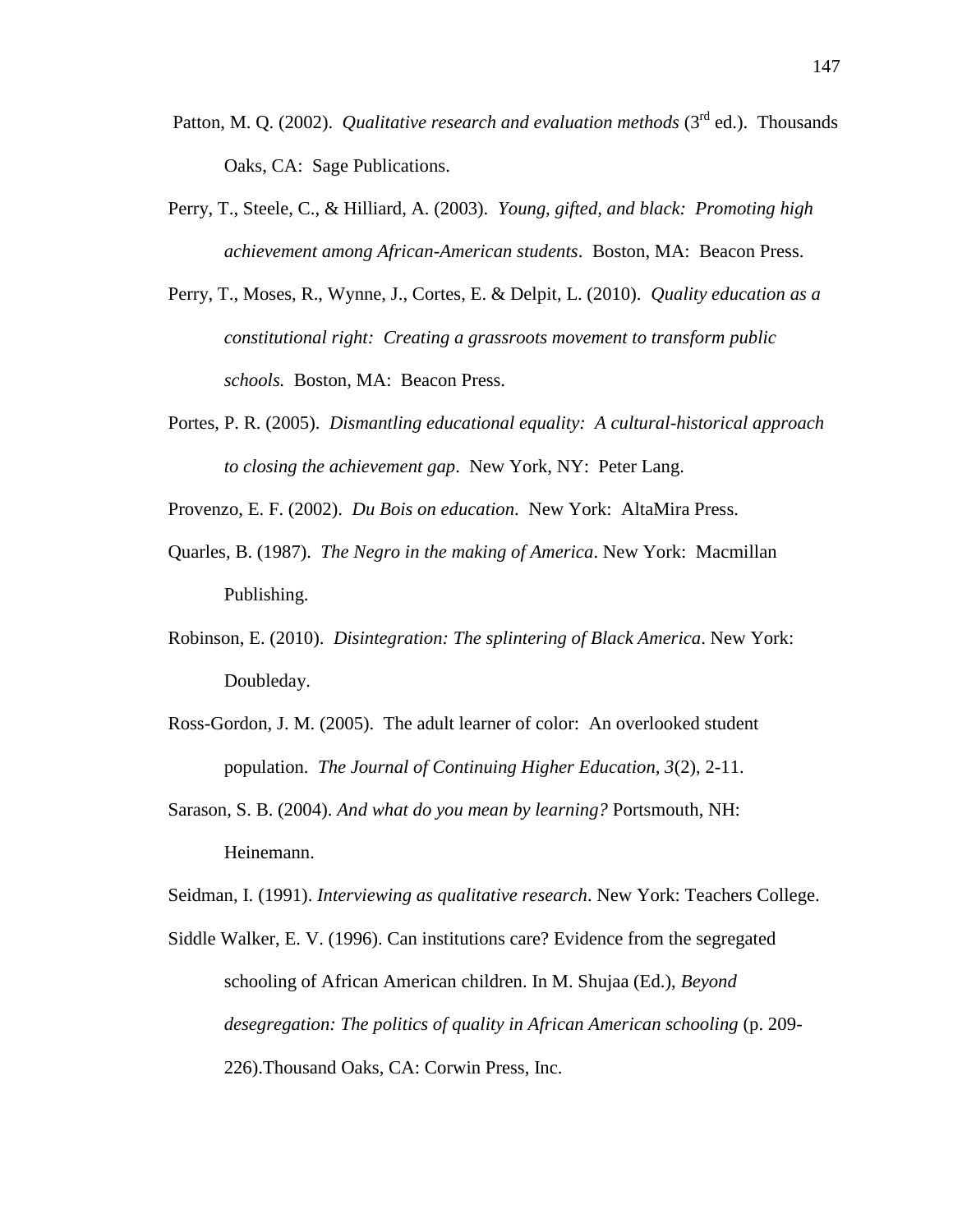Patton, M. Q. (2002). *Qualitative research and evaluation methods* (3rd ed.). Thousands Oaks, CA: Sage Publications.

Perry, T., Steele, C., & Hilliard, A. (2003). *Young, gifted, and black: Promoting high achievement among African-American students*. Boston, MA: Beacon Press.

Perry, T., Moses, R., Wynne, J., Cortes, E. & Delpit, L. (2010). *Quality education as a constitutional right: Creating a grassroots movement to transform public schools.* Boston, MA: Beacon Press.

Portes, P. R. (2005). *Dismantling educational equality: A cultural-historical approach to closing the achievement gap*. New York, NY: Peter Lang.

Provenzo, E. F. (2002). *Du Bois on education*. New York: AltaMira Press.

Quarles, B. (1987). *The Negro in the making of America*. New York: Macmillan Publishing.

Robinson, E. (2010). *Disintegration: The splintering of Black America*. New York: Doubleday.

Ross-Gordon, J. M. (2005). The adult learner of color: An overlooked student population. *The Journal of Continuing Higher Education, 3*(2), 2-11.

Sarason, S. B. (2004). *And what do you mean by learning?* Portsmouth, NH: Heinemann.

Seidman, I. (1991). *Interviewing as qualitative research*. New York: Teachers College.

Siddle Walker, E. V. (1996). Can institutions care? Evidence from the segregated schooling of African American children. In M. Shujaa (Ed.), *Beyond desegregation: The politics of quality in African American schooling* (p. 209-226).Thousand Oaks, CA: Corwin Press, Inc.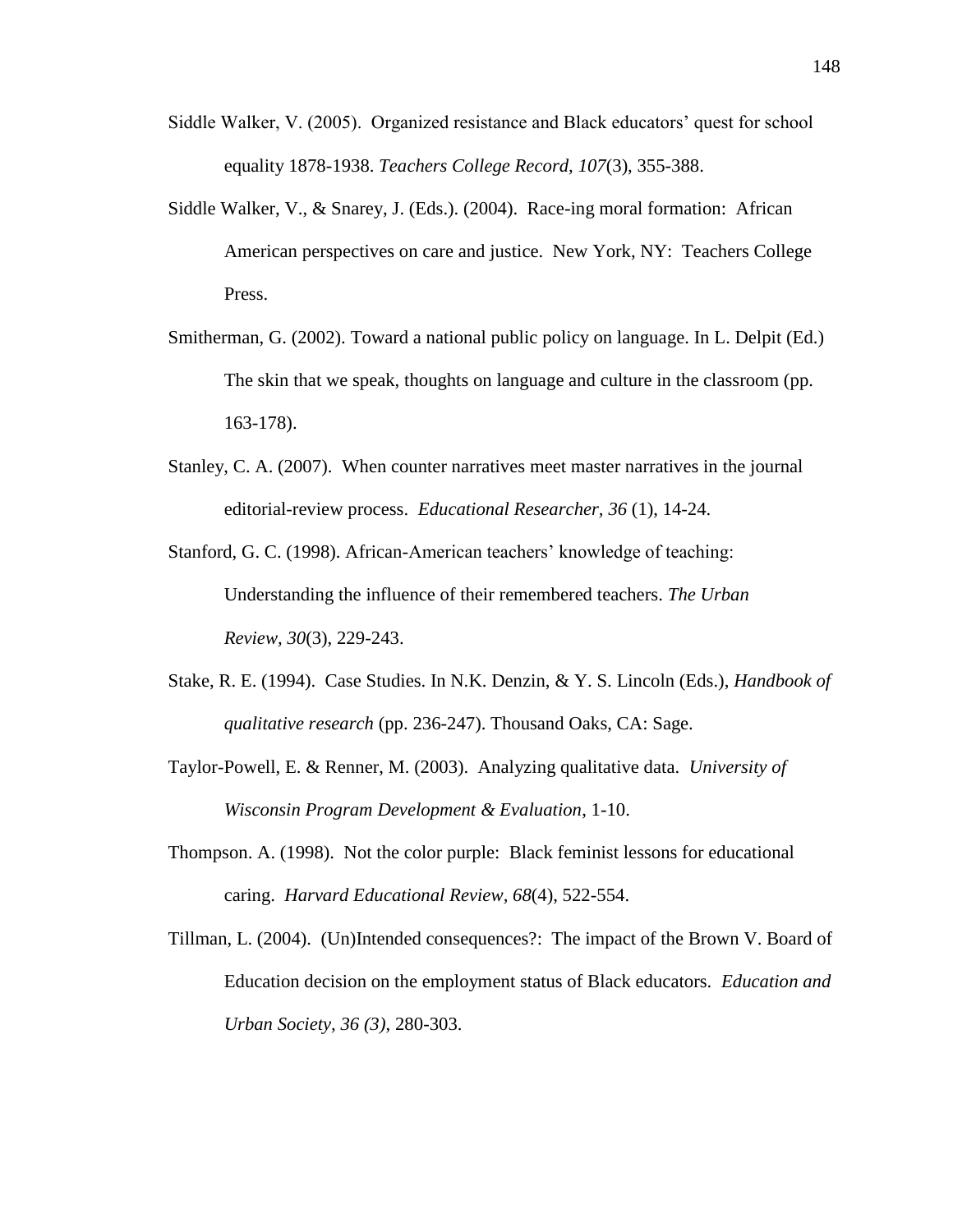Siddle Walker, V. (2005). Organized resistance and Black educators' quest for school equality 1878-1938. *Teachers College Record, 107*(3), 355-388.

Siddle Walker, V., & Snarey, J. (Eds.). (2004). Race-ing moral formation: African American perspectives on care and justice. New York, NY: Teachers College Press.

Smitherman, G. (2002). Toward a national public policy on language. In L. Delpit (Ed.) The skin that we speak, thoughts on language and culture in the classroom (pp. 163-178).

Stanley, C. A. (2007). When counter narratives meet master narratives in the journal editorial-review process. *Educational Researcher, 36* (1), 14-24.

Stanford, G. C. (1998). African-American teachers' knowledge of teaching: Understanding the influence of their remembered teachers. *The Urban Review, 30*(3), 229-243.

Stake, R. E. (1994). Case Studies. In N.K. Denzin, & Y. S. Lincoln (Eds.), *Handbook of qualitative research* (pp. 236-247). Thousand Oaks, CA: Sage.

Taylor-Powell, E. & Renner, M. (2003). Analyzing qualitative data. *University of Wisconsin Program Development & Evaluation*, 1-10.

Thompson. A. (1998). Not the color purple: Black feminist lessons for educational caring. *Harvard Educational Review, 68*(4), 522-554.

Tillman, L. (2004). (Un)Intended consequences?: The impact of the Brown V. Board of Education decision on the employment status of Black educators. *Education and Urban Society, 36 (3)*, 280-303.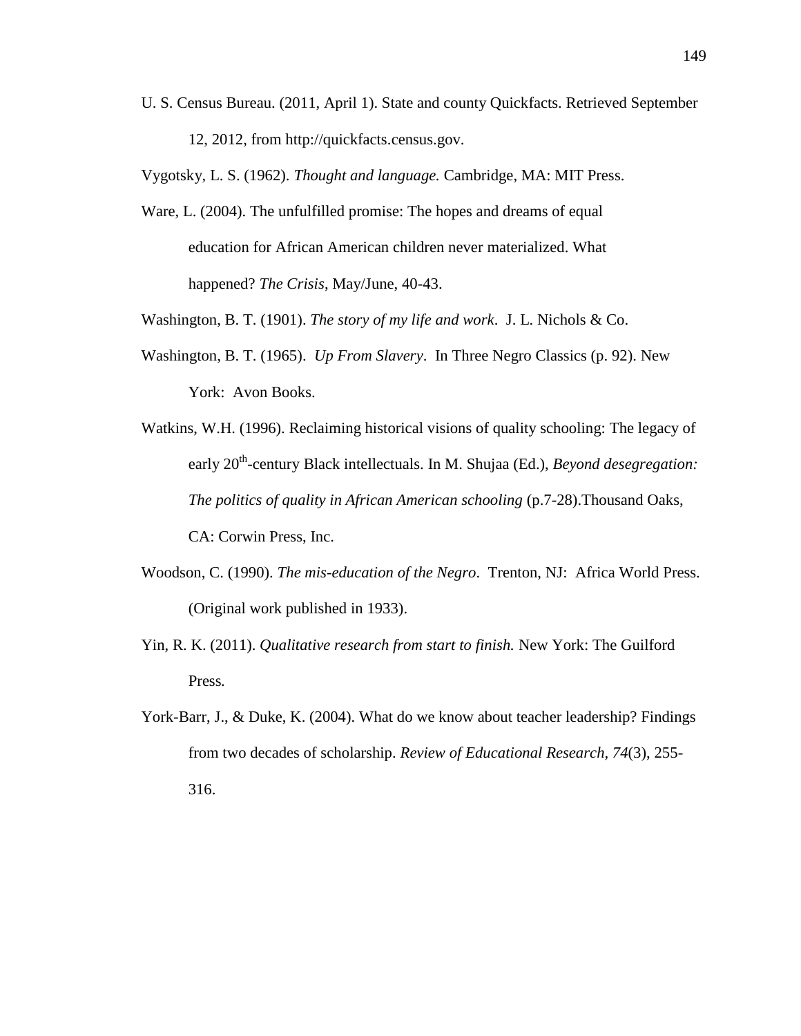U. S. Census Bureau. (2011, April 1). State and county Quickfacts. Retrieved September 12, 2012, from http://quickfacts.census.gov.

Vygotsky, L. S. (1962). *Thought and language.* Cambridge, MA: MIT Press.

Ware, L. (2004). The unfulfilled promise: The hopes and dreams of equal education for African American children never materialized. What happened? *The Crisis*, May/June, 40-43.

Washington, B. T. (1901). *The story of my life and work*. J. L. Nichols & Co.

Washington, B. T. (1965). *Up From Slavery*. In Three Negro Classics (p. 92). New York: Avon Books.

Watkins, W.H. (1996). Reclaiming historical visions of quality schooling: The legacy of early 20th-century Black intellectuals. In M. Shujaa (Ed.), *Beyond desegregation: The politics of quality in African American schooling* (p.7-28).Thousand Oaks, CA: Corwin Press, Inc.

Woodson, C. (1990). *The mis-education of the Negro*. Trenton, NJ: Africa World Press. (Original work published in 1933).

Yin, R. K. (2011). *Qualitative research from start to finish.* New York: The Guilford Press.

York-Barr, J., & Duke, K. (2004). What do we know about teacher leadership? Findings from two decades of scholarship. *Review of Educational Research, 74*(3), 255-316.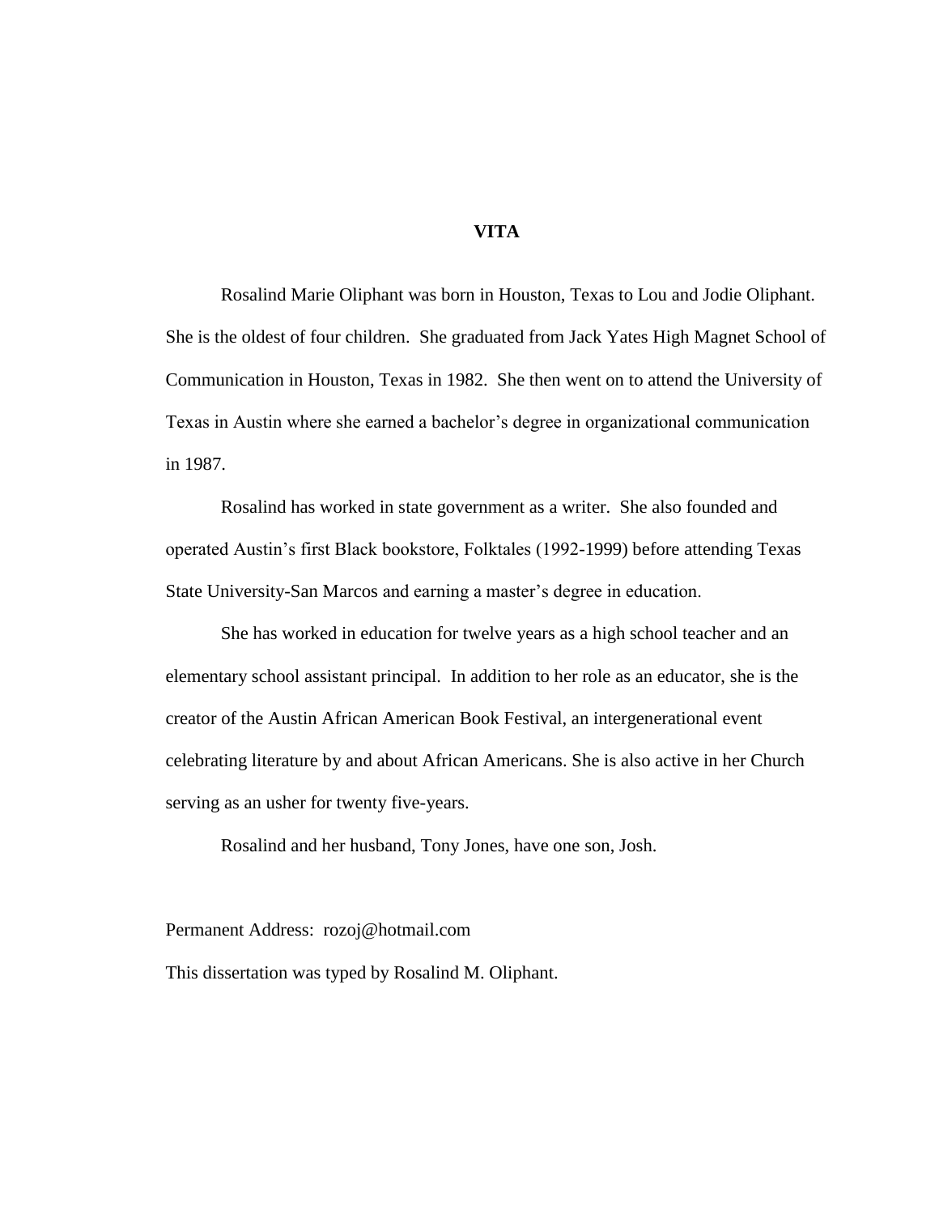# VITA

Rosalind Marie Oliphant was born in Houston, Texas to Lou and Jodie Oliphant. She is the oldest of four children. She graduated from Jack Yates High Magnet School of Communication in Houston, Texas in 1982. She then went on to attend the University of Texas in Austin where she earned a bachelor's degree in organizational communication in 1987.

Rosalind has worked in state government as a writer. She also founded and operated Austin's first Black bookstore, Folktales (1992-1999) before attending Texas State University-San Marcos and earning a master's degree in education.

She has worked in education for twelve years as a high school teacher and an elementary school assistant principal. In addition to her role as an educator, she is the creator of the Austin African American Book Festival, an intergenerational event celebrating literature by and about African Americans. She is also active in her Church serving as an usher for twenty five-years.

Rosalind and her husband, Tony Jones, have one son, Josh.

Permanent Address: rozoj@hotmail.com

This dissertation was typed by Rosalind M. Oliphant.